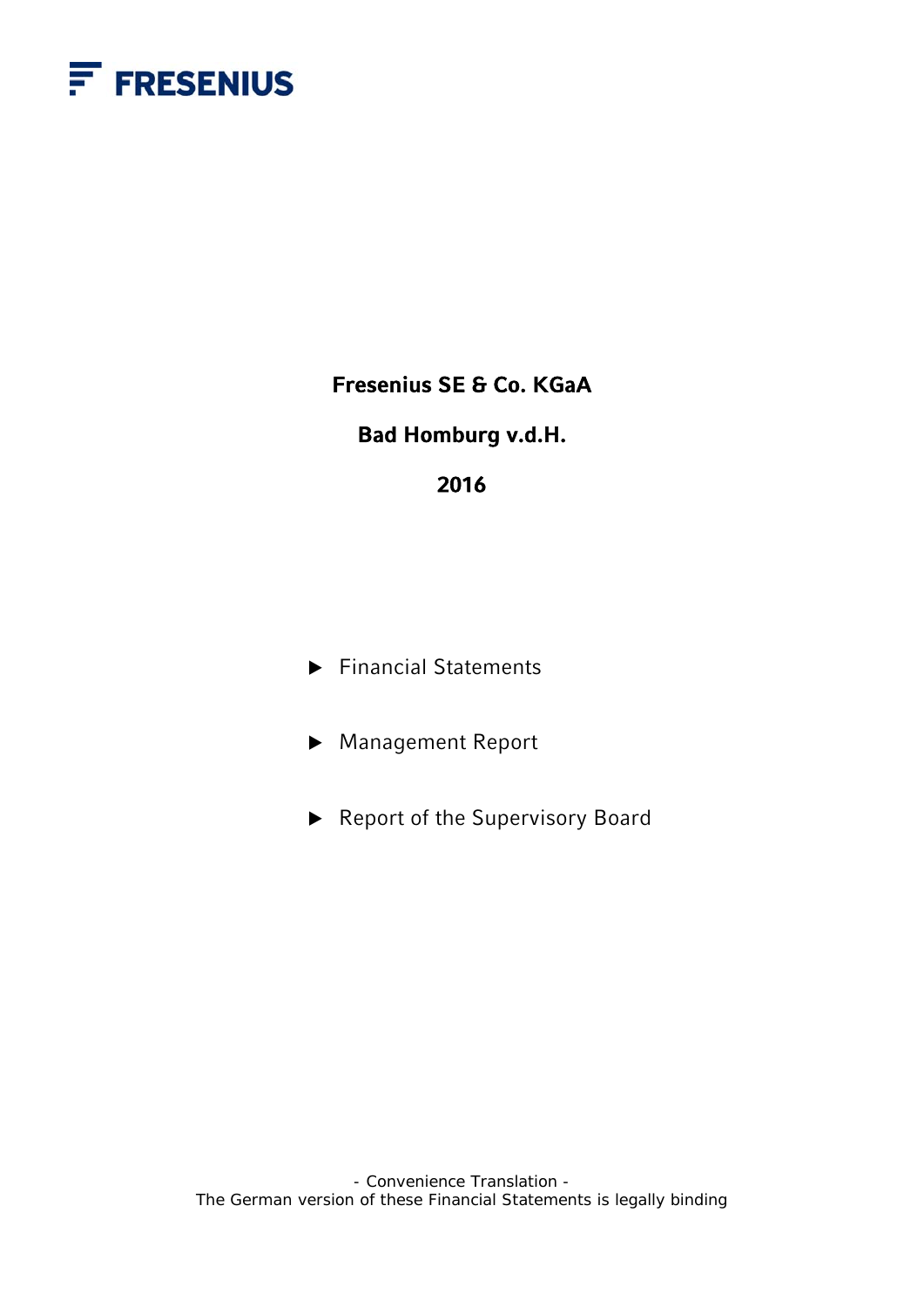FRESENIUS

# Fresenius SE & Co. KGaA

## Bad Homburg v.d.H.

## 2016

- Financial Statements
- Management Report
- Report of the Supervisory Board

- Convenience Translation -
The German version of these Financial Statements is legally binding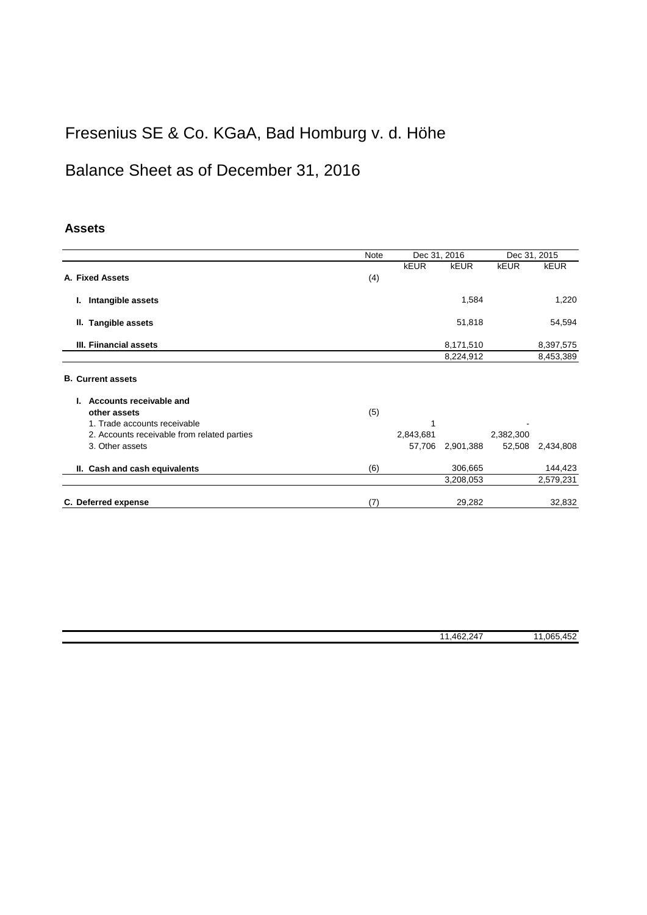# Fresenius SE & Co. KGaA, Bad Homburg v. d. Höhe

# Balance Sheet as of December 31, 2016

## Assets

| | Note | Dec 31, 2016 | | Dec 31, 2015 | |
|---|---|---|---|---|---|
| | | kEUR | kEUR | kEUR | kEUR |
| **A. Fixed Assets** | (4) | | | | |
| **I. Intangible assets** | | | 1,584 | | 1,220 |
| **II. Tangible assets** | | | 51,818 | | 54,594 |
| **III. Fiinancial assets** | | | 8,171,510 | | 8,397,575 |
| | | | 8,224,912 | | 8,453,389 |
| **B. Current assets** | | | | | |
| **I. Accounts receivable and other assets** | (5) | | | | |
| 1. Trade accounts receivable | | 1 | | - | |
| 2. Accounts receivable from related parties | | 2,843,681 | | 2,382,300 | |
| 3. Other assets | | 57,706 | 2,901,388 | 52,508 | 2,434,808 |
| **II. Cash and cash equivalents** | (6) | | 306,665 | | 144,423 |
| | | | 3,208,053 | | 2,579,231 |
| **C. Deferred expense** | (7) | | 29,282 | | 32,832 |
| | | | 11,462,247 | | 11,065,452 |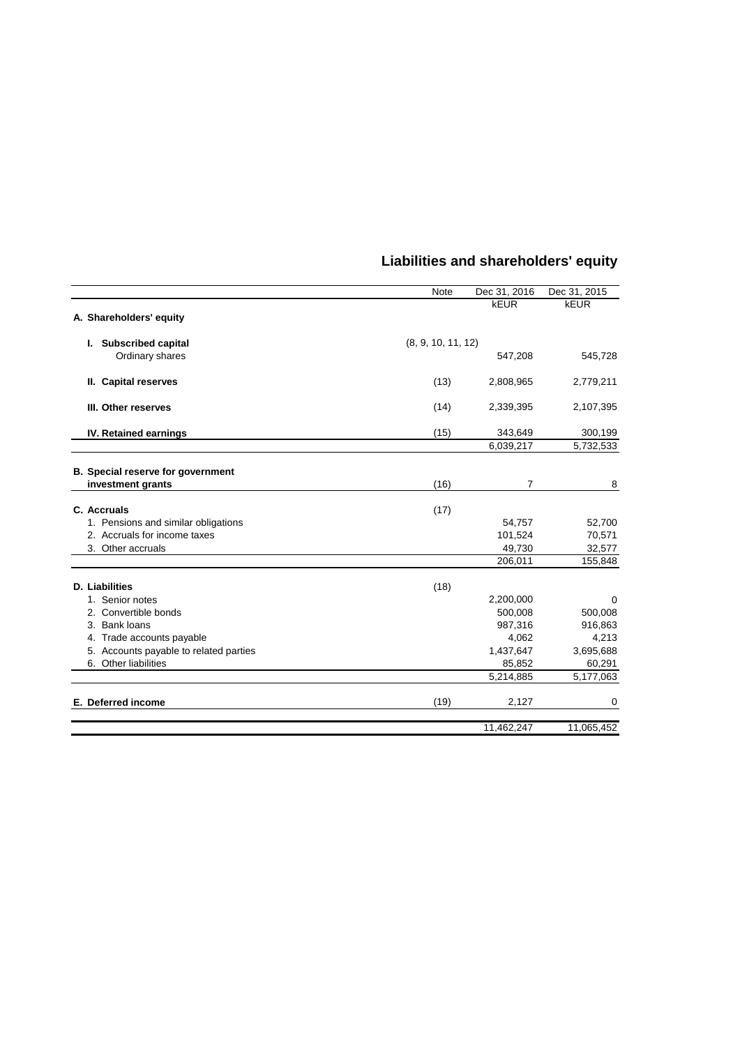## Liabilities and shareholders' equity

| | Note | Dec 31, 2016 | Dec 31, 2015 |
|---|---|---|---|
| | | kEUR | kEUR |
| **A. Shareholders' equity** | | | |
| **I. Subscribed capital** | (8, 9, 10, 11, 12) | | |
| Ordinary shares | | 547,208 | 545,728 |
| **II. Capital reserves** | (13) | 2,808,965 | 2,779,211 |
| **III. Other reserves** | (14) | 2,339,395 | 2,107,395 |
| **IV. Retained earnings** | (15) | 343,649 | 300,199 |
| | | 6,039,217 | 5,732,533 |
| **B. Special reserve for government investment grants** | (16) | 7 | 8 |
| **C. Accruals** | (17) | | |
| 1. Pensions and similar obligations | | 54,757 | 52,700 |
| 2. Accruals for income taxes | | 101,524 | 70,571 |
| 3. Other accruals | | 49,730 | 32,577 |
| | | 206,011 | 155,848 |
| **D. Liabilities** | (18) | | |
| 1. Senior notes | | 2,200,000 | 0 |
| 2. Convertible bonds | | 500,008 | 500,008 |
| 3. Bank loans | | 987,316 | 916,863 |
| 4. Trade accounts payable | | 4,062 | 4,213 |
| 5. Accounts payable to related parties | | 1,437,647 | 3,695,688 |
| 6. Other liabilities | | 85,852 | 60,291 |
| | | 5,214,885 | 5,177,063 |
| **E. Deferred income** | (19) | 2,127 | 0 |
| | | 11,462,247 | 11,065,452 |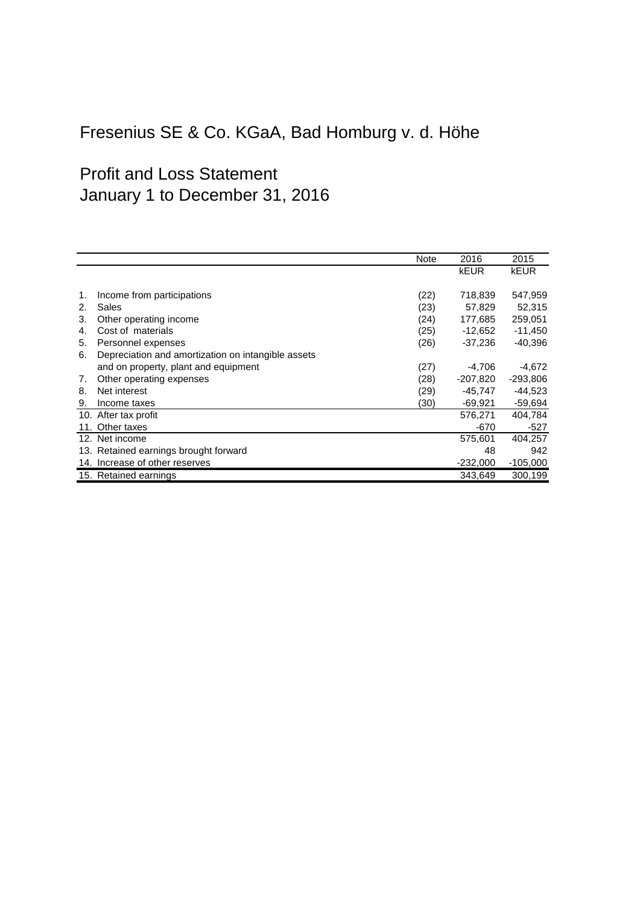# Fresenius SE & Co. KGaA, Bad Homburg v. d. Höhe

## Profit and Loss Statement
## January 1 to December 31, 2016

| | | Note | 2016 | 2015 |
|---|---|---|---|---|
| | | | kEUR | kEUR |
| 1. | Income from participations | (22) | 718,839 | 547,959 |
| 2. | Sales | (23) | 57,829 | 52,315 |
| 3. | Other operating income | (24) | 177,685 | 259,051 |
| 4. | Cost of materials | (25) | -12,652 | -11,450 |
| 5. | Personnel expenses | (26) | -37,236 | -40,396 |
| 6. | Depreciation and amortization on intangible assets and on property, plant and equipment | (27) | -4,706 | -4,672 |
| 7. | Other operating expenses | (28) | -207,820 | -293,806 |
| 8. | Net interest | (29) | -45,747 | -44,523 |
| 9. | Income taxes | (30) | -69,921 | -59,694 |
| 10. | After tax profit | | 576,271 | 404,784 |
| 11. | Other taxes | | -670 | -527 |
| 12. | Net income | | 575,601 | 404,257 |
| 13. | Retained earnings brought forward | | 48 | 942 |
| 14. | Increase of other reserves | | -232,000 | -105,000 |
| 15. | Retained earnings | | 343,649 | 300,199 |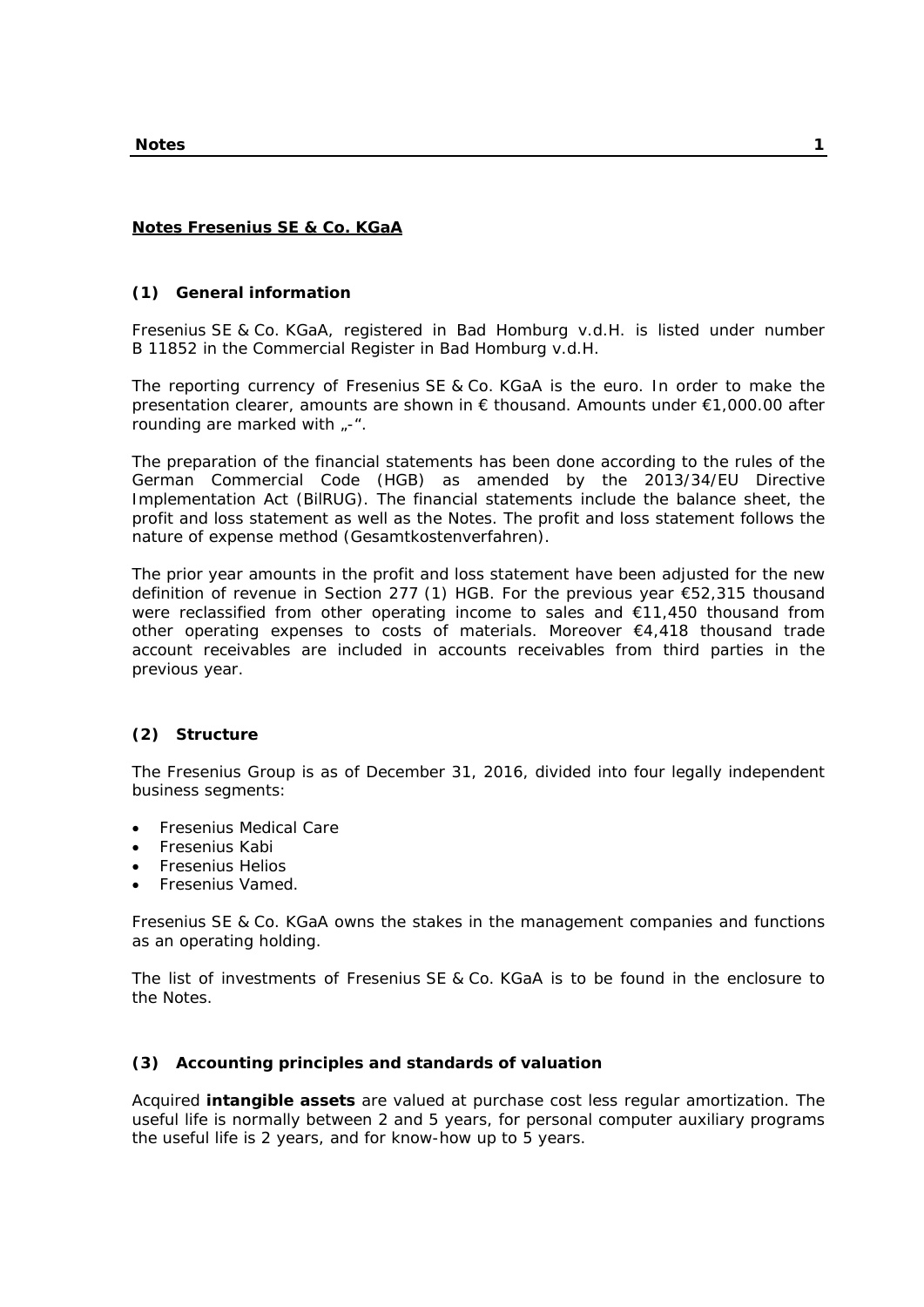## Notes Fresenius SE & Co. KGaA

### (1) General information

Fresenius SE & Co. KGaA, registered in Bad Homburg v.d.H. is listed under number B 11852 in the Commercial Register in Bad Homburg v.d.H.

The reporting currency of Fresenius SE & Co. KGaA is the euro. In order to make the presentation clearer, amounts are shown in € thousand. Amounts under €1,000.00 after rounding are marked with „-“.

The preparation of the financial statements has been done according to the rules of the German Commercial Code (HGB) as amended by the 2013/34/EU Directive Implementation Act (BilRUG). The financial statements include the balance sheet, the profit and loss statement as well as the Notes. The profit and loss statement follows the nature of expense method (Gesamtkostenverfahren).

The prior year amounts in the profit and loss statement have been adjusted for the new definition of revenue in Section 277 (1) HGB. For the previous year €52,315 thousand were reclassified from other operating income to sales and €11,450 thousand from other operating expenses to costs of materials. Moreover €4,418 thousand trade account receivables are included in accounts receivables from third parties in the previous year.

### (2) Structure

The Fresenius Group is as of December 31, 2016, divided into four legally independent business segments:

- Fresenius Medical Care
- Fresenius Kabi
- Fresenius Helios
- Fresenius Vamed.

Fresenius SE & Co. KGaA owns the stakes in the management companies and functions as an operating holding.

The list of investments of Fresenius SE & Co. KGaA is to be found in the enclosure to the Notes.

### (3) Accounting principles and standards of valuation

Acquired **intangible assets** are valued at purchase cost less regular amortization. The useful life is normally between 2 and 5 years, for personal computer auxiliary programs the useful life is 2 years, and for know-how up to 5 years.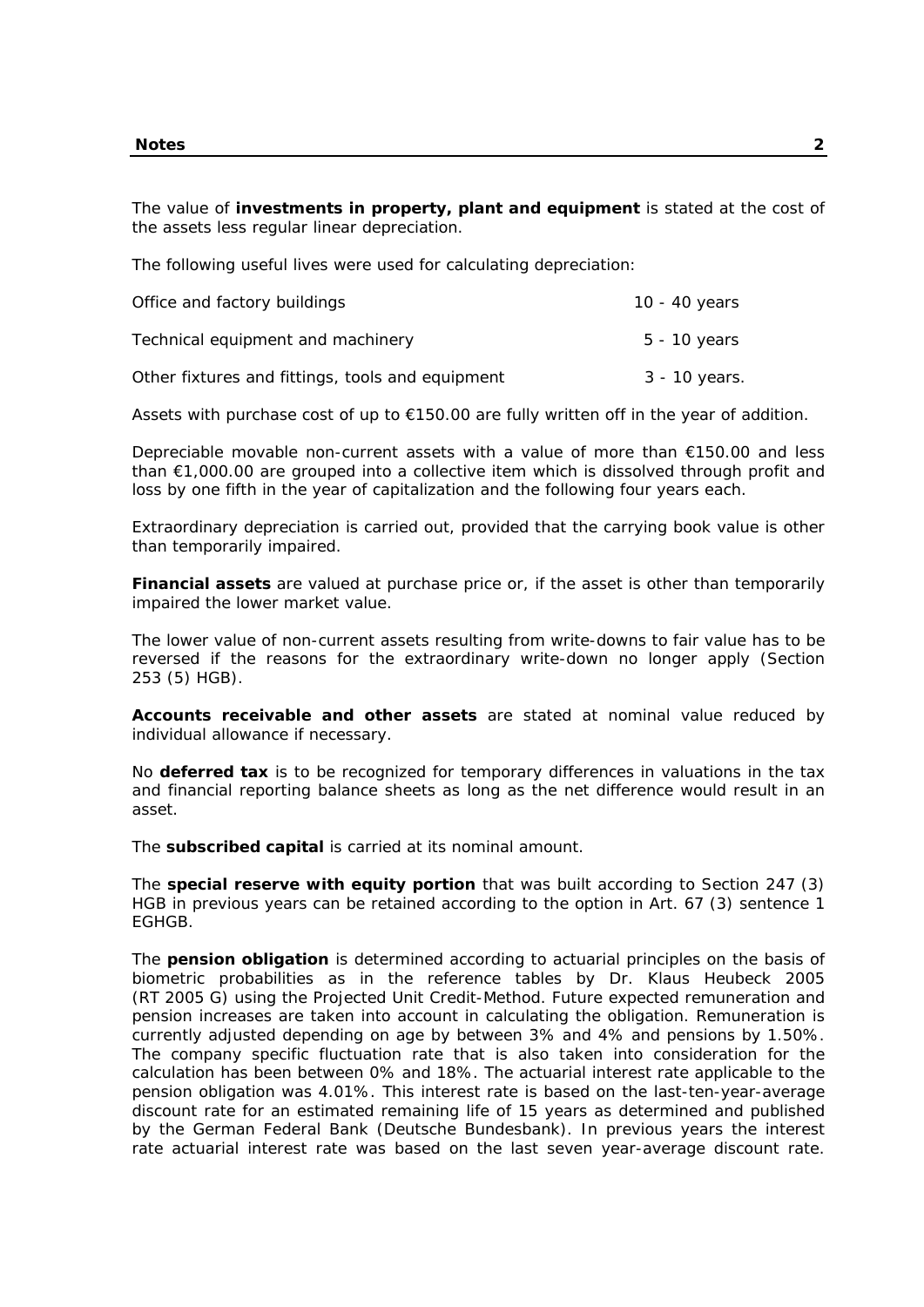The value of **investments in property, plant and equipment** is stated at the cost of the assets less regular linear depreciation.

The following useful lives were used for calculating depreciation:

| | |
|---|---|
| Office and factory buildings | 10 - 40 years |
| Technical equipment and machinery | 5 - 10 years |
| Other fixtures and fittings, tools and equipment | 3 - 10 years. |

Assets with purchase cost of up to €150.00 are fully written off in the year of addition.

Depreciable movable non-current assets with a value of more than €150.00 and less than €1,000.00 are grouped into a collective item which is dissolved through profit and loss by one fifth in the year of capitalization and the following four years each.

Extraordinary depreciation is carried out, provided that the carrying book value is other than temporarily impaired.

**Financial assets** are valued at purchase price or, if the asset is other than temporarily impaired the lower market value.

The lower value of non-current assets resulting from write-downs to fair value has to be reversed if the reasons for the extraordinary write-down no longer apply (Section 253 (5) HGB).

**Accounts receivable and other assets** are stated at nominal value reduced by individual allowance if necessary.

No **deferred tax** is to be recognized for temporary differences in valuations in the tax and financial reporting balance sheets as long as the net difference would result in an asset.

The **subscribed capital** is carried at its nominal amount.

The **special reserve with equity portion** that was built according to Section 247 (3) HGB in previous years can be retained according to the option in Art. 67 (3) sentence 1 EGHGB.

The **pension obligation** is determined according to actuarial principles on the basis of biometric probabilities as in the reference tables by Dr. Klaus Heubeck 2005 (RT 2005 G) using the Projected Unit Credit-Method. Future expected remuneration and pension increases are taken into account in calculating the obligation. Remuneration is currently adjusted depending on age by between 3% and 4% and pensions by 1.50%. The company specific fluctuation rate that is also taken into consideration for the calculation has been between 0% and 18%. The actuarial interest rate applicable to the pension obligation was 4.01%. This interest rate is based on the last-ten-year-average discount rate for an estimated remaining life of 15 years as determined and published by the German Federal Bank (Deutsche Bundesbank). In previous years the interest rate actuarial interest rate was based on the last seven year-average discount rate.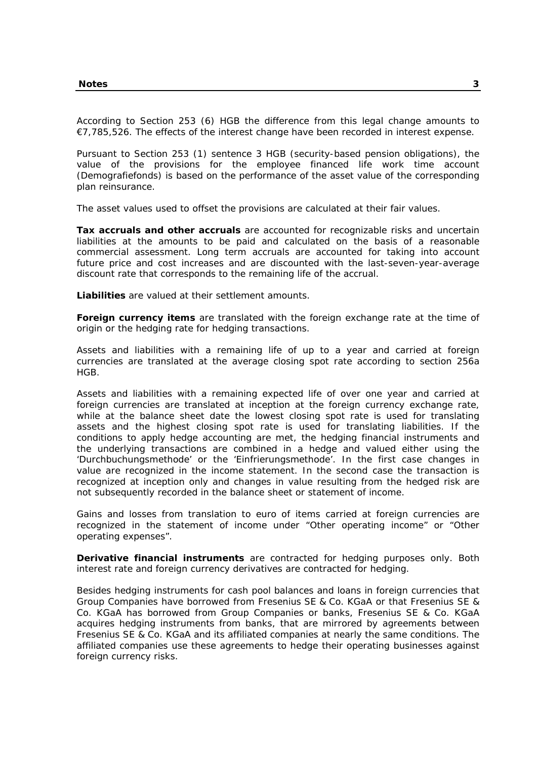According to Section 253 (6) HGB the difference from this legal change amounts to €7,785,526. The effects of the interest change have been recorded in interest expense.

Pursuant to Section 253 (1) sentence 3 HGB (security-based pension obligations), the value of the provisions for the employee financed life work time account (Demografiefonds) is based on the performance of the asset value of the corresponding plan reinsurance.

The asset values used to offset the provisions are calculated at their fair values.

**Tax accruals and other accruals** are accounted for recognizable risks and uncertain liabilities at the amounts to be paid and calculated on the basis of a reasonable commercial assessment. Long term accruals are accounted for taking into account future price and cost increases and are discounted with the last-seven-year-average discount rate that corresponds to the remaining life of the accrual.

**Liabilities** are valued at their settlement amounts.

**Foreign currency items** are translated with the foreign exchange rate at the time of origin or the hedging rate for hedging transactions.

Assets and liabilities with a remaining life of up to a year and carried at foreign currencies are translated at the average closing spot rate according to section 256a HGB.

Assets and liabilities with a remaining expected life of over one year and carried at foreign currencies are translated at inception at the foreign currency exchange rate, while at the balance sheet date the lowest closing spot rate is used for translating assets and the highest closing spot rate is used for translating liabilities. If the conditions to apply hedge accounting are met, the hedging financial instruments and the underlying transactions are combined in a hedge and valued either using the 'Durchbuchungsmethode' or the 'Einfrierungsmethode'. In the first case changes in value are recognized in the income statement. In the second case the transaction is recognized at inception only and changes in value resulting from the hedged risk are not subsequently recorded in the balance sheet or statement of income.

Gains and losses from translation to euro of items carried at foreign currencies are recognized in the statement of income under "Other operating income" or "Other operating expenses".

**Derivative financial instruments** are contracted for hedging purposes only. Both interest rate and foreign currency derivatives are contracted for hedging.

Besides hedging instruments for cash pool balances and loans in foreign currencies that Group Companies have borrowed from Fresenius SE & Co. KGaA or that Fresenius SE & Co. KGaA has borrowed from Group Companies or banks, Fresenius SE & Co. KGaA acquires hedging instruments from banks, that are mirrored by agreements between Fresenius SE & Co. KGaA and its affiliated companies at nearly the same conditions. The affiliated companies use these agreements to hedge their operating businesses against foreign currency risks.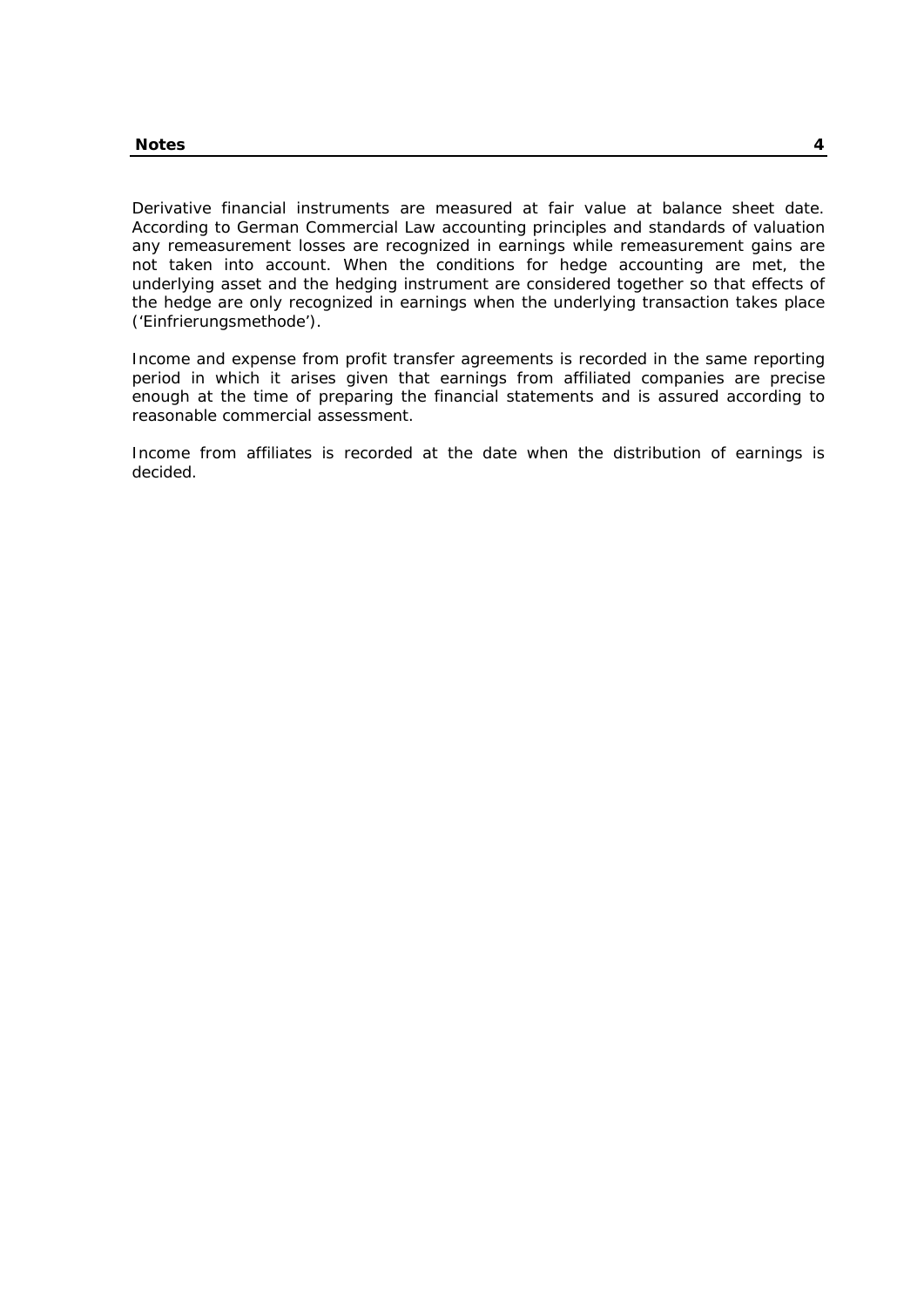Derivative financial instruments are measured at fair value at balance sheet date. According to German Commercial Law accounting principles and standards of valuation any remeasurement losses are recognized in earnings while remeasurement gains are not taken into account. When the conditions for hedge accounting are met, the underlying asset and the hedging instrument are considered together so that effects of the hedge are only recognized in earnings when the underlying transaction takes place ('Einfrierungsmethode').

Income and expense from profit transfer agreements is recorded in the same reporting period in which it arises given that earnings from affiliated companies are precise enough at the time of preparing the financial statements and is assured according to reasonable commercial assessment.

Income from affiliates is recorded at the date when the distribution of earnings is decided.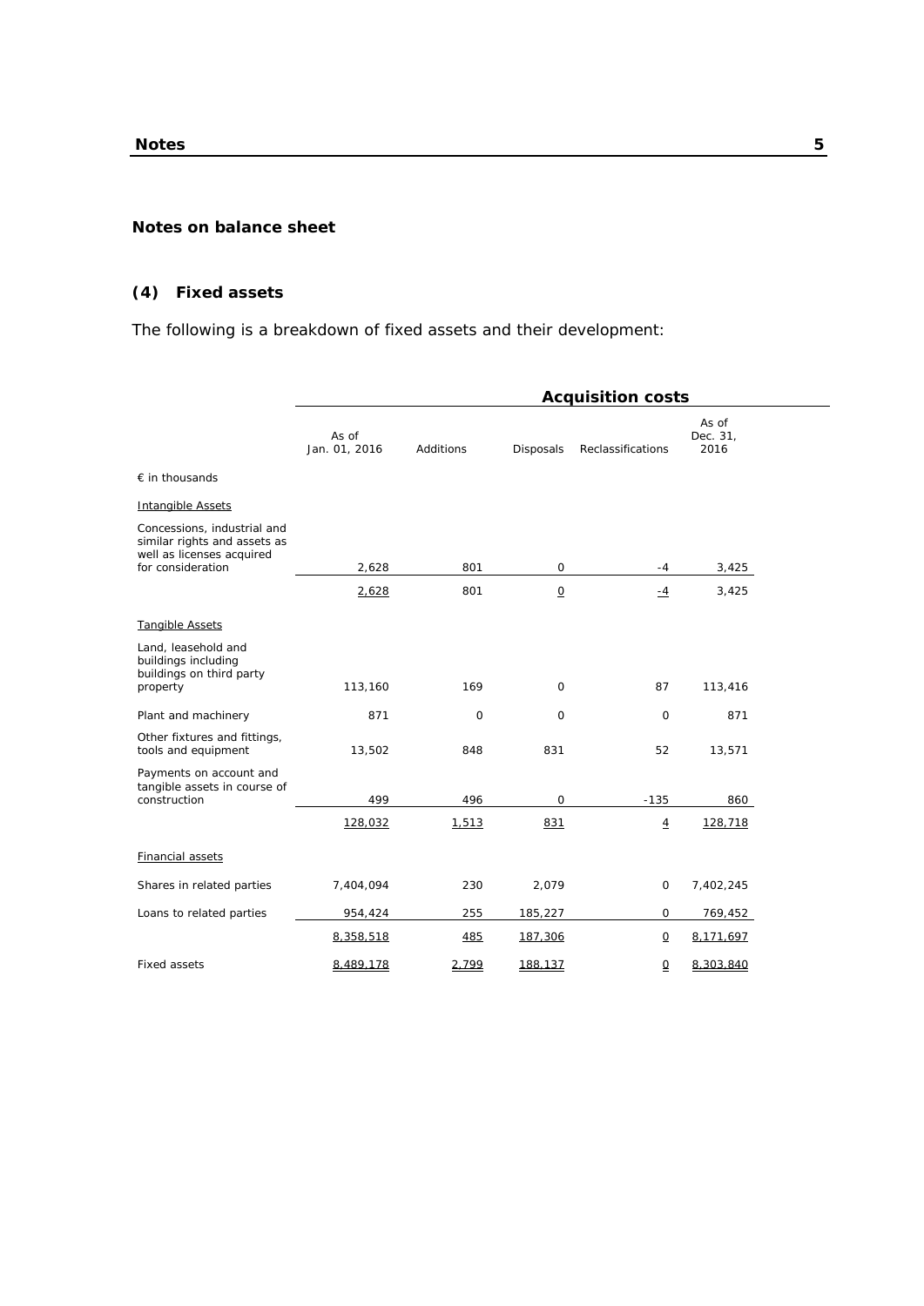## Notes on balance sheet

### (4) Fixed assets

The following is a breakdown of fixed assets and their development:

| | Acquisition costs | | | | |
|---|---|---|---|---|---|
| | As of Jan. 01, 2016 | Additions | Disposals | Reclassifications | As of Dec. 31, 2016 |
| € in thousands | | | | | |
| Intangible Assets | | | | | |
| Concessions, industrial and similar rights and assets as well as licenses acquired for consideration | 2,628 | 801 | 0 | -4 | 3,425 |
| | 2,628 | 801 | 0 | -4 | 3,425 |
| Tangible Assets | | | | | |
| Land, leasehold and buildings including buildings on third party property | 113,160 | 169 | 0 | 87 | 113,416 |
| Plant and machinery | 871 | 0 | 0 | 0 | 871 |
| Other fixtures and fittings, tools and equipment | 13,502 | 848 | 831 | 52 | 13,571 |
| Payments on account and tangible assets in course of construction | 499 | 496 | 0 | -135 | 860 |
| | 128,032 | 1,513 | 831 | 4 | 128,718 |
| Financial assets | | | | | |
| Shares in related parties | 7,404,094 | 230 | 2,079 | 0 | 7,402,245 |
| Loans to related parties | 954,424 | 255 | 185,227 | 0 | 769,452 |
| | 8,358,518 | 485 | 187,306 | 0 | 8,171,697 |
| Fixed assets | 8,489,178 | 2,799 | 188,137 | 0 | 8,303,840 |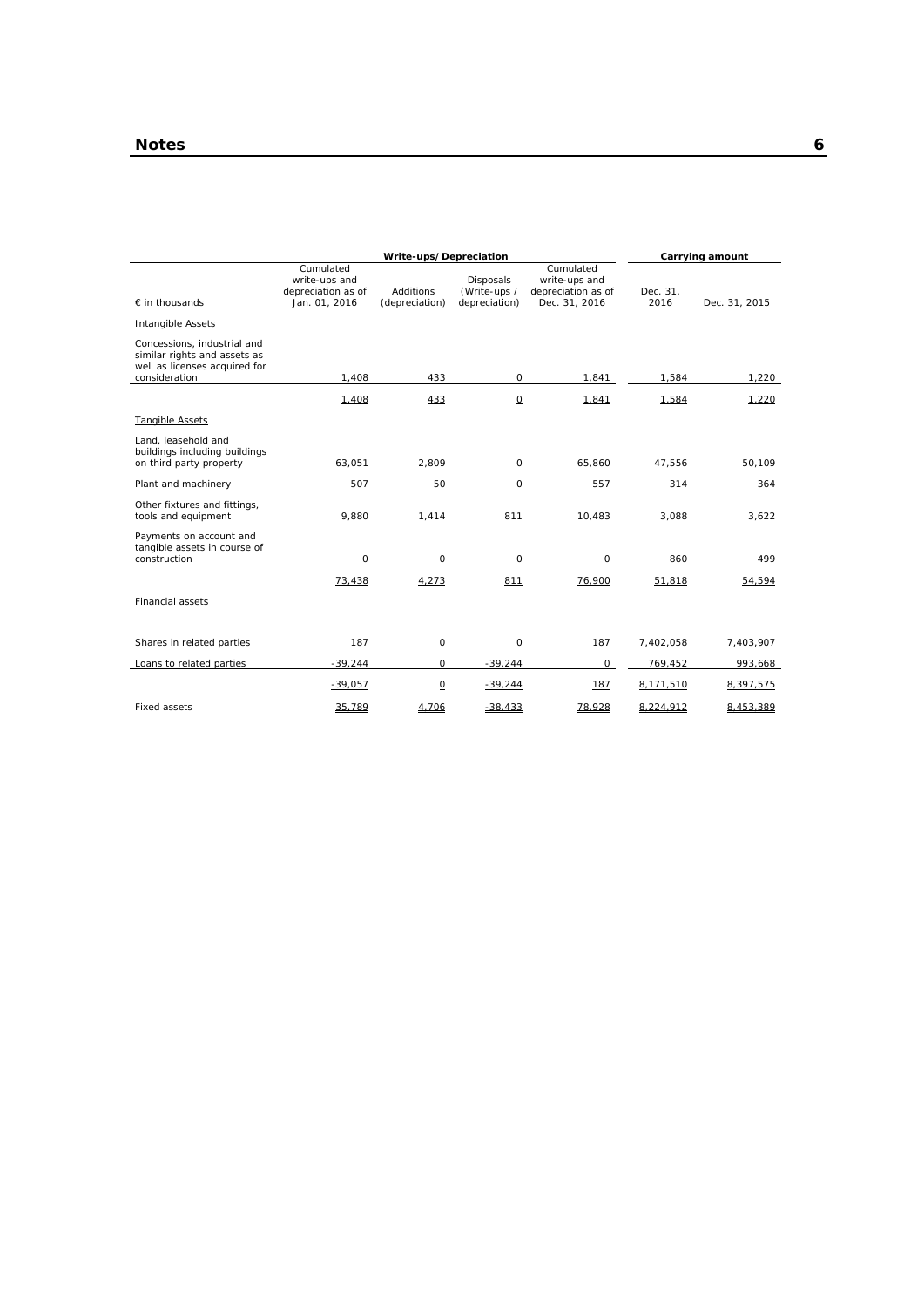| € in thousands | Write-ups/Depreciation | | | | Carrying amount | |
|---|---|---|---|---|---|---|
| | Cumulated write-ups and depreciation as of Jan. 01, 2016 | Additions (depreciation) | Disposals (Write-ups / depreciation) | Cumulated write-ups and depreciation as of Dec. 31, 2016 | Dec. 31, 2016 | Dec. 31, 2015 |
| Intangible Assets | | | | | | |
| Concessions, industrial and similar rights and assets as well as licenses acquired for consideration | 1,408 | 433 | 0 | 1,841 | 1,584 | 1,220 |
| | 1,408 | 433 | 0 | 1,841 | 1,584 | 1,220 |
| Tangible Assets | | | | | | |
| Land, leasehold and buildings including buildings on third party property | 63,051 | 2,809 | 0 | 65,860 | 47,556 | 50,109 |
| Plant and machinery | 507 | 50 | 0 | 557 | 314 | 364 |
| Other fixtures and fittings, tools and equipment | 9,880 | 1,414 | 811 | 10,483 | 3,088 | 3,622 |
| Payments on account and tangible assets in course of construction | 0 | 0 | 0 | 0 | 860 | 499 |
| | 73,438 | 4,273 | 811 | 76,900 | 51,818 | 54,594 |
| Financial assets | | | | | | |
| Shares in related parties | 187 | 0 | 0 | 187 | 7,402,058 | 7,403,907 |
| Loans to related parties | -39,244 | 0 | -39,244 | 0 | 769,452 | 993,668 |
| | -39,057 | 0 | -39,244 | 187 | 8,171,510 | 8,397,575 |
| Fixed assets | 35,789 | 4,706 | -38,433 | 78,928 | 8,224,912 | 8,453,389 |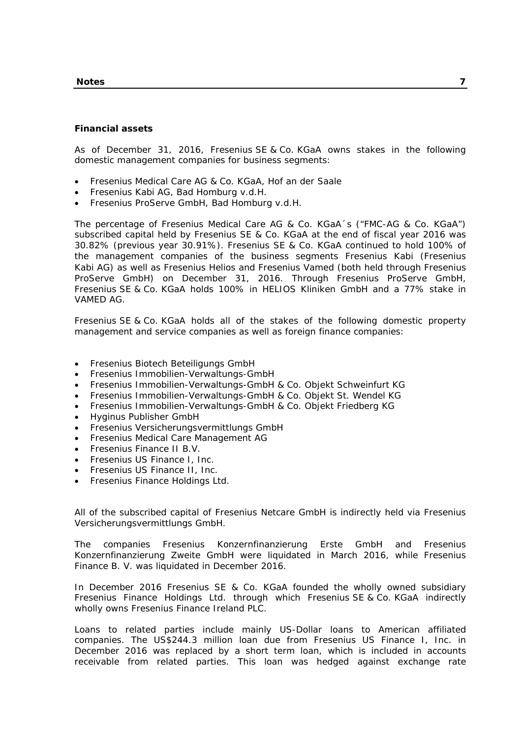**Financial assets**

As of December 31, 2016, Fresenius SE & Co. KGaA owns stakes in the following domestic management companies for business segments:

- Fresenius Medical Care AG & Co. KGaA, Hof an der Saale
- Fresenius Kabi AG, Bad Homburg v.d.H.
- Fresenius ProServe GmbH, Bad Homburg v.d.H.

The percentage of Fresenius Medical Care AG & Co. KGaA´s ("FMC-AG & Co. KGaA") subscribed capital held by Fresenius SE & Co. KGaA at the end of fiscal year 2016 was 30.82% (previous year 30.91%). Fresenius SE & Co. KGaA continued to hold 100% of the management companies of the business segments Fresenius Kabi (Fresenius Kabi AG) as well as Fresenius Helios and Fresenius Vamed (both held through Fresenius ProServe GmbH) on December 31, 2016. Through Fresenius ProServe GmbH, Fresenius SE & Co. KGaA holds 100% in HELIOS Kliniken GmbH and a 77% stake in VAMED AG.

Fresenius SE & Co. KGaA holds all of the stakes of the following domestic property management and service companies as well as foreign finance companies:

- Fresenius Biotech Beteiligungs GmbH
- Fresenius Immobilien-Verwaltungs-GmbH
- Fresenius Immobilien-Verwaltungs-GmbH & Co. Objekt Schweinfurt KG
- Fresenius Immobilien-Verwaltungs-GmbH & Co. Objekt St. Wendel KG
- Fresenius Immobilien-Verwaltungs-GmbH & Co. Objekt Friedberg KG
- Hyginus Publisher GmbH
- Fresenius Versicherungsvermittlungs GmbH
- Fresenius Medical Care Management AG
- Fresenius Finance II B.V.
- Fresenius US Finance I, Inc.
- Fresenius US Finance II, Inc.
- Fresenius Finance Holdings Ltd.

All of the subscribed capital of Fresenius Netcare GmbH is indirectly held via Fresenius Versicherungsvermittlungs GmbH.

The companies Fresenius Konzernfinanzierung Erste GmbH and Fresenius Konzernfinanzierung Zweite GmbH were liquidated in March 2016, while Fresenius Finance B. V. was liquidated in December 2016.

In December 2016 Fresenius SE & Co. KGaA founded the wholly owned subsidiary Fresenius Finance Holdings Ltd. through which Fresenius SE & Co. KGaA indirectly wholly owns Fresenius Finance Ireland PLC.

Loans to related parties include mainly US-Dollar loans to American affiliated companies. The US$244.3 million loan due from Fresenius US Finance I, Inc. in December 2016 was replaced by a short term loan, which is included in accounts receivable from related parties. This loan was hedged against exchange rate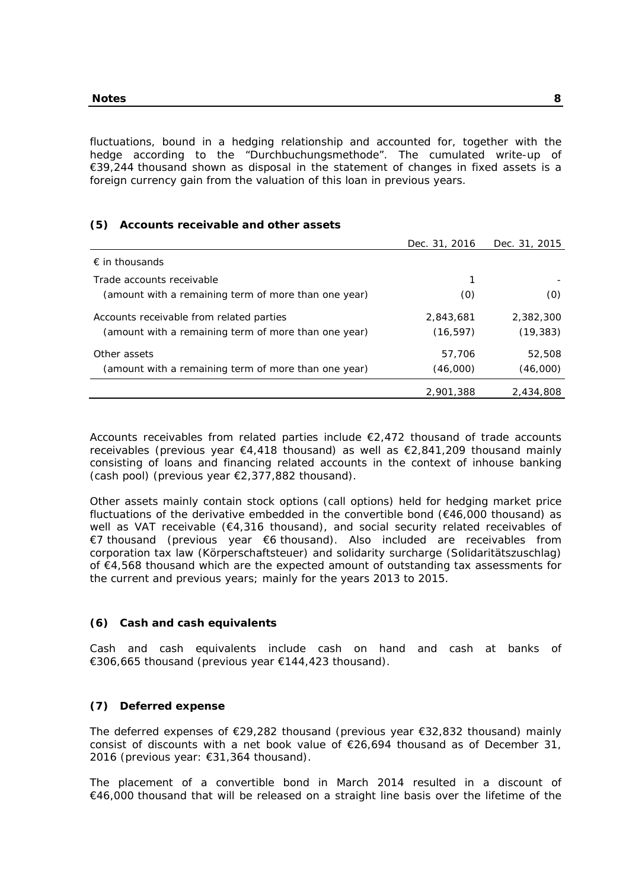fluctuations, bound in a hedging relationship and accounted for, together with the hedge according to the "Durchbuchungsmethode". The cumulated write-up of €39,244 thousand shown as disposal in the statement of changes in fixed assets is a foreign currency gain from the valuation of this loan in previous years.

### (5) Accounts receivable and other assets

| | Dec. 31, 2016 | Dec. 31, 2015 |
|---|---|---|
| € in thousands | | |
| Trade accounts receivable | 1 | - |
| (amount with a remaining term of more than one year) | (0) | (0) |
| Accounts receivable from related parties | 2,843,681 | 2,382,300 |
| (amount with a remaining term of more than one year) | (16,597) | (19,383) |
| Other assets | 57,706 | 52,508 |
| (amount with a remaining term of more than one year) | (46,000) | (46,000) |
| | 2,901,388 | 2,434,808 |

Accounts receivables from related parties include €2,472 thousand of trade accounts receivables (previous year €4,418 thousand) as well as €2,841,209 thousand mainly consisting of loans and financing related accounts in the context of inhouse banking (cash pool) (previous year €2,377,882 thousand).

Other assets mainly contain stock options (call options) held for hedging market price fluctuations of the derivative embedded in the convertible bond (€46,000 thousand) as well as VAT receivable (€4,316 thousand), and social security related receivables of €7 thousand (previous year €6 thousand). Also included are receivables from corporation tax law (Körperschaftsteuer) and solidarity surcharge (Solidaritätszuschlag) of €4,568 thousand which are the expected amount of outstanding tax assessments for the current and previous years; mainly for the years 2013 to 2015.

### (6) Cash and cash equivalents

Cash and cash equivalents include cash on hand and cash at banks of €306,665 thousand (previous year €144,423 thousand).

### (7) Deferred expense

The deferred expenses of €29,282 thousand (previous year €32,832 thousand) mainly consist of discounts with a net book value of €26,694 thousand as of December 31, 2016 (previous year: €31,364 thousand).

The placement of a convertible bond in March 2014 resulted in a discount of €46,000 thousand that will be released on a straight line basis over the lifetime of the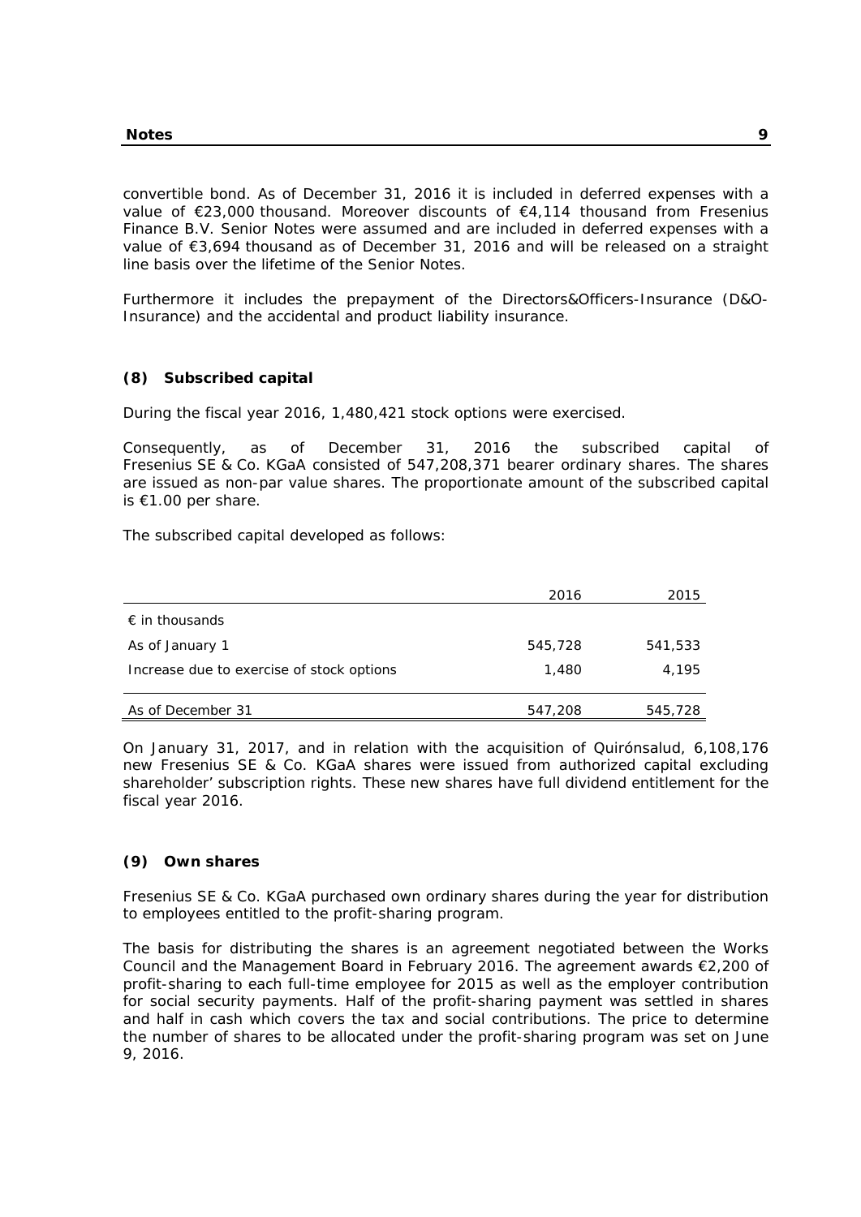convertible bond. As of December 31, 2016 it is included in deferred expenses with a value of €23,000 thousand. Moreover discounts of €4,114 thousand from Fresenius Finance B.V. Senior Notes were assumed and are included in deferred expenses with a value of €3,694 thousand as of December 31, 2016 and will be released on a straight line basis over the lifetime of the Senior Notes.

Furthermore it includes the prepayment of the Directors&Officers-Insurance (D&O-Insurance) and the accidental and product liability insurance.

### (8) Subscribed capital

During the fiscal year 2016, 1,480,421 stock options were exercised.

Consequently, as of December 31, 2016 the subscribed capital of Fresenius SE & Co. KGaA consisted of 547,208,371 bearer ordinary shares. The shares are issued as non-par value shares. The proportionate amount of the subscribed capital is €1.00 per share.

The subscribed capital developed as follows:

| | 2016 | 2015 |
|---|---|---|
| € in thousands | | |
| As of January 1 | 545,728 | 541,533 |
| Increase due to exercise of stock options | 1,480 | 4,195 |
| As of December 31 | 547,208 | 545,728 |

On January 31, 2017, and in relation with the acquisition of Quirónsalud, 6,108,176 new Fresenius SE & Co. KGaA shares were issued from authorized capital excluding shareholder' subscription rights. These new shares have full dividend entitlement for the fiscal year 2016.

### (9) Own shares

Fresenius SE & Co. KGaA purchased own ordinary shares during the year for distribution to employees entitled to the profit-sharing program.

The basis for distributing the shares is an agreement negotiated between the Works Council and the Management Board in February 2016. The agreement awards €2,200 of profit-sharing to each full-time employee for 2015 as well as the employer contribution for social security payments. Half of the profit-sharing payment was settled in shares and half in cash which covers the tax and social contributions. The price to determine the number of shares to be allocated under the profit-sharing program was set on June 9, 2016.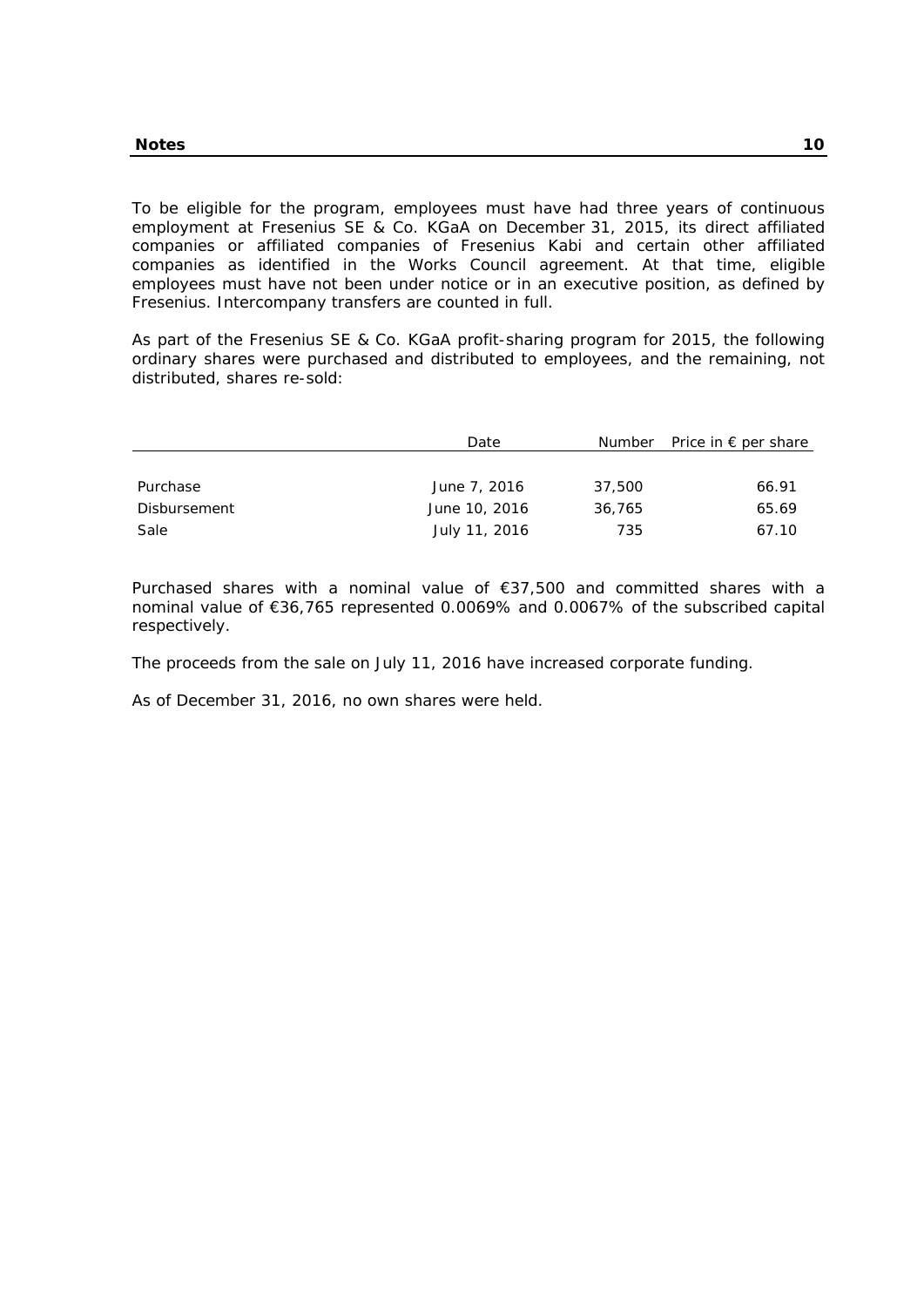To be eligible for the program, employees must have had three years of continuous employment at Fresenius SE & Co. KGaA on December 31, 2015, its direct affiliated companies or affiliated companies of Fresenius Kabi and certain other affiliated companies as identified in the Works Council agreement. At that time, eligible employees must have not been under notice or in an executive position, as defined by Fresenius. Intercompany transfers are counted in full.

As part of the Fresenius SE & Co. KGaA profit-sharing program for 2015, the following ordinary shares were purchased and distributed to employees, and the remaining, not distributed, shares re-sold:

| | Date | Number | Price in € per share |
|---|---|---|---|
| Purchase | June 7, 2016 | 37,500 | 66.91 |
| Disbursement | June 10, 2016 | 36,765 | 65.69 |
| Sale | July 11, 2016 | 735 | 67.10 |

Purchased shares with a nominal value of €37,500 and committed shares with a nominal value of €36,765 represented 0.0069% and 0.0067% of the subscribed capital respectively.

The proceeds from the sale on July 11, 2016 have increased corporate funding.

As of December 31, 2016, no own shares were held.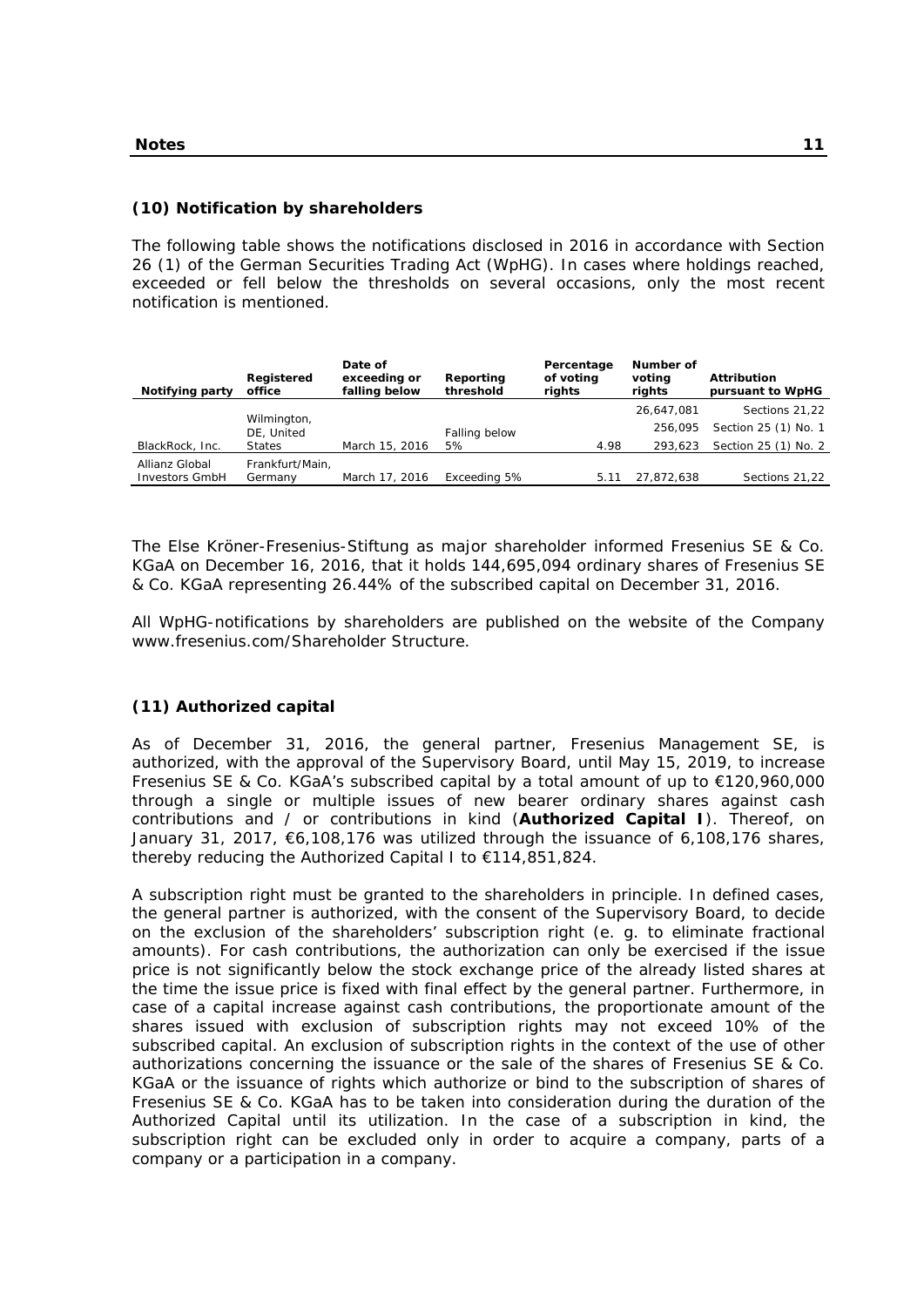## (10) Notification by shareholders

The following table shows the notifications disclosed in 2016 in accordance with Section 26 (1) of the German Securities Trading Act (WpHG). In cases where holdings reached, exceeded or fell below the thresholds on several occasions, only the most recent notification is mentioned.

| Notifying party | Registered office | Date of exceeding or falling below | Reporting threshold | Percentage of voting rights | Number of voting rights | Attribution pursuant to WpHG |
|---|---|---|---|---|---|---|
| | | | | | 26,647,081 | Sections 21,22 |
| | | | | | 256,095 | Section 25 (1) No. 1 |
| BlackRock, Inc. | Wilmington, DE, United States | March 15, 2016 | Falling below 5% | 4.98 | 293,623 | Section 25 (1) No. 2 |
| Allianz Global Investors GmbH | Frankfurt/Main, Germany | March 17, 2016 | Exceeding 5% | 5.11 | 27,872,638 | Sections 21,22 |

The Else Kröner-Fresenius-Stiftung as major shareholder informed Fresenius SE & Co. KGaA on December 16, 2016, that it holds 144,695,094 ordinary shares of Fresenius SE & Co. KGaA representing 26.44% of the subscribed capital on December 31, 2016.

All WpHG-notifications by shareholders are published on the website of the Company www.fresenius.com/Shareholder Structure.

## (11) Authorized capital

As of December 31, 2016, the general partner, Fresenius Management SE, is authorized, with the approval of the Supervisory Board, until May 15, 2019, to increase Fresenius SE & Co. KGaA's subscribed capital by a total amount of up to €120,960,000 through a single or multiple issues of new bearer ordinary shares against cash contributions and / or contributions in kind (**Authorized Capital I**). Thereof, on January 31, 2017, €6,108,176 was utilized through the issuance of 6,108,176 shares, thereby reducing the Authorized Capital I to €114,851,824.

A subscription right must be granted to the shareholders in principle. In defined cases, the general partner is authorized, with the consent of the Supervisory Board, to decide on the exclusion of the shareholders' subscription right (e. g. to eliminate fractional amounts). For cash contributions, the authorization can only be exercised if the issue price is not significantly below the stock exchange price of the already listed shares at the time the issue price is fixed with final effect by the general partner. Furthermore, in case of a capital increase against cash contributions, the proportionate amount of the shares issued with exclusion of subscription rights may not exceed 10% of the subscribed capital. An exclusion of subscription rights in the context of the use of other authorizations concerning the issuance or the sale of the shares of Fresenius SE & Co. KGaA or the issuance of rights which authorize or bind to the subscription of shares of Fresenius SE & Co. KGaA has to be taken into consideration during the duration of the Authorized Capital until its utilization. In the case of a subscription in kind, the subscription right can be excluded only in order to acquire a company, parts of a company or a participation in a company.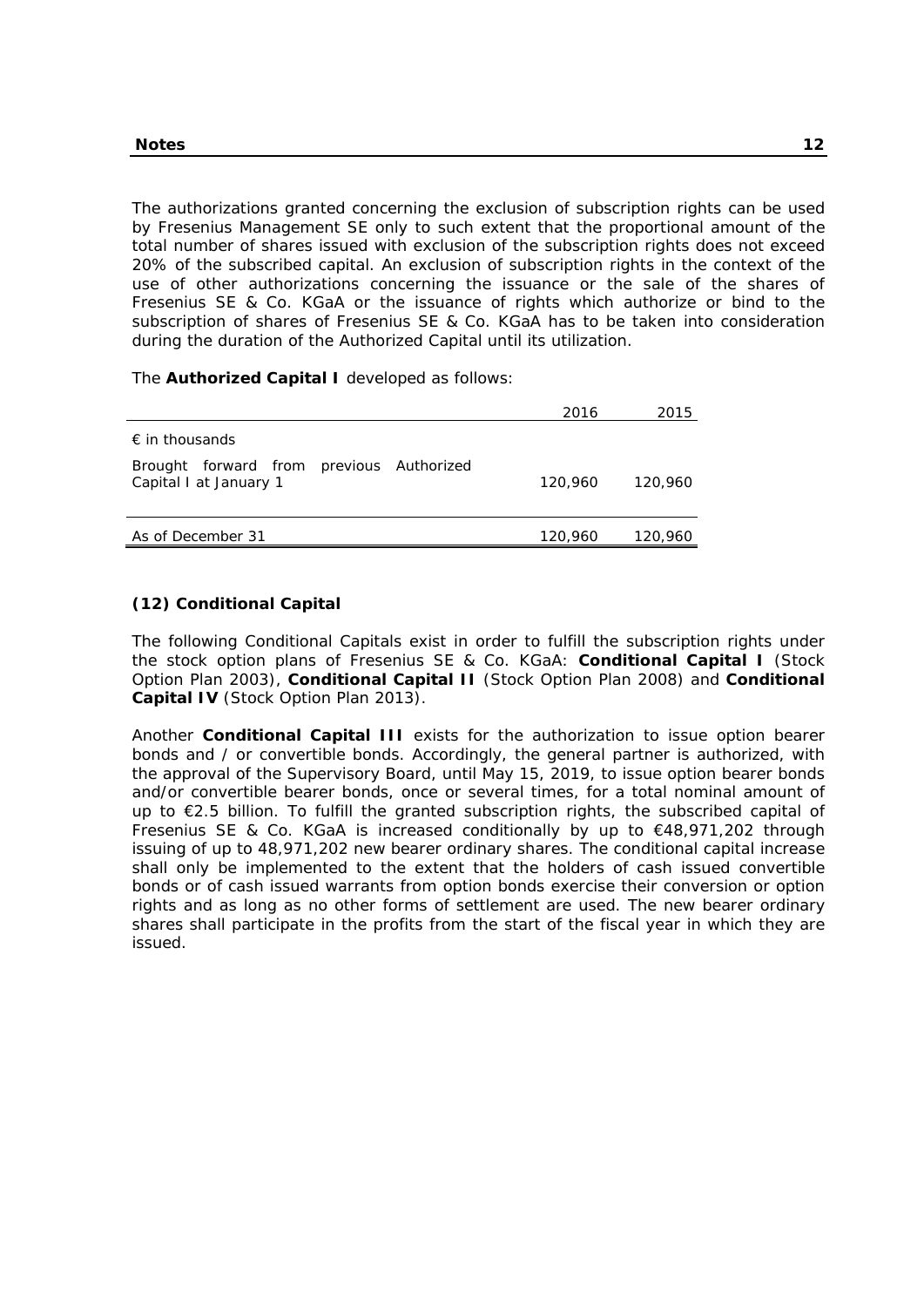The authorizations granted concerning the exclusion of subscription rights can be used by Fresenius Management SE only to such extent that the proportional amount of the total number of shares issued with exclusion of the subscription rights does not exceed 20% of the subscribed capital. An exclusion of subscription rights in the context of the use of other authorizations concerning the issuance or the sale of the shares of Fresenius SE & Co. KGaA or the issuance of rights which authorize or bind to the subscription of shares of Fresenius SE & Co. KGaA has to be taken into consideration during the duration of the Authorized Capital until its utilization.

The **Authorized Capital I** developed as follows:

| | 2016 | 2015 |
|---|---|---|
| € in thousands | | |
| Brought forward from previous Authorized Capital I at January 1 | 120,960 | 120,960 |
| As of December 31 | 120,960 | 120,960 |

## (12) Conditional Capital

The following Conditional Capitals exist in order to fulfill the subscription rights under the stock option plans of Fresenius SE & Co. KGaA: **Conditional Capital I** (Stock Option Plan 2003), **Conditional Capital II** (Stock Option Plan 2008) and **Conditional Capital IV** (Stock Option Plan 2013).

Another **Conditional Capital III** exists for the authorization to issue option bearer bonds and / or convertible bonds. Accordingly, the general partner is authorized, with the approval of the Supervisory Board, until May 15, 2019, to issue option bearer bonds and/or convertible bearer bonds, once or several times, for a total nominal amount of up to €2.5 billion. To fulfill the granted subscription rights, the subscribed capital of Fresenius SE & Co. KGaA is increased conditionally by up to €48,971,202 through issuing of up to 48,971,202 new bearer ordinary shares. The conditional capital increase shall only be implemented to the extent that the holders of cash issued convertible bonds or of cash issued warrants from option bonds exercise their conversion or option rights and as long as no other forms of settlement are used. The new bearer ordinary shares shall participate in the profits from the start of the fiscal year in which they are issued.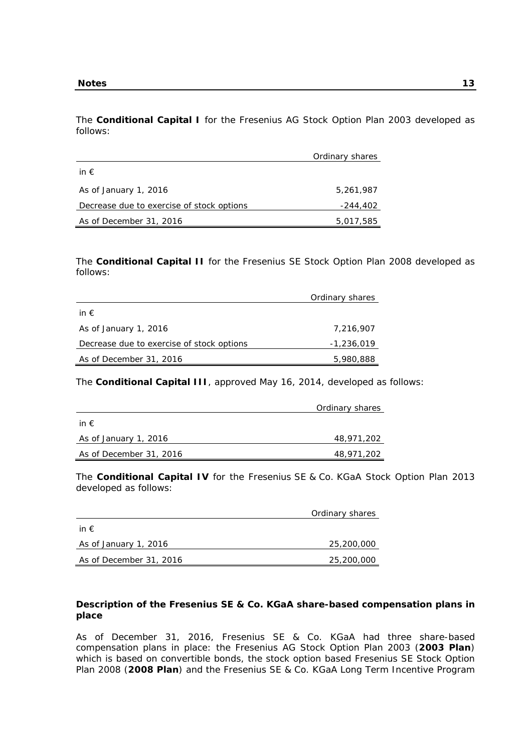The **Conditional Capital I** for the Fresenius AG Stock Option Plan 2003 developed as follows:

| | Ordinary shares |
|---|---|
| in € | |
| As of January 1, 2016 | 5,261,987 |
| Decrease due to exercise of stock options | -244,402 |
| As of December 31, 2016 | 5,017,585 |

The **Conditional Capital II** for the Fresenius SE Stock Option Plan 2008 developed as follows:

| | Ordinary shares |
|---|---|
| in € | |
| As of January 1, 2016 | 7,216,907 |
| Decrease due to exercise of stock options | -1,236,019 |
| As of December 31, 2016 | 5,980,888 |

The **Conditional Capital III**, approved May 16, 2014, developed as follows:

| | Ordinary shares |
|---|---|
| in € | |
| As of January 1, 2016 | 48,971,202 |
| As of December 31, 2016 | 48,971,202 |

The **Conditional Capital IV** for the Fresenius SE & Co. KGaA Stock Option Plan 2013 developed as follows:

| | Ordinary shares |
|---|---|
| in € | |
| As of January 1, 2016 | 25,200,000 |
| As of December 31, 2016 | 25,200,000 |

**Description of the Fresenius SE & Co. KGaA share-based compensation plans in place**

As of December 31, 2016, Fresenius SE & Co. KGaA had three share-based compensation plans in place: the Fresenius AG Stock Option Plan 2003 (**2003 Plan**) which is based on convertible bonds, the stock option based Fresenius SE Stock Option Plan 2008 (**2008 Plan**) and the Fresenius SE & Co. KGaA Long Term Incentive Program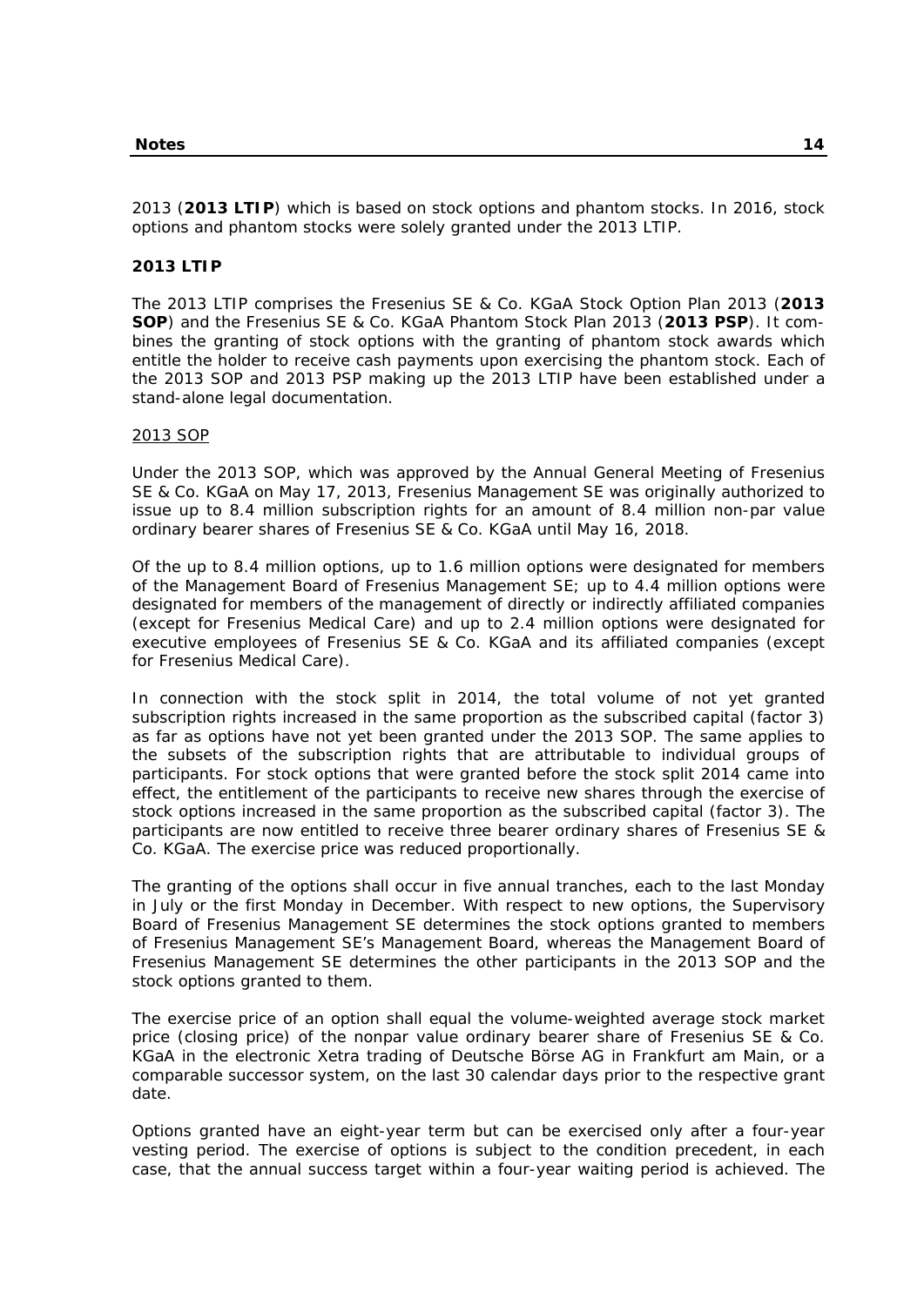2013 (**2013 LTIP**) which is based on stock options and phantom stocks. In 2016, stock options and phantom stocks were solely granted under the 2013 LTIP.

**2013 LTIP**

The 2013 LTIP comprises the Fresenius SE & Co. KGaA Stock Option Plan 2013 (**2013 SOP**) and the Fresenius SE & Co. KGaA Phantom Stock Plan 2013 (**2013 PSP**). It combines the granting of stock options with the granting of phantom stock awards which entitle the holder to receive cash payments upon exercising the phantom stock. Each of the 2013 SOP and 2013 PSP making up the 2013 LTIP have been established under a stand-alone legal documentation.

<u>2013 SOP</u>

Under the 2013 SOP, which was approved by the Annual General Meeting of Fresenius SE & Co. KGaA on May 17, 2013, Fresenius Management SE was originally authorized to issue up to 8.4 million subscription rights for an amount of 8.4 million non-par value ordinary bearer shares of Fresenius SE & Co. KGaA until May 16, 2018.

Of the up to 8.4 million options, up to 1.6 million options were designated for members of the Management Board of Fresenius Management SE; up to 4.4 million options were designated for members of the management of directly or indirectly affiliated companies (except for Fresenius Medical Care) and up to 2.4 million options were designated for executive employees of Fresenius SE & Co. KGaA and its affiliated companies (except for Fresenius Medical Care).

In connection with the stock split in 2014, the total volume of not yet granted subscription rights increased in the same proportion as the subscribed capital (factor 3) as far as options have not yet been granted under the 2013 SOP. The same applies to the subsets of the subscription rights that are attributable to individual groups of participants. For stock options that were granted before the stock split 2014 came into effect, the entitlement of the participants to receive new shares through the exercise of stock options increased in the same proportion as the subscribed capital (factor 3). The participants are now entitled to receive three bearer ordinary shares of Fresenius SE & Co. KGaA. The exercise price was reduced proportionally.

The granting of the options shall occur in five annual tranches, each to the last Monday in July or the first Monday in December. With respect to new options, the Supervisory Board of Fresenius Management SE determines the stock options granted to members of Fresenius Management SE's Management Board, whereas the Management Board of Fresenius Management SE determines the other participants in the 2013 SOP and the stock options granted to them.

The exercise price of an option shall equal the volume-weighted average stock market price (closing price) of the nonpar value ordinary bearer share of Fresenius SE & Co. KGaA in the electronic Xetra trading of Deutsche Börse AG in Frankfurt am Main, or a comparable successor system, on the last 30 calendar days prior to the respective grant date.

Options granted have an eight-year term but can be exercised only after a four-year vesting period. The exercise of options is subject to the condition precedent, in each case, that the annual success target within a four-year waiting period is achieved. The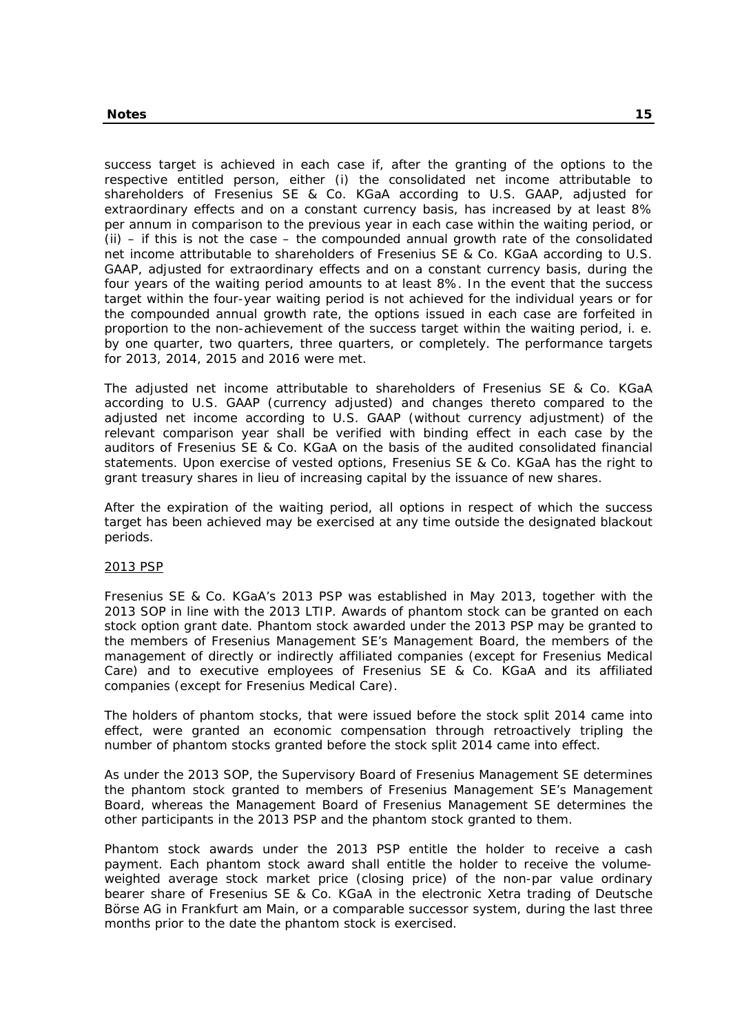success target is achieved in each case if, after the granting of the options to the respective entitled person, either (i) the consolidated net income attributable to shareholders of Fresenius SE & Co. KGaA according to U.S. GAAP, adjusted for extraordinary effects and on a constant currency basis, has increased by at least 8% per annum in comparison to the previous year in each case within the waiting period, or (ii) – if this is not the case – the compounded annual growth rate of the consolidated net income attributable to shareholders of Fresenius SE & Co. KGaA according to U.S. GAAP, adjusted for extraordinary effects and on a constant currency basis, during the four years of the waiting period amounts to at least 8%. In the event that the success target within the four-year waiting period is not achieved for the individual years or for the compounded annual growth rate, the options issued in each case are forfeited in proportion to the non-achievement of the success target within the waiting period, i. e. by one quarter, two quarters, three quarters, or completely. The performance targets for 2013, 2014, 2015 and 2016 were met.

The adjusted net income attributable to shareholders of Fresenius SE & Co. KGaA according to U.S. GAAP (currency adjusted) and changes thereto compared to the adjusted net income according to U.S. GAAP (without currency adjustment) of the relevant comparison year shall be verified with binding effect in each case by the auditors of Fresenius SE & Co. KGaA on the basis of the audited consolidated financial statements. Upon exercise of vested options, Fresenius SE & Co. KGaA has the right to grant treasury shares in lieu of increasing capital by the issuance of new shares.

After the expiration of the waiting period, all options in respect of which the success target has been achieved may be exercised at any time outside the designated blackout periods.

2013 PSP

Fresenius SE & Co. KGaA's 2013 PSP was established in May 2013, together with the 2013 SOP in line with the 2013 LTIP. Awards of phantom stock can be granted on each stock option grant date. Phantom stock awarded under the 2013 PSP may be granted to the members of Fresenius Management SE's Management Board, the members of the management of directly or indirectly affiliated companies (except for Fresenius Medical Care) and to executive employees of Fresenius SE & Co. KGaA and its affiliated companies (except for Fresenius Medical Care).

The holders of phantom stocks, that were issued before the stock split 2014 came into effect, were granted an economic compensation through retroactively tripling the number of phantom stocks granted before the stock split 2014 came into effect.

As under the 2013 SOP, the Supervisory Board of Fresenius Management SE determines the phantom stock granted to members of Fresenius Management SE's Management Board, whereas the Management Board of Fresenius Management SE determines the other participants in the 2013 PSP and the phantom stock granted to them.

Phantom stock awards under the 2013 PSP entitle the holder to receive a cash payment. Each phantom stock award shall entitle the holder to receive the volume-weighted average stock market price (closing price) of the non-par value ordinary bearer share of Fresenius SE & Co. KGaA in the electronic Xetra trading of Deutsche Börse AG in Frankfurt am Main, or a comparable successor system, during the last three months prior to the date the phantom stock is exercised.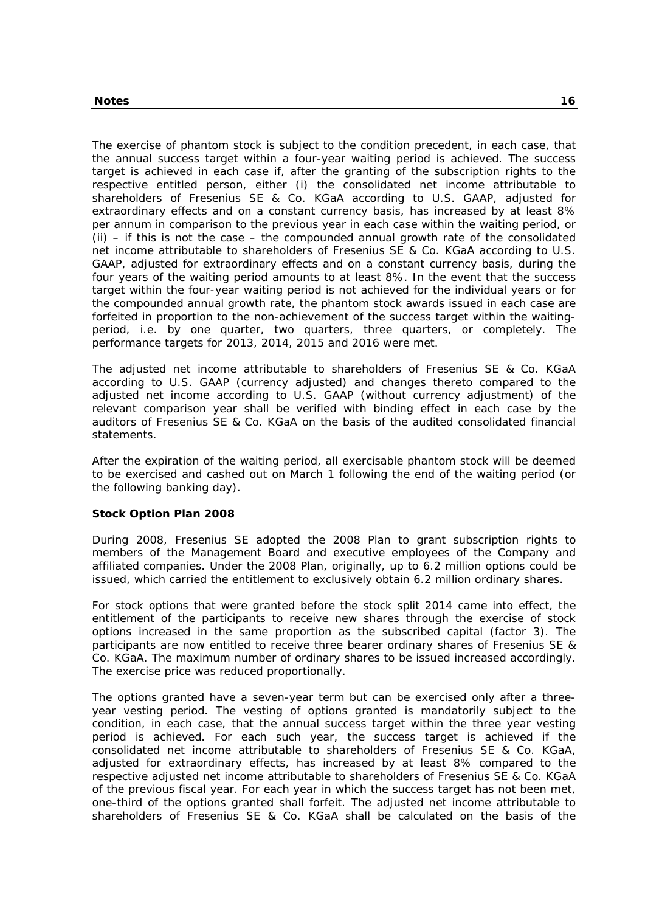The exercise of phantom stock is subject to the condition precedent, in each case, that the annual success target within a four-year waiting period is achieved. The success target is achieved in each case if, after the granting of the subscription rights to the respective entitled person, either (i) the consolidated net income attributable to shareholders of Fresenius SE & Co. KGaA according to U.S. GAAP, adjusted for extraordinary effects and on a constant currency basis, has increased by at least 8% per annum in comparison to the previous year in each case within the waiting period, or (ii) – if this is not the case – the compounded annual growth rate of the consolidated net income attributable to shareholders of Fresenius SE & Co. KGaA according to U.S. GAAP, adjusted for extraordinary effects and on a constant currency basis, during the four years of the waiting period amounts to at least 8%. In the event that the success target within the four-year waiting period is not achieved for the individual years or for the compounded annual growth rate, the phantom stock awards issued in each case are forfeited in proportion to the non-achievement of the success target within the waiting-period, i.e. by one quarter, two quarters, three quarters, or completely. The performance targets for 2013, 2014, 2015 and 2016 were met.

The adjusted net income attributable to shareholders of Fresenius SE & Co. KGaA according to U.S. GAAP (currency adjusted) and changes thereto compared to the adjusted net income according to U.S. GAAP (without currency adjustment) of the relevant comparison year shall be verified with binding effect in each case by the auditors of Fresenius SE & Co. KGaA on the basis of the audited consolidated financial statements.

After the expiration of the waiting period, all exercisable phantom stock will be deemed to be exercised and cashed out on March 1 following the end of the waiting period (or the following banking day).

**Stock Option Plan 2008**

During 2008, Fresenius SE adopted the 2008 Plan to grant subscription rights to members of the Management Board and executive employees of the Company and affiliated companies. Under the 2008 Plan, originally, up to 6.2 million options could be issued, which carried the entitlement to exclusively obtain 6.2 million ordinary shares.

For stock options that were granted before the stock split 2014 came into effect, the entitlement of the participants to receive new shares through the exercise of stock options increased in the same proportion as the subscribed capital (factor 3). The participants are now entitled to receive three bearer ordinary shares of Fresenius SE & Co. KGaA. The maximum number of ordinary shares to be issued increased accordingly. The exercise price was reduced proportionally.

The options granted have a seven-year term but can be exercised only after a three-year vesting period. The vesting of options granted is mandatorily subject to the condition, in each case, that the annual success target within the three year vesting period is achieved. For each such year, the success target is achieved if the consolidated net income attributable to shareholders of Fresenius SE & Co. KGaA, adjusted for extraordinary effects, has increased by at least 8% compared to the respective adjusted net income attributable to shareholders of Fresenius SE & Co. KGaA of the previous fiscal year. For each year in which the success target has not been met, one-third of the options granted shall forfeit. The adjusted net income attributable to shareholders of Fresenius SE & Co. KGaA shall be calculated on the basis of the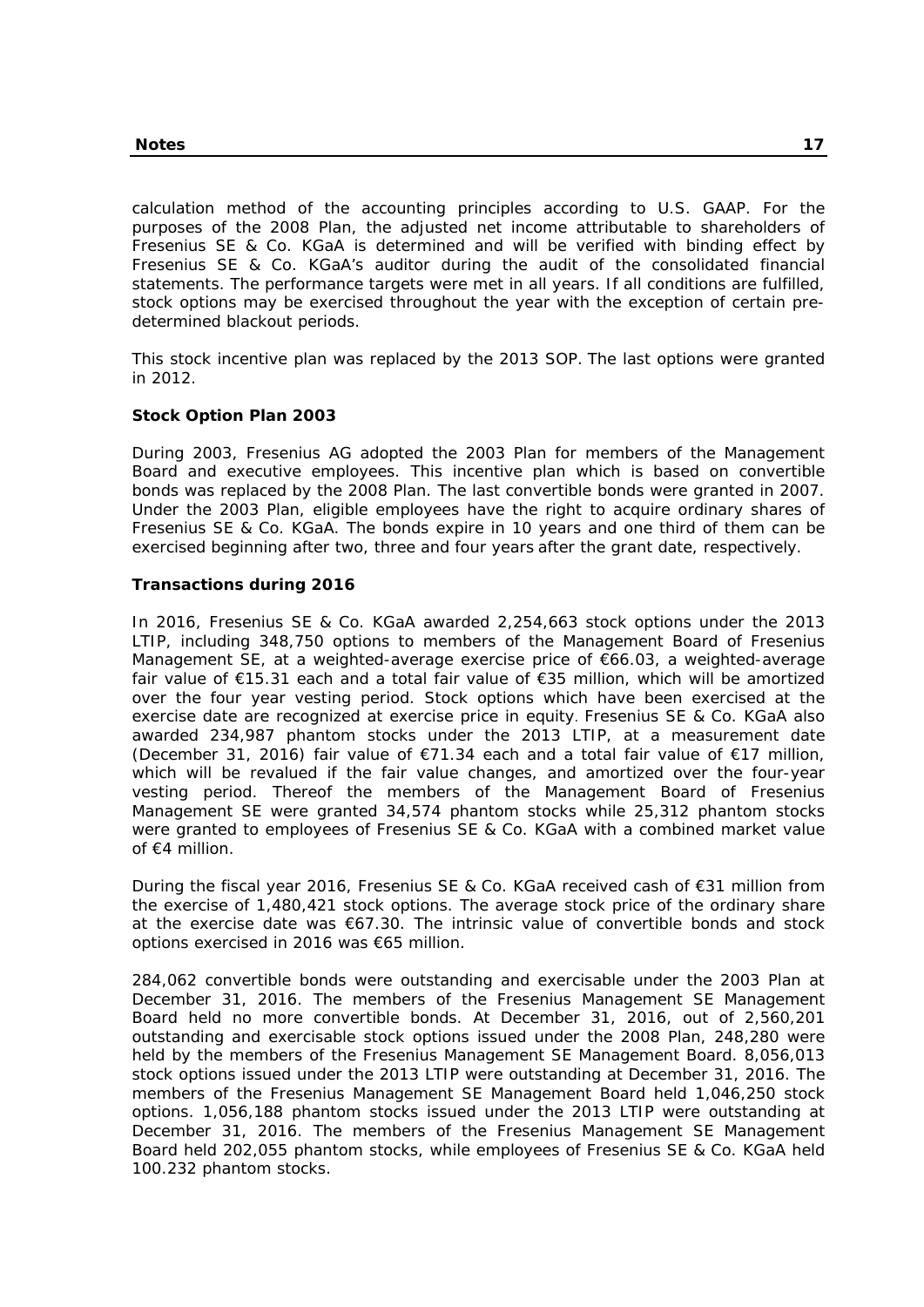calculation method of the accounting principles according to U.S. GAAP. For the purposes of the 2008 Plan, the adjusted net income attributable to shareholders of Fresenius SE & Co. KGaA is determined and will be verified with binding effect by Fresenius SE & Co. KGaA's auditor during the audit of the consolidated financial statements. The performance targets were met in all years. If all conditions are fulfilled, stock options may be exercised throughout the year with the exception of certain pre-determined blackout periods.

This stock incentive plan was replaced by the 2013 SOP. The last options were granted in 2012.

### Stock Option Plan 2003

During 2003, Fresenius AG adopted the 2003 Plan for members of the Management Board and executive employees. This incentive plan which is based on convertible bonds was replaced by the 2008 Plan. The last convertible bonds were granted in 2007. Under the 2003 Plan, eligible employees have the right to acquire ordinary shares of Fresenius SE & Co. KGaA. The bonds expire in 10 years and one third of them can be exercised beginning after two, three and four years after the grant date, respectively.

### Transactions during 2016

In 2016, Fresenius SE & Co. KGaA awarded 2,254,663 stock options under the 2013 LTIP, including 348,750 options to members of the Management Board of Fresenius Management SE, at a weighted-average exercise price of €66.03, a weighted-average fair value of €15.31 each and a total fair value of €35 million, which will be amortized over the four year vesting period. Stock options which have been exercised at the exercise date are recognized at exercise price in equity. Fresenius SE & Co. KGaA also awarded 234,987 phantom stocks under the 2013 LTIP, at a measurement date (December 31, 2016) fair value of €71.34 each and a total fair value of €17 million, which will be revalued if the fair value changes, and amortized over the four-year vesting period. Thereof the members of the Management Board of Fresenius Management SE were granted 34,574 phantom stocks while 25,312 phantom stocks were granted to employees of Fresenius SE & Co. KGaA with a combined market value of €4 million.

During the fiscal year 2016, Fresenius SE & Co. KGaA received cash of €31 million from the exercise of 1,480,421 stock options. The average stock price of the ordinary share at the exercise date was €67.30. The intrinsic value of convertible bonds and stock options exercised in 2016 was €65 million.

284,062 convertible bonds were outstanding and exercisable under the 2003 Plan at December 31, 2016. The members of the Fresenius Management SE Management Board held no more convertible bonds. At December 31, 2016, out of 2,560,201 outstanding and exercisable stock options issued under the 2008 Plan, 248,280 were held by the members of the Fresenius Management SE Management Board. 8,056,013 stock options issued under the 2013 LTIP were outstanding at December 31, 2016. The members of the Fresenius Management SE Management Board held 1,046,250 stock options. 1,056,188 phantom stocks issued under the 2013 LTIP were outstanding at December 31, 2016. The members of the Fresenius Management SE Management Board held 202,055 phantom stocks, while employees of Fresenius SE & Co. KGaA held 100.232 phantom stocks.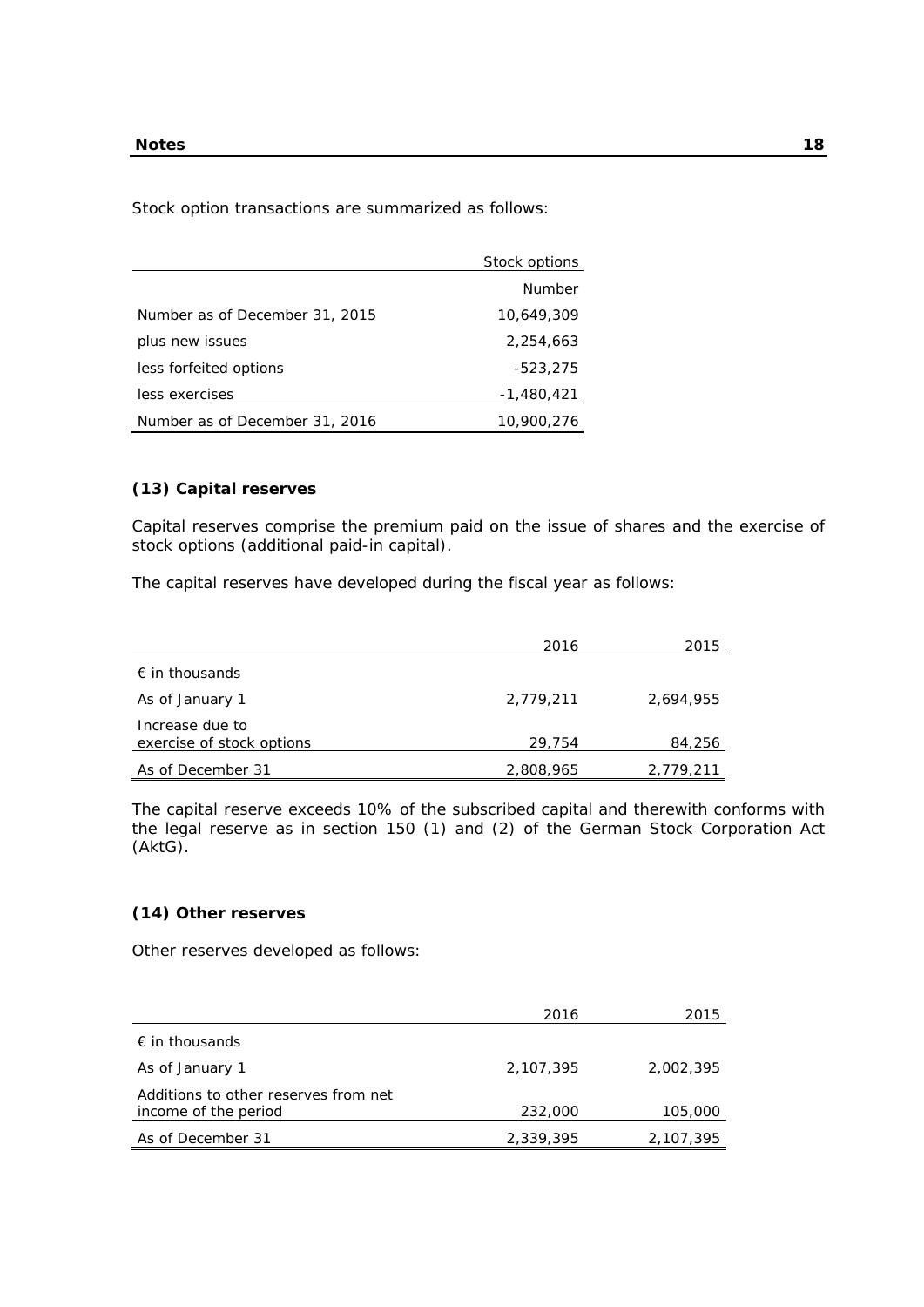Stock option transactions are summarized as follows:

| | Stock options |
|---|---|
| | Number |
| Number as of December 31, 2015 | 10,649,309 |
| plus new issues | 2,254,663 |
| less forfeited options | -523,275 |
| less exercises | -1,480,421 |
| Number as of December 31, 2016 | 10,900,276 |

### (13) Capital reserves

Capital reserves comprise the premium paid on the issue of shares and the exercise of stock options (additional paid-in capital).

The capital reserves have developed during the fiscal year as follows:

| | 2016 | 2015 |
|---|---|---|
| € in thousands | | |
| As of January 1 | 2,779,211 | 2,694,955 |
| Increase due to exercise of stock options | 29,754 | 84,256 |
| As of December 31 | 2,808,965 | 2,779,211 |

The capital reserve exceeds 10% of the subscribed capital and therewith conforms with the legal reserve as in section 150 (1) and (2) of the German Stock Corporation Act (AktG).

### (14) Other reserves

Other reserves developed as follows:

| | 2016 | 2015 |
|---|---|---|
| € in thousands | | |
| As of January 1 | 2,107,395 | 2,002,395 |
| Additions to other reserves from net income of the period | 232,000 | 105,000 |
| As of December 31 | 2,339,395 | 2,107,395 |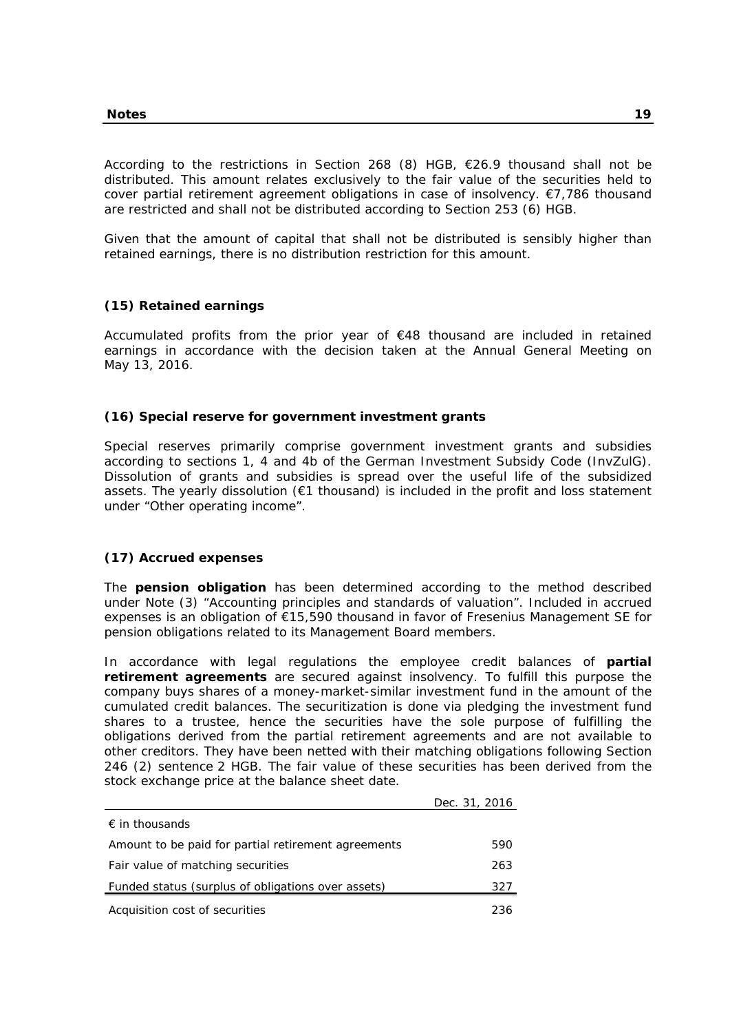According to the restrictions in Section 268 (8) HGB, €26.9 thousand shall not be distributed. This amount relates exclusively to the fair value of the securities held to cover partial retirement agreement obligations in case of insolvency. €7,786 thousand are restricted and shall not be distributed according to Section 253 (6) HGB.

Given that the amount of capital that shall not be distributed is sensibly higher than retained earnings, there is no distribution restriction for this amount.

### (15) Retained earnings

Accumulated profits from the prior year of €48 thousand are included in retained earnings in accordance with the decision taken at the Annual General Meeting on May 13, 2016.

### (16) Special reserve for government investment grants

Special reserves primarily comprise government investment grants and subsidies according to sections 1, 4 and 4b of the German Investment Subsidy Code (InvZulG). Dissolution of grants and subsidies is spread over the useful life of the subsidized assets. The yearly dissolution (€1 thousand) is included in the profit and loss statement under "Other operating income".

### (17) Accrued expenses

The **pension obligation** has been determined according to the method described under Note (3) "Accounting principles and standards of valuation". Included in accrued expenses is an obligation of €15,590 thousand in favor of Fresenius Management SE for pension obligations related to its Management Board members.

In accordance with legal regulations the employee credit balances of **partial retirement agreements** are secured against insolvency. To fulfill this purpose the company buys shares of a money-market-similar investment fund in the amount of the cumulated credit balances. The securitization is done via pledging the investment fund shares to a trustee, hence the securities have the sole purpose of fulfilling the obligations derived from the partial retirement agreements and are not available to other creditors. They have been netted with their matching obligations following Section 246 (2) sentence 2 HGB. The fair value of these securities has been derived from the stock exchange price at the balance sheet date.

| | Dec. 31, 2016 |
|---|---|
| € in thousands | |
| Amount to be paid for partial retirement agreements | 590 |
| Fair value of matching securities | 263 |
| Funded status (surplus of obligations over assets) | 327 |
| Acquisition cost of securities | 236 |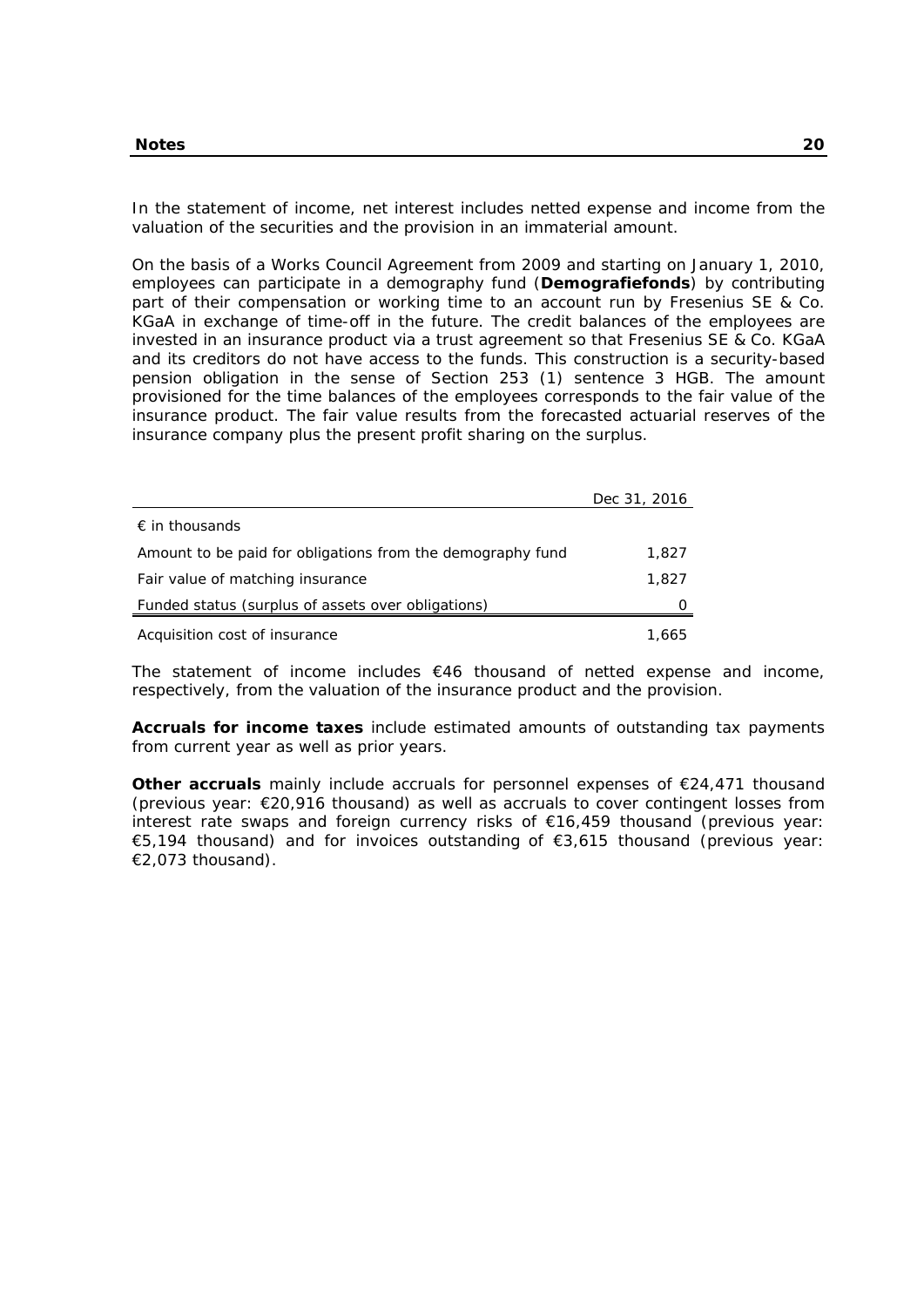In the statement of income, net interest includes netted expense and income from the valuation of the securities and the provision in an immaterial amount.

On the basis of a Works Council Agreement from 2009 and starting on January 1, 2010, employees can participate in a demography fund (**Demografiefonds**) by contributing part of their compensation or working time to an account run by Fresenius SE & Co. KGaA in exchange of time-off in the future. The credit balances of the employees are invested in an insurance product via a trust agreement so that Fresenius SE & Co. KGaA and its creditors do not have access to the funds. This construction is a security-based pension obligation in the sense of Section 253 (1) sentence 3 HGB. The amount provisioned for the time balances of the employees corresponds to the fair value of the insurance product. The fair value results from the forecasted actuarial reserves of the insurance company plus the present profit sharing on the surplus.

| | Dec 31, 2016 |
|---|---|
| € in thousands | |
| Amount to be paid for obligations from the demography fund | 1,827 |
| Fair value of matching insurance | 1,827 |
| Funded status (surplus of assets over obligations) | 0 |
| Acquisition cost of insurance | 1,665 |

The statement of income includes €46 thousand of netted expense and income, respectively, from the valuation of the insurance product and the provision.

**Accruals for income taxes** include estimated amounts of outstanding tax payments from current year as well as prior years.

**Other accruals** mainly include accruals for personnel expenses of €24,471 thousand (previous year: €20,916 thousand) as well as accruals to cover contingent losses from interest rate swaps and foreign currency risks of €16,459 thousand (previous year: €5,194 thousand) and for invoices outstanding of €3,615 thousand (previous year: €2,073 thousand).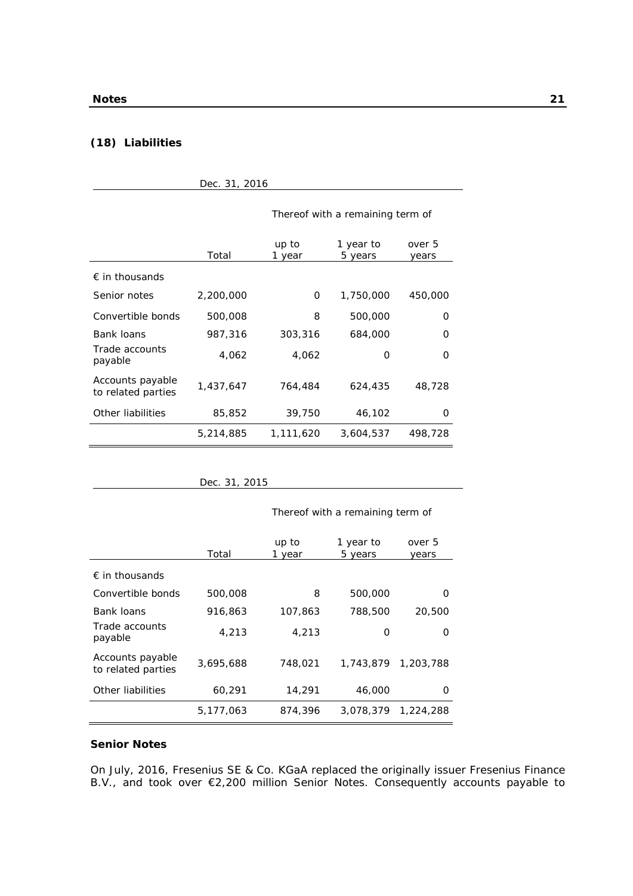## (18) Liabilities

| Dec. 31, 2016 | | | | |
|---|---|---|---|---|
| | | Thereof with a remaining term of | | |
| | Total | up to 1 year | 1 year to 5 years | over 5 years |
| € in thousands | | | | |
| Senior notes | 2,200,000 | 0 | 1,750,000 | 450,000 |
| Convertible bonds | 500,008 | 8 | 500,000 | 0 |
| Bank loans | 987,316 | 303,316 | 684,000 | 0 |
| Trade accounts payable | 4,062 | 4,062 | 0 | 0 |
| Accounts payable to related parties | 1,437,647 | 764,484 | 624,435 | 48,728 |
| Other liabilities | 85,852 | 39,750 | 46,102 | 0 |
| | 5,214,885 | 1,111,620 | 3,604,537 | 498,728 |

| Dec. 31, 2015 | | | | |
|---|---|---|---|---|
| | | Thereof with a remaining term of | | |
| | Total | up to 1 year | 1 year to 5 years | over 5 years |
| € in thousands | | | | |
| Convertible bonds | 500,008 | 8 | 500,000 | 0 |
| Bank loans | 916,863 | 107,863 | 788,500 | 20,500 |
| Trade accounts payable | 4,213 | 4,213 | 0 | 0 |
| Accounts payable to related parties | 3,695,688 | 748,021 | 1,743,879 | 1,203,788 |
| Other liabilities | 60,291 | 14,291 | 46,000 | 0 |
| | 5,177,063 | 874,396 | 3,078,379 | 1,224,288 |

### Senior Notes

On July, 2016, Fresenius SE & Co. KGaA replaced the originally issuer Fresenius Finance B.V., and took over €2,200 million Senior Notes. Consequently accounts payable to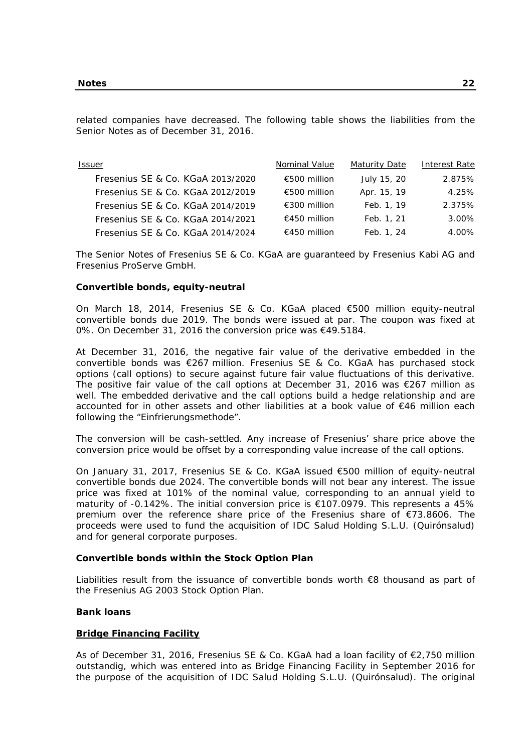related companies have decreased. The following table shows the liabilities from the Senior Notes as of December 31, 2016.

| Issuer | Nominal Value | Maturity Date | Interest Rate |
|---|---|---|---|
| Fresenius SE & Co. KGaA 2013/2020 | €500 million | July 15, 20 | 2.875% |
| Fresenius SE & Co. KGaA 2012/2019 | €500 million | Apr. 15, 19 | 4.25% |
| Fresenius SE & Co. KGaA 2014/2019 | €300 million | Feb. 1, 19 | 2.375% |
| Fresenius SE & Co. KGaA 2014/2021 | €450 million | Feb. 1, 21 | 3.00% |
| Fresenius SE & Co. KGaA 2014/2024 | €450 million | Feb. 1, 24 | 4.00% |

The Senior Notes of Fresenius SE & Co. KGaA are guaranteed by Fresenius Kabi AG and Fresenius ProServe GmbH.

**Convertible bonds, equity-neutral**

On March 18, 2014, Fresenius SE & Co. KGaA placed €500 million equity-neutral convertible bonds due 2019. The bonds were issued at par. The coupon was fixed at 0%. On December 31, 2016 the conversion price was €49.5184.

At December 31, 2016, the negative fair value of the derivative embedded in the convertible bonds was €267 million. Fresenius SE & Co. KGaA has purchased stock options (call options) to secure against future fair value fluctuations of this derivative. The positive fair value of the call options at December 31, 2016 was €267 million as well. The embedded derivative and the call options build a hedge relationship and are accounted for in other assets and other liabilities at a book value of €46 million each following the "Einfrierungsmethode".

The conversion will be cash-settled. Any increase of Fresenius' share price above the conversion price would be offset by a corresponding value increase of the call options.

On January 31, 2017, Fresenius SE & Co. KGaA issued €500 million of equity-neutral convertible bonds due 2024. The convertible bonds will not bear any interest. The issue price was fixed at 101% of the nominal value, corresponding to an annual yield to maturity of -0.142%. The initial conversion price is €107.0979. This represents a 45% premium over the reference share price of the Fresenius share of €73.8606. The proceeds were used to fund the acquisition of IDC Salud Holding S.L.U. (Quirónsalud) and for general corporate purposes.

**Convertible bonds within the Stock Option Plan**

Liabilities result from the issuance of convertible bonds worth €8 thousand as part of the Fresenius AG 2003 Stock Option Plan.

**Bank loans**

**Bridge Financing Facility**

As of December 31, 2016, Fresenius SE & Co. KGaA had a loan facility of €2,750 million outstandig, which was entered into as Bridge Financing Facility in September 2016 for the purpose of the acquisition of IDC Salud Holding S.L.U. (Quirónsalud). The original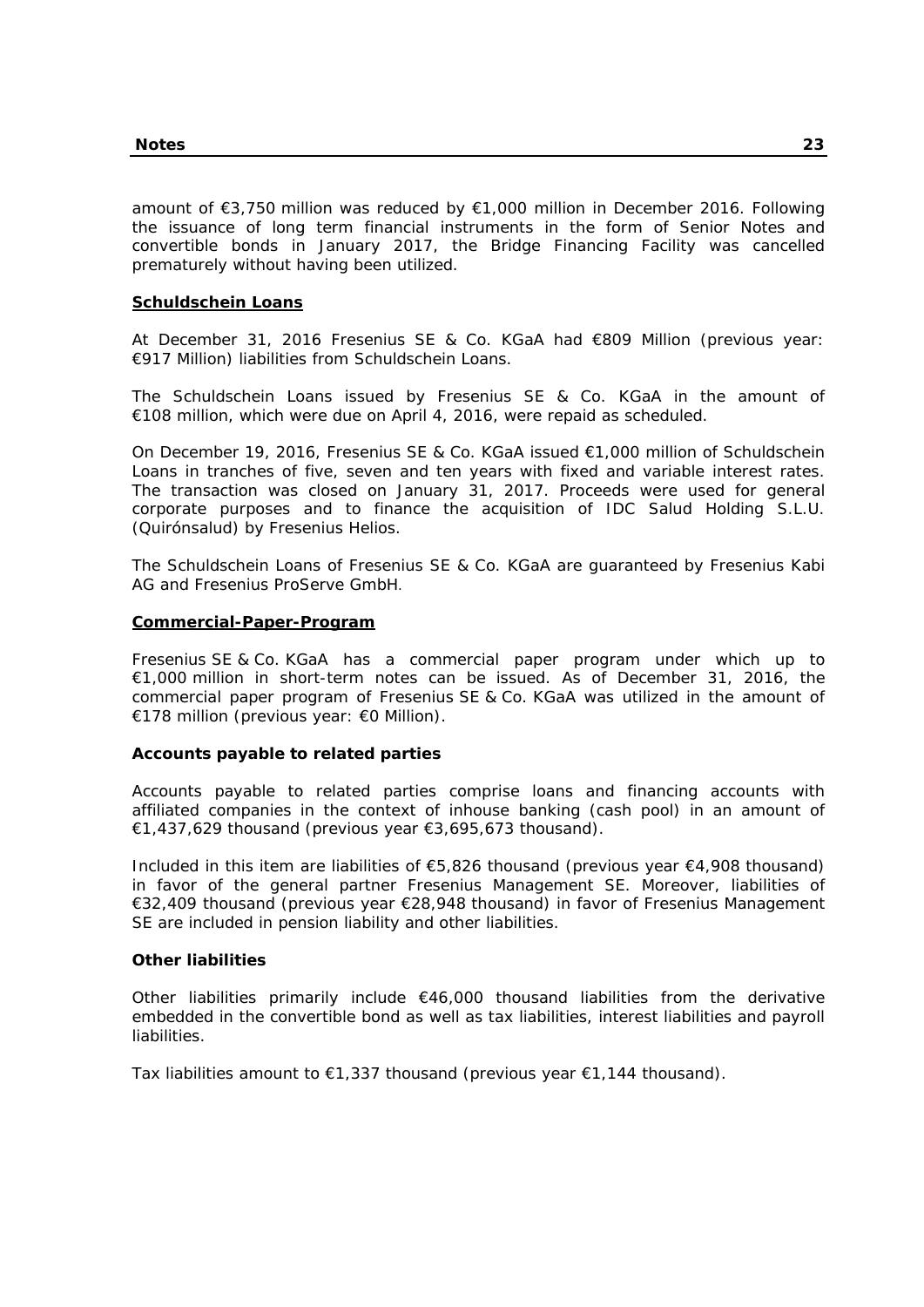amount of €3,750 million was reduced by €1,000 million in December 2016. Following the issuance of long term financial instruments in the form of Senior Notes and convertible bonds in January 2017, the Bridge Financing Facility was cancelled prematurely without having been utilized.

**Schuldschein Loans**

At December 31, 2016 Fresenius SE & Co. KGaA had €809 Million (previous year: €917 Million) liabilities from Schuldschein Loans.

The Schuldschein Loans issued by Fresenius SE & Co. KGaA in the amount of €108 million, which were due on April 4, 2016, were repaid as scheduled.

On December 19, 2016, Fresenius SE & Co. KGaA issued €1,000 million of Schuldschein Loans in tranches of five, seven and ten years with fixed and variable interest rates. The transaction was closed on January 31, 2017. Proceeds were used for general corporate purposes and to finance the acquisition of IDC Salud Holding S.L.U. (Quirónsalud) by Fresenius Helios.

The Schuldschein Loans of Fresenius SE & Co. KGaA are guaranteed by Fresenius Kabi AG and Fresenius ProServe GmbH.

**Commercial-Paper-Program**

Fresenius SE & Co. KGaA has a commercial paper program under which up to €1,000 million in short-term notes can be issued. As of December 31, 2016, the commercial paper program of Fresenius SE & Co. KGaA was utilized in the amount of €178 million (previous year: €0 Million).

**Accounts payable to related parties**

Accounts payable to related parties comprise loans and financing accounts with affiliated companies in the context of inhouse banking (cash pool) in an amount of €1,437,629 thousand (previous year €3,695,673 thousand).

Included in this item are liabilities of €5,826 thousand (previous year €4,908 thousand) in favor of the general partner Fresenius Management SE. Moreover, liabilities of €32,409 thousand (previous year €28,948 thousand) in favor of Fresenius Management SE are included in pension liability and other liabilities.

**Other liabilities**

Other liabilities primarily include €46,000 thousand liabilities from the derivative embedded in the convertible bond as well as tax liabilities, interest liabilities and payroll liabilities.

Tax liabilities amount to €1,337 thousand (previous year €1,144 thousand).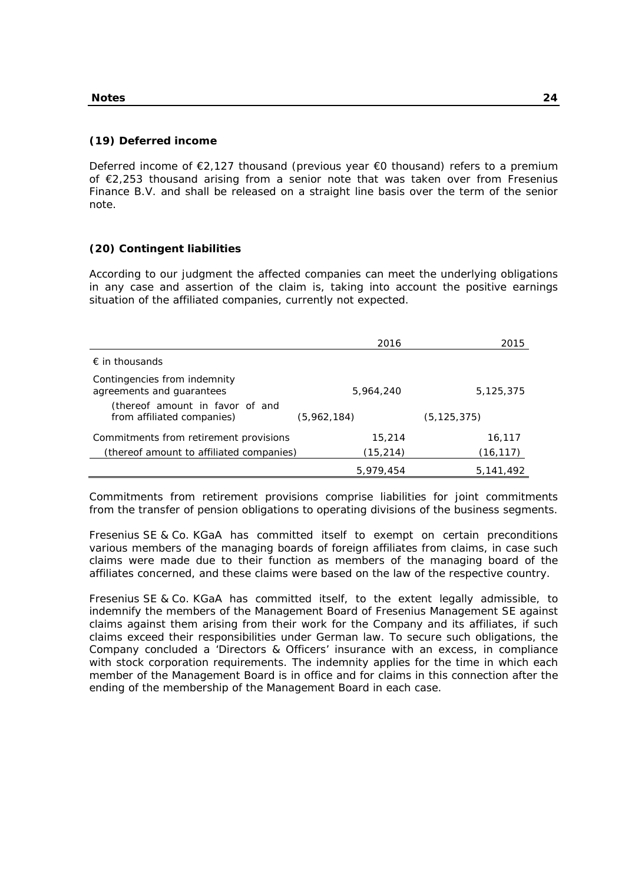### (19) Deferred income

Deferred income of €2,127 thousand (previous year €0 thousand) refers to a premium of €2,253 thousand arising from a senior note that was taken over from Fresenius Finance B.V. and shall be released on a straight line basis over the term of the senior note.

### (20) Contingent liabilities

According to our judgment the affected companies can meet the underlying obligations in any case and assertion of the claim is, taking into account the positive earnings situation of the affiliated companies, currently not expected.

| | 2016 | 2015 |
|---|---|---|
| € in thousands | | |
| Contingencies from indemnity agreements and guarantees | 5,964,240 | 5,125,375 |
| (thereof amount in favor of and from affiliated companies) | (5,962,184) | (5,125,375) |
| Commitments from retirement provisions | 15,214 | 16,117 |
| (thereof amount to affiliated companies) | (15,214) | (16,117) |
| | 5,979,454 | 5,141,492 |

Commitments from retirement provisions comprise liabilities for joint commitments from the transfer of pension obligations to operating divisions of the business segments.

Fresenius SE & Co. KGaA has committed itself to exempt on certain preconditions various members of the managing boards of foreign affiliates from claims, in case such claims were made due to their function as members of the managing board of the affiliates concerned, and these claims were based on the law of the respective country.

Fresenius SE & Co. KGaA has committed itself, to the extent legally admissible, to indemnify the members of the Management Board of Fresenius Management SE against claims against them arising from their work for the Company and its affiliates, if such claims exceed their responsibilities under German law. To secure such obligations, the Company concluded a 'Directors & Officers' insurance with an excess, in compliance with stock corporation requirements. The indemnity applies for the time in which each member of the Management Board is in office and for claims in this connection after the ending of the membership of the Management Board in each case.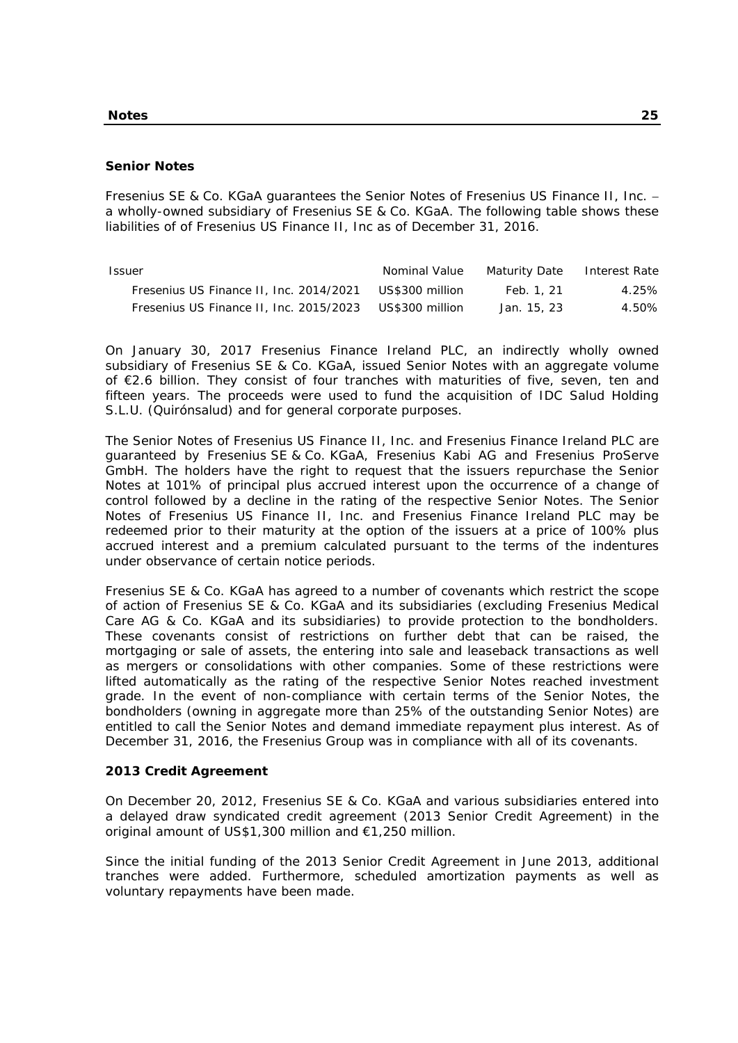## Senior Notes

Fresenius SE & Co. KGaA guarantees the Senior Notes of Fresenius US Finance II, Inc. – a wholly-owned subsidiary of Fresenius SE & Co. KGaA. The following table shows these liabilities of of Fresenius US Finance II, Inc as of December 31, 2016.

| Issuer | Nominal Value | Maturity Date | Interest Rate |
|---|---|---|---|
| Fresenius US Finance II, Inc. 2014/2021 | US$300 million | Feb. 1, 21 | 4.25% |
| Fresenius US Finance II, Inc. 2015/2023 | US$300 million | Jan. 15, 23 | 4.50% |

On January 30, 2017 Fresenius Finance Ireland PLC, an indirectly wholly owned subsidiary of Fresenius SE & Co. KGaA, issued Senior Notes with an aggregate volume of €2.6 billion. They consist of four tranches with maturities of five, seven, ten and fifteen years. The proceeds were used to fund the acquisition of IDC Salud Holding S.L.U. (Quirónsalud) and for general corporate purposes.

The Senior Notes of Fresenius US Finance II, Inc. and Fresenius Finance Ireland PLC are guaranteed by Fresenius SE & Co. KGaA, Fresenius Kabi AG and Fresenius ProServe GmbH. The holders have the right to request that the issuers repurchase the Senior Notes at 101% of principal plus accrued interest upon the occurrence of a change of control followed by a decline in the rating of the respective Senior Notes. The Senior Notes of Fresenius US Finance II, Inc. and Fresenius Finance Ireland PLC may be redeemed prior to their maturity at the option of the issuers at a price of 100% plus accrued interest and a premium calculated pursuant to the terms of the indentures under observance of certain notice periods.

Fresenius SE & Co. KGaA has agreed to a number of covenants which restrict the scope of action of Fresenius SE & Co. KGaA and its subsidiaries (excluding Fresenius Medical Care AG & Co. KGaA and its subsidiaries) to provide protection to the bondholders. These covenants consist of restrictions on further debt that can be raised, the mortgaging or sale of assets, the entering into sale and leaseback transactions as well as mergers or consolidations with other companies. Some of these restrictions were lifted automatically as the rating of the respective Senior Notes reached investment grade. In the event of non-compliance with certain terms of the Senior Notes, the bondholders (owning in aggregate more than 25% of the outstanding Senior Notes) are entitled to call the Senior Notes and demand immediate repayment plus interest. As of December 31, 2016, the Fresenius Group was in compliance with all of its covenants.

## 2013 Credit Agreement

On December 20, 2012, Fresenius SE & Co. KGaA and various subsidiaries entered into a delayed draw syndicated credit agreement (2013 Senior Credit Agreement) in the original amount of US$1,300 million and €1,250 million.

Since the initial funding of the 2013 Senior Credit Agreement in June 2013, additional tranches were added. Furthermore, scheduled amortization payments as well as voluntary repayments have been made.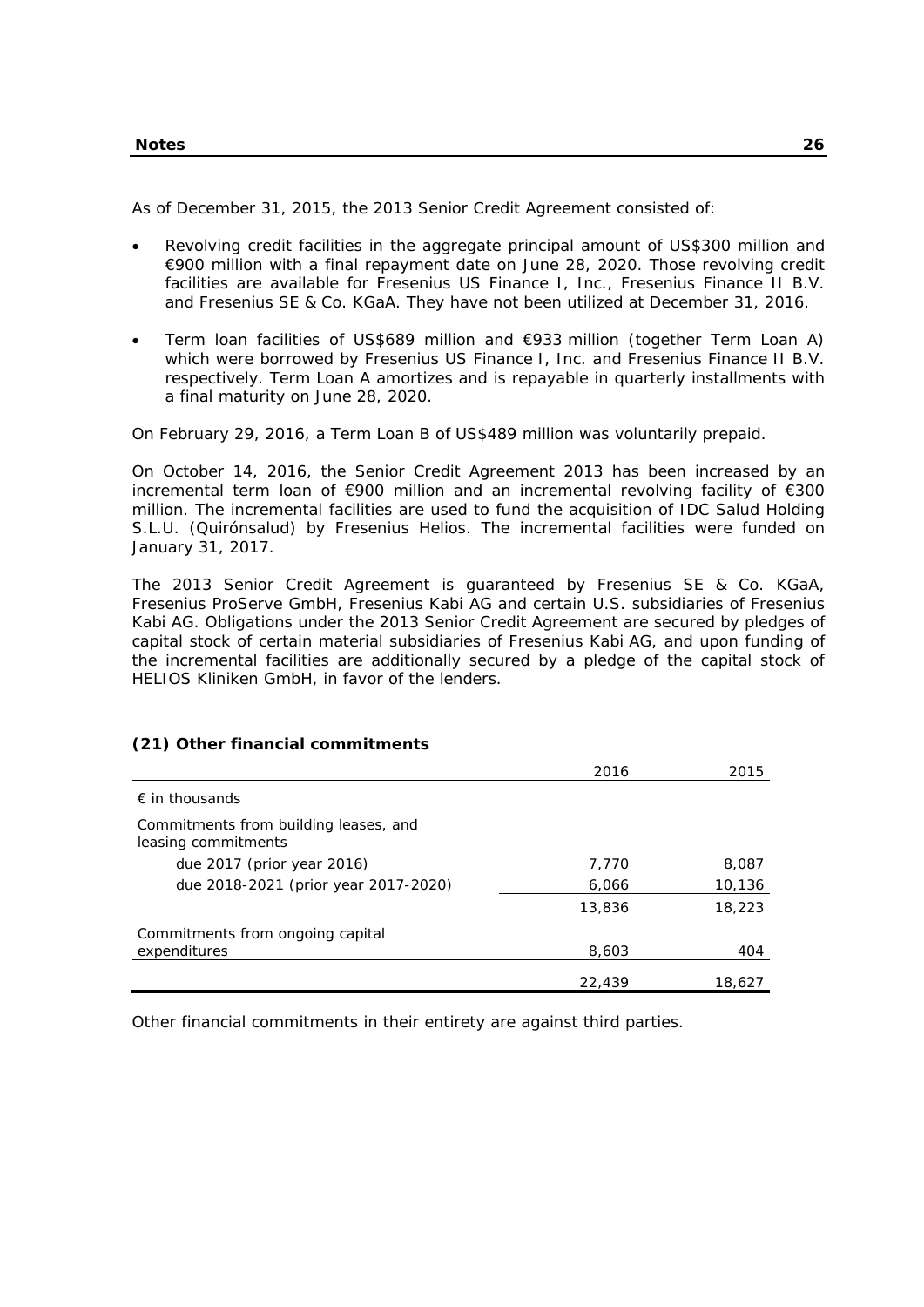As of December 31, 2015, the 2013 Senior Credit Agreement consisted of:

- Revolving credit facilities in the aggregate principal amount of US$300 million and €900 million with a final repayment date on June 28, 2020. Those revolving credit facilities are available for Fresenius US Finance I, Inc., Fresenius Finance II B.V. and Fresenius SE & Co. KGaA. They have not been utilized at December 31, 2016.
- Term loan facilities of US$689 million and €933 million (together Term Loan A) which were borrowed by Fresenius US Finance I, Inc. and Fresenius Finance II B.V. respectively. Term Loan A amortizes and is repayable in quarterly installments with a final maturity on June 28, 2020.

On February 29, 2016, a Term Loan B of US$489 million was voluntarily prepaid.

On October 14, 2016, the Senior Credit Agreement 2013 has been increased by an incremental term loan of €900 million and an incremental revolving facility of €300 million. The incremental facilities are used to fund the acquisition of IDC Salud Holding S.L.U. (Quirónsalud) by Fresenius Helios. The incremental facilities were funded on January 31, 2017.

The 2013 Senior Credit Agreement is guaranteed by Fresenius SE & Co. KGaA, Fresenius ProServe GmbH, Fresenius Kabi AG and certain U.S. subsidiaries of Fresenius Kabi AG. Obligations under the 2013 Senior Credit Agreement are secured by pledges of capital stock of certain material subsidiaries of Fresenius Kabi AG, and upon funding of the incremental facilities are additionally secured by a pledge of the capital stock of HELIOS Kliniken GmbH, in favor of the lenders.

## (21) Other financial commitments

| | 2016 | 2015 |
|---|---|---|
| € in thousands | | |
| Commitments from building leases, and leasing commitments | | |
| due 2017 (prior year 2016) | 7,770 | 8,087 |
| due 2018-2021 (prior year 2017-2020) | 6,066 | 10,136 |
| | 13,836 | 18,223 |
| Commitments from ongoing capital expenditures | 8,603 | 404 |
| | 22,439 | 18,627 |

Other financial commitments in their entirety are against third parties.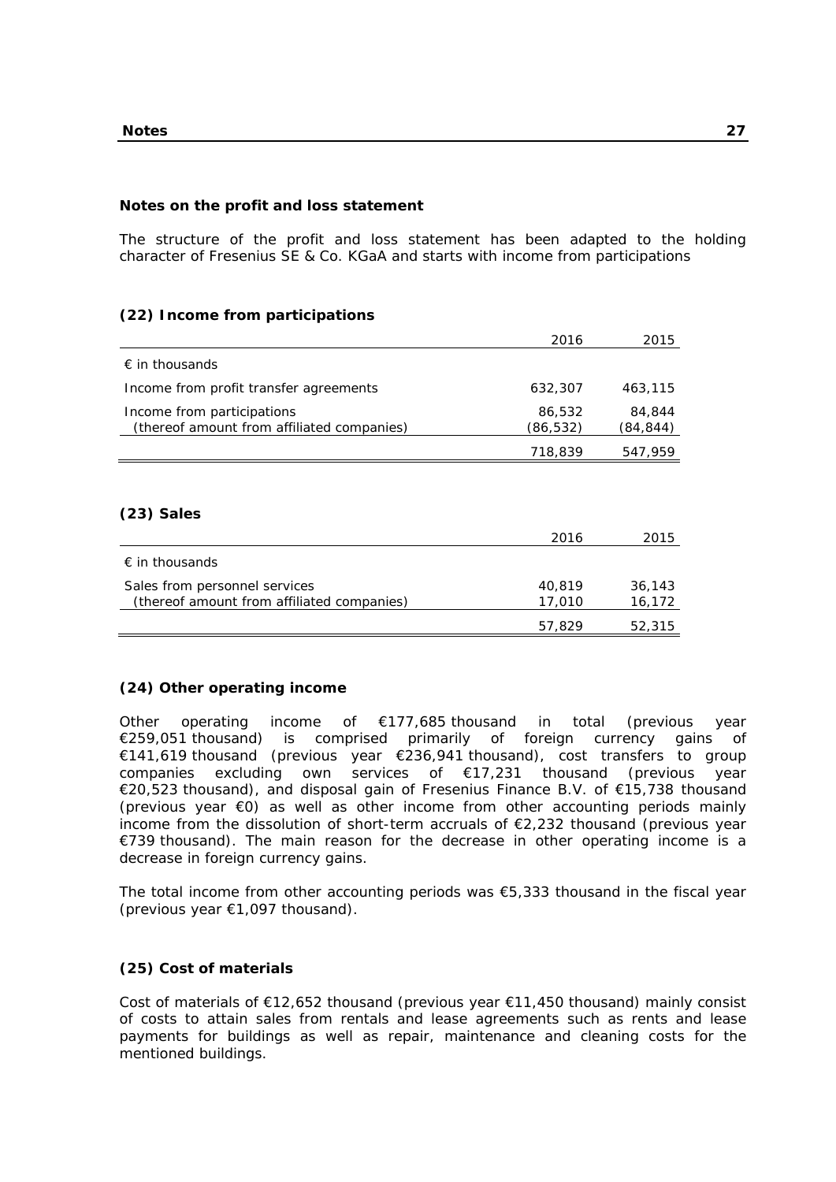## Notes on the profit and loss statement

The structure of the profit and loss statement has been adapted to the holding character of Fresenius SE & Co. KGaA and starts with income from participations

### (22) Income from participations

| | 2016 | 2015 |
|---|---|---|
| € in thousands | | |
| Income from profit transfer agreements | 632,307 | 463,115 |
| Income from participations | 86,532 | 84,844 |
| (thereof amount from affiliated companies) | (86,532) | (84,844) |
| | 718,839 | 547,959 |

### (23) Sales

| | 2016 | 2015 |
|---|---|---|
| € in thousands | | |
| Sales from personnel services | 40,819 | 36,143 |
| (thereof amount from affiliated companies) | 17,010 | 16,172 |
| | 57,829 | 52,315 |

### (24) Other operating income

Other operating income of €177,685 thousand in total (previous year €259,051 thousand) is comprised primarily of foreign currency gains of €141,619 thousand (previous year €236,941 thousand), cost transfers to group companies excluding own services of €17,231 thousand (previous year €20,523 thousand), and disposal gain of Fresenius Finance B.V. of €15,738 thousand (previous year €0) as well as other income from other accounting periods mainly income from the dissolution of short-term accruals of €2,232 thousand (previous year €739 thousand). The main reason for the decrease in other operating income is a decrease in foreign currency gains.

The total income from other accounting periods was €5,333 thousand in the fiscal year (previous year €1,097 thousand).

### (25) Cost of materials

Cost of materials of €12,652 thousand (previous year €11,450 thousand) mainly consist of costs to attain sales from rentals and lease agreements such as rents and lease payments for buildings as well as repair, maintenance and cleaning costs for the mentioned buildings.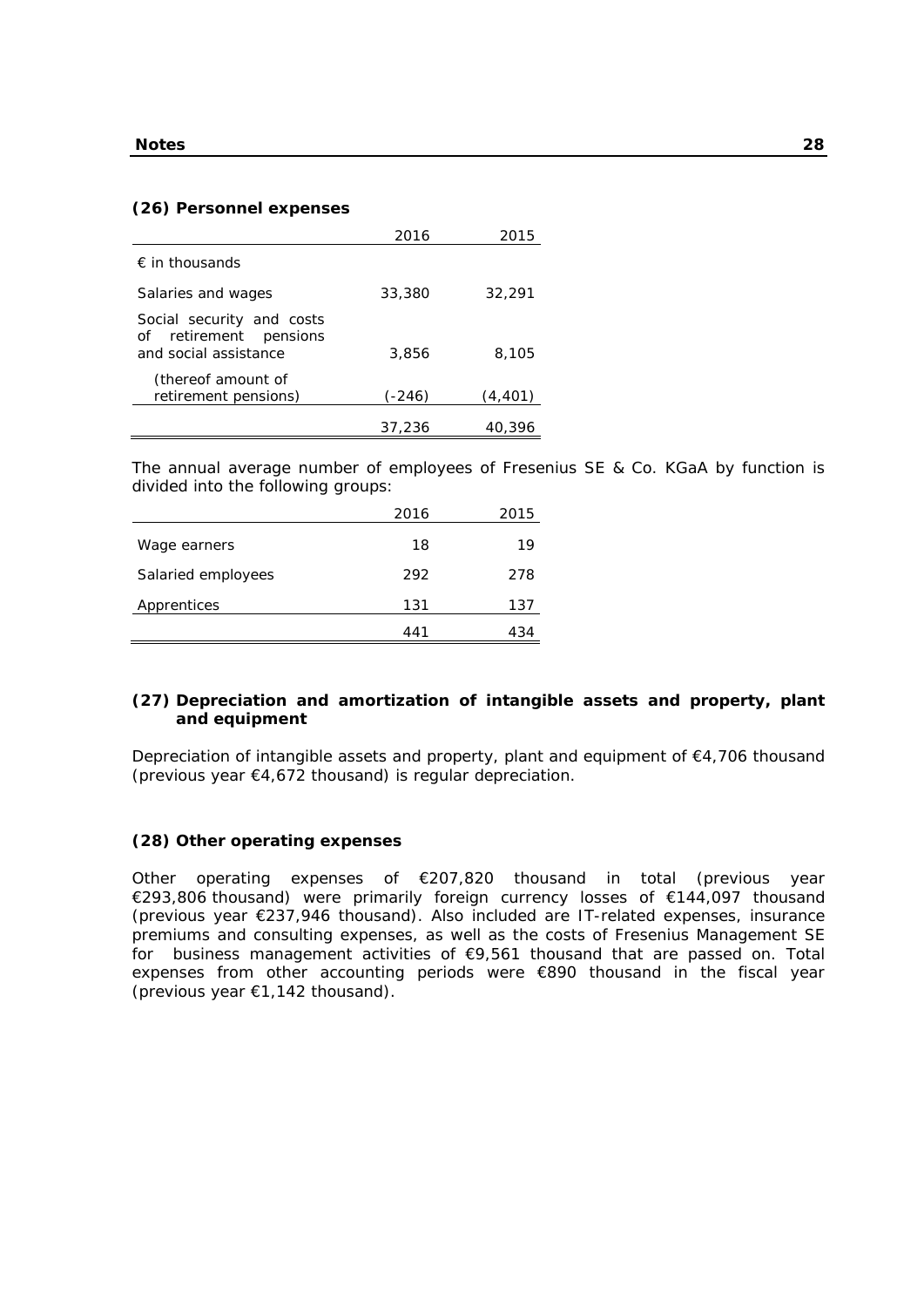### (26) Personnel expenses

| | 2016 | 2015 |
|---|---|---|
| € in thousands | | |
| Salaries and wages | 33,380 | 32,291 |
| Social security and costs of retirement pensions and social assistance | 3,856 | 8,105 |
| (thereof amount of retirement pensions) | (-246) | (4,401) |
| | 37,236 | 40,396 |

The annual average number of employees of Fresenius SE & Co. KGaA by function is divided into the following groups:

| | 2016 | 2015 |
|---|---|---|
| Wage earners | 18 | 19 |
| Salaried employees | 292 | 278 |
| Apprentices | 131 | 137 |
| | 441 | 434 |

### (27) Depreciation and amortization of intangible assets and property, plant and equipment

Depreciation of intangible assets and property, plant and equipment of €4,706 thousand (previous year €4,672 thousand) is regular depreciation.

### (28) Other operating expenses

Other operating expenses of €207,820 thousand in total (previous year €293,806 thousand) were primarily foreign currency losses of €144,097 thousand (previous year €237,946 thousand). Also included are IT-related expenses, insurance premiums and consulting expenses, as well as the costs of Fresenius Management SE for business management activities of €9,561 thousand that are passed on. Total expenses from other accounting periods were €890 thousand in the fiscal year (previous year €1,142 thousand).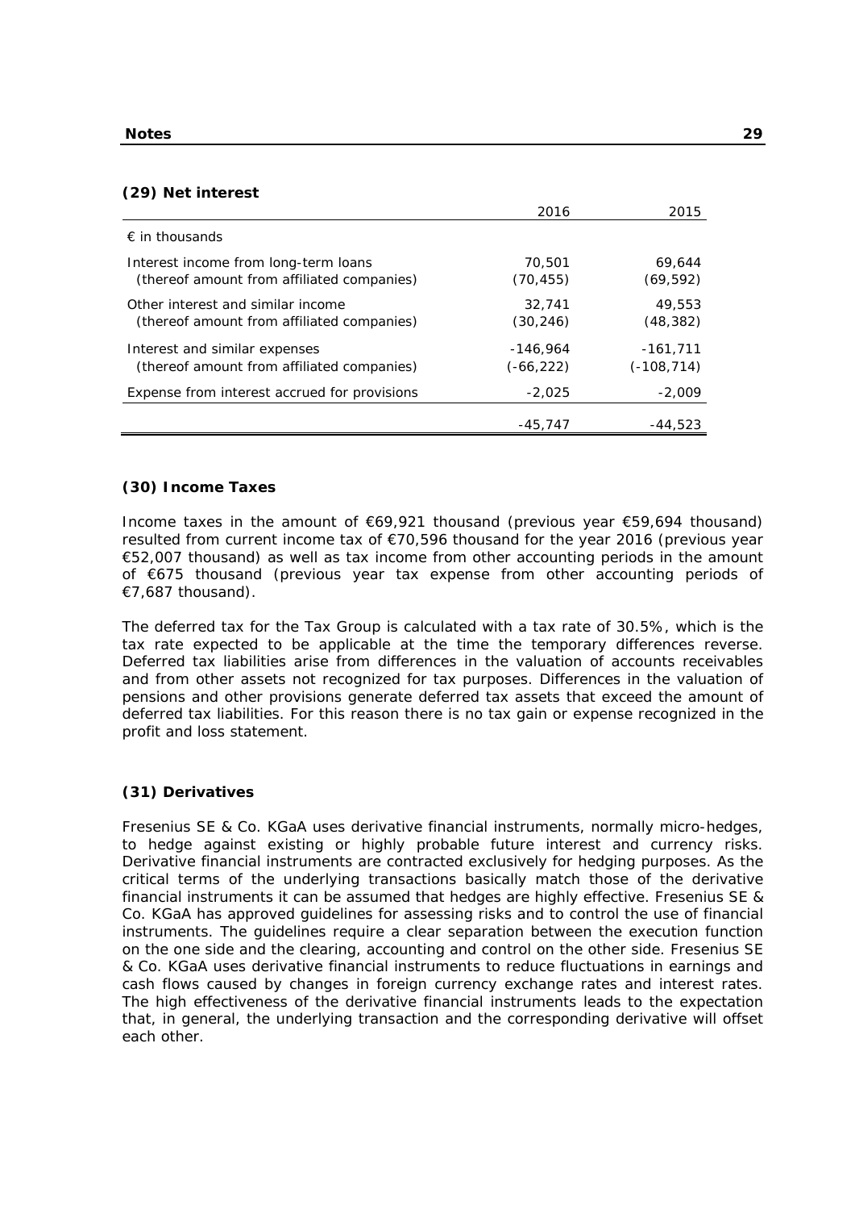## (29) Net interest

| | 2016 | 2015 |
|---|---|---|
| € in thousands | | |
| Interest income from long-term loans<br>(thereof amount from affiliated companies) | 70,501<br>(70,455) | 69,644<br>(69,592) |
| Other interest and similar income<br>(thereof amount from affiliated companies) | 32,741<br>(30,246) | 49,553<br>(48,382) |
| Interest and similar expenses<br>(thereof amount from affiliated companies) | -146,964<br>(-66,222) | -161,711<br>(-108,714) |
| Expense from interest accrued for provisions | -2,025 | -2,009 |
| | -45,747 | -44,523 |

## (30) Income Taxes

Income taxes in the amount of €69,921 thousand (previous year €59,694 thousand) resulted from current income tax of €70,596 thousand for the year 2016 (previous year €52,007 thousand) as well as tax income from other accounting periods in the amount of €675 thousand (previous year tax expense from other accounting periods of €7,687 thousand).

The deferred tax for the Tax Group is calculated with a tax rate of 30.5%, which is the tax rate expected to be applicable at the time the temporary differences reverse. Deferred tax liabilities arise from differences in the valuation of accounts receivables and from other assets not recognized for tax purposes. Differences in the valuation of pensions and other provisions generate deferred tax assets that exceed the amount of deferred tax liabilities. For this reason there is no tax gain or expense recognized in the profit and loss statement.

## (31) Derivatives

Fresenius SE & Co. KGaA uses derivative financial instruments, normally micro-hedges, to hedge against existing or highly probable future interest and currency risks. Derivative financial instruments are contracted exclusively for hedging purposes. As the critical terms of the underlying transactions basically match those of the derivative financial instruments it can be assumed that hedges are highly effective. Fresenius SE & Co. KGaA has approved guidelines for assessing risks and to control the use of financial instruments. The guidelines require a clear separation between the execution function on the one side and the clearing, accounting and control on the other side. Fresenius SE & Co. KGaA uses derivative financial instruments to reduce fluctuations in earnings and cash flows caused by changes in foreign currency exchange rates and interest rates. The high effectiveness of the derivative financial instruments leads to the expectation that, in general, the underlying transaction and the corresponding derivative will offset each other.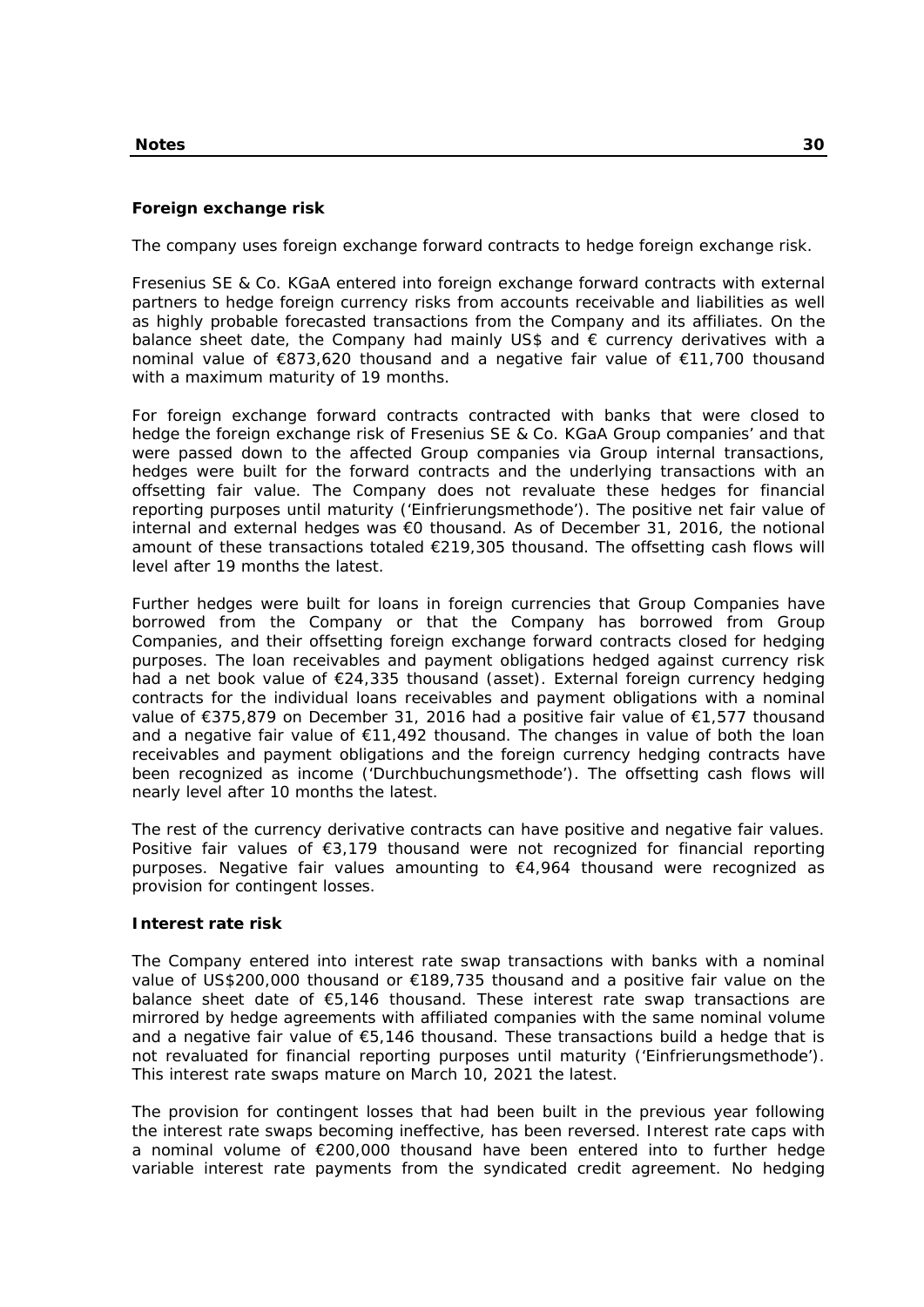**Foreign exchange risk**

The company uses foreign exchange forward contracts to hedge foreign exchange risk.

Fresenius SE & Co. KGaA entered into foreign exchange forward contracts with external partners to hedge foreign currency risks from accounts receivable and liabilities as well as highly probable forecasted transactions from the Company and its affiliates. On the balance sheet date, the Company had mainly US$ and € currency derivatives with a nominal value of €873,620 thousand and a negative fair value of €11,700 thousand with a maximum maturity of 19 months.

For foreign exchange forward contracts contracted with banks that were closed to hedge the foreign exchange risk of Fresenius SE & Co. KGaA Group companies' and that were passed down to the affected Group companies via Group internal transactions, hedges were built for the forward contracts and the underlying transactions with an offsetting fair value. The Company does not revaluate these hedges for financial reporting purposes until maturity ('Einfrierungsmethode'). The positive net fair value of internal and external hedges was €0 thousand. As of December 31, 2016, the notional amount of these transactions totaled €219,305 thousand. The offsetting cash flows will level after 19 months the latest.

Further hedges were built for loans in foreign currencies that Group Companies have borrowed from the Company or that the Company has borrowed from Group Companies, and their offsetting foreign exchange forward contracts closed for hedging purposes. The loan receivables and payment obligations hedged against currency risk had a net book value of €24,335 thousand (asset). External foreign currency hedging contracts for the individual loans receivables and payment obligations with a nominal value of €375,879 on December 31, 2016 had a positive fair value of €1,577 thousand and a negative fair value of €11,492 thousand. The changes in value of both the loan receivables and payment obligations and the foreign currency hedging contracts have been recognized as income ('Durchbuchungsmethode'). The offsetting cash flows will nearly level after 10 months the latest.

The rest of the currency derivative contracts can have positive and negative fair values. Positive fair values of €3,179 thousand were not recognized for financial reporting purposes. Negative fair values amounting to €4,964 thousand were recognized as provision for contingent losses.

**Interest rate risk**

The Company entered into interest rate swap transactions with banks with a nominal value of US$200,000 thousand or €189,735 thousand and a positive fair value on the balance sheet date of €5,146 thousand. These interest rate swap transactions are mirrored by hedge agreements with affiliated companies with the same nominal volume and a negative fair value of €5,146 thousand. These transactions build a hedge that is not revaluated for financial reporting purposes until maturity ('Einfrierungsmethode'). This interest rate swaps mature on March 10, 2021 the latest.

The provision for contingent losses that had been built in the previous year following the interest rate swaps becoming ineffective, has been reversed. Interest rate caps with a nominal volume of €200,000 thousand have been entered into to further hedge variable interest rate payments from the syndicated credit agreement. No hedging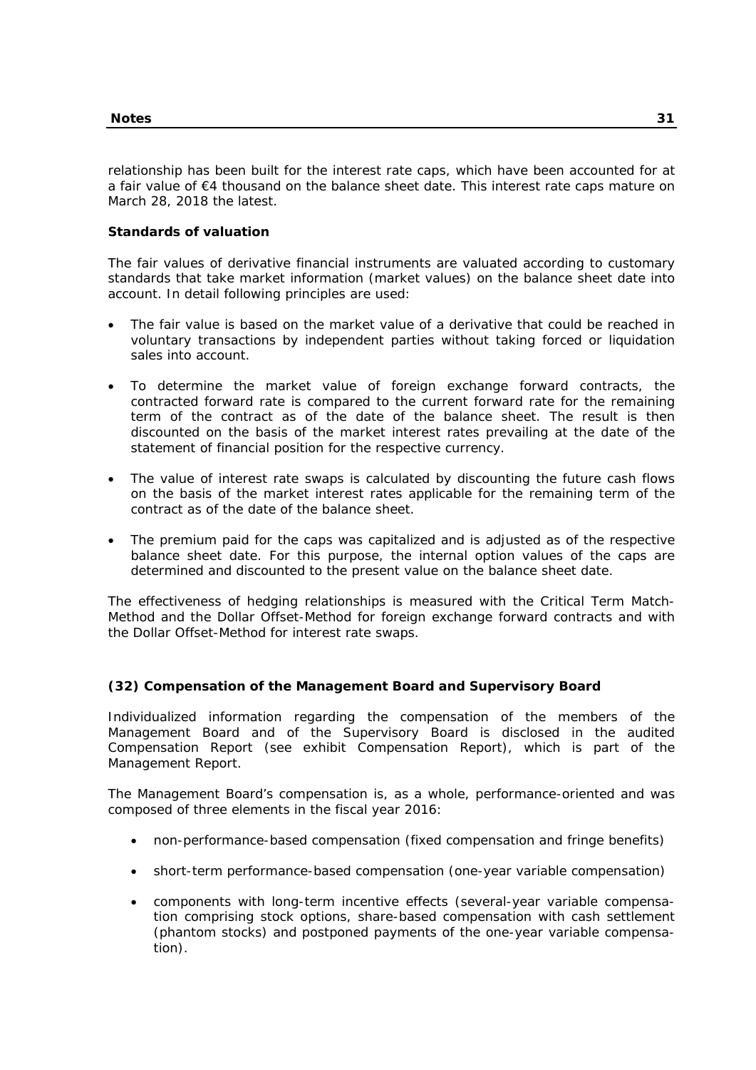relationship has been built for the interest rate caps, which have been accounted for at a fair value of €4 thousand on the balance sheet date. This interest rate caps mature on March 28, 2018 the latest.

**Standards of valuation**

The fair values of derivative financial instruments are valuated according to customary standards that take market information (market values) on the balance sheet date into account. In detail following principles are used:

- The fair value is based on the market value of a derivative that could be reached in voluntary transactions by independent parties without taking forced or liquidation sales into account.
- To determine the market value of foreign exchange forward contracts, the contracted forward rate is compared to the current forward rate for the remaining term of the contract as of the date of the balance sheet. The result is then discounted on the basis of the market interest rates prevailing at the date of the statement of financial position for the respective currency.
- The value of interest rate swaps is calculated by discounting the future cash flows on the basis of the market interest rates applicable for the remaining term of the contract as of the date of the balance sheet.
- The premium paid for the caps was capitalized and is adjusted as of the respective balance sheet date. For this purpose, the internal option values of the caps are determined and discounted to the present value on the balance sheet date.

The effectiveness of hedging relationships is measured with the Critical Term Match-Method and the Dollar Offset-Method for foreign exchange forward contracts and with the Dollar Offset-Method for interest rate swaps.

### (32) Compensation of the Management Board and Supervisory Board

Individualized information regarding the compensation of the members of the Management Board and of the Supervisory Board is disclosed in the audited Compensation Report (see exhibit Compensation Report), which is part of the Management Report.

The Management Board's compensation is, as a whole, performance-oriented and was composed of three elements in the fiscal year 2016:

- non-performance-based compensation (fixed compensation and fringe benefits)
- short-term performance-based compensation (one-year variable compensation)
- components with long-term incentive effects (several-year variable compensation comprising stock options, share-based compensation with cash settlement (phantom stocks) and postponed payments of the one-year variable compensation).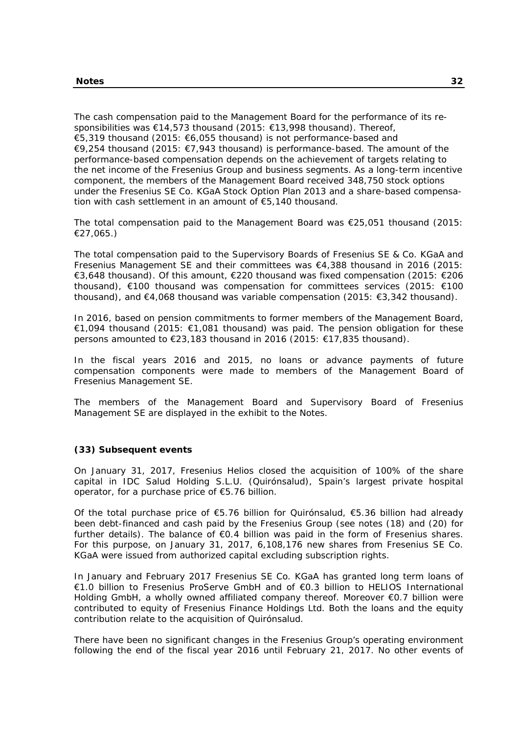The cash compensation paid to the Management Board for the performance of its responsibilities was €14,573 thousand (2015: €13,998 thousand). Thereof, €5,319 thousand (2015: €6,055 thousand) is not performance-based and €9,254 thousand (2015: €7,943 thousand) is performance-based. The amount of the performance-based compensation depends on the achievement of targets relating to the net income of the Fresenius Group and business segments. As a long-term incentive component, the members of the Management Board received 348,750 stock options under the Fresenius SE Co. KGaA Stock Option Plan 2013 and a share-based compensation with cash settlement in an amount of €5,140 thousand.

The total compensation paid to the Management Board was €25,051 thousand (2015: €27,065.)

The total compensation paid to the Supervisory Boards of Fresenius SE & Co. KGaA and Fresenius Management SE and their committees was €4,388 thousand in 2016 (2015: €3,648 thousand). Of this amount, €220 thousand was fixed compensation (2015: €206 thousand), €100 thousand was compensation for committees services (2015: €100 thousand), and €4,068 thousand was variable compensation (2015: €3,342 thousand).

In 2016, based on pension commitments to former members of the Management Board, €1,094 thousand (2015: €1,081 thousand) was paid. The pension obligation for these persons amounted to €23,183 thousand in 2016 (2015: €17,835 thousand).

In the fiscal years 2016 and 2015, no loans or advance payments of future compensation components were made to members of the Management Board of Fresenius Management SE.

The members of the Management Board and Supervisory Board of Fresenius Management SE are displayed in the exhibit to the Notes.

## (33) Subsequent events

On January 31, 2017, Fresenius Helios closed the acquisition of 100% of the share capital in IDC Salud Holding S.L.U. (Quirónsalud), Spain's largest private hospital operator, for a purchase price of €5.76 billion.

Of the total purchase price of €5.76 billion for Quirónsalud, €5.36 billion had already been debt-financed and cash paid by the Fresenius Group (see notes (18) and (20) for further details). The balance of €0.4 billion was paid in the form of Fresenius shares. For this purpose, on January 31, 2017, 6,108,176 new shares from Fresenius SE Co. KGaA were issued from authorized capital excluding subscription rights.

In January and February 2017 Fresenius SE Co. KGaA has granted long term loans of €1.0 billion to Fresenius ProServe GmbH and of €0.3 billion to HELIOS International Holding GmbH, a wholly owned affiliated company thereof. Moreover €0.7 billion were contributed to equity of Fresenius Finance Holdings Ltd. Both the loans and the equity contribution relate to the acquisition of Quirónsalud.

There have been no significant changes in the Fresenius Group's operating environment following the end of the fiscal year 2016 until February 21, 2017. No other events of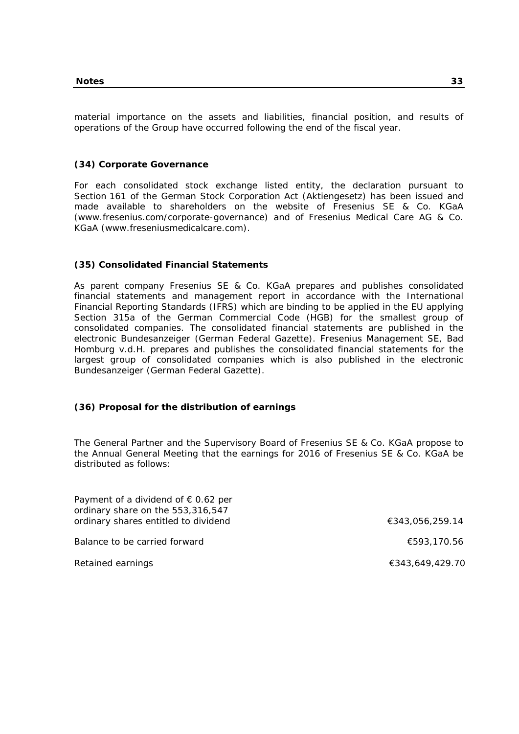material importance on the assets and liabilities, financial position, and results of operations of the Group have occurred following the end of the fiscal year.

### (34) Corporate Governance

For each consolidated stock exchange listed entity, the declaration pursuant to Section 161 of the German Stock Corporation Act (Aktiengesetz) has been issued and made available to shareholders on the website of Fresenius SE & Co. KGaA (www.fresenius.com/corporate-governance) and of Fresenius Medical Care AG & Co. KGaA (www.freseniusmedicalcare.com).

### (35) Consolidated Financial Statements

As parent company Fresenius SE & Co. KGaA prepares and publishes consolidated financial statements and management report in accordance with the International Financial Reporting Standards (IFRS) which are binding to be applied in the EU applying Section 315a of the German Commercial Code (HGB) for the smallest group of consolidated companies. The consolidated financial statements are published in the electronic Bundesanzeiger (German Federal Gazette). Fresenius Management SE, Bad Homburg v.d.H. prepares and publishes the consolidated financial statements for the largest group of consolidated companies which is also published in the electronic Bundesanzeiger (German Federal Gazette).

### (36) Proposal for the distribution of earnings

The General Partner and the Supervisory Board of Fresenius SE & Co. KGaA propose to the Annual General Meeting that the earnings for 2016 of Fresenius SE & Co. KGaA be distributed as follows:

| | |
|---|---|
| Payment of a dividend of € 0.62 per ordinary share on the 553,316,547 ordinary shares entitled to dividend | €343,056,259.14 |
| Balance to be carried forward | €593,170.56 |
| Retained earnings | €343,649,429.70 |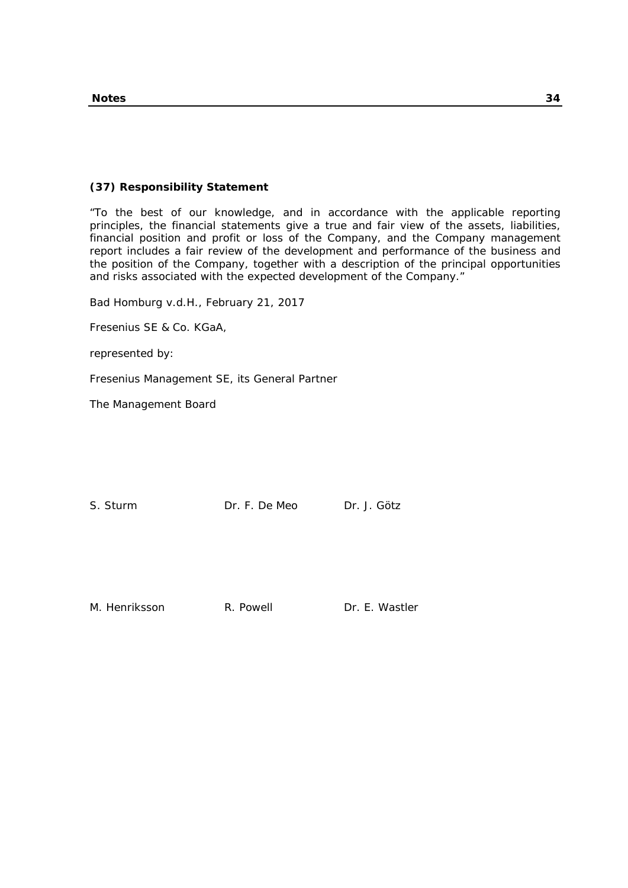### (37) Responsibility Statement

"To the best of our knowledge, and in accordance with the applicable reporting principles, the financial statements give a true and fair view of the assets, liabilities, financial position and profit or loss of the Company, and the Company management report includes a fair review of the development and performance of the business and the position of the Company, together with a description of the principal opportunities and risks associated with the expected development of the Company."

Bad Homburg v.d.H., February 21, 2017

Fresenius SE & Co. KGaA,

represented by:

Fresenius Management SE, its General Partner

The Management Board

S. Sturm     Dr. F. De Meo     Dr. J. Götz

M. Henriksson     R. Powell     Dr. E. Wastler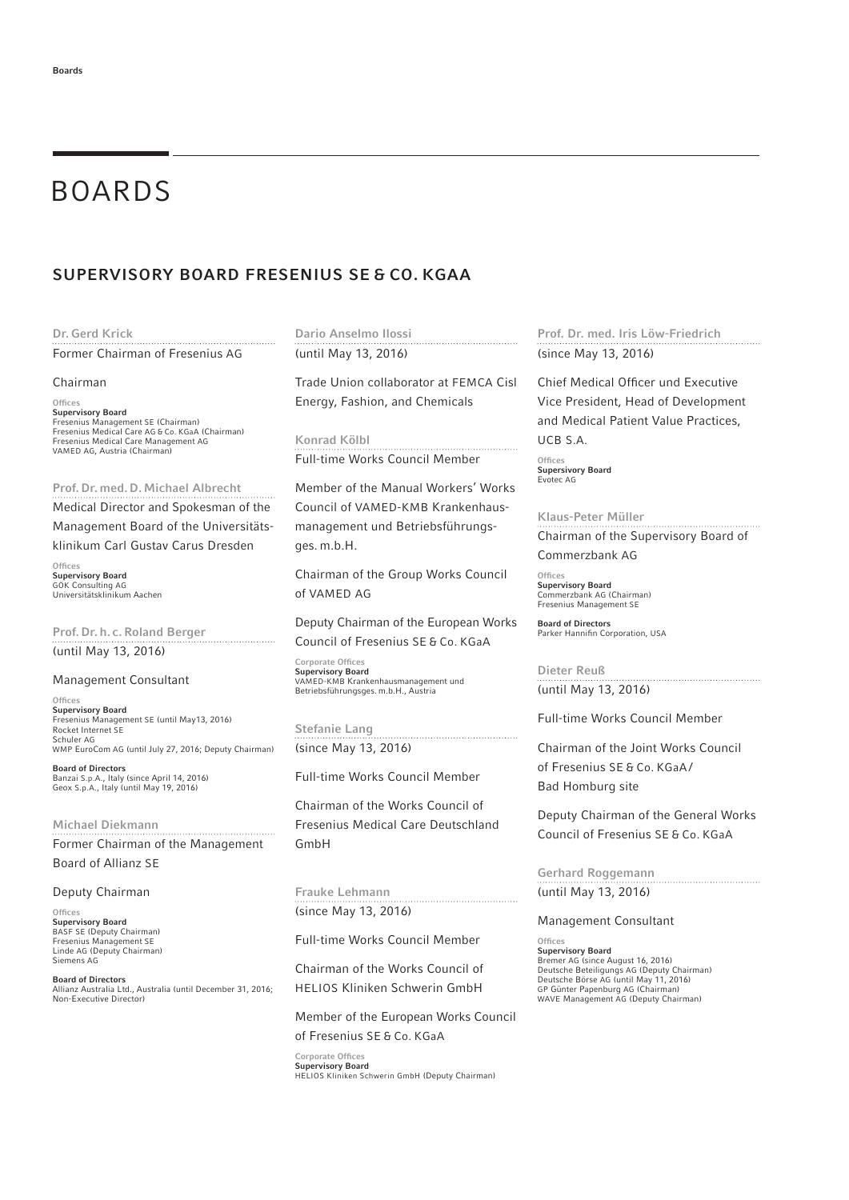# BOARDS

## SUPERVISORY BOARD FRESENIUS SE & CO. KGAA

### Dr. Gerd Krick

Former Chairman of Fresenius AG

Chairman

Offices
**Supervisory Board**
Fresenius Management SE (Chairman)
Fresenius Medical Care AG & Co. KGaA (Chairman)
Fresenius Medical Care Management AG
VAMED AG, Austria (Chairman)

### Prof. Dr. med. D. Michael Albrecht

Medical Director and Spokesman of the Management Board of the Universitätsklinikum Carl Gustav Carus Dresden

Offices
**Supervisory Board**
GÖK Consulting AG
Universitätsklinikum Aachen

### Prof. Dr. h. c. Roland Berger

(until May 13, 2016)

Management Consultant

Offices
**Supervisory Board**
Fresenius Management SE (until May13, 2016)
Rocket Internet SE
Schuler AG
WMP EuroCom AG (until July 27, 2016; Deputy Chairman)

**Board of Directors**
Banzai S.p.A., Italy (since April 14, 2016)
Geox S.p.A., Italy (until May 19, 2016)

### Michael Diekmann

Former Chairman of the Management Board of Allianz SE

Deputy Chairman

Offices
**Supervisory Board**
BASF SE (Deputy Chairman)
Fresenius Management SE
Linde AG (Deputy Chairman)
Siemens AG

**Board of Directors**
Allianz Australia Ltd., Australia (until December 31, 2016; Non-Executive Director)

### Dario Anselmo Ilossi

(until May 13, 2016)

Trade Union collaborator at FEMCA Cisl Energy, Fashion, and Chemicals

### Konrad Kölbl

Full-time Works Council Member

Member of the Manual Workers' Works Council of VAMED-KMB Krankenhausmanagement und Betriebsführungsges. m.b.H.

Chairman of the Group Works Council of VAMED AG

Deputy Chairman of the European Works Council of Fresenius SE & Co. KGaA

Corporate Offices
**Supervisory Board**
VAMED-KMB Krankenhausmanagement und Betriebsführungsges. m.b.H., Austria

### Stefanie Lang

(since May 13, 2016)

Full-time Works Council Member

Chairman of the Works Council of Fresenius Medical Care Deutschland GmbH

### Frauke Lehmann

(since May 13, 2016)

Full-time Works Council Member

Chairman of the Works Council of HELIOS Kliniken Schwerin GmbH

Member of the European Works Council of Fresenius SE & Co. KGaA

Corporate Offices
**Supervisory Board**
HELIOS Kliniken Schwerin GmbH (Deputy Chairman)

### Prof. Dr. med. Iris Löw-Friedrich

(since May 13, 2016)

Chief Medical Officer und Executive Vice President, Head of Development and Medical Patient Value Practices, UCB S.A.

Offices
**Supervisory Board**
Evotec AG

### Klaus-Peter Müller

Chairman of the Supervisory Board of Commerzbank AG

Offices
**Supervisory Board**
Commerzbank AG (Chairman)
Fresenius Management SE

**Board of Directors**
Parker Hannifin Corporation, USA

### Dieter Reuß

(until May 13, 2016)

Full-time Works Council Member

Chairman of the Joint Works Council of Fresenius SE & Co. KGaA/ Bad Homburg site

Deputy Chairman of the General Works Council of Fresenius SE & Co. KGaA

### Gerhard Roggemann

(until May 13, 2016)

Management Consultant

Offices
**Supervisory Board**
Bremer AG (since August 16, 2016)
Deutsche Beteiligungs AG (Deputy Chairman)
Deutsche Börse AG (until May 11, 2016)
GP Günter Papenburg AG (Chairman)
WAVE Management AG (Deputy Chairman)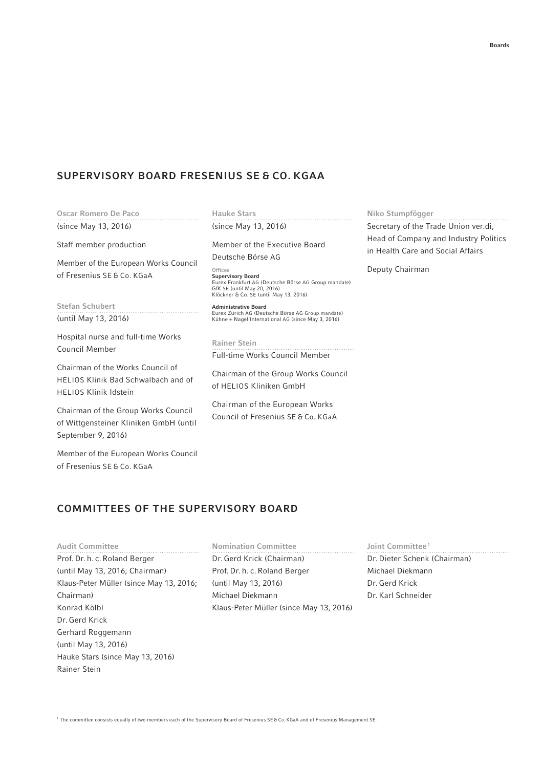## SUPERVISORY BOARD FRESENIUS SE & CO. KGAA

**Oscar Romero De Paco**
(since May 13, 2016)

Staff member production

Member of the European Works Council of Fresenius SE & Co. KGaA

**Stefan Schubert**
(until May 13, 2016)

Hospital nurse and full-time Works Council Member

Chairman of the Works Council of HELIOS Klinik Bad Schwalbach and of HELIOS Klinik Idstein

Chairman of the Group Works Council of Wittgensteiner Kliniken GmbH (until September 9, 2016)

Member of the European Works Council of Fresenius SE & Co. KGaA

**Hauke Stars**
(since May 13, 2016)

Member of the Executive Board Deutsche Börse AG

Offices
**Supervisory Board**
Eurex Frankfurt AG (Deutsche Börse AG Group mandate)
GfK SE (until May 20, 2016)
Klöckner & Co. SE (until May 13, 2016)

**Administrative Board**
Eurex Zürich AG (Deutsche Börse AG Group mandate)
Kühne + Nagel International AG (since May 3, 2016)

**Rainer Stein**
Full-time Works Council Member

Chairman of the Group Works Council of HELIOS Kliniken GmbH

Chairman of the European Works Council of Fresenius SE & Co. KGaA

**Niko Stumpfögger**
Secretary of the Trade Union ver.di, Head of Company and Industry Politics in Health Care and Social Affairs

Deputy Chairman

## COMMITTEES OF THE SUPERVISORY BOARD

**Audit Committee**
Prof. Dr. h. c. Roland Berger
(until May 13, 2016; Chairman)
Klaus-Peter Müller (since May 13, 2016; Chairman)
Konrad Kölbl
Dr. Gerd Krick
Gerhard Roggemann
(until May 13, 2016)
Hauke Stars (since May 13, 2016)
Rainer Stein

**Nomination Committee**
Dr. Gerd Krick (Chairman)
Prof. Dr. h. c. Roland Berger
(until May 13, 2016)
Michael Diekmann
Klaus-Peter Müller (since May 13, 2016)

**Joint Committee**[1]
Dr. Dieter Schenk (Chairman)
Michael Diekmann
Dr. Gerd Krick
Dr. Karl Schneider

[1] The committee consists equally of two members each of the Supervisory Board of Fresenius SE & Co. KGaA and of Fresenius Management SE.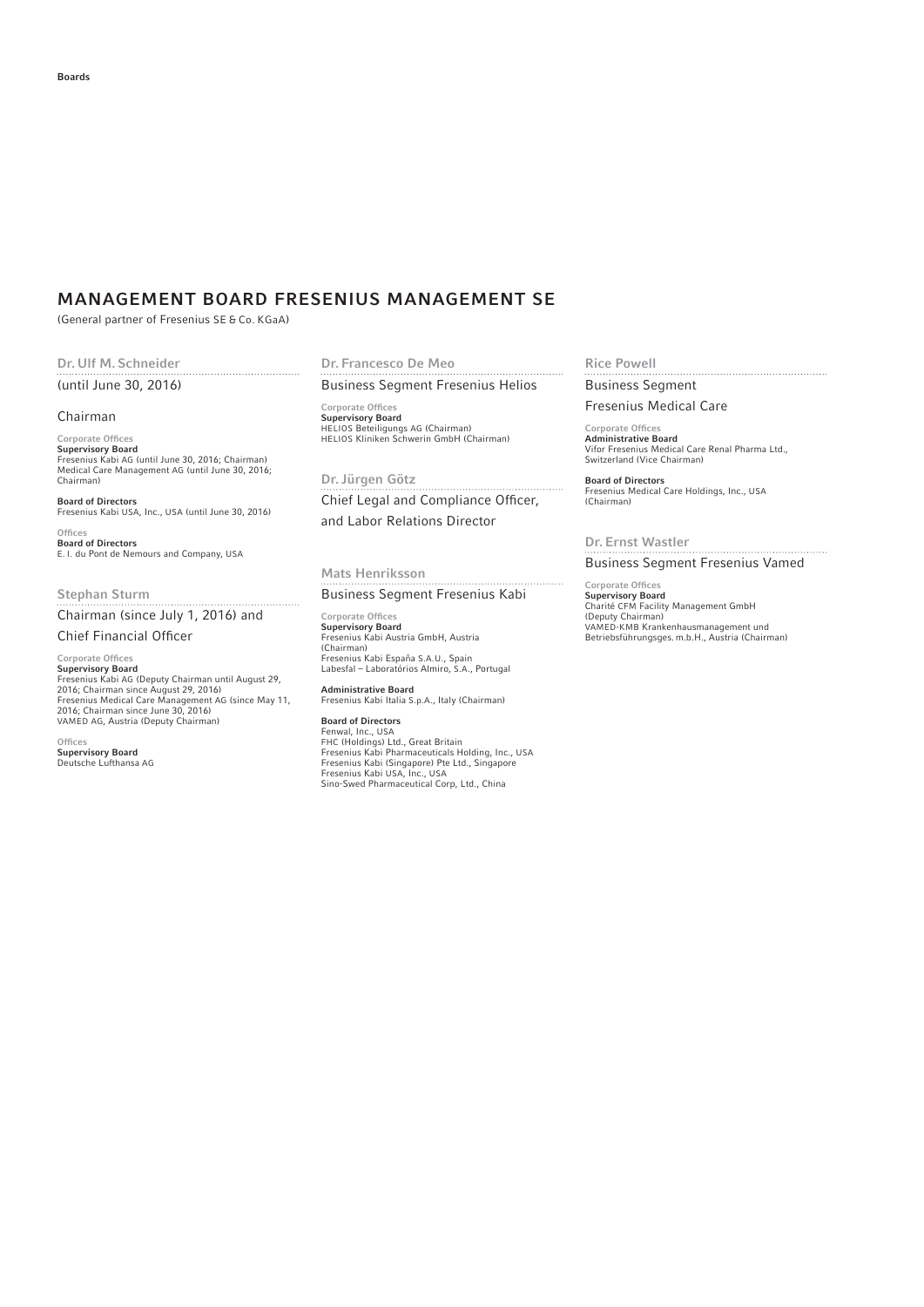## MANAGEMENT BOARD FRESENIUS MANAGEMENT SE

(General partner of Fresenius SE & Co. KGaA)

### Dr. Ulf M. Schneider

(until June 30, 2016)

Chairman

Corporate Offices

**Supervisory Board**
Fresenius Kabi AG (until June 30, 2016; Chairman)
Medical Care Management AG (until June 30, 2016; Chairman)

**Board of Directors**
Fresenius Kabi USA, Inc., USA (until June 30, 2016)

Offices

**Board of Directors**
E. I. du Pont de Nemours and Company, USA

### Stephan Sturm

Chairman (since July 1, 2016) and Chief Financial Officer

Corporate Offices

**Supervisory Board**
Fresenius Kabi AG (Deputy Chairman until August 29, 2016; Chairman since August 29, 2016)
Fresenius Medical Care Management AG (since May 11, 2016; Chairman since June 30, 2016)
VAMED AG, Austria (Deputy Chairman)

Offices

**Supervisory Board**
Deutsche Lufthansa AG

### Dr. Francesco De Meo

Business Segment Fresenius Helios

Corporate Offices

**Supervisory Board**
HELIOS Beteiligungs AG (Chairman)
HELIOS Kliniken Schwerin GmbH (Chairman)

### Dr. Jürgen Götz

Chief Legal and Compliance Officer, and Labor Relations Director

### Mats Henriksson

Business Segment Fresenius Kabi

Corporate Offices

**Supervisory Board**
Fresenius Kabi Austria GmbH, Austria (Chairman)
Fresenius Kabi España S.A.U., Spain
Labesfal – Laboratórios Almiro, S.A., Portugal

**Administrative Board**
Fresenius Kabi Italia S.p.A., Italy (Chairman)

**Board of Directors**
Fenwal, Inc., USA
FHC (Holdings) Ltd., Great Britain
Fresenius Kabi Pharmaceuticals Holding, Inc., USA
Fresenius Kabi (Singapore) Pte Ltd., Singapore
Fresenius Kabi USA, Inc., USA
Sino-Swed Pharmaceutical Corp, Ltd., China

### Rice Powell

Business Segment Fresenius Medical Care

Corporate Offices

**Administrative Board**
Vifor Fresenius Medical Care Renal Pharma Ltd., Switzerland (Vice Chairman)

**Board of Directors**
Fresenius Medical Care Holdings, Inc., USA (Chairman)

### Dr. Ernst Wastler

Business Segment Fresenius Vamed

Corporate Offices

**Supervisory Board**
Charité CFM Facility Management GmbH (Deputy Chairman)
VAMED-KMB Krankenhausmanagement und Betriebsführungsges. m.b.H., Austria (Chairman)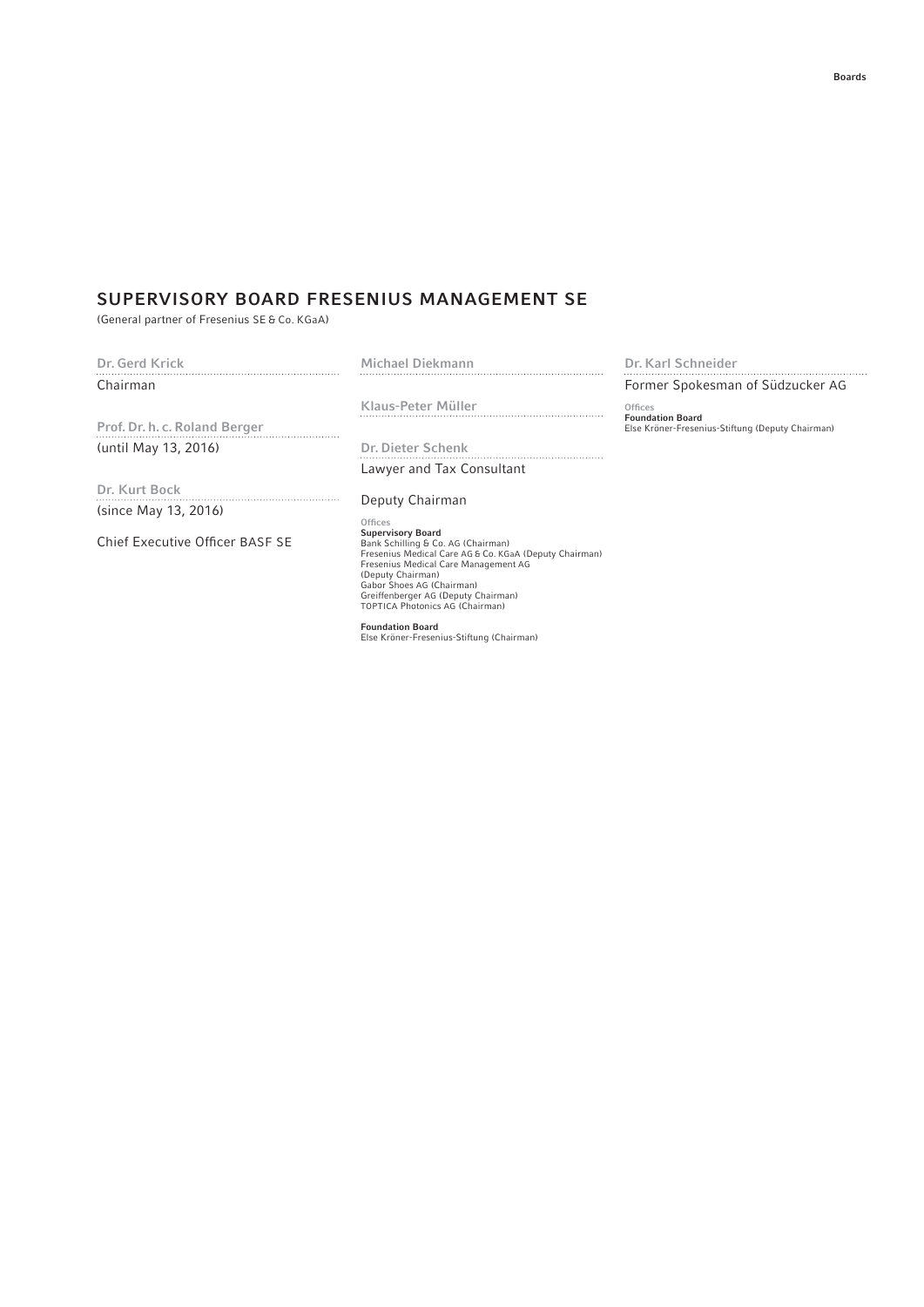## SUPERVISORY BOARD FRESENIUS MANAGEMENT SE

(General partner of Fresenius SE & Co. KGaA)

**Dr. Gerd Krick**

Chairman

**Prof. Dr. h. c. Roland Berger**

(until May 13, 2016)

**Dr. Kurt Bock**

(since May 13, 2016)

Chief Executive Officer BASF SE

**Michael Diekmann**

**Klaus-Peter Müller**

**Dr. Dieter Schenk**

Lawyer and Tax Consultant

Deputy Chairman

Offices

**Supervisory Board**

Bank Schilling & Co. AG (Chairman)
Fresenius Medical Care AG & Co. KGaA (Deputy Chairman)
Fresenius Medical Care Management AG (Deputy Chairman)
Gabor Shoes AG (Chairman)
Greiffenberger AG (Deputy Chairman)
TOPTICA Photonics AG (Chairman)

**Foundation Board**

Else Kröner-Fresenius-Stiftung (Chairman)

**Dr. Karl Schneider**

Former Spokesman of Südzucker AG

Offices

**Foundation Board**

Else Kröner-Fresenius-Stiftung (Deputy Chairman)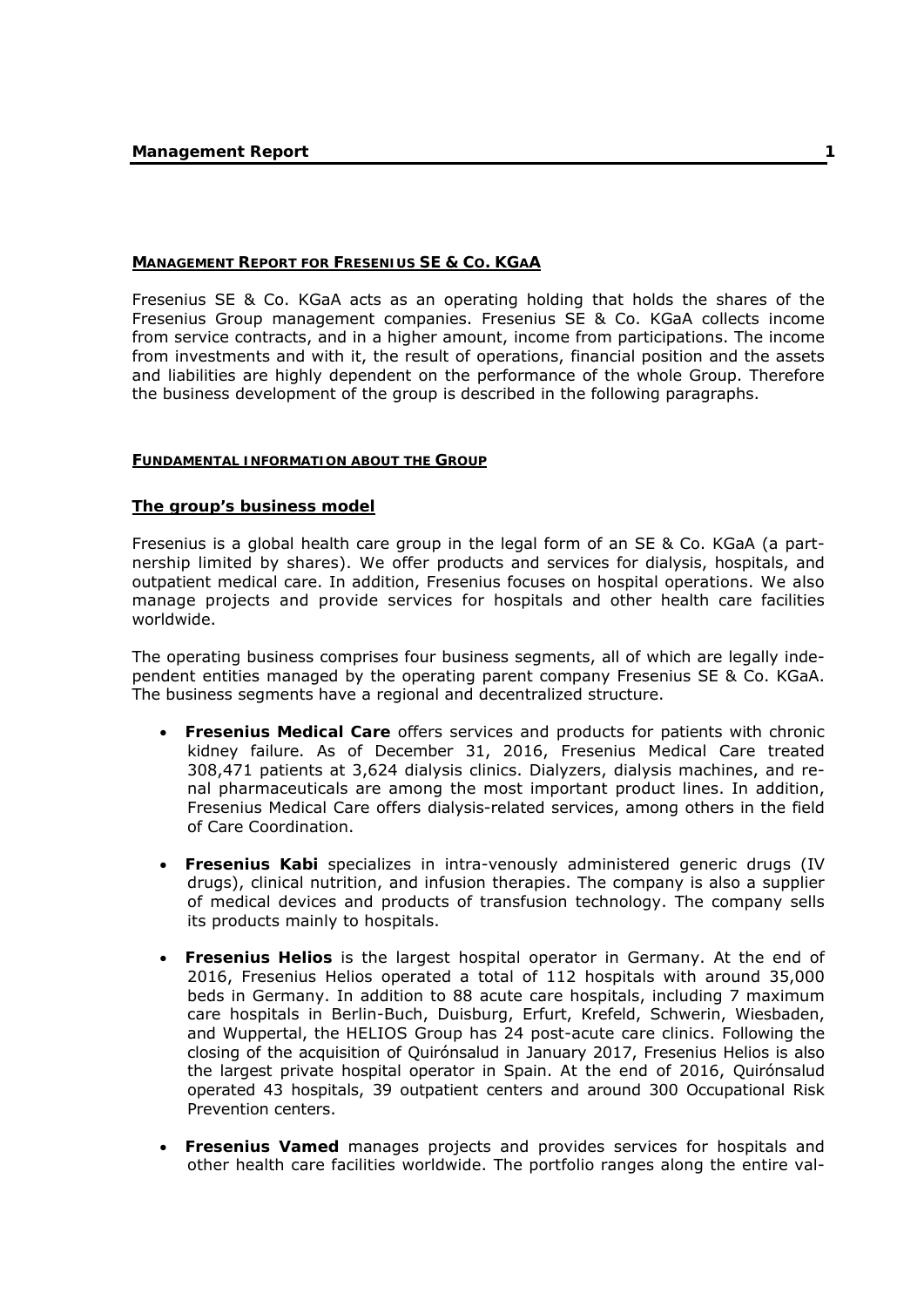## MANAGEMENT REPORT FOR FRESENIUS SE & CO. KGAA

Fresenius SE & Co. KGaA acts as an operating holding that holds the shares of the Fresenius Group management companies. Fresenius SE & Co. KGaA collects income from service contracts, and in a higher amount, income from participations. The income from investments and with it, the result of operations, financial position and the assets and liabilities are highly dependent on the performance of the whole Group. Therefore the business development of the group is described in the following paragraphs.

## FUNDAMENTAL INFORMATION ABOUT THE GROUP

### The group's business model

Fresenius is a global health care group in the legal form of an SE & Co. KGaA (a partnership limited by shares). We offer products and services for dialysis, hospitals, and outpatient medical care. In addition, Fresenius focuses on hospital operations. We also manage projects and provide services for hospitals and other health care facilities worldwide.

The operating business comprises four business segments, all of which are legally independent entities managed by the operating parent company Fresenius SE & Co. KGaA. The business segments have a regional and decentralized structure.

- **Fresenius Medical Care** offers services and products for patients with chronic kidney failure. As of December 31, 2016, Fresenius Medical Care treated 308,471 patients at 3,624 dialysis clinics. Dialyzers, dialysis machines, and renal pharmaceuticals are among the most important product lines. In addition, Fresenius Medical Care offers dialysis-related services, among others in the field of Care Coordination.
- **Fresenius Kabi** specializes in intra-venously administered generic drugs (IV drugs), clinical nutrition, and infusion therapies. The company is also a supplier of medical devices and products of transfusion technology. The company sells its products mainly to hospitals.
- **Fresenius Helios** is the largest hospital operator in Germany. At the end of 2016, Fresenius Helios operated a total of 112 hospitals with around 35,000 beds in Germany. In addition to 88 acute care hospitals, including 7 maximum care hospitals in Berlin-Buch, Duisburg, Erfurt, Krefeld, Schwerin, Wiesbaden, and Wuppertal, the HELIOS Group has 24 post-acute care clinics. Following the closing of the acquisition of Quirónsalud in January 2017, Fresenius Helios is also the largest private hospital operator in Spain. At the end of 2016, Quirónsalud operated 43 hospitals, 39 outpatient centers and around 300 Occupational Risk Prevention centers.
- **Fresenius Vamed** manages projects and provides services for hospitals and other health care facilities worldwide. The portfolio ranges along the entire val-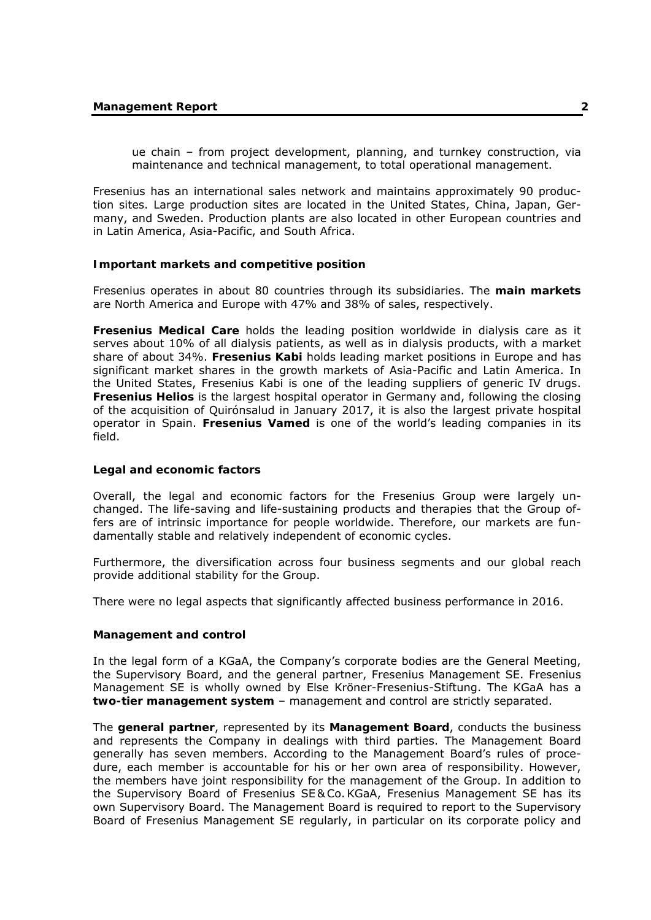ue chain – from project development, planning, and turnkey construction, via maintenance and technical management, to total operational management.

Fresenius has an international sales network and maintains approximately 90 production sites. Large production sites are located in the United States, China, Japan, Germany, and Sweden. Production plants are also located in other European countries and in Latin America, Asia-Pacific, and South Africa.

### Important markets and competitive position

Fresenius operates in about 80 countries through its subsidiaries. The **main markets** are North America and Europe with 47% and 38% of sales, respectively.

**Fresenius Medical Care** holds the leading position worldwide in dialysis care as it serves about 10% of all dialysis patients, as well as in dialysis products, with a market share of about 34%. **Fresenius Kabi** holds leading market positions in Europe and has significant market shares in the growth markets of Asia-Pacific and Latin America. In the United States, Fresenius Kabi is one of the leading suppliers of generic IV drugs. **Fresenius Helios** is the largest hospital operator in Germany and, following the closing of the acquisition of Quirónsalud in January 2017, it is also the largest private hospital operator in Spain. **Fresenius Vamed** is one of the world's leading companies in its field.

### Legal and economic factors

Overall, the legal and economic factors for the Fresenius Group were largely unchanged. The life-saving and life-sustaining products and therapies that the Group offers are of intrinsic importance for people worldwide. Therefore, our markets are fundamentally stable and relatively independent of economic cycles.

Furthermore, the diversification across four business segments and our global reach provide additional stability for the Group.

There were no legal aspects that significantly affected business performance in 2016.

### Management and control

In the legal form of a KGaA, the Company's corporate bodies are the General Meeting, the Supervisory Board, and the general partner, Fresenius Management SE. Fresenius Management SE is wholly owned by Else Kröner-Fresenius-Stiftung. The KGaA has a **two-tier management system** – management and control are strictly separated.

The **general partner**, represented by its **Management Board**, conducts the business and represents the Company in dealings with third parties. The Management Board generally has seven members. According to the Management Board's rules of procedure, each member is accountable for his or her own area of responsibility. However, the members have joint responsibility for the management of the Group. In addition to the Supervisory Board of Fresenius SE & Co. KGaA, Fresenius Management SE has its own Supervisory Board. The Management Board is required to report to the Supervisory Board of Fresenius Management SE regularly, in particular on its corporate policy and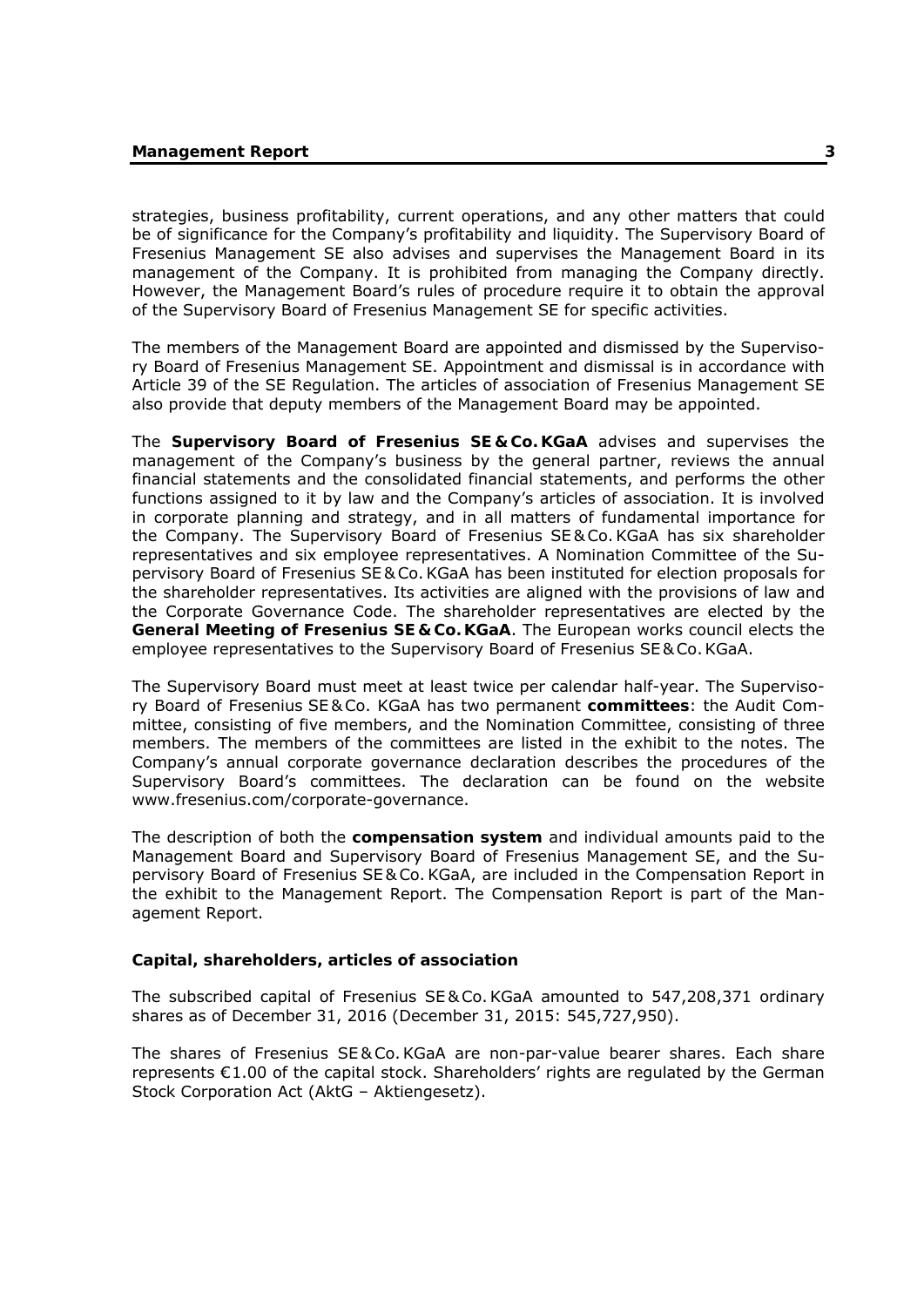strategies, business profitability, current operations, and any other matters that could be of significance for the Company's profitability and liquidity. The Supervisory Board of Fresenius Management SE also advises and supervises the Management Board in its management of the Company. It is prohibited from managing the Company directly. However, the Management Board's rules of procedure require it to obtain the approval of the Supervisory Board of Fresenius Management SE for specific activities.

The members of the Management Board are appointed and dismissed by the Supervisory Board of Fresenius Management SE. Appointment and dismissal is in accordance with Article 39 of the SE Regulation. The articles of association of Fresenius Management SE also provide that deputy members of the Management Board may be appointed.

The **Supervisory Board of Fresenius SE & Co. KGaA** advises and supervises the management of the Company's business by the general partner, reviews the annual financial statements and the consolidated financial statements, and performs the other functions assigned to it by law and the Company's articles of association. It is involved in corporate planning and strategy, and in all matters of fundamental importance for the Company. The Supervisory Board of Fresenius SE & Co. KGaA has six shareholder representatives and six employee representatives. A Nomination Committee of the Supervisory Board of Fresenius SE & Co. KGaA has been instituted for election proposals for the shareholder representatives. Its activities are aligned with the provisions of law and the Corporate Governance Code. The shareholder representatives are elected by the **General Meeting of Fresenius SE & Co. KGaA**. The European works council elects the employee representatives to the Supervisory Board of Fresenius SE & Co. KGaA.

The Supervisory Board must meet at least twice per calendar half-year. The Supervisory Board of Fresenius SE & Co. KGaA has two permanent **committees**: the Audit Committee, consisting of five members, and the Nomination Committee, consisting of three members. The members of the committees are listed in the exhibit to the notes. The Company's annual corporate governance declaration describes the procedures of the Supervisory Board's committees. The declaration can be found on the website www.fresenius.com/corporate-governance.

The description of both the **compensation system** and individual amounts paid to the Management Board and Supervisory Board of Fresenius Management SE, and the Supervisory Board of Fresenius SE & Co. KGaA, are included in the Compensation Report in the exhibit to the Management Report. The Compensation Report is part of the Management Report.

#### Capital, shareholders, articles of association

The subscribed capital of Fresenius SE & Co. KGaA amounted to 547,208,371 ordinary shares as of December 31, 2016 (December 31, 2015: 545,727,950).

The shares of Fresenius SE & Co. KGaA are non-par-value bearer shares. Each share represents €1.00 of the capital stock. Shareholders' rights are regulated by the German Stock Corporation Act (AktG – Aktiengesetz).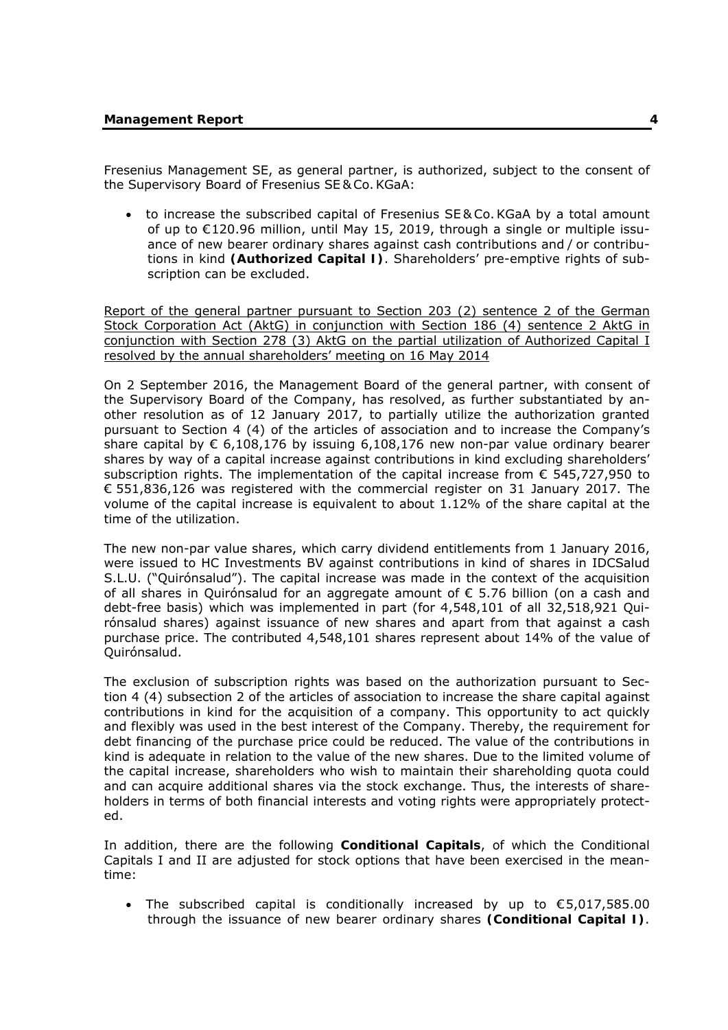Fresenius Management SE, as general partner, is authorized, subject to the consent of the Supervisory Board of Fresenius SE & Co. KGaA:

- to increase the subscribed capital of Fresenius SE & Co. KGaA by a total amount of up to €120.96 million, until May 15, 2019, through a single or multiple issuance of new bearer ordinary shares against cash contributions and / or contributions in kind **(Authorized Capital I)**. Shareholders' pre-emptive rights of subscription can be excluded.

<u>Report of the general partner pursuant to Section 203 (2) sentence 2 of the German Stock Corporation Act (AktG) in conjunction with Section 186 (4) sentence 2 AktG in conjunction with Section 278 (3) AktG on the partial utilization of Authorized Capital I resolved by the annual shareholders' meeting on 16 May 2014</u>

On 2 September 2016, the Management Board of the general partner, with consent of the Supervisory Board of the Company, has resolved, as further substantiated by another resolution as of 12 January 2017, to partially utilize the authorization granted pursuant to Section 4 (4) of the articles of association and to increase the Company's share capital by € 6,108,176 by issuing 6,108,176 new non-par value ordinary bearer shares by way of a capital increase against contributions in kind excluding shareholders' subscription rights. The implementation of the capital increase from € 545,727,950 to € 551,836,126 was registered with the commercial register on 31 January 2017. The volume of the capital increase is equivalent to about 1.12% of the share capital at the time of the utilization.

The new non-par value shares, which carry dividend entitlements from 1 January 2016, were issued to HC Investments BV against contributions in kind of shares in IDCSalud S.L.U. ("Quirónsalud"). The capital increase was made in the context of the acquisition of all shares in Quirónsalud for an aggregate amount of € 5.76 billion (on a cash and debt-free basis) which was implemented in part (for 4,548,101 of all 32,518,921 Quirónsalud shares) against issuance of new shares and apart from that against a cash purchase price. The contributed 4,548,101 shares represent about 14% of the value of Quirónsalud.

The exclusion of subscription rights was based on the authorization pursuant to Section 4 (4) subsection 2 of the articles of association to increase the share capital against contributions in kind for the acquisition of a company. This opportunity to act quickly and flexibly was used in the best interest of the Company. Thereby, the requirement for debt financing of the purchase price could be reduced. The value of the contributions in kind is adequate in relation to the value of the new shares. Due to the limited volume of the capital increase, shareholders who wish to maintain their shareholding quota could and can acquire additional shares via the stock exchange. Thus, the interests of shareholders in terms of both financial interests and voting rights were appropriately protected.

In addition, there are the following **Conditional Capitals**, of which the Conditional Capitals I and II are adjusted for stock options that have been exercised in the meantime:

- The subscribed capital is conditionally increased by up to €5,017,585.00 through the issuance of new bearer ordinary shares **(Conditional Capital I)**.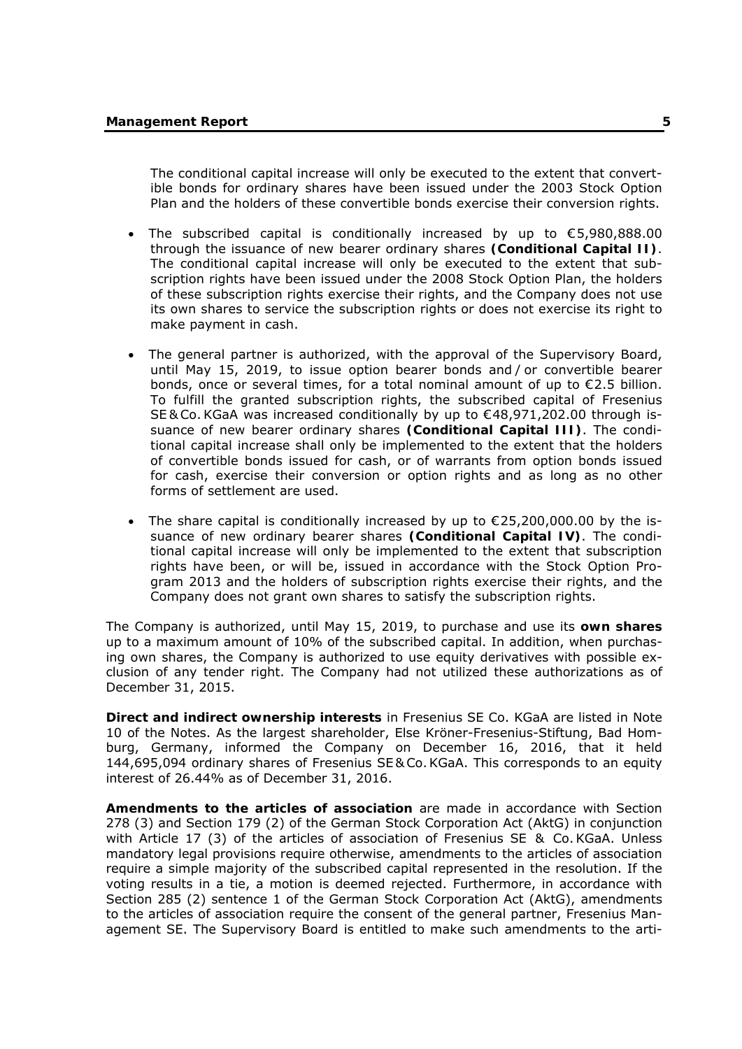The conditional capital increase will only be executed to the extent that convertible bonds for ordinary shares have been issued under the 2003 Stock Option Plan and the holders of these convertible bonds exercise their conversion rights.

- The subscribed capital is conditionally increased by up to €5,980,888.00 through the issuance of new bearer ordinary shares **(Conditional Capital II)**. The conditional capital increase will only be executed to the extent that subscription rights have been issued under the 2008 Stock Option Plan, the holders of these subscription rights exercise their rights, and the Company does not use its own shares to service the subscription rights or does not exercise its right to make payment in cash.

- The general partner is authorized, with the approval of the Supervisory Board, until May 15, 2019, to issue option bearer bonds and / or convertible bearer bonds, once or several times, for a total nominal amount of up to €2.5 billion. To fulfill the granted subscription rights, the subscribed capital of Fresenius SE & Co. KGaA was increased conditionally by up to €48,971,202.00 through issuance of new bearer ordinary shares **(Conditional Capital III)**. The conditional capital increase shall only be implemented to the extent that the holders of convertible bonds issued for cash, or of warrants from option bonds issued for cash, exercise their conversion or option rights and as long as no other forms of settlement are used.

- The share capital is conditionally increased by up to €25,200,000.00 by the issuance of new ordinary bearer shares **(Conditional Capital IV)**. The conditional capital increase will only be implemented to the extent that subscription rights have been, or will be, issued in accordance with the Stock Option Program 2013 and the holders of subscription rights exercise their rights, and the Company does not grant own shares to satisfy the subscription rights.

The Company is authorized, until May 15, 2019, to purchase and use its **own shares** up to a maximum amount of 10% of the subscribed capital. In addition, when purchasing own shares, the Company is authorized to use equity derivatives with possible exclusion of any tender right. The Company had not utilized these authorizations as of December 31, 2015.

**Direct and indirect ownership interests** in Fresenius SE Co. KGaA are listed in Note 10 of the Notes. As the largest shareholder, Else Kröner-Fresenius-Stiftung, Bad Homburg, Germany, informed the Company on December 16, 2016, that it held 144,695,094 ordinary shares of Fresenius SE & Co. KGaA. This corresponds to an equity interest of 26.44% as of December 31, 2016.

**Amendments to the articles of association** are made in accordance with Section 278 (3) and Section 179 (2) of the German Stock Corporation Act (AktG) in conjunction with Article 17 (3) of the articles of association of Fresenius SE & Co. KGaA. Unless mandatory legal provisions require otherwise, amendments to the articles of association require a simple majority of the subscribed capital represented in the resolution. If the voting results in a tie, a motion is deemed rejected. Furthermore, in accordance with Section 285 (2) sentence 1 of the German Stock Corporation Act (AktG), amendments to the articles of association require the consent of the general partner, Fresenius Management SE. The Supervisory Board is entitled to make such amendments to the arti-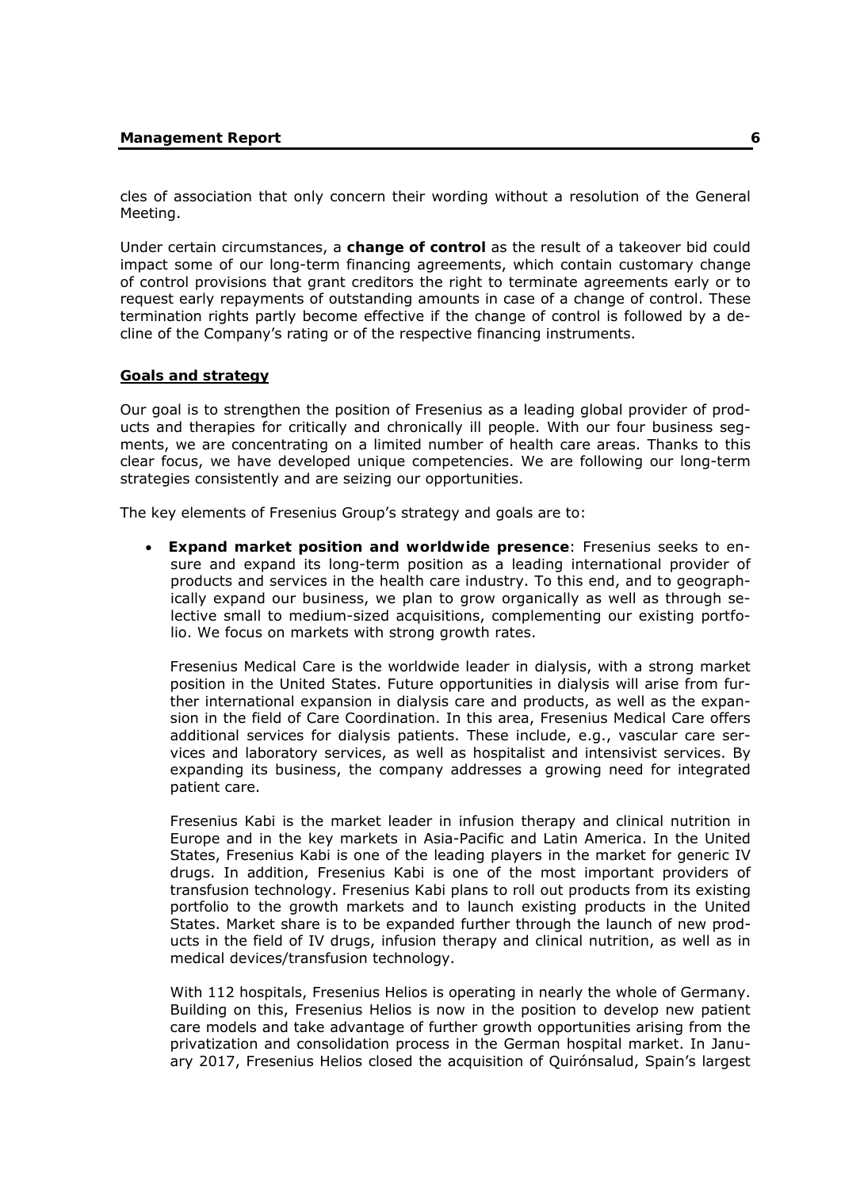cles of association that only concern their wording without a resolution of the General Meeting.

Under certain circumstances, a **change of control** as the result of a takeover bid could impact some of our long-term financing agreements, which contain customary change of control provisions that grant creditors the right to terminate agreements early or to request early repayments of outstanding amounts in case of a change of control. These termination rights partly become effective if the change of control is followed by a decline of the Company's rating or of the respective financing instruments.

## Goals and strategy

Our goal is to strengthen the position of Fresenius as a leading global provider of products and therapies for critically and chronically ill people. With our four business segments, we are concentrating on a limited number of health care areas. Thanks to this clear focus, we have developed unique competencies. We are following our long-term strategies consistently and are seizing our opportunities.

The key elements of Fresenius Group's strategy and goals are to:

- **Expand market position and worldwide presence**: Fresenius seeks to ensure and expand its long-term position as a leading international provider of products and services in the health care industry. To this end, and to geographically expand our business, we plan to grow organically as well as through selective small to medium-sized acquisitions, complementing our existing portfolio. We focus on markets with strong growth rates.

  Fresenius Medical Care is the worldwide leader in dialysis, with a strong market position in the United States. Future opportunities in dialysis will arise from further international expansion in dialysis care and products, as well as the expansion in the field of Care Coordination. In this area, Fresenius Medical Care offers additional services for dialysis patients. These include, e.g., vascular care services and laboratory services, as well as hospitalist and intensivist services. By expanding its business, the company addresses a growing need for integrated patient care.

  Fresenius Kabi is the market leader in infusion therapy and clinical nutrition in Europe and in the key markets in Asia-Pacific and Latin America. In the United States, Fresenius Kabi is one of the leading players in the market for generic IV drugs. In addition, Fresenius Kabi is one of the most important providers of transfusion technology. Fresenius Kabi plans to roll out products from its existing portfolio to the growth markets and to launch existing products in the United States. Market share is to be expanded further through the launch of new products in the field of IV drugs, infusion therapy and clinical nutrition, as well as in medical devices/transfusion technology.

  With 112 hospitals, Fresenius Helios is operating in nearly the whole of Germany. Building on this, Fresenius Helios is now in the position to develop new patient care models and take advantage of further growth opportunities arising from the privatization and consolidation process in the German hospital market. In January 2017, Fresenius Helios closed the acquisition of Quirónsalud, Spain's largest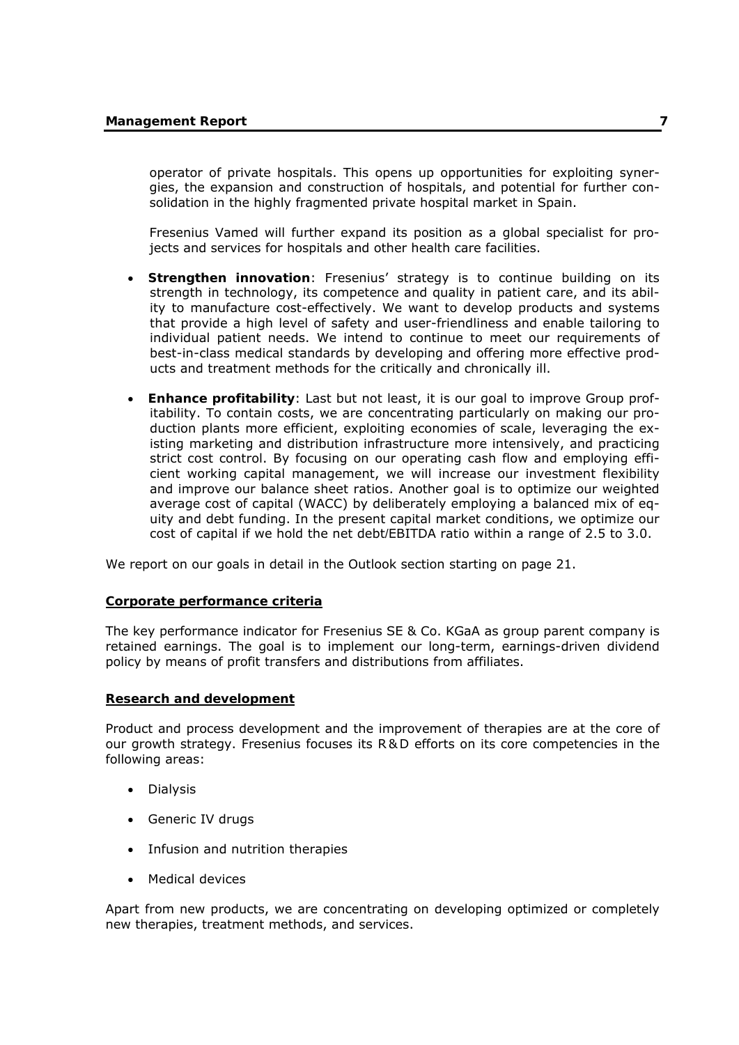operator of private hospitals. This opens up opportunities for exploiting synergies, the expansion and construction of hospitals, and potential for further consolidation in the highly fragmented private hospital market in Spain.

Fresenius Vamed will further expand its position as a global specialist for projects and services for hospitals and other health care facilities.

- **Strengthen innovation**: Fresenius' strategy is to continue building on its strength in technology, its competence and quality in patient care, and its ability to manufacture cost-effectively. We want to develop products and systems that provide a high level of safety and user-friendliness and enable tailoring to individual patient needs. We intend to continue to meet our requirements of best-in-class medical standards by developing and offering more effective products and treatment methods for the critically and chronically ill.
- **Enhance profitability**: Last but not least, it is our goal to improve Group profitability. To contain costs, we are concentrating particularly on making our production plants more efficient, exploiting economies of scale, leveraging the existing marketing and distribution infrastructure more intensively, and practicing strict cost control. By focusing on our operating cash flow and employing efficient working capital management, we will increase our investment flexibility and improve our balance sheet ratios. Another goal is to optimize our weighted average cost of capital (WACC) by deliberately employing a balanced mix of equity and debt funding. In the present capital market conditions, we optimize our cost of capital if we hold the net debt/EBITDA ratio within a range of 2.5 to 3.0.

We report on our goals in detail in the Outlook section starting on page 21.

## Corporate performance criteria

The key performance indicator for Fresenius SE & Co. KGaA as group parent company is retained earnings. The goal is to implement our long-term, earnings-driven dividend policy by means of profit transfers and distributions from affiliates.

## Research and development

Product and process development and the improvement of therapies are at the core of our growth strategy. Fresenius focuses its R&D efforts on its core competencies in the following areas:

- Dialysis
- Generic IV drugs
- Infusion and nutrition therapies
- Medical devices

Apart from new products, we are concentrating on developing optimized or completely new therapies, treatment methods, and services.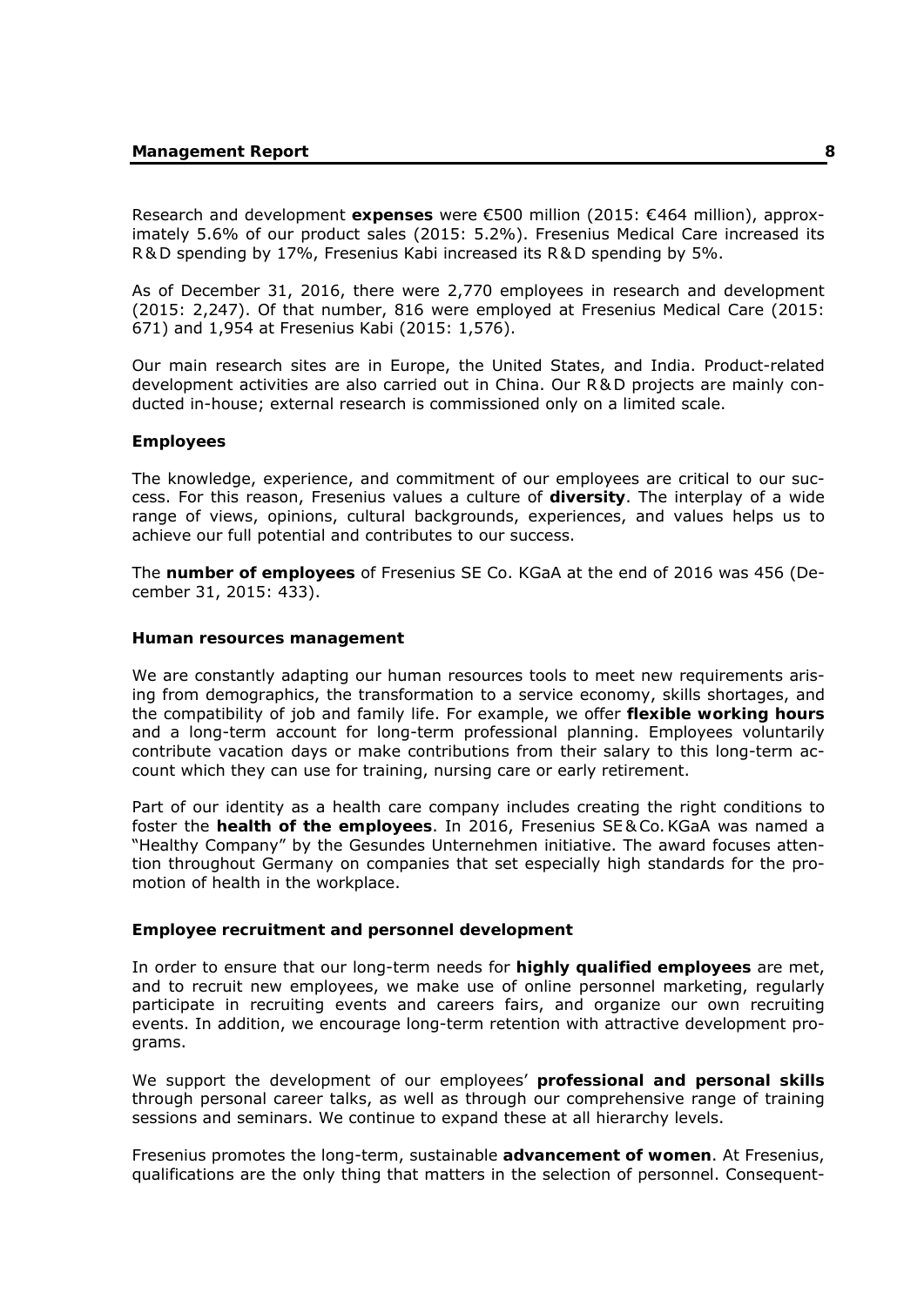Research and development **expenses** were €500 million (2015: €464 million), approximately 5.6% of our product sales (2015: 5.2%). Fresenius Medical Care increased its R & D spending by 17%, Fresenius Kabi increased its R & D spending by 5%.

As of December 31, 2016, there were 2,770 employees in research and development (2015: 2,247). Of that number, 816 were employed at Fresenius Medical Care (2015: 671) and 1,954 at Fresenius Kabi (2015: 1,576).

Our main research sites are in Europe, the United States, and India. Product-related development activities are also carried out in China. Our R & D projects are mainly conducted in-house; external research is commissioned only on a limited scale.

### Employees

The knowledge, experience, and commitment of our employees are critical to our success. For this reason, Fresenius values a culture of **diversity**. The interplay of a wide range of views, opinions, cultural backgrounds, experiences, and values helps us to achieve our full potential and contributes to our success.

The **number of employees** of Fresenius SE Co. KGaA at the end of 2016 was 456 (December 31, 2015: 433).

### Human resources management

We are constantly adapting our human resources tools to meet new requirements arising from demographics, the transformation to a service economy, skills shortages, and the compatibility of job and family life. For example, we offer **flexible working hours** and a long-term account for long-term professional planning. Employees voluntarily contribute vacation days or make contributions from their salary to this long-term account which they can use for training, nursing care or early retirement.

Part of our identity as a health care company includes creating the right conditions to foster the **health of the employees**. In 2016, Fresenius SE & Co. KGaA was named a "Healthy Company" by the Gesundes Unternehmen initiative. The award focuses attention throughout Germany on companies that set especially high standards for the promotion of health in the workplace.

### Employee recruitment and personnel development

In order to ensure that our long-term needs for **highly qualified employees** are met, and to recruit new employees, we make use of online personnel marketing, regularly participate in recruiting events and careers fairs, and organize our own recruiting events. In addition, we encourage long-term retention with attractive development programs.

We support the development of our employees' **professional and personal skills** through personal career talks, as well as through our comprehensive range of training sessions and seminars. We continue to expand these at all hierarchy levels.

Fresenius promotes the long-term, sustainable **advancement of women**. At Fresenius, qualifications are the only thing that matters in the selection of personnel. Consequent-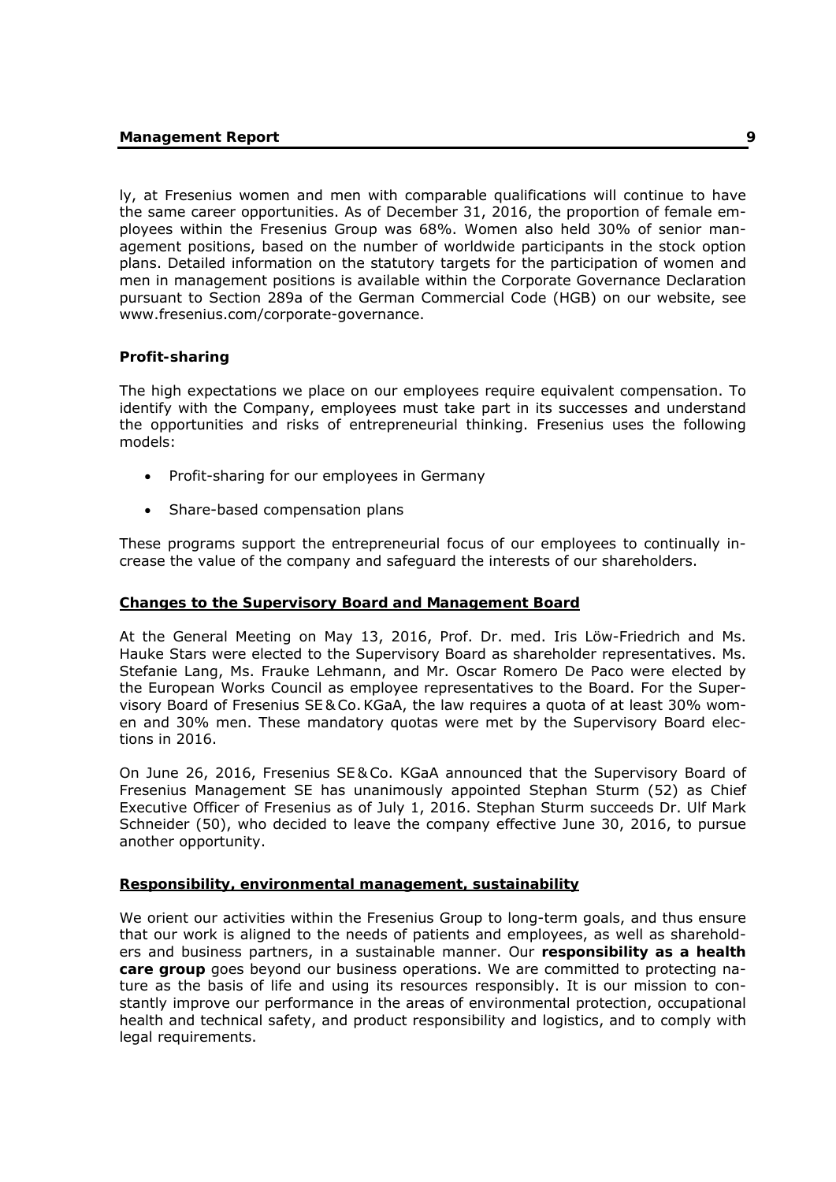ly, at Fresenius women and men with comparable qualifications will continue to have the same career opportunities. As of December 31, 2016, the proportion of female employees within the Fresenius Group was 68%. Women also held 30% of senior management positions, based on the number of worldwide participants in the stock option plans. Detailed information on the statutory targets for the participation of women and men in management positions is available within the Corporate Governance Declaration pursuant to Section 289a of the German Commercial Code (HGB) on our website, see www.fresenius.com/corporate-governance.

### Profit-sharing

The high expectations we place on our employees require equivalent compensation. To identify with the Company, employees must take part in its successes and understand the opportunities and risks of entrepreneurial thinking. Fresenius uses the following models:

- Profit-sharing for our employees in Germany
- Share-based compensation plans

These programs support the entrepreneurial focus of our employees to continually increase the value of the company and safeguard the interests of our shareholders.

## Changes to the Supervisory Board and Management Board

At the General Meeting on May 13, 2016, Prof. Dr. med. Iris Löw-Friedrich and Ms. Hauke Stars were elected to the Supervisory Board as shareholder representatives. Ms. Stefanie Lang, Ms. Frauke Lehmann, and Mr. Oscar Romero De Paco were elected by the European Works Council as employee representatives to the Board. For the Supervisory Board of Fresenius SE & Co. KGaA, the law requires a quota of at least 30% women and 30% men. These mandatory quotas were met by the Supervisory Board elections in 2016.

On June 26, 2016, Fresenius SE & Co. KGaA announced that the Supervisory Board of Fresenius Management SE has unanimously appointed Stephan Sturm (52) as Chief Executive Officer of Fresenius as of July 1, 2016. Stephan Sturm succeeds Dr. Ulf Mark Schneider (50), who decided to leave the company effective June 30, 2016, to pursue another opportunity.

## Responsibility, environmental management, sustainability

We orient our activities within the Fresenius Group to long-term goals, and thus ensure that our work is aligned to the needs of patients and employees, as well as shareholders and business partners, in a sustainable manner. Our **responsibility as a health care group** goes beyond our business operations. We are committed to protecting nature as the basis of life and using its resources responsibly. It is our mission to constantly improve our performance in the areas of environmental protection, occupational health and technical safety, and product responsibility and logistics, and to comply with legal requirements.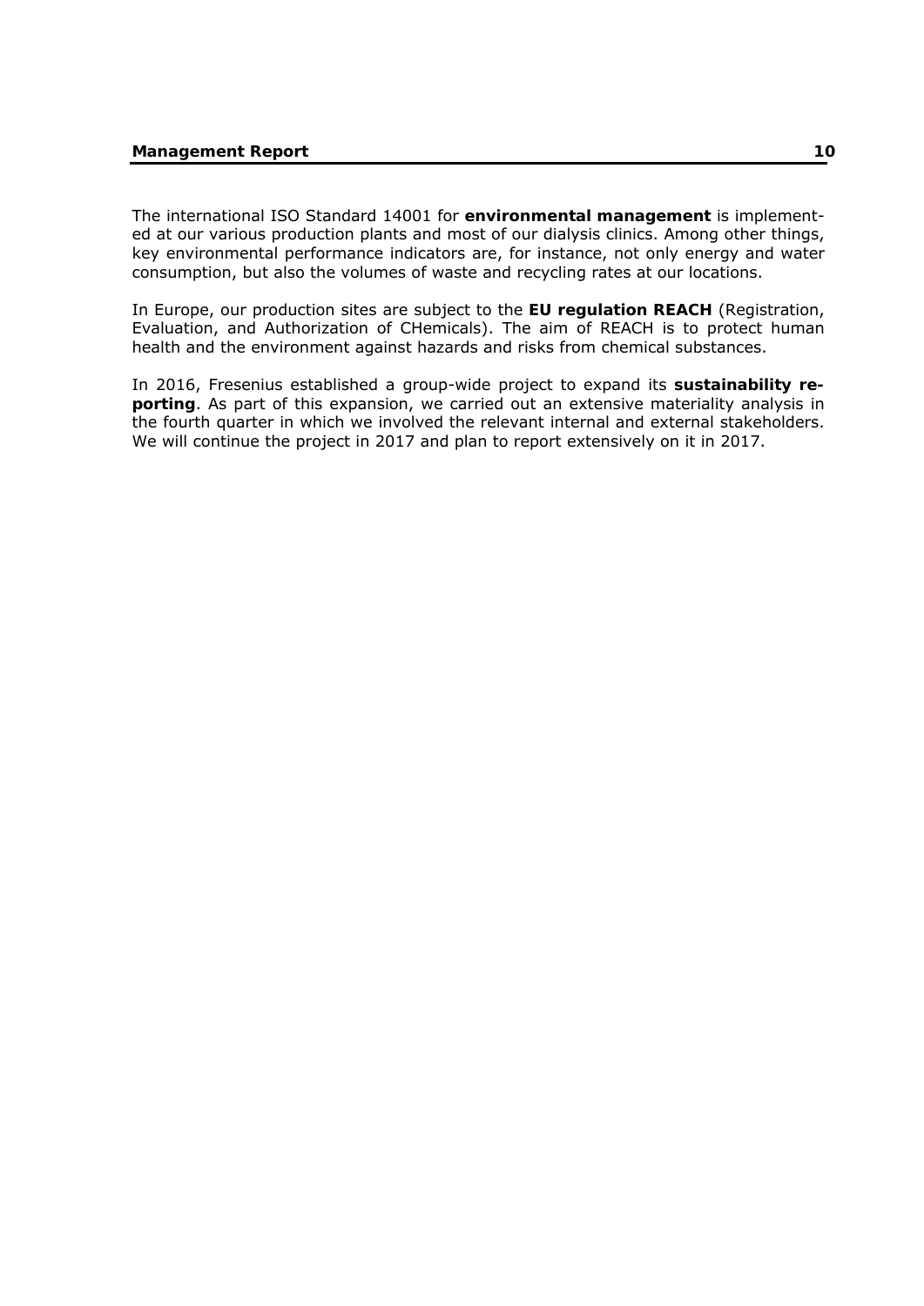The international ISO Standard 14001 for **environmental management** is implemented at our various production plants and most of our dialysis clinics. Among other things, key environmental performance indicators are, for instance, not only energy and water consumption, but also the volumes of waste and recycling rates at our locations.

In Europe, our production sites are subject to the **EU regulation REACH** (Registration, Evaluation, and Authorization of CHemicals). The aim of REACH is to protect human health and the environment against hazards and risks from chemical substances.

In 2016, Fresenius established a group-wide project to expand its **sustainability reporting**. As part of this expansion, we carried out an extensive materiality analysis in the fourth quarter in which we involved the relevant internal and external stakeholders. We will continue the project in 2017 and plan to report extensively on it in 2017.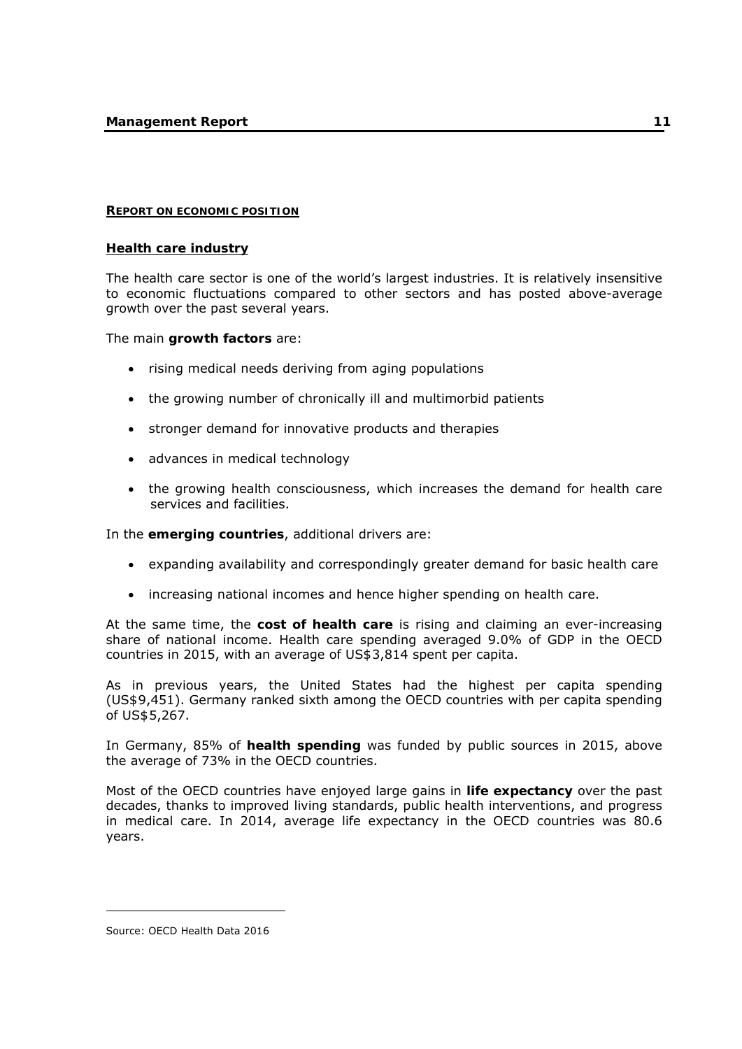## REPORT ON ECONOMIC POSITION

### Health care industry

The health care sector is one of the world's largest industries. It is relatively insensitive to economic fluctuations compared to other sectors and has posted above-average growth over the past several years.

The main **growth factors** are:

- rising medical needs deriving from aging populations
- the growing number of chronically ill and multimorbid patients
- stronger demand for innovative products and therapies
- advances in medical technology
- the growing health consciousness, which increases the demand for health care services and facilities.

In the **emerging countries**, additional drivers are:

- expanding availability and correspondingly greater demand for basic health care
- increasing national incomes and hence higher spending on health care.

At the same time, the **cost of health care** is rising and claiming an ever-increasing share of national income. Health care spending averaged 9.0% of GDP in the OECD countries in 2015, with an average of US$3,814 spent per capita.

As in previous years, the United States had the highest per capita spending (US$9,451). Germany ranked sixth among the OECD countries with per capita spending of US$5,267.

In Germany, 85% of **health spending** was funded by public sources in 2015, above the average of 73% in the OECD countries.

Most of the OECD countries have enjoyed large gains in **life expectancy** over the past decades, thanks to improved living standards, public health interventions, and progress in medical care. In 2014, average life expectancy in the OECD countries was 80.6 years.

---

Source: OECD Health Data 2016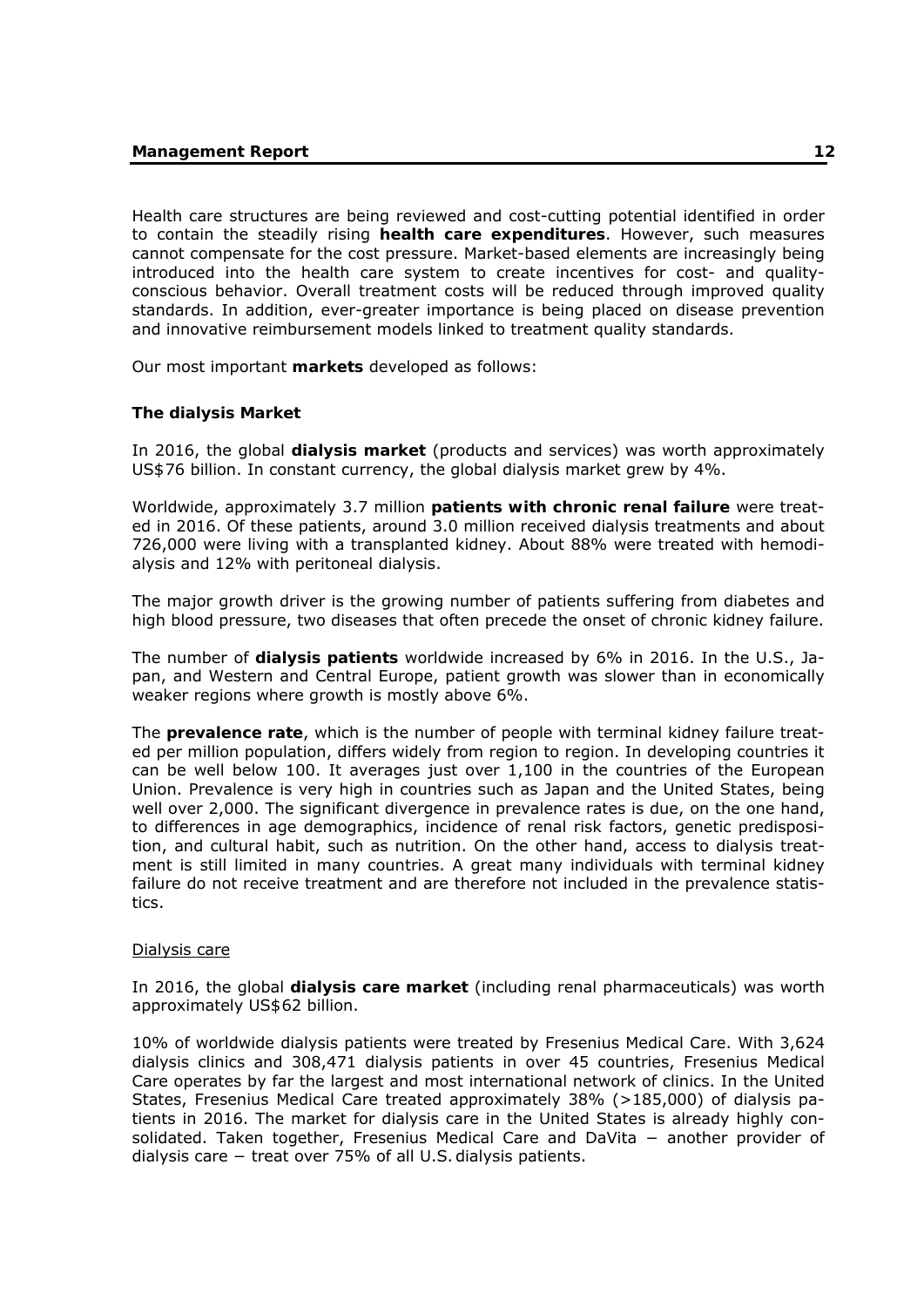Health care structures are being reviewed and cost-cutting potential identified in order to contain the steadily rising **health care expenditures**. However, such measures cannot compensate for the cost pressure. Market-based elements are increasingly being introduced into the health care system to create incentives for cost- and quality-conscious behavior. Overall treatment costs will be reduced through improved quality standards. In addition, ever-greater importance is being placed on disease prevention and innovative reimbursement models linked to treatment quality standards.

Our most important **markets** developed as follows:

### The dialysis Market

In 2016, the global **dialysis market** (products and services) was worth approximately US$76 billion. In constant currency, the global dialysis market grew by 4%.

Worldwide, approximately 3.7 million **patients with chronic renal failure** were treated in 2016. Of these patients, around 3.0 million received dialysis treatments and about 726,000 were living with a transplanted kidney. About 88% were treated with hemodialysis and 12% with peritoneal dialysis.

The major growth driver is the growing number of patients suffering from diabetes and high blood pressure, two diseases that often precede the onset of chronic kidney failure.

The number of **dialysis patients** worldwide increased by 6% in 2016. In the U.S., Japan, and Western and Central Europe, patient growth was slower than in economically weaker regions where growth is mostly above 6%.

The **prevalence rate**, which is the number of people with terminal kidney failure treated per million population, differs widely from region to region. In developing countries it can be well below 100. It averages just over 1,100 in the countries of the European Union. Prevalence is very high in countries such as Japan and the United States, being well over 2,000. The significant divergence in prevalence rates is due, on the one hand, to differences in age demographics, incidence of renal risk factors, genetic predisposition, and cultural habit, such as nutrition. On the other hand, access to dialysis treatment is still limited in many countries. A great many individuals with terminal kidney failure do not receive treatment and are therefore not included in the prevalence statistics.

#### Dialysis care

In 2016, the global **dialysis care market** (including renal pharmaceuticals) was worth approximately US$62 billion.

10% of worldwide dialysis patients were treated by Fresenius Medical Care. With 3,624 dialysis clinics and 308,471 dialysis patients in over 45 countries, Fresenius Medical Care operates by far the largest and most international network of clinics. In the United States, Fresenius Medical Care treated approximately 38% (>185,000) of dialysis patients in 2016. The market for dialysis care in the United States is already highly consolidated. Taken together, Fresenius Medical Care and DaVita – another provider of dialysis care – treat over 75% of all U.S. dialysis patients.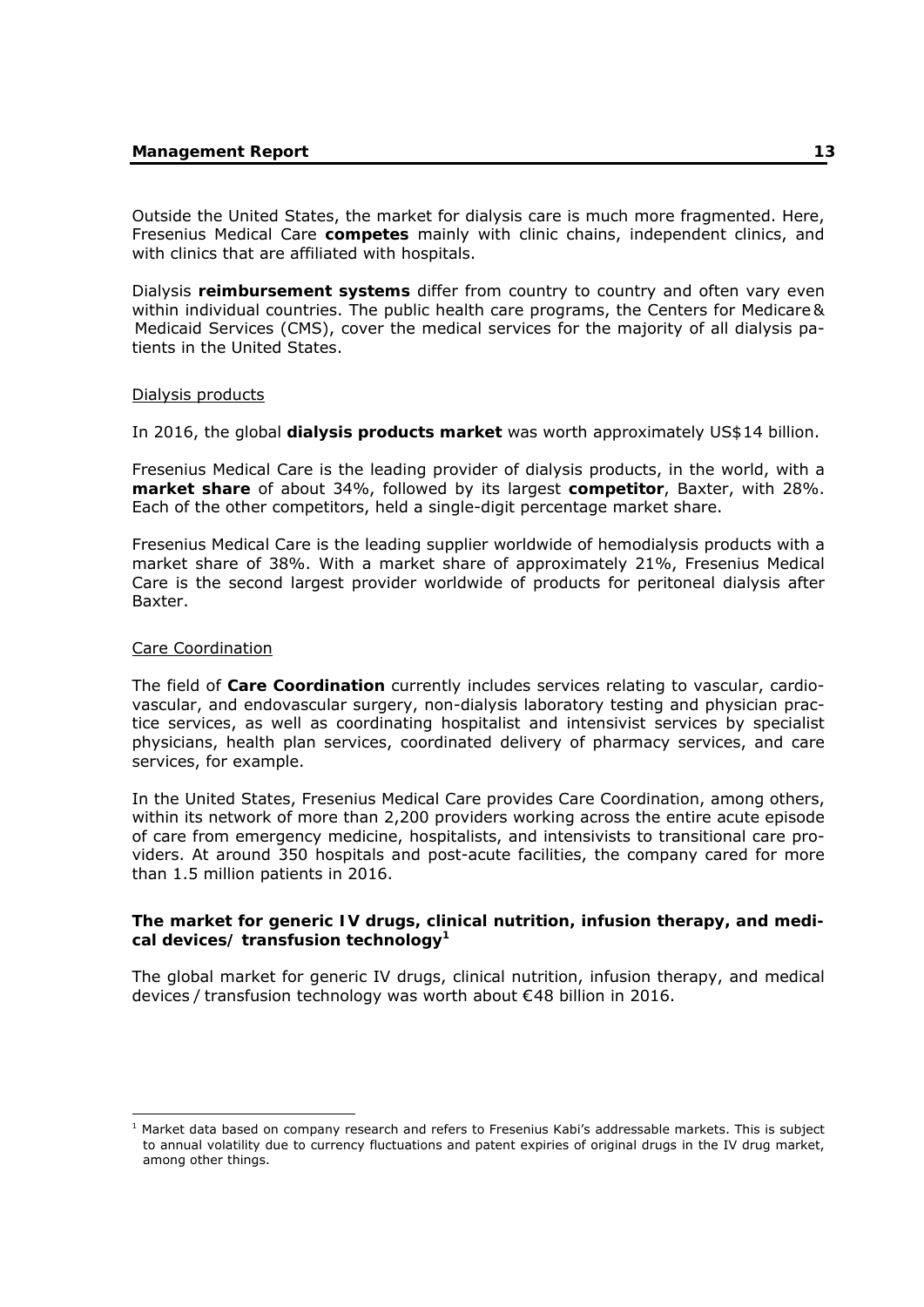Outside the United States, the market for dialysis care is much more fragmented. Here, Fresenius Medical Care **competes** mainly with clinic chains, independent clinics, and with clinics that are affiliated with hospitals.

Dialysis **reimbursement systems** differ from country to country and often vary even within individual countries. The public health care programs, the Centers for Medicare & Medicaid Services (CMS), cover the medical services for the majority of all dialysis patients in the United States.

Dialysis products

In 2016, the global **dialysis products market** was worth approximately US$14 billion.

Fresenius Medical Care is the leading provider of dialysis products, in the world, with a **market share** of about 34%, followed by its largest **competitor**, Baxter, with 28%. Each of the other competitors, held a single-digit percentage market share.

Fresenius Medical Care is the leading supplier worldwide of hemodialysis products with a market share of 38%. With a market share of approximately 21%, Fresenius Medical Care is the second largest provider worldwide of products for peritoneal dialysis after Baxter.

Care Coordination

The field of **Care Coordination** currently includes services relating to vascular, cardiovascular, and endovascular surgery, non-dialysis laboratory testing and physician practice services, as well as coordinating hospitalist and intensivist services by specialist physicians, health plan services, coordinated delivery of pharmacy services, and care services, for example.

In the United States, Fresenius Medical Care provides Care Coordination, among others, within its network of more than 2,200 providers working across the entire acute episode of care from emergency medicine, hospitalists, and intensivists to transitional care providers. At around 350 hospitals and post-acute facilities, the company cared for more than 1.5 million patients in 2016.

### The market for generic IV drugs, clinical nutrition, infusion therapy, and medical devices / transfusion technology[1]

The global market for generic IV drugs, clinical nutrition, infusion therapy, and medical devices / transfusion technology was worth about €48 billion in 2016.

[1] Market data based on company research and refers to Fresenius Kabi's addressable markets. This is subject to annual volatility due to currency fluctuations and patent expiries of original drugs in the IV drug market, among other things.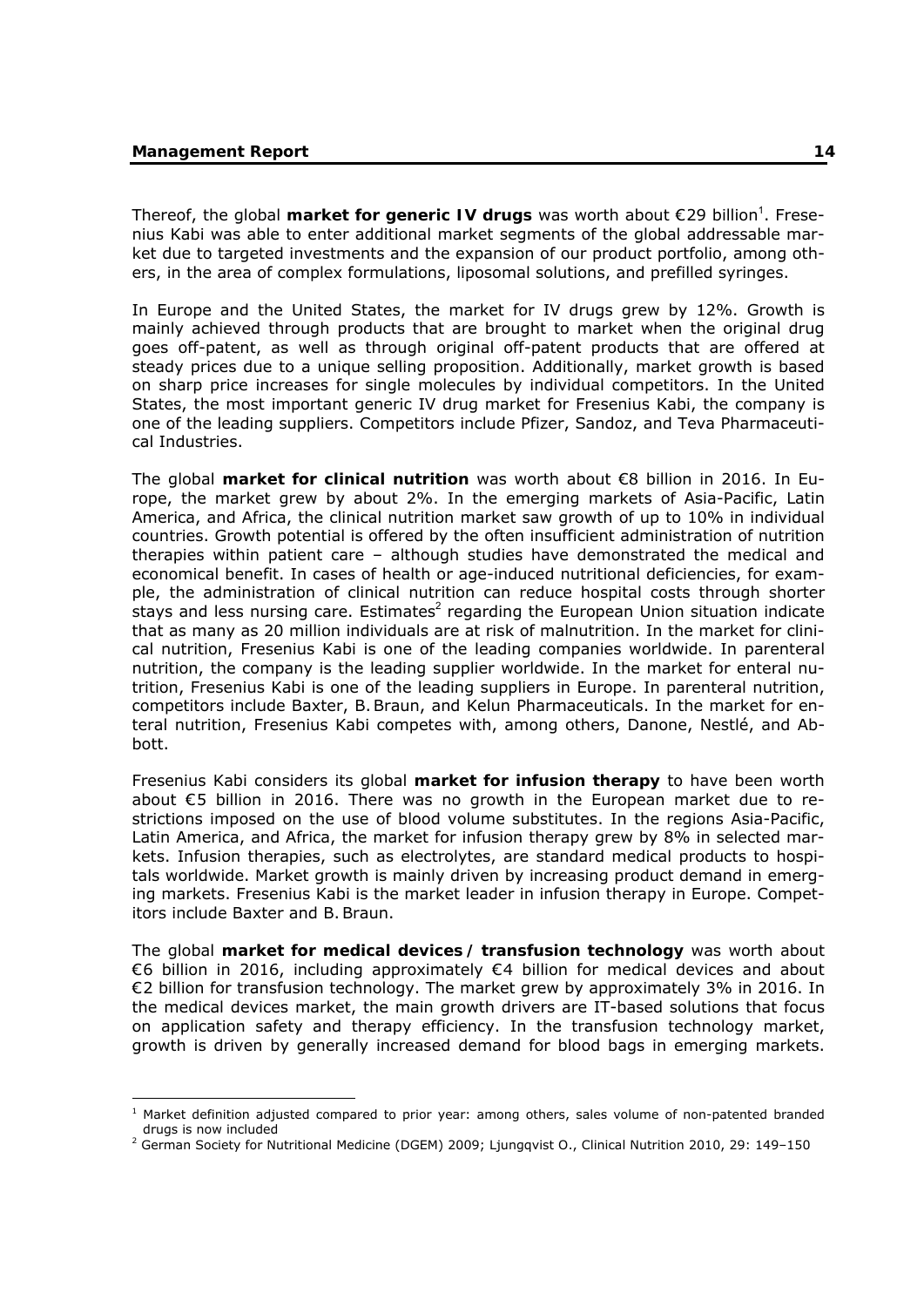Thereof, the global **market for generic IV drugs** was worth about €29 billion[1]. Fresenius Kabi was able to enter additional market segments of the global addressable market due to targeted investments and the expansion of our product portfolio, among others, in the area of complex formulations, liposomal solutions, and prefilled syringes.

In Europe and the United States, the market for IV drugs grew by 12%. Growth is mainly achieved through products that are brought to market when the original drug goes off-patent, as well as through original off-patent products that are offered at steady prices due to a unique selling proposition. Additionally, market growth is based on sharp price increases for single molecules by individual competitors. In the United States, the most important generic IV drug market for Fresenius Kabi, the company is one of the leading suppliers. Competitors include Pfizer, Sandoz, and Teva Pharmaceutical Industries.

The global **market for clinical nutrition** was worth about €8 billion in 2016. In Europe, the market grew by about 2%. In the emerging markets of Asia-Pacific, Latin America, and Africa, the clinical nutrition market saw growth of up to 10% in individual countries. Growth potential is offered by the often insufficient administration of nutrition therapies within patient care – although studies have demonstrated the medical and economical benefit. In cases of health or age-induced nutritional deficiencies, for example, the administration of clinical nutrition can reduce hospital costs through shorter stays and less nursing care. Estimates[2] regarding the European Union situation indicate that as many as 20 million individuals are at risk of malnutrition. In the market for clinical nutrition, Fresenius Kabi is one of the leading companies worldwide. In parenteral nutrition, the company is the leading supplier worldwide. In the market for enteral nutrition, Fresenius Kabi is one of the leading suppliers in Europe. In parenteral nutrition, competitors include Baxter, B. Braun, and Kelun Pharmaceuticals. In the market for enteral nutrition, Fresenius Kabi competes with, among others, Danone, Nestlé, and Abbott.

Fresenius Kabi considers its global **market for infusion therapy** to have been worth about €5 billion in 2016. There was no growth in the European market due to restrictions imposed on the use of blood volume substitutes. In the regions Asia-Pacific, Latin America, and Africa, the market for infusion therapy grew by 8% in selected markets. Infusion therapies, such as electrolytes, are standard medical products to hospitals worldwide. Market growth is mainly driven by increasing product demand in emerging markets. Fresenius Kabi is the market leader in infusion therapy in Europe. Competitors include Baxter and B. Braun.

The global **market for medical devices / transfusion technology** was worth about €6 billion in 2016, including approximately €4 billion for medical devices and about €2 billion for transfusion technology. The market grew by approximately 3% in 2016. In the medical devices market, the main growth drivers are IT-based solutions that focus on application safety and therapy efficiency. In the transfusion technology market, growth is driven by generally increased demand for blood bags in emerging markets.

---

[1] Market definition adjusted compared to prior year: among others, sales volume of non-patented branded drugs is now included

[2] German Society for Nutritional Medicine (DGEM) 2009; Ljungqvist O., Clinical Nutrition 2010, 29: 149–150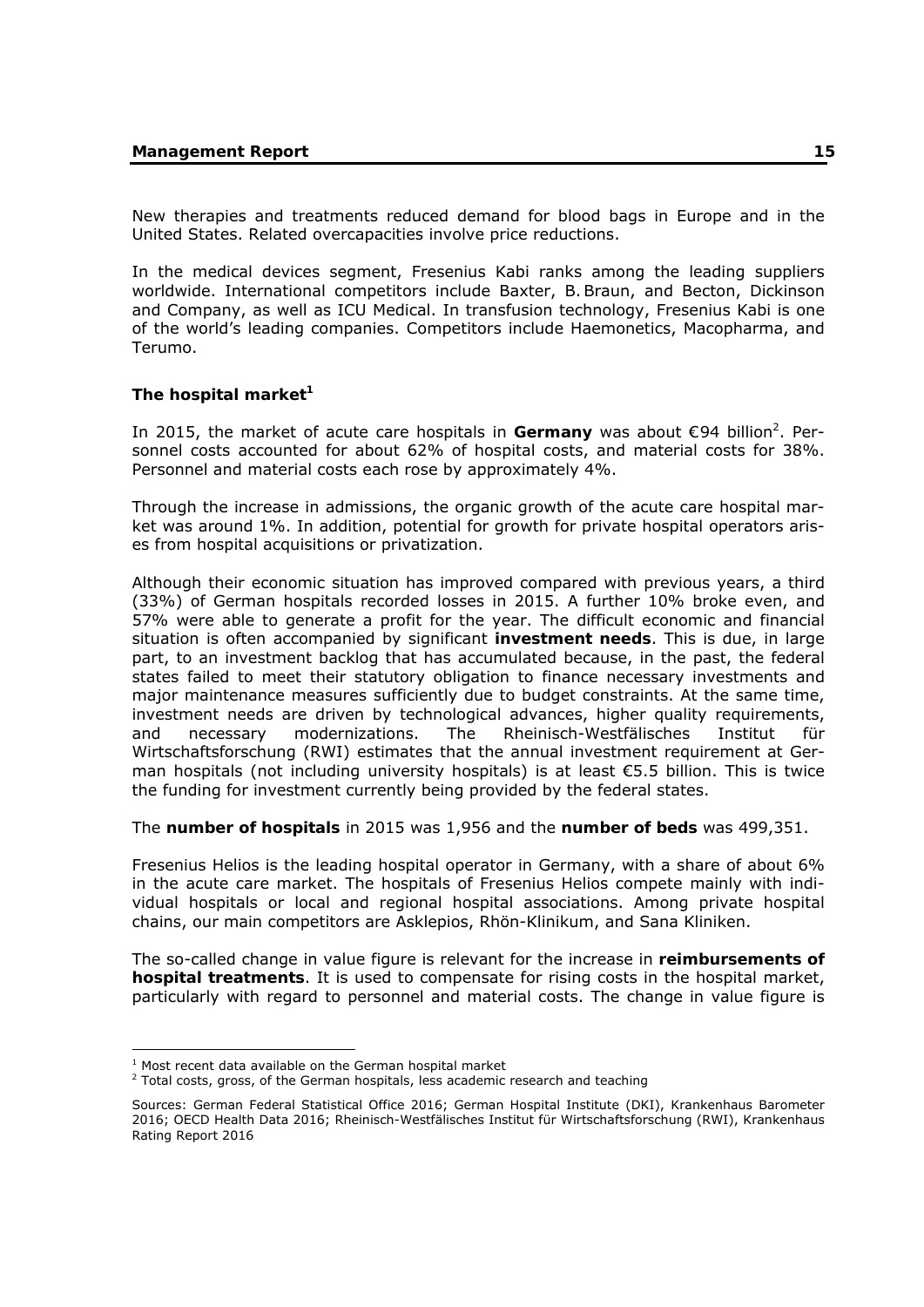New therapies and treatments reduced demand for blood bags in Europe and in the United States. Related overcapacities involve price reductions.

In the medical devices segment, Fresenius Kabi ranks among the leading suppliers worldwide. International competitors include Baxter, B. Braun, and Becton, Dickinson and Company, as well as ICU Medical. In transfusion technology, Fresenius Kabi is one of the world's leading companies. Competitors include Haemonetics, Macopharma, and Terumo.

### The hospital market[1]

In 2015, the market of acute care hospitals in **Germany** was about €94 billion[2]. Personnel costs accounted for about 62% of hospital costs, and material costs for 38%. Personnel and material costs each rose by approximately 4%.

Through the increase in admissions, the organic growth of the acute care hospital market was around 1%. In addition, potential for growth for private hospital operators arises from hospital acquisitions or privatization.

Although their economic situation has improved compared with previous years, a third (33%) of German hospitals recorded losses in 2015. A further 10% broke even, and 57% were able to generate a profit for the year. The difficult economic and financial situation is often accompanied by significant **investment needs**. This is due, in large part, to an investment backlog that has accumulated because, in the past, the federal states failed to meet their statutory obligation to finance necessary investments and major maintenance measures sufficiently due to budget constraints. At the same time, investment needs are driven by technological advances, higher quality requirements, and necessary modernizations. The Rheinisch-Westfälisches Institut für Wirtschaftsforschung (RWI) estimates that the annual investment requirement at German hospitals (not including university hospitals) is at least €5.5 billion. This is twice the funding for investment currently being provided by the federal states.

The **number of hospitals** in 2015 was 1,956 and the **number of beds** was 499,351.

Fresenius Helios is the leading hospital operator in Germany, with a share of about 6% in the acute care market. The hospitals of Fresenius Helios compete mainly with individual hospitals or local and regional hospital associations. Among private hospital chains, our main competitors are Asklepios, Rhön-Klinikum, and Sana Kliniken.

The so-called change in value figure is relevant for the increase in **reimbursements of hospital treatments**. It is used to compensate for rising costs in the hospital market, particularly with regard to personnel and material costs. The change in value figure is

---

[1] Most recent data available on the German hospital market

[2] Total costs, gross, of the German hospitals, less academic research and teaching

Sources: German Federal Statistical Office 2016; German Hospital Institute (DKI), Krankenhaus Barometer 2016; OECD Health Data 2016; Rheinisch-Westfälisches Institut für Wirtschaftsforschung (RWI), Krankenhaus Rating Report 2016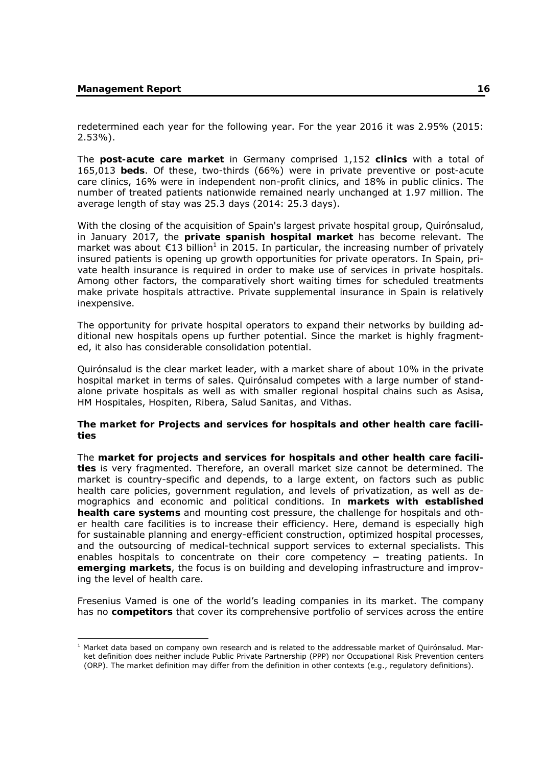redetermined each year for the following year. For the year 2016 it was 2.95% (2015: 2.53%).

The **post-acute care market** in Germany comprised 1,152 **clinics** with a total of 165,013 **beds**. Of these, two-thirds (66%) were in private preventive or post-acute care clinics, 16% were in independent non-profit clinics, and 18% in public clinics. The number of treated patients nationwide remained nearly unchanged at 1.97 million. The average length of stay was 25.3 days (2014: 25.3 days).

With the closing of the acquisition of Spain's largest private hospital group, Quirónsalud, in January 2017, the **private spanish hospital market** has become relevant. The market was about €13 billion[1] in 2015. In particular, the increasing number of privately insured patients is opening up growth opportunities for private operators. In Spain, private health insurance is required in order to make use of services in private hospitals. Among other factors, the comparatively short waiting times for scheduled treatments make private hospitals attractive. Private supplemental insurance in Spain is relatively inexpensive.

The opportunity for private hospital operators to expand their networks by building additional new hospitals opens up further potential. Since the market is highly fragmented, it also has considerable consolidation potential.

Quirónsalud is the clear market leader, with a market share of about 10% in the private hospital market in terms of sales. Quirónsalud competes with a large number of standalone private hospitals as well as with smaller regional hospital chains such as Asisa, HM Hospitales, Hospiten, Ribera, Salud Sanitas, and Vithas.

**The market for Projects and services for hospitals and other health care facilities**

The **market for projects and services for hospitals and other health care facilities** is very fragmented. Therefore, an overall market size cannot be determined. The market is country-specific and depends, to a large extent, on factors such as public health care policies, government regulation, and levels of privatization, as well as demographics and economic and political conditions. In **markets with established health care systems** and mounting cost pressure, the challenge for hospitals and other health care facilities is to increase their efficiency. Here, demand is especially high for sustainable planning and energy-efficient construction, optimized hospital processes, and the outsourcing of medical-technical support services to external specialists. This enables hospitals to concentrate on their core competency − treating patients. In **emerging markets**, the focus is on building and developing infrastructure and improving the level of health care.

Fresenius Vamed is one of the world's leading companies in its market. The company has no **competitors** that cover its comprehensive portfolio of services across the entire

[1] Market data based on company own research and is related to the addressable market of Quirónsalud. Market definition does neither include Public Private Partnership (PPP) nor Occupational Risk Prevention centers (ORP). The market definition may differ from the definition in other contexts (e.g., regulatory definitions).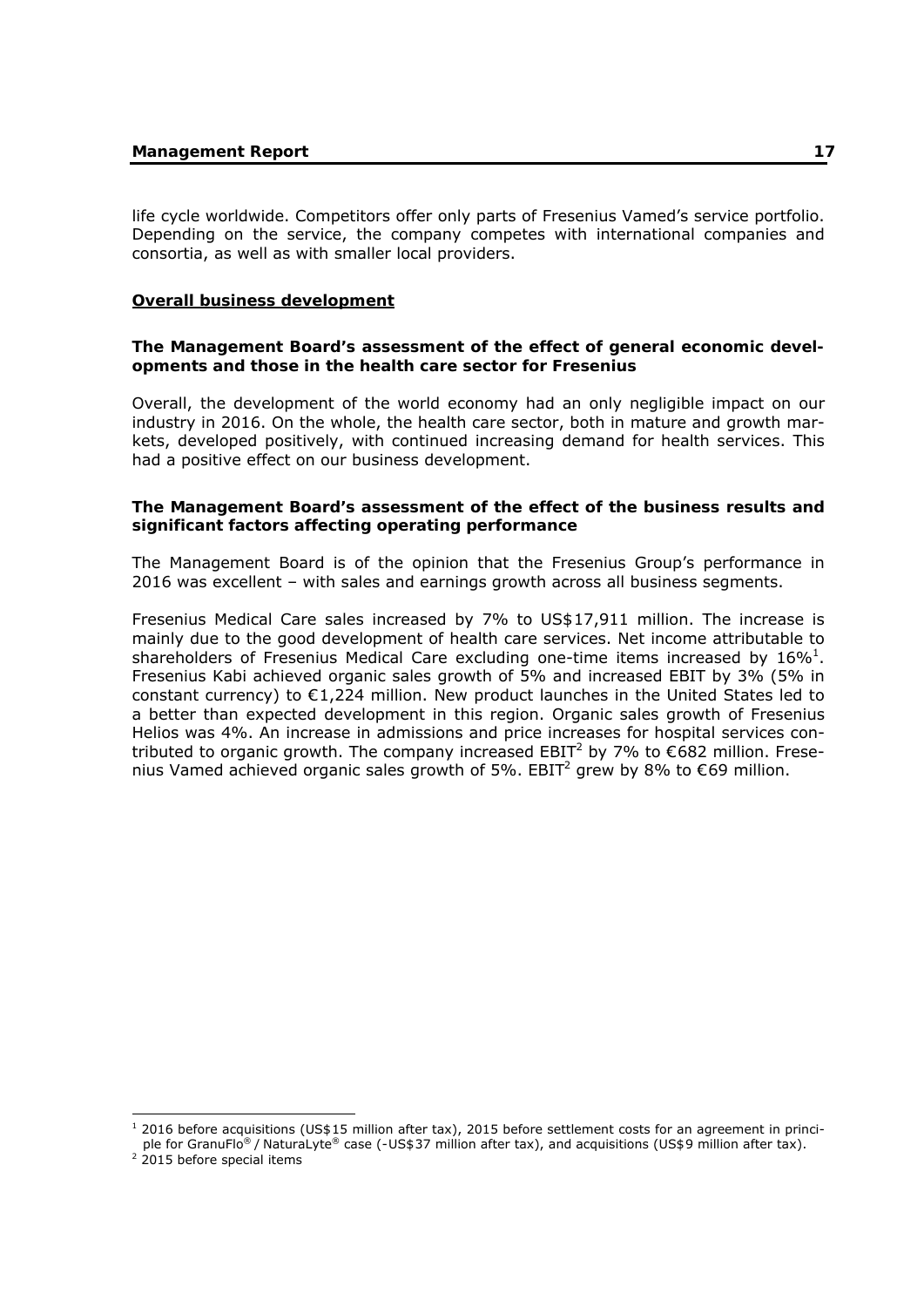life cycle worldwide. Competitors offer only parts of Fresenius Vamed's service portfolio. Depending on the service, the company competes with international companies and consortia, as well as with smaller local providers.

## Overall business development

### The Management Board's assessment of the effect of general economic developments and those in the health care sector for Fresenius

Overall, the development of the world economy had an only negligible impact on our industry in 2016. On the whole, the health care sector, both in mature and growth markets, developed positively, with continued increasing demand for health services. This had a positive effect on our business development.

### The Management Board's assessment of the effect of the business results and significant factors affecting operating performance

The Management Board is of the opinion that the Fresenius Group's performance in 2016 was excellent – with sales and earnings growth across all business segments.

Fresenius Medical Care sales increased by 7% to US$17,911 million. The increase is mainly due to the good development of health care services. Net income attributable to shareholders of Fresenius Medical Care excluding one-time items increased by 16%[1]. Fresenius Kabi achieved organic sales growth of 5% and increased EBIT by 3% (5% in constant currency) to €1,224 million. New product launches in the United States led to a better than expected development in this region. Organic sales growth of Fresenius Helios was 4%. An increase in admissions and price increases for hospital services contributed to organic growth. The company increased EBIT[2] by 7% to €682 million. Fresenius Vamed achieved organic sales growth of 5%. EBIT[2] grew by 8% to €69 million.

---

[1] 2016 before acquisitions (US$15 million after tax), 2015 before settlement costs for an agreement in principle for GranuFlo® / NaturaLyte® case (-US$37 million after tax), and acquisitions (US$9 million after tax).

[2] 2015 before special items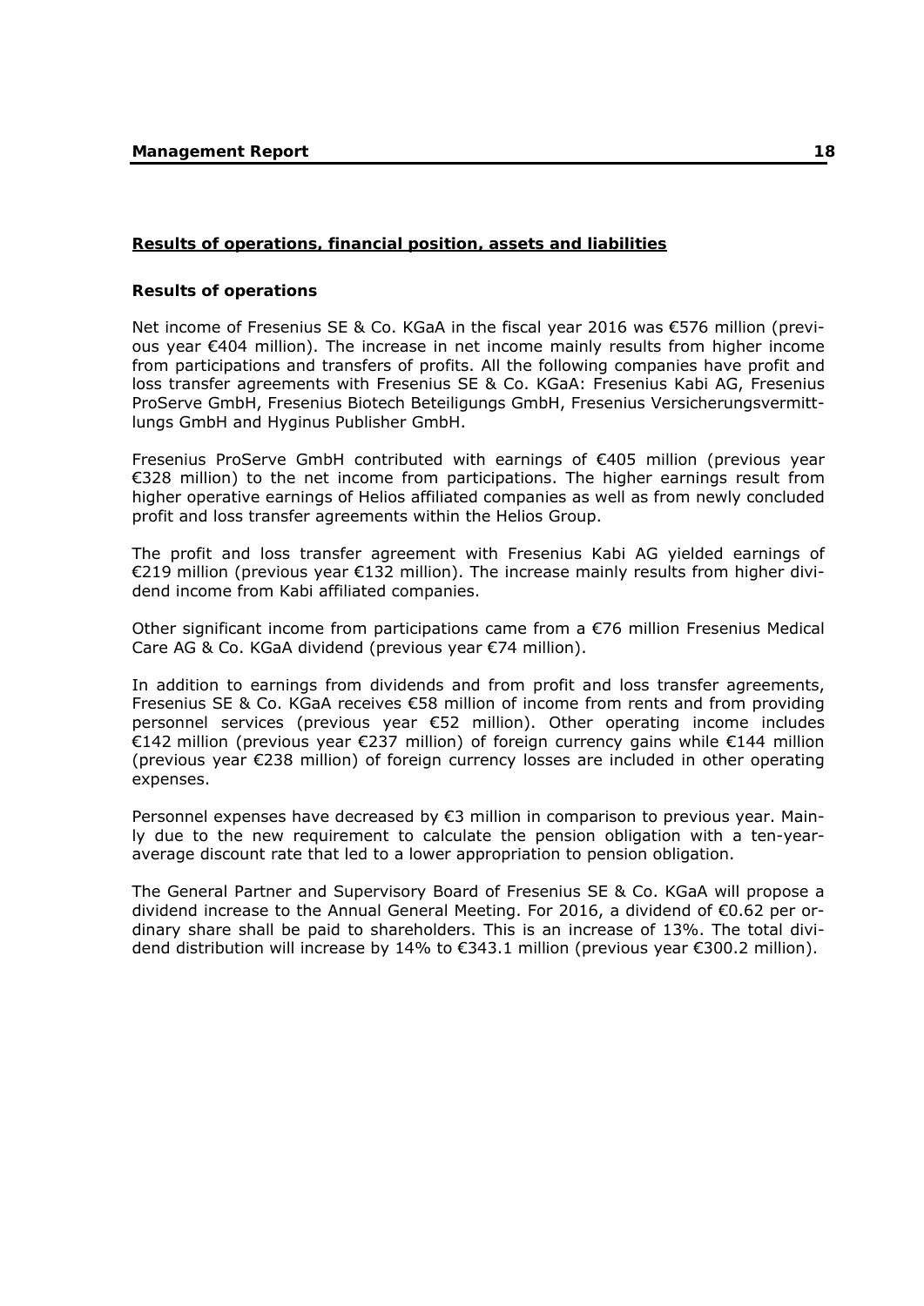## Results of operations, financial position, assets and liabilities

### Results of operations

Net income of Fresenius SE & Co. KGaA in the fiscal year 2016 was €576 million (previous year €404 million). The increase in net income mainly results from higher income from participations and transfers of profits. All the following companies have profit and loss transfer agreements with Fresenius SE & Co. KGaA: Fresenius Kabi AG, Fresenius ProServe GmbH, Fresenius Biotech Beteiligungs GmbH, Fresenius Versicherungsvermittlungs GmbH and Hyginus Publisher GmbH.

Fresenius ProServe GmbH contributed with earnings of €405 million (previous year €328 million) to the net income from participations. The higher earnings result from higher operative earnings of Helios affiliated companies as well as from newly concluded profit and loss transfer agreements within the Helios Group.

The profit and loss transfer agreement with Fresenius Kabi AG yielded earnings of €219 million (previous year €132 million). The increase mainly results from higher dividend income from Kabi affiliated companies.

Other significant income from participations came from a €76 million Fresenius Medical Care AG & Co. KGaA dividend (previous year €74 million).

In addition to earnings from dividends and from profit and loss transfer agreements, Fresenius SE & Co. KGaA receives €58 million of income from rents and from providing personnel services (previous year €52 million). Other operating income includes €142 million (previous year €237 million) of foreign currency gains while €144 million (previous year €238 million) of foreign currency losses are included in other operating expenses.

Personnel expenses have decreased by €3 million in comparison to previous year. Mainly due to the new requirement to calculate the pension obligation with a ten-year-average discount rate that led to a lower appropriation to pension obligation.

The General Partner and Supervisory Board of Fresenius SE & Co. KGaA will propose a dividend increase to the Annual General Meeting. For 2016, a dividend of €0.62 per ordinary share shall be paid to shareholders. This is an increase of 13%. The total dividend distribution will increase by 14% to €343.1 million (previous year €300.2 million).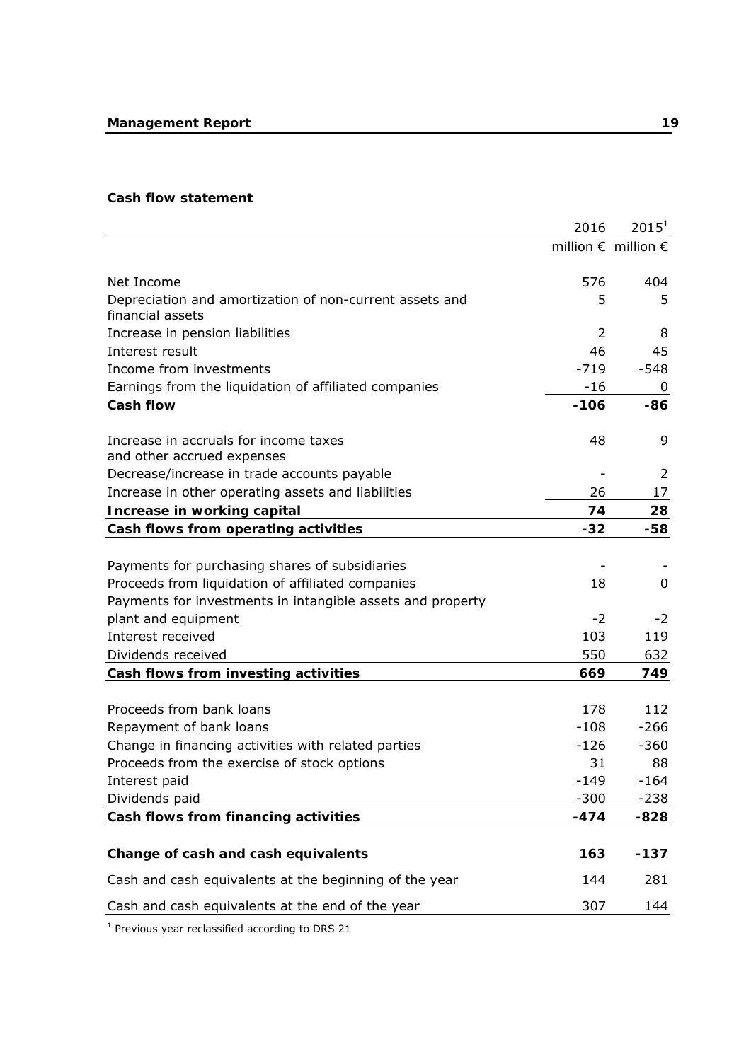**Cash flow statement**

| | 2016 | 2015[1] |
|---|---|---|
| | million € | million € |
| Net Income | 576 | 404 |
| Depreciation and amortization of non-current assets and financial assets | 5 | 5 |
| Increase in pension liabilities | 2 | 8 |
| Interest result | 46 | 45 |
| Income from investments | -719 | -548 |
| Earnings from the liquidation of affiliated companies | -16 | 0 |
| **Cash flow** | **-106** | **-86** |
| Increase in accruals for income taxes and other accrued expenses | 48 | 9 |
| Decrease/increase in trade accounts payable | - | 2 |
| Increase in other operating assets and liabilities | 26 | 17 |
| **Increase in working capital** | **74** | **28** |
| **Cash flows from operating activities** | **-32** | **-58** |
| Payments for purchasing shares of subsidiaries | - | - |
| Proceeds from liquidation of affiliated companies | 18 | 0 |
| Payments for investments in intangible assets and property plant and equipment | -2 | -2 |
| Interest received | 103 | 119 |
| Dividends received | 550 | 632 |
| **Cash flows from investing activities** | **669** | **749** |
| Proceeds from bank loans | 178 | 112 |
| Repayment of bank loans | -108 | -266 |
| Change in financing activities with related parties | -126 | -360 |
| Proceeds from the exercise of stock options | 31 | 88 |
| Interest paid | -149 | -164 |
| Dividends paid | -300 | -238 |
| **Cash flows from financing activities** | **-474** | **-828** |
| **Change of cash and cash equivalents** | **163** | **-137** |
| Cash and cash equivalents at the beginning of the year | 144 | 281 |
| Cash and cash equivalents at the end of the year | 307 | 144 |

[1] Previous year reclassified according to DRS 21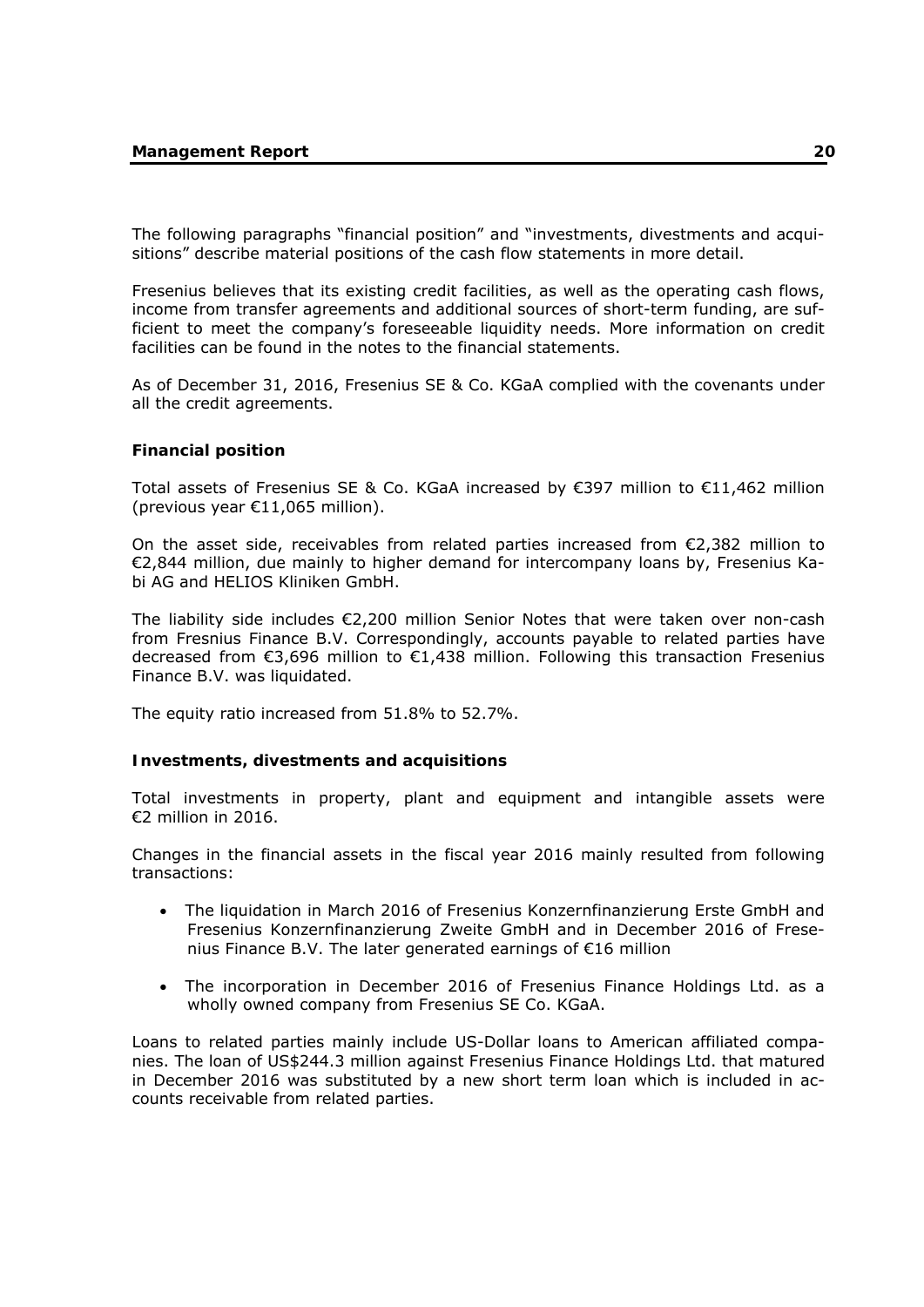The following paragraphs “financial position” and “investments, divestments and acquisitions” describe material positions of the cash flow statements in more detail.

Fresenius believes that its existing credit facilities, as well as the operating cash flows, income from transfer agreements and additional sources of short-term funding, are sufficient to meet the company’s foreseeable liquidity needs. More information on credit facilities can be found in the notes to the financial statements.

As of December 31, 2016, Fresenius SE & Co. KGaA complied with the covenants under all the credit agreements.

**Financial position**

Total assets of Fresenius SE & Co. KGaA increased by €397 million to €11,462 million (previous year €11,065 million).

On the asset side, receivables from related parties increased from €2,382 million to €2,844 million, due mainly to higher demand for intercompany loans by, Fresenius Kabi AG and HELIOS Kliniken GmbH.

The liability side includes €2,200 million Senior Notes that were taken over non-cash from Fresnius Finance B.V. Correspondingly, accounts payable to related parties have decreased from €3,696 million to €1,438 million. Following this transaction Fresenius Finance B.V. was liquidated.

The equity ratio increased from 51.8% to 52.7%.

**Investments, divestments and acquisitions**

Total investments in property, plant and equipment and intangible assets were €2 million in 2016.

Changes in the financial assets in the fiscal year 2016 mainly resulted from following transactions:

- The liquidation in March 2016 of Fresenius Konzernfinanzierung Erste GmbH and Fresenius Konzernfinanzierung Zweite GmbH and in December 2016 of Fresenius Finance B.V. The later generated earnings of €16 million
- The incorporation in December 2016 of Fresenius Finance Holdings Ltd. as a wholly owned company from Fresenius SE Co. KGaA.

Loans to related parties mainly include US-Dollar loans to American affiliated companies. The loan of US$244.3 million against Fresenius Finance Holdings Ltd. that matured in December 2016 was substituted by a new short term loan which is included in accounts receivable from related parties.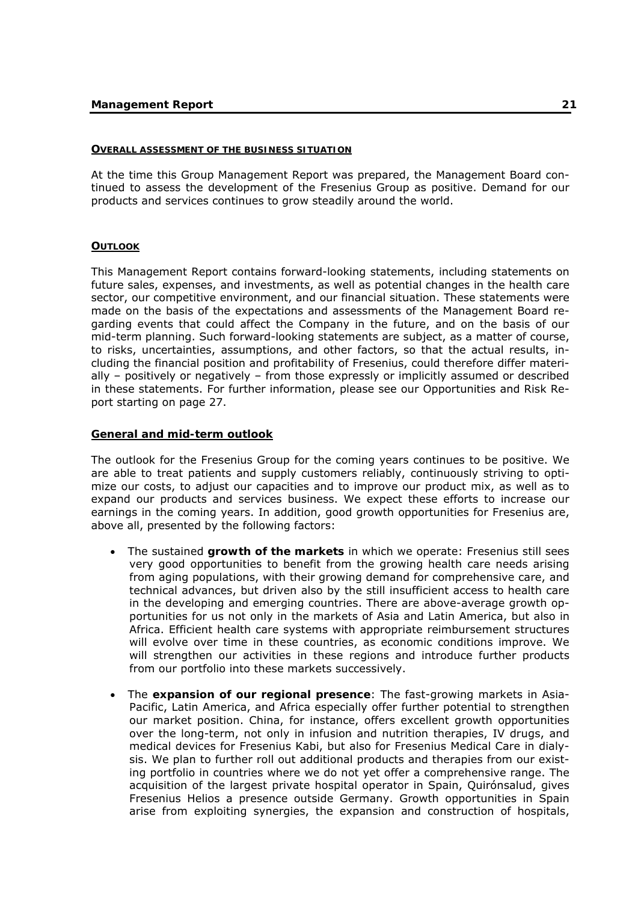## Overall assessment of the business situation

At the time this Group Management Report was prepared, the Management Board continued to assess the development of the Fresenius Group as positive. Demand for our products and services continues to grow steadily around the world.

## Outlook

This Management Report contains forward-looking statements, including statements on future sales, expenses, and investments, as well as potential changes in the health care sector, our competitive environment, and our financial situation. These statements were made on the basis of the expectations and assessments of the Management Board regarding events that could affect the Company in the future, and on the basis of our mid-term planning. Such forward-looking statements are subject, as a matter of course, to risks, uncertainties, assumptions, and other factors, so that the actual results, including the financial position and profitability of Fresenius, could therefore differ materially – positively or negatively – from those expressly or implicitly assumed or described in these statements. For further information, please see our Opportunities and Risk Report starting on page 27.

### General and mid-term outlook

The outlook for the Fresenius Group for the coming years continues to be positive. We are able to treat patients and supply customers reliably, continuously striving to optimize our costs, to adjust our capacities and to improve our product mix, as well as to expand our products and services business. We expect these efforts to increase our earnings in the coming years. In addition, good growth opportunities for Fresenius are, above all, presented by the following factors:

- The sustained **growth of the markets** in which we operate: Fresenius still sees very good opportunities to benefit from the growing health care needs arising from aging populations, with their growing demand for comprehensive care, and technical advances, but driven also by the still insufficient access to health care in the developing and emerging countries. There are above-average growth opportunities for us not only in the markets of Asia and Latin America, but also in Africa. Efficient health care systems with appropriate reimbursement structures will evolve over time in these countries, as economic conditions improve. We will strengthen our activities in these regions and introduce further products from our portfolio into these markets successively.
- The **expansion of our regional presence**: The fast-growing markets in Asia-Pacific, Latin America, and Africa especially offer further potential to strengthen our market position. China, for instance, offers excellent growth opportunities over the long-term, not only in infusion and nutrition therapies, IV drugs, and medical devices for Fresenius Kabi, but also for Fresenius Medical Care in dialysis. We plan to further roll out additional products and therapies from our existing portfolio in countries where we do not yet offer a comprehensive range. The acquisition of the largest private hospital operator in Spain, Quirónsalud, gives Fresenius Helios a presence outside Germany. Growth opportunities in Spain arise from exploiting synergies, the expansion and construction of hospitals,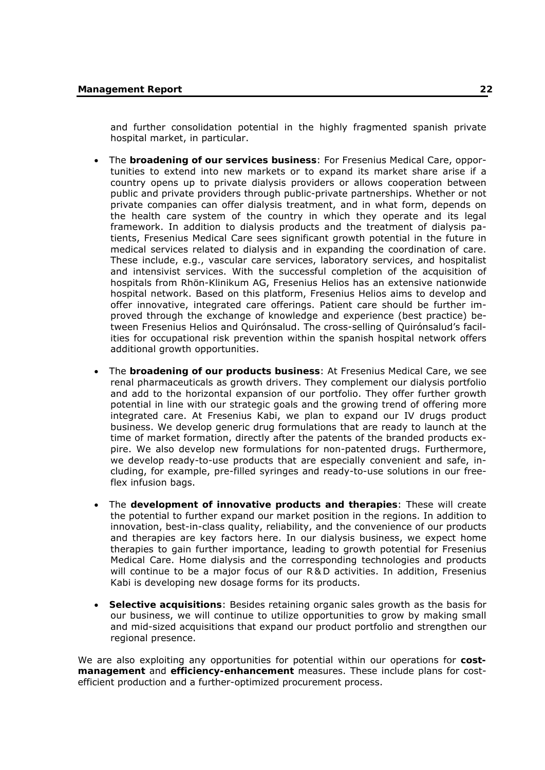and further consolidation potential in the highly fragmented spanish private hospital market, in particular.

- The **broadening of our services business**: For Fresenius Medical Care, opportunities to extend into new markets or to expand its market share arise if a country opens up to private dialysis providers or allows cooperation between public and private providers through public-private partnerships. Whether or not private companies can offer dialysis treatment, and in what form, depends on the health care system of the country in which they operate and its legal framework. In addition to dialysis products and the treatment of dialysis patients, Fresenius Medical Care sees significant growth potential in the future in medical services related to dialysis and in expanding the coordination of care. These include, e.g., vascular care services, laboratory services, and hospitalist and intensivist services. With the successful completion of the acquisition of hospitals from Rhön-Klinikum AG, Fresenius Helios has an extensive nationwide hospital network. Based on this platform, Fresenius Helios aims to develop and offer innovative, integrated care offerings. Patient care should be further improved through the exchange of knowledge and experience (best practice) between Fresenius Helios and Quirónsalud. The cross-selling of Quirónsalud's facilities for occupational risk prevention within the spanish hospital network offers additional growth opportunities.

- The **broadening of our products business**: At Fresenius Medical Care, we see renal pharmaceuticals as growth drivers. They complement our dialysis portfolio and add to the horizontal expansion of our portfolio. They offer further growth potential in line with our strategic goals and the growing trend of offering more integrated care. At Fresenius Kabi, we plan to expand our IV drugs product business. We develop generic drug formulations that are ready to launch at the time of market formation, directly after the patents of the branded products expire. We also develop new formulations for non-patented drugs. Furthermore, we develop ready-to-use products that are especially convenient and safe, including, for example, pre-filled syringes and ready-to-use solutions in our freeflex infusion bags.

- The **development of innovative products and therapies**: These will create the potential to further expand our market position in the regions. In addition to innovation, best-in-class quality, reliability, and the convenience of our products and therapies are key factors here. In our dialysis business, we expect home therapies to gain further importance, leading to growth potential for Fresenius Medical Care. Home dialysis and the corresponding technologies and products will continue to be a major focus of our R&D activities. In addition, Fresenius Kabi is developing new dosage forms for its products.

- **Selective acquisitions**: Besides retaining organic sales growth as the basis for our business, we will continue to utilize opportunities to grow by making small and mid-sized acquisitions that expand our product portfolio and strengthen our regional presence.

We are also exploiting any opportunities for potential within our operations for **cost-management** and **efficiency-enhancement** measures. These include plans for cost-efficient production and a further-optimized procurement process.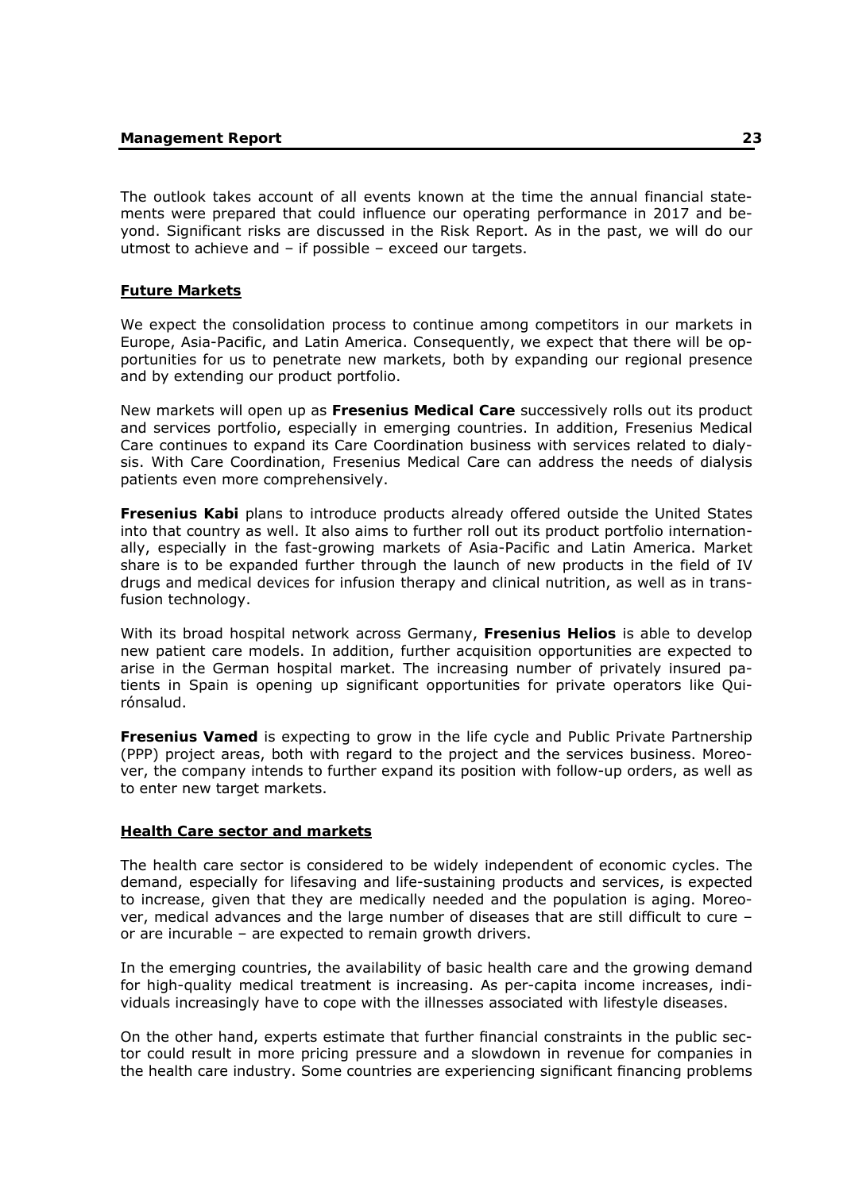The outlook takes account of all events known at the time the annual financial statements were prepared that could influence our operating performance in 2017 and beyond. Significant risks are discussed in the Risk Report. As in the past, we will do our utmost to achieve and – if possible – exceed our targets.

## Future Markets

We expect the consolidation process to continue among competitors in our markets in Europe, Asia-Pacific, and Latin America. Consequently, we expect that there will be opportunities for us to penetrate new markets, both by expanding our regional presence and by extending our product portfolio.

New markets will open up as **Fresenius Medical Care** successively rolls out its product and services portfolio, especially in emerging countries. In addition, Fresenius Medical Care continues to expand its Care Coordination business with services related to dialysis. With Care Coordination, Fresenius Medical Care can address the needs of dialysis patients even more comprehensively.

**Fresenius Kabi** plans to introduce products already offered outside the United States into that country as well. It also aims to further roll out its product portfolio internationally, especially in the fast-growing markets of Asia-Pacific and Latin America. Market share is to be expanded further through the launch of new products in the field of IV drugs and medical devices for infusion therapy and clinical nutrition, as well as in transfusion technology.

With its broad hospital network across Germany, **Fresenius Helios** is able to develop new patient care models. In addition, further acquisition opportunities are expected to arise in the German hospital market. The increasing number of privately insured patients in Spain is opening up significant opportunities for private operators like Quirónsalud.

**Fresenius Vamed** is expecting to grow in the life cycle and Public Private Partnership (PPP) project areas, both with regard to the project and the services business. Moreover, the company intends to further expand its position with follow-up orders, as well as to enter new target markets.

## Health Care sector and markets

The health care sector is considered to be widely independent of economic cycles. The demand, especially for lifesaving and life-sustaining products and services, is expected to increase, given that they are medically needed and the population is aging. Moreover, medical advances and the large number of diseases that are still difficult to cure – or are incurable – are expected to remain growth drivers.

In the emerging countries, the availability of basic health care and the growing demand for high-quality medical treatment is increasing. As per-capita income increases, individuals increasingly have to cope with the illnesses associated with lifestyle diseases.

On the other hand, experts estimate that further financial constraints in the public sector could result in more pricing pressure and a slowdown in revenue for companies in the health care industry. Some countries are experiencing significant financing problems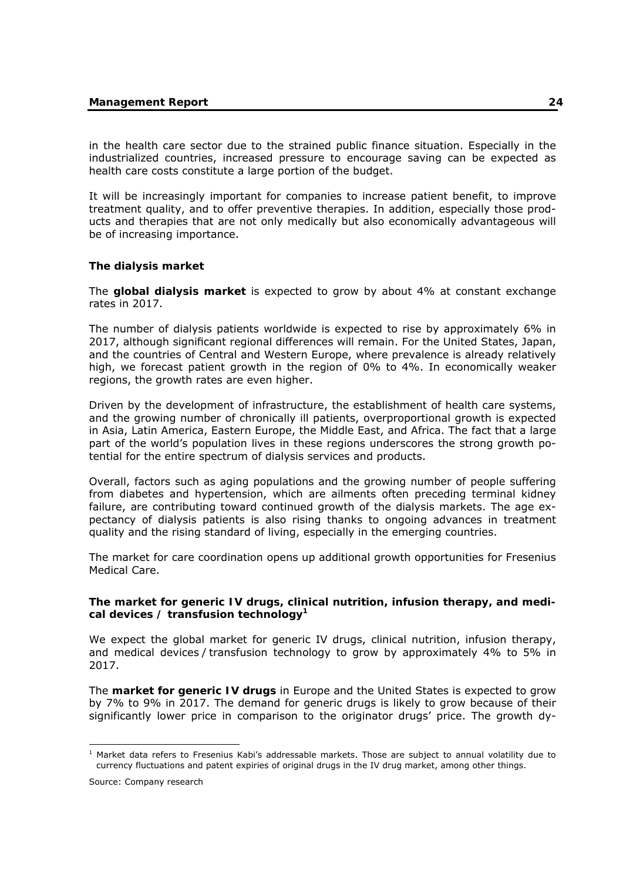in the health care sector due to the strained public finance situation. Especially in the industrialized countries, increased pressure to encourage saving can be expected as health care costs constitute a large portion of the budget.

It will be increasingly important for companies to increase patient benefit, to improve treatment quality, and to offer preventive therapies. In addition, especially those products and therapies that are not only medically but also economically advantageous will be of increasing importance.

### The dialysis market

The **global dialysis market** is expected to grow by about 4% at constant exchange rates in 2017.

The number of dialysis patients worldwide is expected to rise by approximately 6% in 2017, although significant regional differences will remain. For the United States, Japan, and the countries of Central and Western Europe, where prevalence is already relatively high, we forecast patient growth in the region of 0% to 4%. In economically weaker regions, the growth rates are even higher.

Driven by the development of infrastructure, the establishment of health care systems, and the growing number of chronically ill patients, overproportional growth is expected in Asia, Latin America, Eastern Europe, the Middle East, and Africa. The fact that a large part of the world's population lives in these regions underscores the strong growth potential for the entire spectrum of dialysis services and products.

Overall, factors such as aging populations and the growing number of people suffering from diabetes and hypertension, which are ailments often preceding terminal kidney failure, are contributing toward continued growth of the dialysis markets. The age expectancy of dialysis patients is also rising thanks to ongoing advances in treatment quality and the rising standard of living, especially in the emerging countries.

The market for care coordination opens up additional growth opportunities for Fresenius Medical Care.

### The market for generic IV drugs, clinical nutrition, infusion therapy, and medical devices / transfusion technology[1]

We expect the global market for generic IV drugs, clinical nutrition, infusion therapy, and medical devices / transfusion technology to grow by approximately 4% to 5% in 2017.

The **market for generic IV drugs** in Europe and the United States is expected to grow by 7% to 9% in 2017. The demand for generic drugs is likely to grow because of their significantly lower price in comparison to the originator drugs' price. The growth dy-

[1] Market data refers to Fresenius Kabi's addressable markets. Those are subject to annual volatility due to currency fluctuations and patent expiries of original drugs in the IV drug market, among other things.

Source: Company research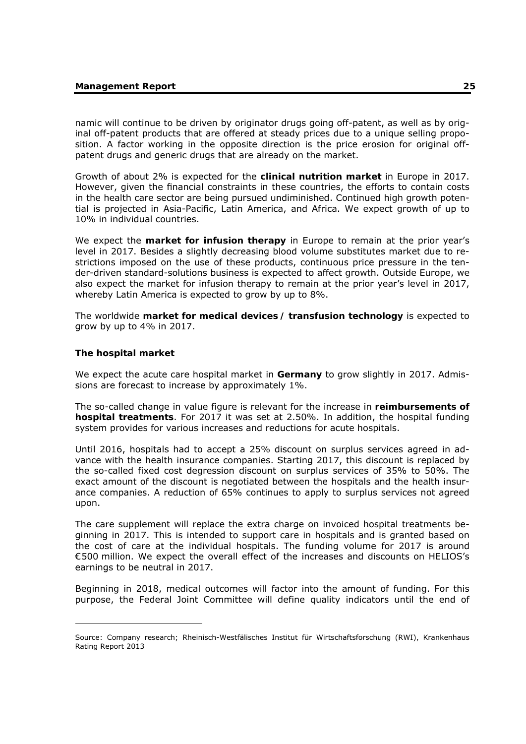namic will continue to be driven by originator drugs going off-patent, as well as by original off-patent products that are offered at steady prices due to a unique selling proposition. A factor working in the opposite direction is the price erosion for original off-patent drugs and generic drugs that are already on the market.

Growth of about 2% is expected for the **clinical nutrition market** in Europe in 2017. However, given the financial constraints in these countries, the efforts to contain costs in the health care sector are being pursued undiminished. Continued high growth potential is projected in Asia-Pacific, Latin America, and Africa. We expect growth of up to 10% in individual countries.

We expect the **market for infusion therapy** in Europe to remain at the prior year's level in 2017. Besides a slightly decreasing blood volume substitutes market due to restrictions imposed on the use of these products, continuous price pressure in the tender-driven standard-solutions business is expected to affect growth. Outside Europe, we also expect the market for infusion therapy to remain at the prior year's level in 2017, whereby Latin America is expected to grow by up to 8%.

The worldwide **market for medical devices / transfusion technology** is expected to grow by up to 4% in 2017.

### The hospital market

We expect the acute care hospital market in **Germany** to grow slightly in 2017. Admissions are forecast to increase by approximately 1%.

The so-called change in value figure is relevant for the increase in **reimbursements of hospital treatments**. For 2017 it was set at 2.50%. In addition, the hospital funding system provides for various increases and reductions for acute hospitals.

Until 2016, hospitals had to accept a 25% discount on surplus services agreed in advance with the health insurance companies. Starting 2017, this discount is replaced by the so-called fixed cost degression discount on surplus services of 35% to 50%. The exact amount of the discount is negotiated between the hospitals and the health insurance companies. A reduction of 65% continues to apply to surplus services not agreed upon.

The care supplement will replace the extra charge on invoiced hospital treatments beginning in 2017. This is intended to support care in hospitals and is granted based on the cost of care at the individual hospitals. The funding volume for 2017 is around €500 million. We expect the overall effect of the increases and discounts on HELIOS's earnings to be neutral in 2017.

Beginning in 2018, medical outcomes will factor into the amount of funding. For this purpose, the Federal Joint Committee will define quality indicators until the end of

---

Source: Company research; Rheinisch-Westfälisches Institut für Wirtschaftsforschung (RWI), Krankenhaus Rating Report 2013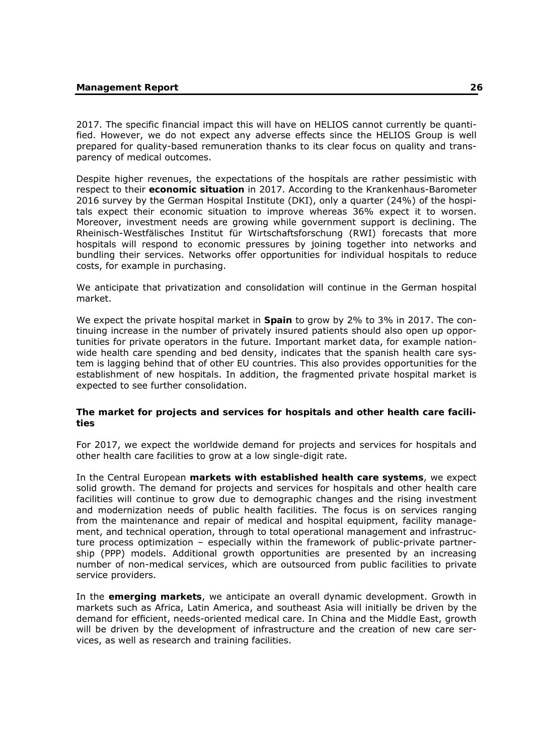2017. The specific financial impact this will have on HELIOS cannot currently be quantified. However, we do not expect any adverse effects since the HELIOS Group is well prepared for quality-based remuneration thanks to its clear focus on quality and transparency of medical outcomes.

Despite higher revenues, the expectations of the hospitals are rather pessimistic with respect to their **economic situation** in 2017. According to the Krankenhaus-Barometer 2016 survey by the German Hospital Institute (DKI), only a quarter (24%) of the hospitals expect their economic situation to improve whereas 36% expect it to worsen. Moreover, investment needs are growing while government support is declining. The Rheinisch-Westfälisches Institut für Wirtschaftsforschung (RWI) forecasts that more hospitals will respond to economic pressures by joining together into networks and bundling their services. Networks offer opportunities for individual hospitals to reduce costs, for example in purchasing.

We anticipate that privatization and consolidation will continue in the German hospital market.

We expect the private hospital market in **Spain** to grow by 2% to 3% in 2017. The continuing increase in the number of privately insured patients should also open up opportunities for private operators in the future. Important market data, for example nationwide health care spending and bed density, indicates that the spanish health care system is lagging behind that of other EU countries. This also provides opportunities for the establishment of new hospitals. In addition, the fragmented private hospital market is expected to see further consolidation.

**The market for projects and services for hospitals and other health care facilities**

For 2017, we expect the worldwide demand for projects and services for hospitals and other health care facilities to grow at a low single-digit rate.

In the Central European **markets with established health care systems**, we expect solid growth. The demand for projects and services for hospitals and other health care facilities will continue to grow due to demographic changes and the rising investment and modernization needs of public health facilities. The focus is on services ranging from the maintenance and repair of medical and hospital equipment, facility management, and technical operation, through to total operational management and infrastructure process optimization – especially within the framework of public-private partnership (PPP) models. Additional growth opportunities are presented by an increasing number of non-medical services, which are outsourced from public facilities to private service providers.

In the **emerging markets**, we anticipate an overall dynamic development. Growth in markets such as Africa, Latin America, and southeast Asia will initially be driven by the demand for efficient, needs-oriented medical care. In China and the Middle East, growth will be driven by the development of infrastructure and the creation of new care services, as well as research and training facilities.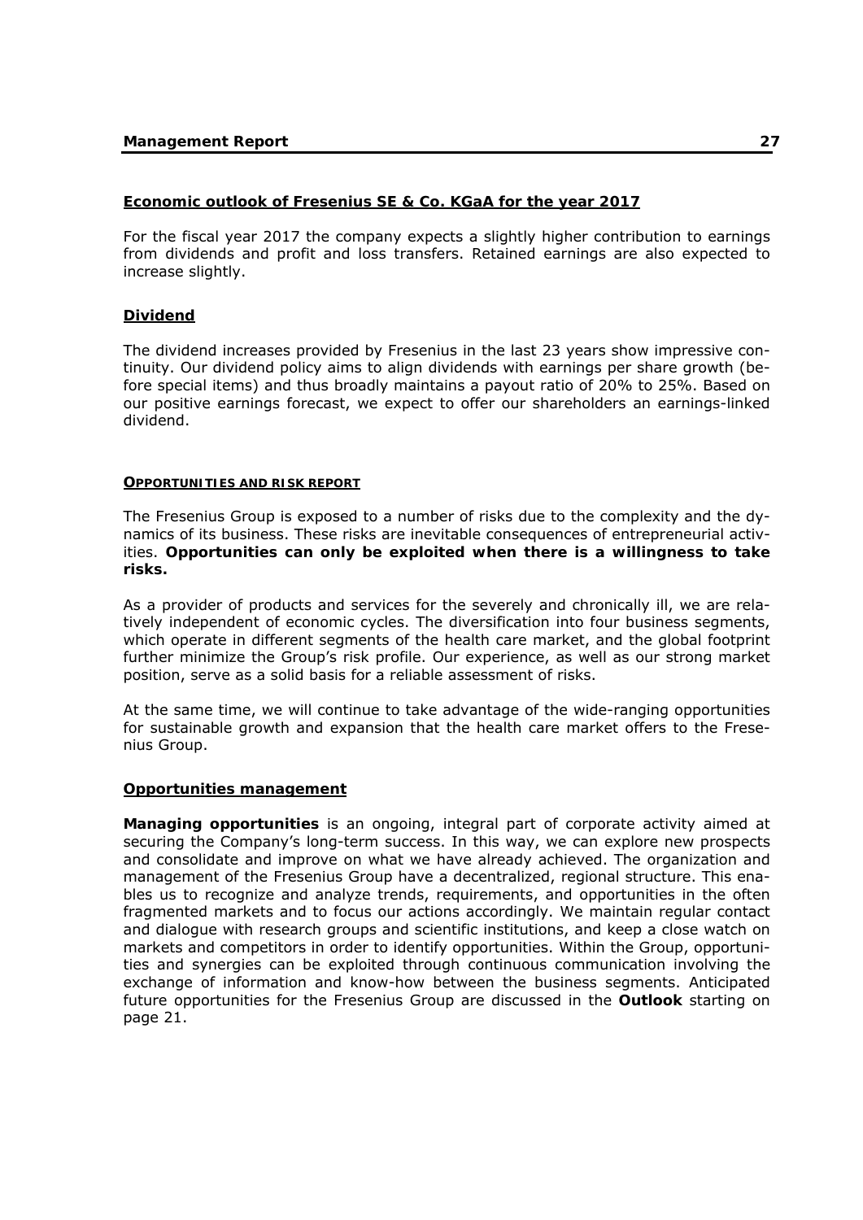## Economic outlook of Fresenius SE & Co. KGaA for the year 2017

For the fiscal year 2017 the company expects a slightly higher contribution to earnings from dividends and profit and loss transfers. Retained earnings are also expected to increase slightly.

## Dividend

The dividend increases provided by Fresenius in the last 23 years show impressive continuity. Our dividend policy aims to align dividends with earnings per share growth (before special items) and thus broadly maintains a payout ratio of 20% to 25%. Based on our positive earnings forecast, we expect to offer our shareholders an earnings-linked dividend.

# OPPORTUNITIES AND RISK REPORT

The Fresenius Group is exposed to a number of risks due to the complexity and the dynamics of its business. These risks are inevitable consequences of entrepreneurial activities. **Opportunities can only be exploited when there is a willingness to take risks.**

As a provider of products and services for the severely and chronically ill, we are relatively independent of economic cycles. The diversification into four business segments, which operate in different segments of the health care market, and the global footprint further minimize the Group's risk profile. Our experience, as well as our strong market position, serve as a solid basis for a reliable assessment of risks.

At the same time, we will continue to take advantage of the wide-ranging opportunities for sustainable growth and expansion that the health care market offers to the Fresenius Group.

## Opportunities management

**Managing opportunities** is an ongoing, integral part of corporate activity aimed at securing the Company's long-term success. In this way, we can explore new prospects and consolidate and improve on what we have already achieved. The organization and management of the Fresenius Group have a decentralized, regional structure. This enables us to recognize and analyze trends, requirements, and opportunities in the often fragmented markets and to focus our actions accordingly. We maintain regular contact and dialogue with research groups and scientific institutions, and keep a close watch on markets and competitors in order to identify opportunities. Within the Group, opportunities and synergies can be exploited through continuous communication involving the exchange of information and know-how between the business segments. Anticipated future opportunities for the Fresenius Group are discussed in the **Outlook** starting on page 21.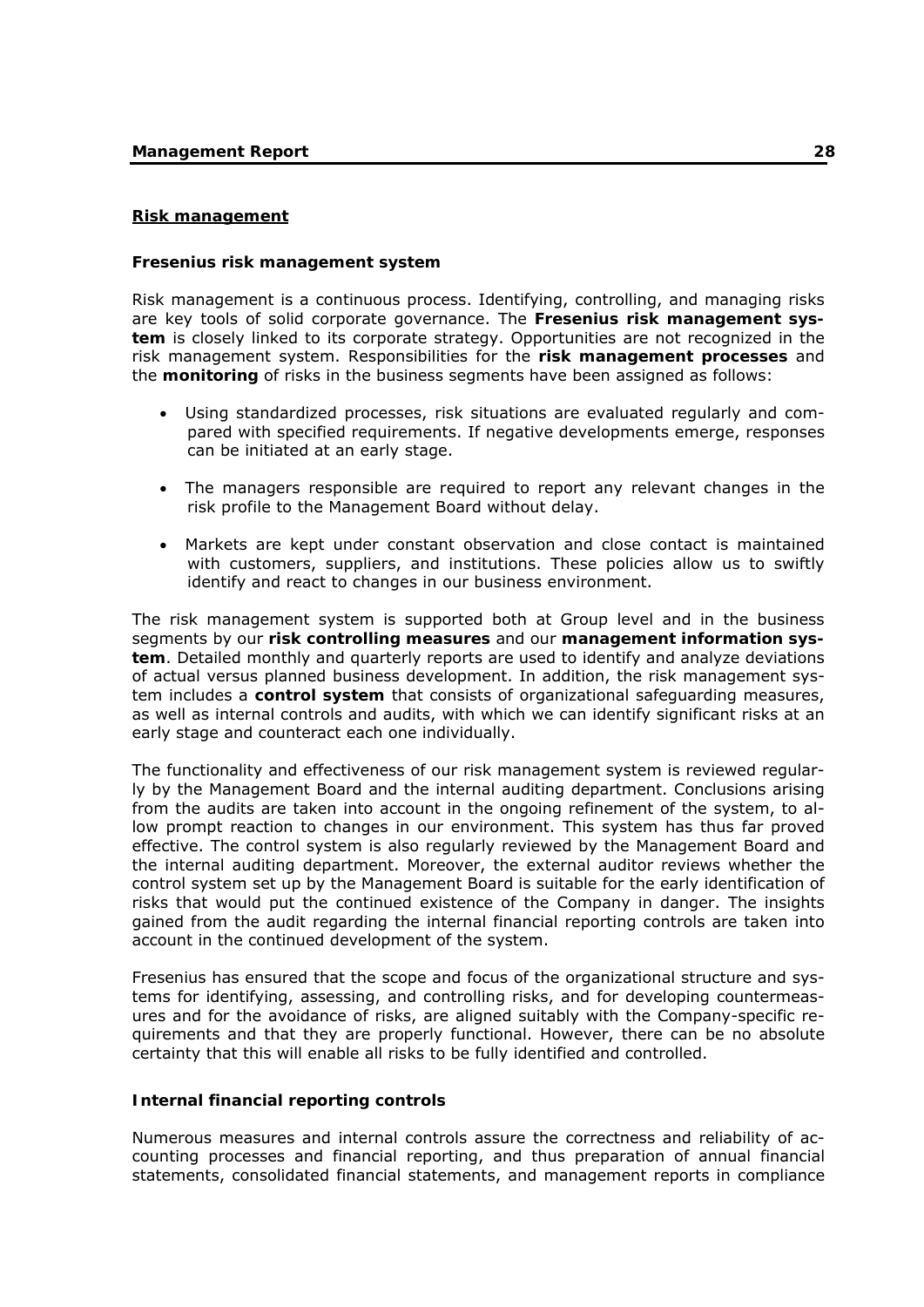## Risk management

### Fresenius risk management system

Risk management is a continuous process. Identifying, controlling, and managing risks are key tools of solid corporate governance. The **Fresenius risk management system** is closely linked to its corporate strategy. Opportunities are not recognized in the risk management system. Responsibilities for the **risk management processes** and the **monitoring** of risks in the business segments have been assigned as follows:

- Using standardized processes, risk situations are evaluated regularly and compared with specified requirements. If negative developments emerge, responses can be initiated at an early stage.
- The managers responsible are required to report any relevant changes in the risk profile to the Management Board without delay.
- Markets are kept under constant observation and close contact is maintained with customers, suppliers, and institutions. These policies allow us to swiftly identify and react to changes in our business environment.

The risk management system is supported both at Group level and in the business segments by our **risk controlling measures** and our **management information system**. Detailed monthly and quarterly reports are used to identify and analyze deviations of actual versus planned business development. In addition, the risk management system includes a **control system** that consists of organizational safeguarding measures, as well as internal controls and audits, with which we can identify significant risks at an early stage and counteract each one individually.

The functionality and effectiveness of our risk management system is reviewed regularly by the Management Board and the internal auditing department. Conclusions arising from the audits are taken into account in the ongoing refinement of the system, to allow prompt reaction to changes in our environment. This system has thus far proved effective. The control system is also regularly reviewed by the Management Board and the internal auditing department. Moreover, the external auditor reviews whether the control system set up by the Management Board is suitable for the early identification of risks that would put the continued existence of the Company in danger. The insights gained from the audit regarding the internal financial reporting controls are taken into account in the continued development of the system.

Fresenius has ensured that the scope and focus of the organizational structure and systems for identifying, assessing, and controlling risks, and for developing countermeasures and for the avoidance of risks, are aligned suitably with the Company-specific requirements and that they are properly functional. However, there can be no absolute certainty that this will enable all risks to be fully identified and controlled.

### Internal financial reporting controls

Numerous measures and internal controls assure the correctness and reliability of accounting processes and financial reporting, and thus preparation of annual financial statements, consolidated financial statements, and management reports in compliance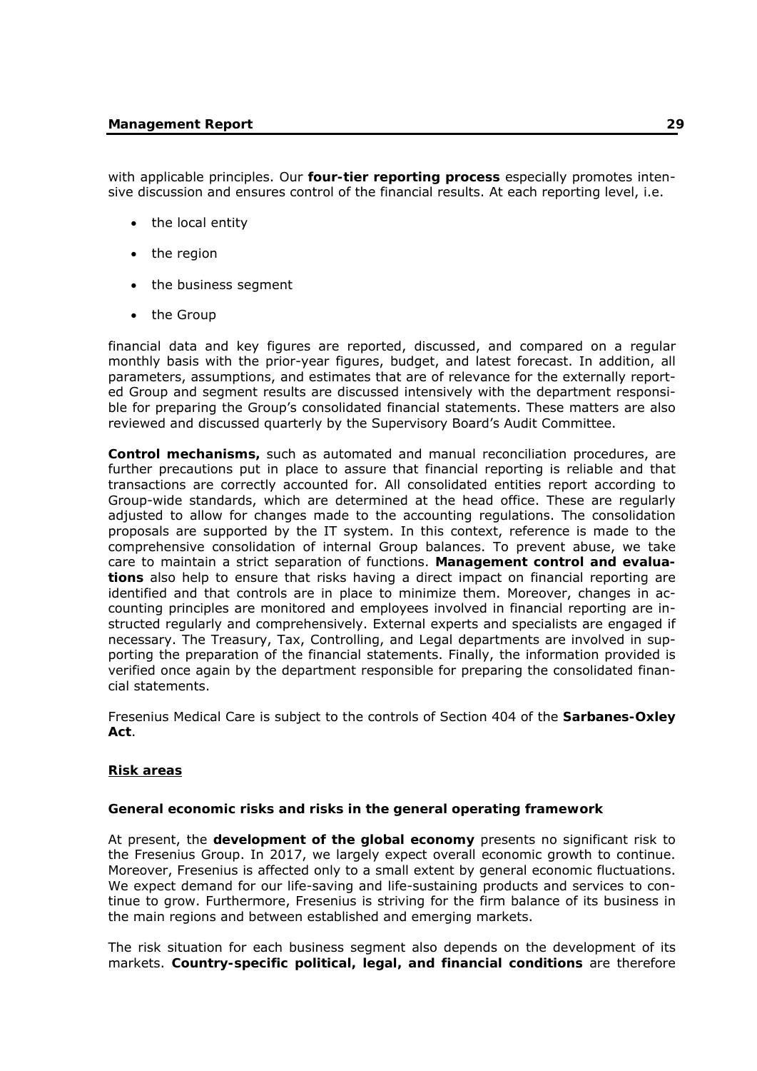with applicable principles. Our **four-tier reporting process** especially promotes intensive discussion and ensures control of the financial results. At each reporting level, i.e.

- the local entity
- the region
- the business segment
- the Group

financial data and key figures are reported, discussed, and compared on a regular monthly basis with the prior-year figures, budget, and latest forecast. In addition, all parameters, assumptions, and estimates that are of relevance for the externally reported Group and segment results are discussed intensively with the department responsible for preparing the Group's consolidated financial statements. These matters are also reviewed and discussed quarterly by the Supervisory Board's Audit Committee.

**Control mechanisms,** such as automated and manual reconciliation procedures, are further precautions put in place to assure that financial reporting is reliable and that transactions are correctly accounted for. All consolidated entities report according to Group-wide standards, which are determined at the head office. These are regularly adjusted to allow for changes made to the accounting regulations. The consolidation proposals are supported by the IT system. In this context, reference is made to the comprehensive consolidation of internal Group balances. To prevent abuse, we take care to maintain a strict separation of functions. **Management control and evaluations** also help to ensure that risks having a direct impact on financial reporting are identified and that controls are in place to minimize them. Moreover, changes in accounting principles are monitored and employees involved in financial reporting are instructed regularly and comprehensively. External experts and specialists are engaged if necessary. The Treasury, Tax, Controlling, and Legal departments are involved in supporting the preparation of the financial statements. Finally, the information provided is verified once again by the department responsible for preparing the consolidated financial statements.

Fresenius Medical Care is subject to the controls of Section 404 of the **Sarbanes-Oxley Act**.

## Risk areas

### General economic risks and risks in the general operating framework

At present, the **development of the global economy** presents no significant risk to the Fresenius Group. In 2017, we largely expect overall economic growth to continue. Moreover, Fresenius is affected only to a small extent by general economic fluctuations. We expect demand for our life-saving and life-sustaining products and services to continue to grow. Furthermore, Fresenius is striving for the firm balance of its business in the main regions and between established and emerging markets.

The risk situation for each business segment also depends on the development of its markets. **Country-specific political, legal, and financial conditions** are therefore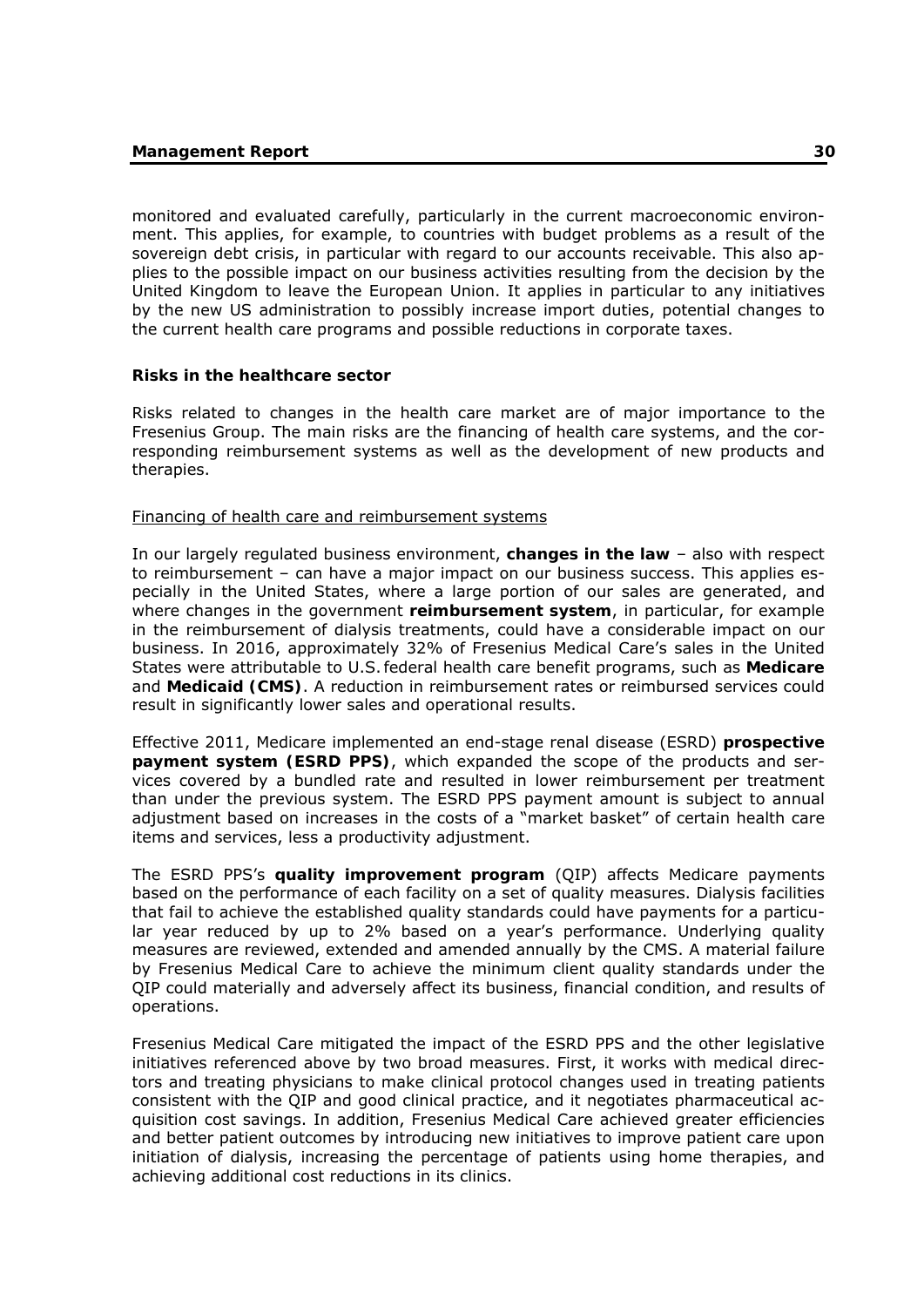monitored and evaluated carefully, particularly in the current macroeconomic environment. This applies, for example, to countries with budget problems as a result of the sovereign debt crisis, in particular with regard to our accounts receivable. This also applies to the possible impact on our business activities resulting from the decision by the United Kingdom to leave the European Union. It applies in particular to any initiatives by the new US administration to possibly increase import duties, potential changes to the current health care programs and possible reductions in corporate taxes.

### Risks in the healthcare sector

Risks related to changes in the health care market are of major importance to the Fresenius Group. The main risks are the financing of health care systems, and the corresponding reimbursement systems as well as the development of new products and therapies.

#### Financing of health care and reimbursement systems

In our largely regulated business environment, **changes in the law** – also with respect to reimbursement – can have a major impact on our business success. This applies especially in the United States, where a large portion of our sales are generated, and where changes in the government **reimbursement system**, in particular, for example in the reimbursement of dialysis treatments, could have a considerable impact on our business. In 2016, approximately 32% of Fresenius Medical Care's sales in the United States were attributable to U.S. federal health care benefit programs, such as **Medicare** and **Medicaid (CMS)**. A reduction in reimbursement rates or reimbursed services could result in significantly lower sales and operational results.

Effective 2011, Medicare implemented an end-stage renal disease (ESRD) **prospective payment system (ESRD PPS)**, which expanded the scope of the products and services covered by a bundled rate and resulted in lower reimbursement per treatment than under the previous system. The ESRD PPS payment amount is subject to annual adjustment based on increases in the costs of a "market basket" of certain health care items and services, less a productivity adjustment.

The ESRD PPS's **quality improvement program** (QIP) affects Medicare payments based on the performance of each facility on a set of quality measures. Dialysis facilities that fail to achieve the established quality standards could have payments for a particular year reduced by up to 2% based on a year's performance. Underlying quality measures are reviewed, extended and amended annually by the CMS. A material failure by Fresenius Medical Care to achieve the minimum client quality standards under the QIP could materially and adversely affect its business, financial condition, and results of operations.

Fresenius Medical Care mitigated the impact of the ESRD PPS and the other legislative initiatives referenced above by two broad measures. First, it works with medical directors and treating physicians to make clinical protocol changes used in treating patients consistent with the QIP and good clinical practice, and it negotiates pharmaceutical acquisition cost savings. In addition, Fresenius Medical Care achieved greater efficiencies and better patient outcomes by introducing new initiatives to improve patient care upon initiation of dialysis, increasing the percentage of patients using home therapies, and achieving additional cost reductions in its clinics.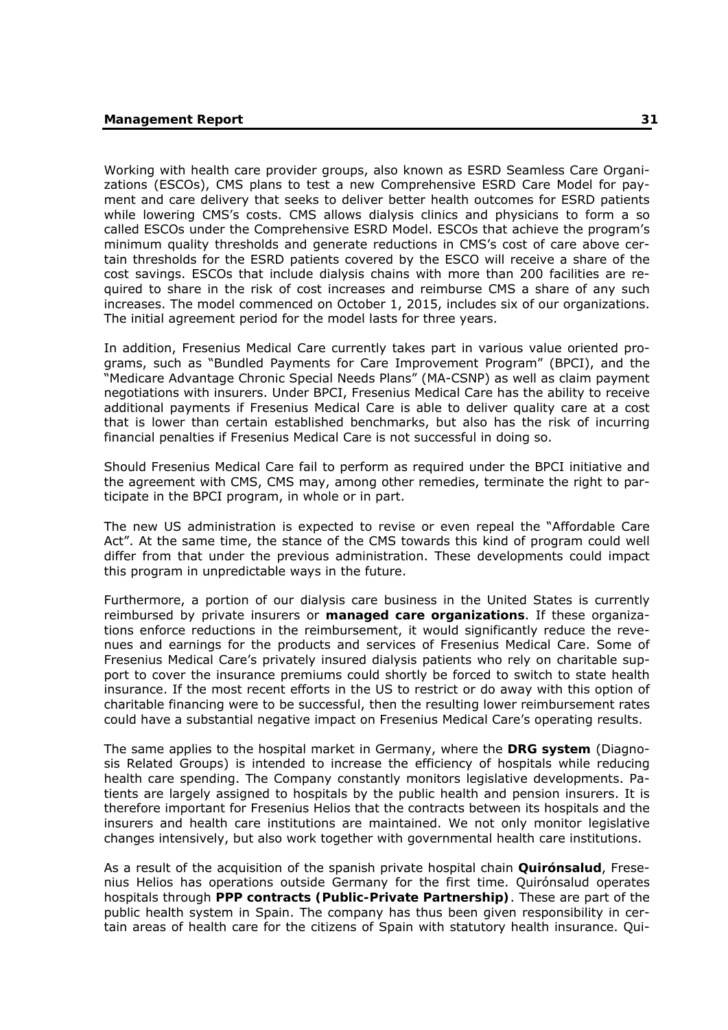Working with health care provider groups, also known as ESRD Seamless Care Organizations (ESCOs), CMS plans to test a new Comprehensive ESRD Care Model for payment and care delivery that seeks to deliver better health outcomes for ESRD patients while lowering CMS's costs. CMS allows dialysis clinics and physicians to form a so called ESCOs under the Comprehensive ESRD Model. ESCOs that achieve the program's minimum quality thresholds and generate reductions in CMS's cost of care above certain thresholds for the ESRD patients covered by the ESCO will receive a share of the cost savings. ESCOs that include dialysis chains with more than 200 facilities are required to share in the risk of cost increases and reimburse CMS a share of any such increases. The model commenced on October 1, 2015, includes six of our organizations. The initial agreement period for the model lasts for three years.

In addition, Fresenius Medical Care currently takes part in various value oriented programs, such as "Bundled Payments for Care Improvement Program" (BPCI), and the "Medicare Advantage Chronic Special Needs Plans" (MA-CSNP) as well as claim payment negotiations with insurers. Under BPCI, Fresenius Medical Care has the ability to receive additional payments if Fresenius Medical Care is able to deliver quality care at a cost that is lower than certain established benchmarks, but also has the risk of incurring financial penalties if Fresenius Medical Care is not successful in doing so.

Should Fresenius Medical Care fail to perform as required under the BPCI initiative and the agreement with CMS, CMS may, among other remedies, terminate the right to participate in the BPCI program, in whole or in part.

The new US administration is expected to revise or even repeal the "Affordable Care Act". At the same time, the stance of the CMS towards this kind of program could well differ from that under the previous administration. These developments could impact this program in unpredictable ways in the future.

Furthermore, a portion of our dialysis care business in the United States is currently reimbursed by private insurers or **managed care organizations**. If these organizations enforce reductions in the reimbursement, it would significantly reduce the revenues and earnings for the products and services of Fresenius Medical Care. Some of Fresenius Medical Care's privately insured dialysis patients who rely on charitable support to cover the insurance premiums could shortly be forced to switch to state health insurance. If the most recent efforts in the US to restrict or do away with this option of charitable financing were to be successful, then the resulting lower reimbursement rates could have a substantial negative impact on Fresenius Medical Care's operating results.

The same applies to the hospital market in Germany, where the **DRG system** (Diagnosis Related Groups) is intended to increase the efficiency of hospitals while reducing health care spending. The Company constantly monitors legislative developments. Patients are largely assigned to hospitals by the public health and pension insurers. It is therefore important for Fresenius Helios that the contracts between its hospitals and the insurers and health care institutions are maintained. We not only monitor legislative changes intensively, but also work together with governmental health care institutions.

As a result of the acquisition of the spanish private hospital chain **Quirónsalud**, Fresenius Helios has operations outside Germany for the first time. Quirónsalud operates hospitals through **PPP contracts (Public-Private Partnership)**. These are part of the public health system in Spain. The company has thus been given responsibility in certain areas of health care for the citizens of Spain with statutory health insurance. Qui-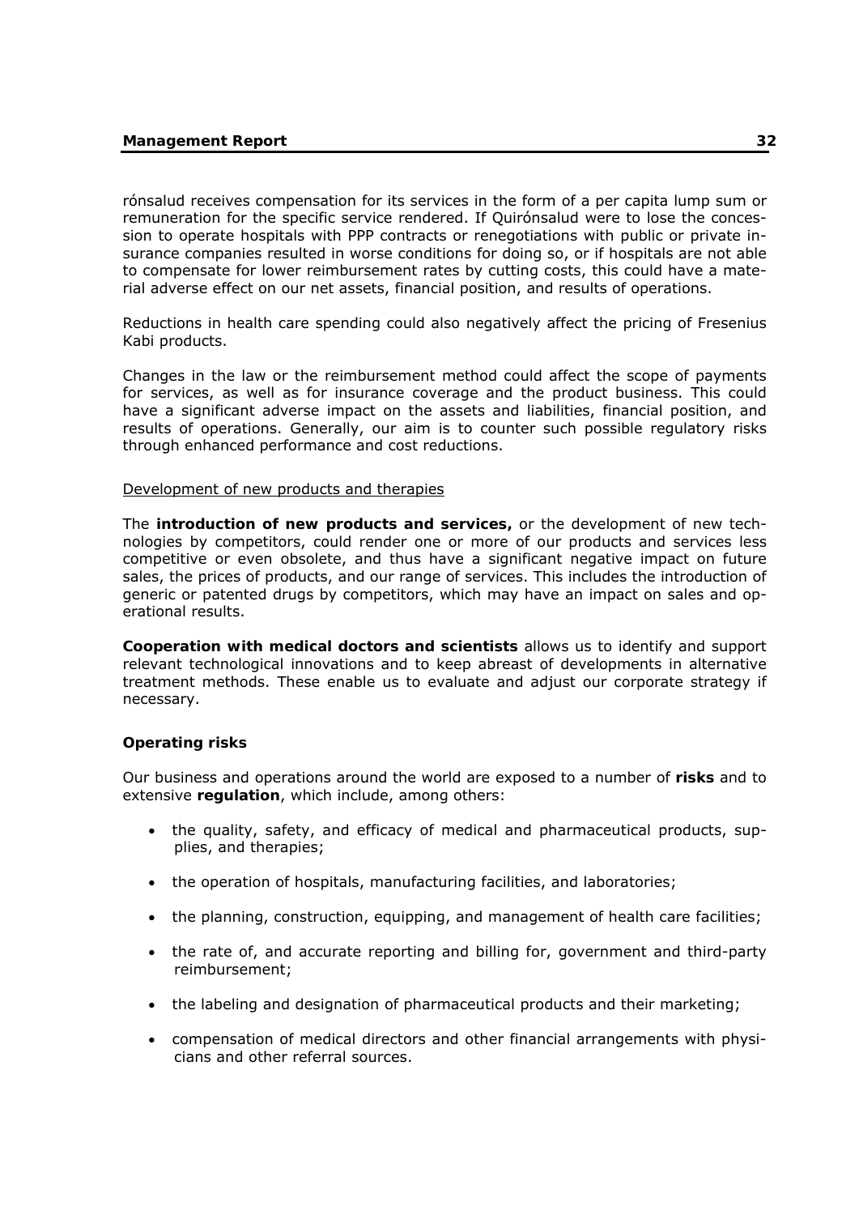rónsalud receives compensation for its services in the form of a per capita lump sum or remuneration for the specific service rendered. If Quirónsalud were to lose the concession to operate hospitals with PPP contracts or renegotiations with public or private insurance companies resulted in worse conditions for doing so, or if hospitals are not able to compensate for lower reimbursement rates by cutting costs, this could have a material adverse effect on our net assets, financial position, and results of operations.

Reductions in health care spending could also negatively affect the pricing of Fresenius Kabi products.

Changes in the law or the reimbursement method could affect the scope of payments for services, as well as for insurance coverage and the product business. This could have a significant adverse impact on the assets and liabilities, financial position, and results of operations. Generally, our aim is to counter such possible regulatory risks through enhanced performance and cost reductions.

Development of new products and therapies

The **introduction of new products and services,** or the development of new technologies by competitors, could render one or more of our products and services less competitive or even obsolete, and thus have a significant negative impact on future sales, the prices of products, and our range of services. This includes the introduction of generic or patented drugs by competitors, which may have an impact on sales and operational results.

**Cooperation with medical doctors and scientists** allows us to identify and support relevant technological innovations and to keep abreast of developments in alternative treatment methods. These enable us to evaluate and adjust our corporate strategy if necessary.

**Operating risks**

Our business and operations around the world are exposed to a number of **risks** and to extensive **regulation**, which include, among others:

- the quality, safety, and efficacy of medical and pharmaceutical products, supplies, and therapies;
- the operation of hospitals, manufacturing facilities, and laboratories;
- the planning, construction, equipping, and management of health care facilities;
- the rate of, and accurate reporting and billing for, government and third-party reimbursement;
- the labeling and designation of pharmaceutical products and their marketing;
- compensation of medical directors and other financial arrangements with physicians and other referral sources.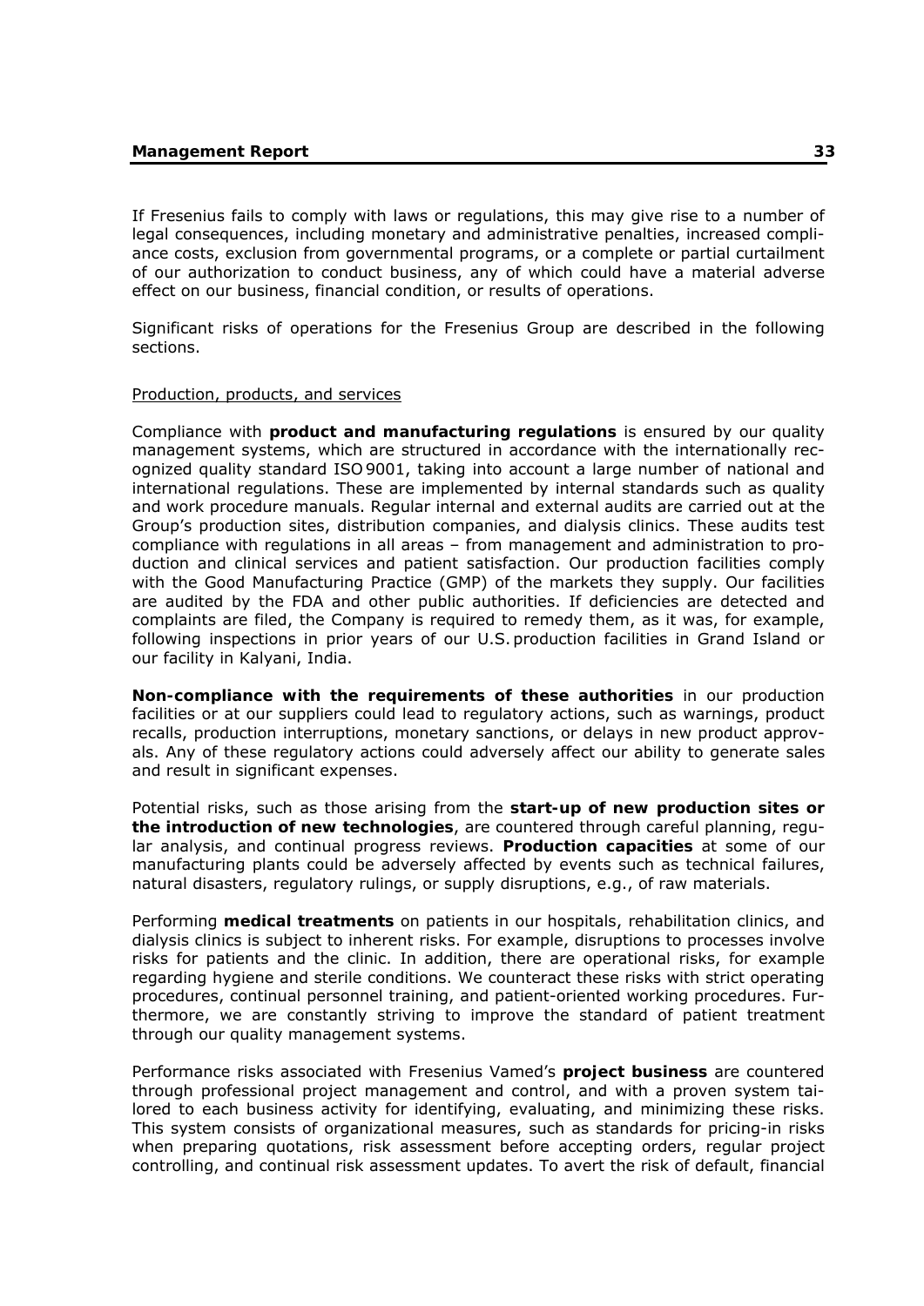If Fresenius fails to comply with laws or regulations, this may give rise to a number of legal consequences, including monetary and administrative penalties, increased compliance costs, exclusion from governmental programs, or a complete or partial curtailment of our authorization to conduct business, any of which could have a material adverse effect on our business, financial condition, or results of operations.

Significant risks of operations for the Fresenius Group are described in the following sections.

Production, products, and services

Compliance with **product and manufacturing regulations** is ensured by our quality management systems, which are structured in accordance with the internationally recognized quality standard ISO 9001, taking into account a large number of national and international regulations. These are implemented by internal standards such as quality and work procedure manuals. Regular internal and external audits are carried out at the Group's production sites, distribution companies, and dialysis clinics. These audits test compliance with regulations in all areas – from management and administration to production and clinical services and patient satisfaction. Our production facilities comply with the Good Manufacturing Practice (GMP) of the markets they supply. Our facilities are audited by the FDA and other public authorities. If deficiencies are detected and complaints are filed, the Company is required to remedy them, as it was, for example, following inspections in prior years of our U.S. production facilities in Grand Island or our facility in Kalyani, India.

**Non-compliance with the requirements of these authorities** in our production facilities or at our suppliers could lead to regulatory actions, such as warnings, product recalls, production interruptions, monetary sanctions, or delays in new product approvals. Any of these regulatory actions could adversely affect our ability to generate sales and result in significant expenses.

Potential risks, such as those arising from the **start-up of new production sites or the introduction of new technologies**, are countered through careful planning, regular analysis, and continual progress reviews. **Production capacities** at some of our manufacturing plants could be adversely affected by events such as technical failures, natural disasters, regulatory rulings, or supply disruptions, e.g., of raw materials.

Performing **medical treatments** on patients in our hospitals, rehabilitation clinics, and dialysis clinics is subject to inherent risks. For example, disruptions to processes involve risks for patients and the clinic. In addition, there are operational risks, for example regarding hygiene and sterile conditions. We counteract these risks with strict operating procedures, continual personnel training, and patient-oriented working procedures. Furthermore, we are constantly striving to improve the standard of patient treatment through our quality management systems.

Performance risks associated with Fresenius Vamed's **project business** are countered through professional project management and control, and with a proven system tailored to each business activity for identifying, evaluating, and minimizing these risks. This system consists of organizational measures, such as standards for pricing-in risks when preparing quotations, risk assessment before accepting orders, regular project controlling, and continual risk assessment updates. To avert the risk of default, financial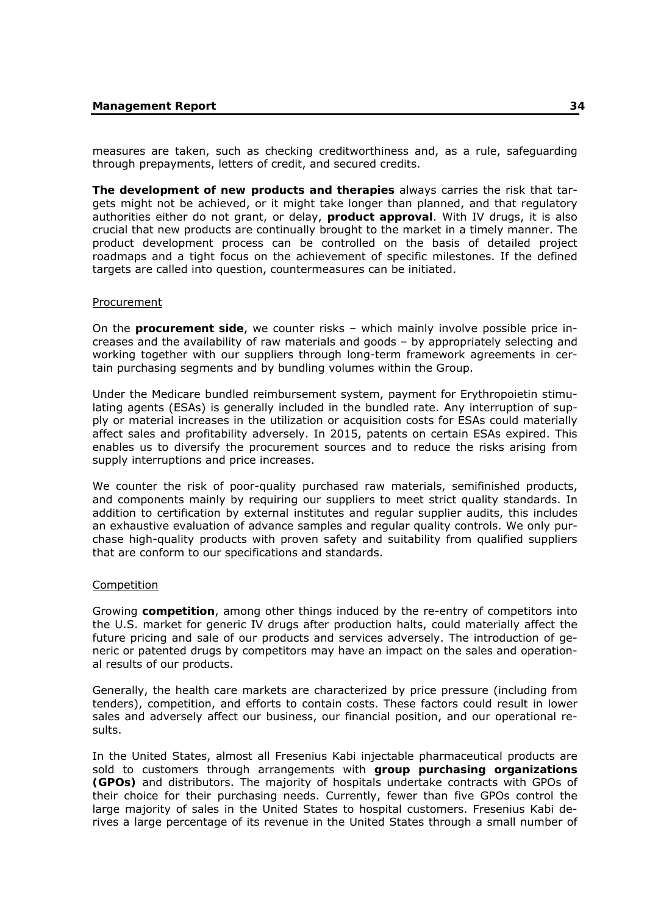measures are taken, such as checking creditworthiness and, as a rule, safeguarding through prepayments, letters of credit, and secured credits.

**The development of new products and therapies** always carries the risk that targets might not be achieved, or it might take longer than planned, and that regulatory authorities either do not grant, or delay, **product approval**. With IV drugs, it is also crucial that new products are continually brought to the market in a timely manner. The product development process can be controlled on the basis of detailed project roadmaps and a tight focus on the achievement of specific milestones. If the defined targets are called into question, countermeasures can be initiated.

Procurement

On the **procurement side**, we counter risks – which mainly involve possible price increases and the availability of raw materials and goods – by appropriately selecting and working together with our suppliers through long-term framework agreements in certain purchasing segments and by bundling volumes within the Group.

Under the Medicare bundled reimbursement system, payment for Erythropoietin stimulating agents (ESAs) is generally included in the bundled rate. Any interruption of supply or material increases in the utilization or acquisition costs for ESAs could materially affect sales and profitability adversely. In 2015, patents on certain ESAs expired. This enables us to diversify the procurement sources and to reduce the risks arising from supply interruptions and price increases.

We counter the risk of poor-quality purchased raw materials, semifinished products, and components mainly by requiring our suppliers to meet strict quality standards. In addition to certification by external institutes and regular supplier audits, this includes an exhaustive evaluation of advance samples and regular quality controls. We only purchase high-quality products with proven safety and suitability from qualified suppliers that are conform to our specifications and standards.

Competition

Growing **competition**, among other things induced by the re-entry of competitors into the U.S. market for generic IV drugs after production halts, could materially affect the future pricing and sale of our products and services adversely. The introduction of generic or patented drugs by competitors may have an impact on the sales and operational results of our products.

Generally, the health care markets are characterized by price pressure (including from tenders), competition, and efforts to contain costs. These factors could result in lower sales and adversely affect our business, our financial position, and our operational results.

In the United States, almost all Fresenius Kabi injectable pharmaceutical products are sold to customers through arrangements with **group purchasing organizations (GPOs)** and distributors. The majority of hospitals undertake contracts with GPOs of their choice for their purchasing needs. Currently, fewer than five GPOs control the large majority of sales in the United States to hospital customers. Fresenius Kabi derives a large percentage of its revenue in the United States through a small number of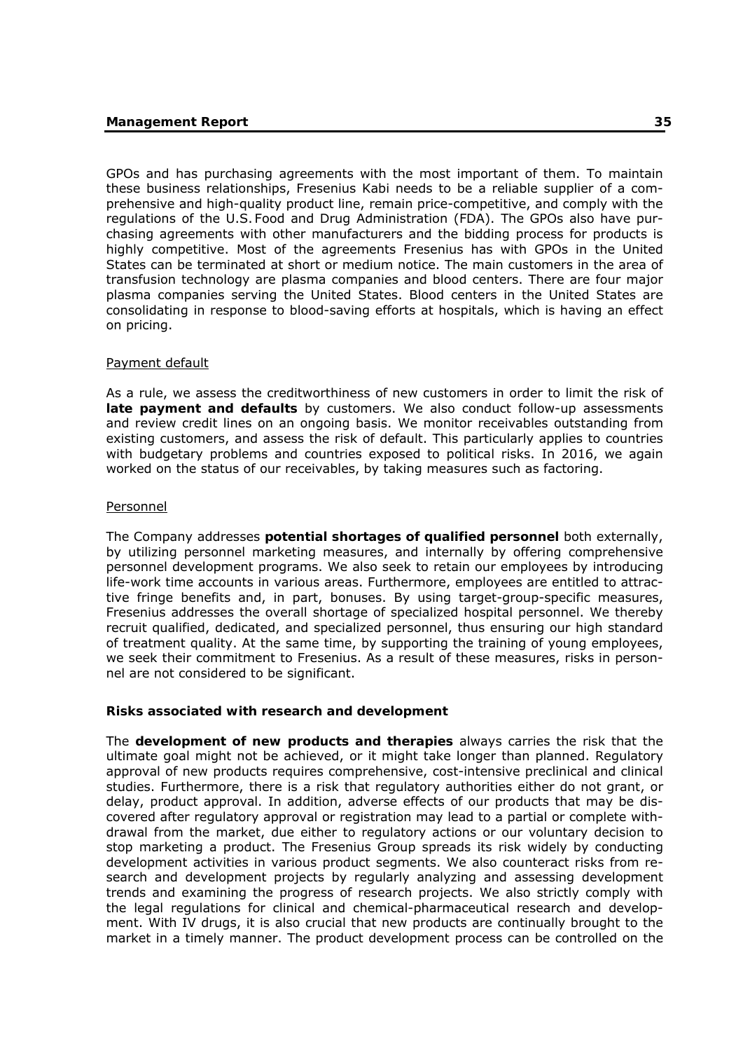GPOs and has purchasing agreements with the most important of them. To maintain these business relationships, Fresenius Kabi needs to be a reliable supplier of a comprehensive and high-quality product line, remain price-competitive, and comply with the regulations of the U.S. Food and Drug Administration (FDA). The GPOs also have purchasing agreements with other manufacturers and the bidding process for products is highly competitive. Most of the agreements Fresenius has with GPOs in the United States can be terminated at short or medium notice. The main customers in the area of transfusion technology are plasma companies and blood centers. There are four major plasma companies serving the United States. Blood centers in the United States are consolidating in response to blood-saving efforts at hospitals, which is having an effect on pricing.

Payment default

As a rule, we assess the creditworthiness of new customers in order to limit the risk of **late payment and defaults** by customers. We also conduct follow-up assessments and review credit lines on an ongoing basis. We monitor receivables outstanding from existing customers, and assess the risk of default. This particularly applies to countries with budgetary problems and countries exposed to political risks. In 2016, we again worked on the status of our receivables, by taking measures such as factoring.

Personnel

The Company addresses **potential shortages of qualified personnel** both externally, by utilizing personnel marketing measures, and internally by offering comprehensive personnel development programs. We also seek to retain our employees by introducing life-work time accounts in various areas. Furthermore, employees are entitled to attractive fringe benefits and, in part, bonuses. By using target-group-specific measures, Fresenius addresses the overall shortage of specialized hospital personnel. We thereby recruit qualified, dedicated, and specialized personnel, thus ensuring our high standard of treatment quality. At the same time, by supporting the training of young employees, we seek their commitment to Fresenius. As a result of these measures, risks in personnel are not considered to be significant.

**Risks associated with research and development**

The **development of new products and therapies** always carries the risk that the ultimate goal might not be achieved, or it might take longer than planned. Regulatory approval of new products requires comprehensive, cost-intensive preclinical and clinical studies. Furthermore, there is a risk that regulatory authorities either do not grant, or delay, product approval. In addition, adverse effects of our products that may be discovered after regulatory approval or registration may lead to a partial or complete withdrawal from the market, due either to regulatory actions or our voluntary decision to stop marketing a product. The Fresenius Group spreads its risk widely by conducting development activities in various product segments. We also counteract risks from research and development projects by regularly analyzing and assessing development trends and examining the progress of research projects. We also strictly comply with the legal regulations for clinical and chemical-pharmaceutical research and development. With IV drugs, it is also crucial that new products are continually brought to the market in a timely manner. The product development process can be controlled on the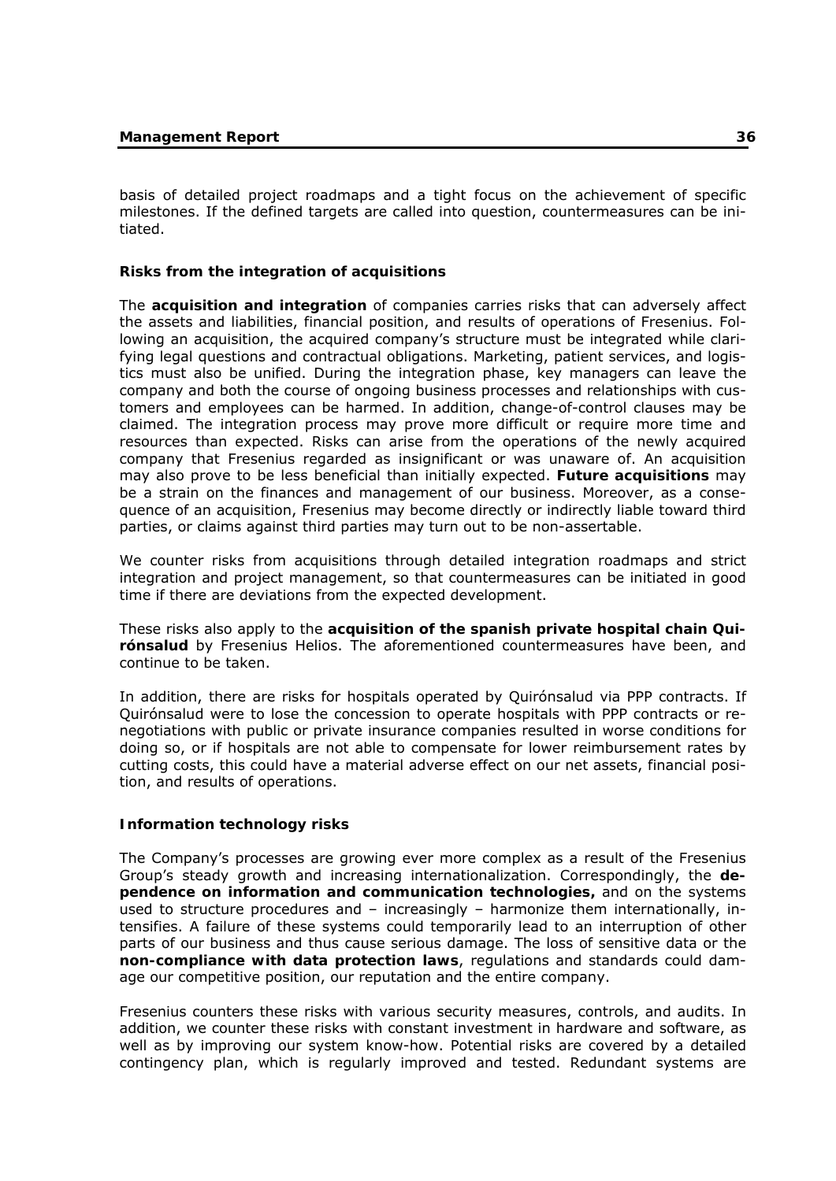basis of detailed project roadmaps and a tight focus on the achievement of specific milestones. If the defined targets are called into question, countermeasures can be initiated.

### Risks from the integration of acquisitions

The **acquisition and integration** of companies carries risks that can adversely affect the assets and liabilities, financial position, and results of operations of Fresenius. Following an acquisition, the acquired company's structure must be integrated while clarifying legal questions and contractual obligations. Marketing, patient services, and logistics must also be unified. During the integration phase, key managers can leave the company and both the course of ongoing business processes and relationships with customers and employees can be harmed. In addition, change-of-control clauses may be claimed. The integration process may prove more difficult or require more time and resources than expected. Risks can arise from the operations of the newly acquired company that Fresenius regarded as insignificant or was unaware of. An acquisition may also prove to be less beneficial than initially expected. **Future acquisitions** may be a strain on the finances and management of our business. Moreover, as a consequence of an acquisition, Fresenius may become directly or indirectly liable toward third parties, or claims against third parties may turn out to be non-assertable.

We counter risks from acquisitions through detailed integration roadmaps and strict integration and project management, so that countermeasures can be initiated in good time if there are deviations from the expected development.

These risks also apply to the **acquisition of the spanish private hospital chain Quirónsalud** by Fresenius Helios. The aforementioned countermeasures have been, and continue to be taken.

In addition, there are risks for hospitals operated by Quirónsalud via PPP contracts. If Quirónsalud were to lose the concession to operate hospitals with PPP contracts or renegotiations with public or private insurance companies resulted in worse conditions for doing so, or if hospitals are not able to compensate for lower reimbursement rates by cutting costs, this could have a material adverse effect on our net assets, financial position, and results of operations.

### Information technology risks

The Company's processes are growing ever more complex as a result of the Fresenius Group's steady growth and increasing internationalization. Correspondingly, the **dependence on information and communication technologies,** and on the systems used to structure procedures and – increasingly – harmonize them internationally, intensifies. A failure of these systems could temporarily lead to an interruption of other parts of our business and thus cause serious damage. The loss of sensitive data or the **non-compliance with data protection laws**, regulations and standards could damage our competitive position, our reputation and the entire company.

Fresenius counters these risks with various security measures, controls, and audits. In addition, we counter these risks with constant investment in hardware and software, as well as by improving our system know-how. Potential risks are covered by a detailed contingency plan, which is regularly improved and tested. Redundant systems are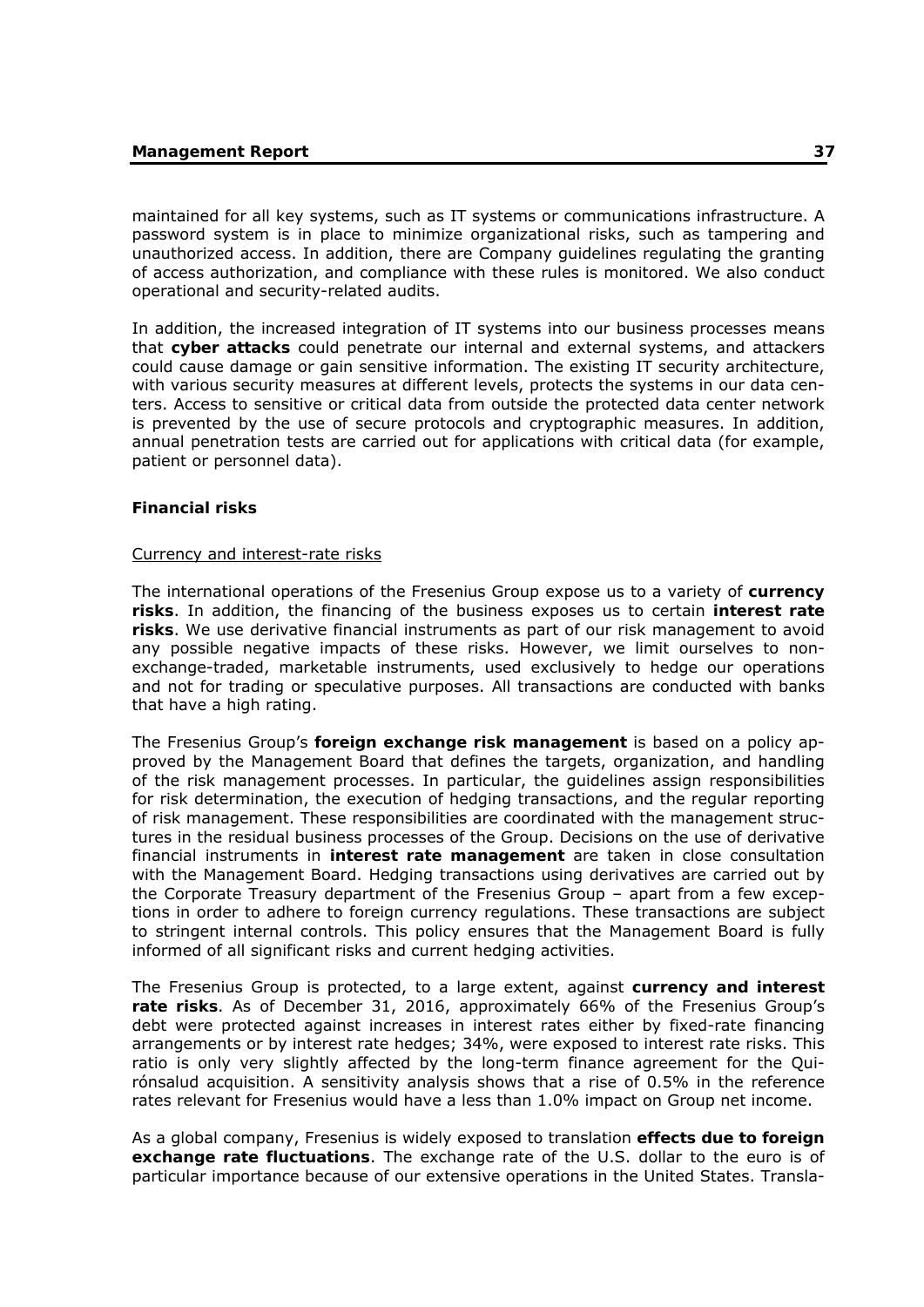maintained for all key systems, such as IT systems or communications infrastructure. A password system is in place to minimize organizational risks, such as tampering and unauthorized access. In addition, there are Company guidelines regulating the granting of access authorization, and compliance with these rules is monitored. We also conduct operational and security-related audits.

In addition, the increased integration of IT systems into our business processes means that **cyber attacks** could penetrate our internal and external systems, and attackers could cause damage or gain sensitive information. The existing IT security architecture, with various security measures at different levels, protects the systems in our data centers. Access to sensitive or critical data from outside the protected data center network is prevented by the use of secure protocols and cryptographic measures. In addition, annual penetration tests are carried out for applications with critical data (for example, patient or personnel data).

### Financial risks

Currency and interest-rate risks

The international operations of the Fresenius Group expose us to a variety of **currency risks**. In addition, the financing of the business exposes us to certain **interest rate risks**. We use derivative financial instruments as part of our risk management to avoid any possible negative impacts of these risks. However, we limit ourselves to non-exchange-traded, marketable instruments, used exclusively to hedge our operations and not for trading or speculative purposes. All transactions are conducted with banks that have a high rating.

The Fresenius Group's **foreign exchange risk management** is based on a policy approved by the Management Board that defines the targets, organization, and handling of the risk management processes. In particular, the guidelines assign responsibilities for risk determination, the execution of hedging transactions, and the regular reporting of risk management. These responsibilities are coordinated with the management structures in the residual business processes of the Group. Decisions on the use of derivative financial instruments in **interest rate management** are taken in close consultation with the Management Board. Hedging transactions using derivatives are carried out by the Corporate Treasury department of the Fresenius Group – apart from a few exceptions in order to adhere to foreign currency regulations. These transactions are subject to stringent internal controls. This policy ensures that the Management Board is fully informed of all significant risks and current hedging activities.

The Fresenius Group is protected, to a large extent, against **currency and interest rate risks**. As of December 31, 2016, approximately 66% of the Fresenius Group's debt were protected against increases in interest rates either by fixed-rate financing arrangements or by interest rate hedges; 34%, were exposed to interest rate risks. This ratio is only very slightly affected by the long-term finance agreement for the Quirónsalud acquisition. A sensitivity analysis shows that a rise of 0.5% in the reference rates relevant for Fresenius would have a less than 1.0% impact on Group net income.

As a global company, Fresenius is widely exposed to translation **effects due to foreign exchange rate fluctuations**. The exchange rate of the U.S. dollar to the euro is of particular importance because of our extensive operations in the United States. Transla-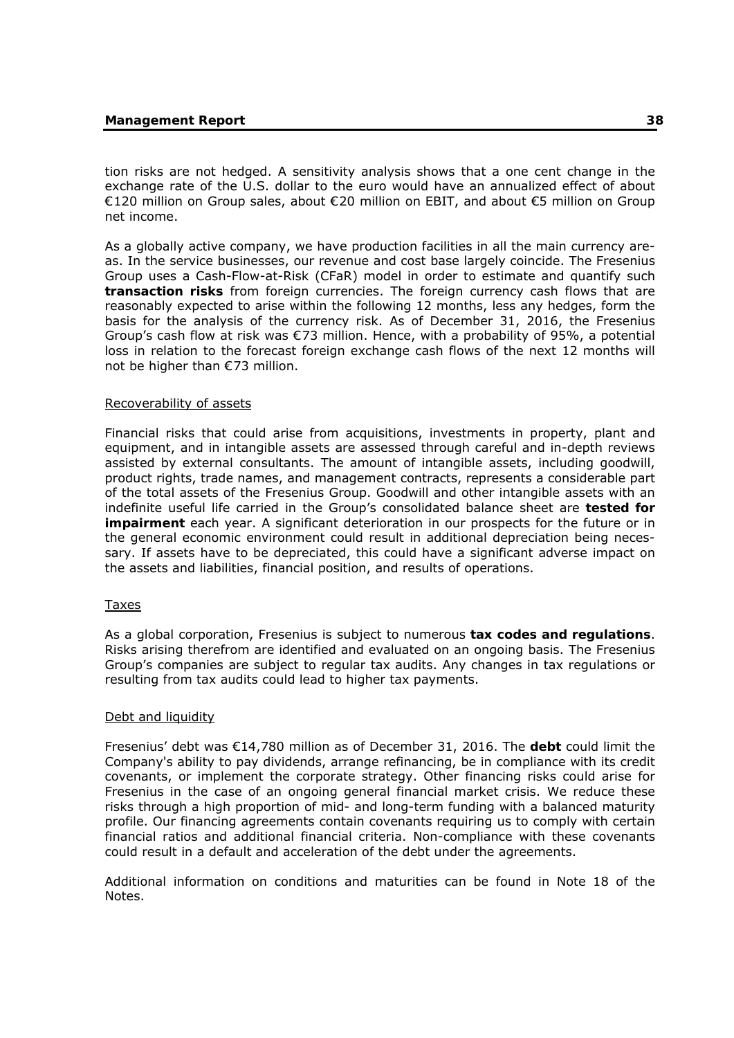tion risks are not hedged. A sensitivity analysis shows that a one cent change in the exchange rate of the U.S. dollar to the euro would have an annualized effect of about €120 million on Group sales, about €20 million on EBIT, and about €5 million on Group net income.

As a globally active company, we have production facilities in all the main currency areas. In the service businesses, our revenue and cost base largely coincide. The Fresenius Group uses a Cash-Flow-at-Risk (CFaR) model in order to estimate and quantify such **transaction risks** from foreign currencies. The foreign currency cash flows that are reasonably expected to arise within the following 12 months, less any hedges, form the basis for the analysis of the currency risk. As of December 31, 2016, the Fresenius Group's cash flow at risk was €73 million. Hence, with a probability of 95%, a potential loss in relation to the forecast foreign exchange cash flows of the next 12 months will not be higher than €73 million.

Recoverability of assets

Financial risks that could arise from acquisitions, investments in property, plant and equipment, and in intangible assets are assessed through careful and in-depth reviews assisted by external consultants. The amount of intangible assets, including goodwill, product rights, trade names, and management contracts, represents a considerable part of the total assets of the Fresenius Group. Goodwill and other intangible assets with an indefinite useful life carried in the Group's consolidated balance sheet are **tested for impairment** each year. A significant deterioration in our prospects for the future or in the general economic environment could result in additional depreciation being necessary. If assets have to be depreciated, this could have a significant adverse impact on the assets and liabilities, financial position, and results of operations.

Taxes

As a global corporation, Fresenius is subject to numerous **tax codes and regulations**. Risks arising therefrom are identified and evaluated on an ongoing basis. The Fresenius Group's companies are subject to regular tax audits. Any changes in tax regulations or resulting from tax audits could lead to higher tax payments.

Debt and liquidity

Fresenius' debt was €14,780 million as of December 31, 2016. The **debt** could limit the Company's ability to pay dividends, arrange refinancing, be in compliance with its credit covenants, or implement the corporate strategy. Other financing risks could arise for Fresenius in the case of an ongoing general financial market crisis. We reduce these risks through a high proportion of mid- and long-term funding with a balanced maturity profile. Our financing agreements contain covenants requiring us to comply with certain financial ratios and additional financial criteria. Non-compliance with these covenants could result in a default and acceleration of the debt under the agreements.

Additional information on conditions and maturities can be found in Note 18 of the Notes.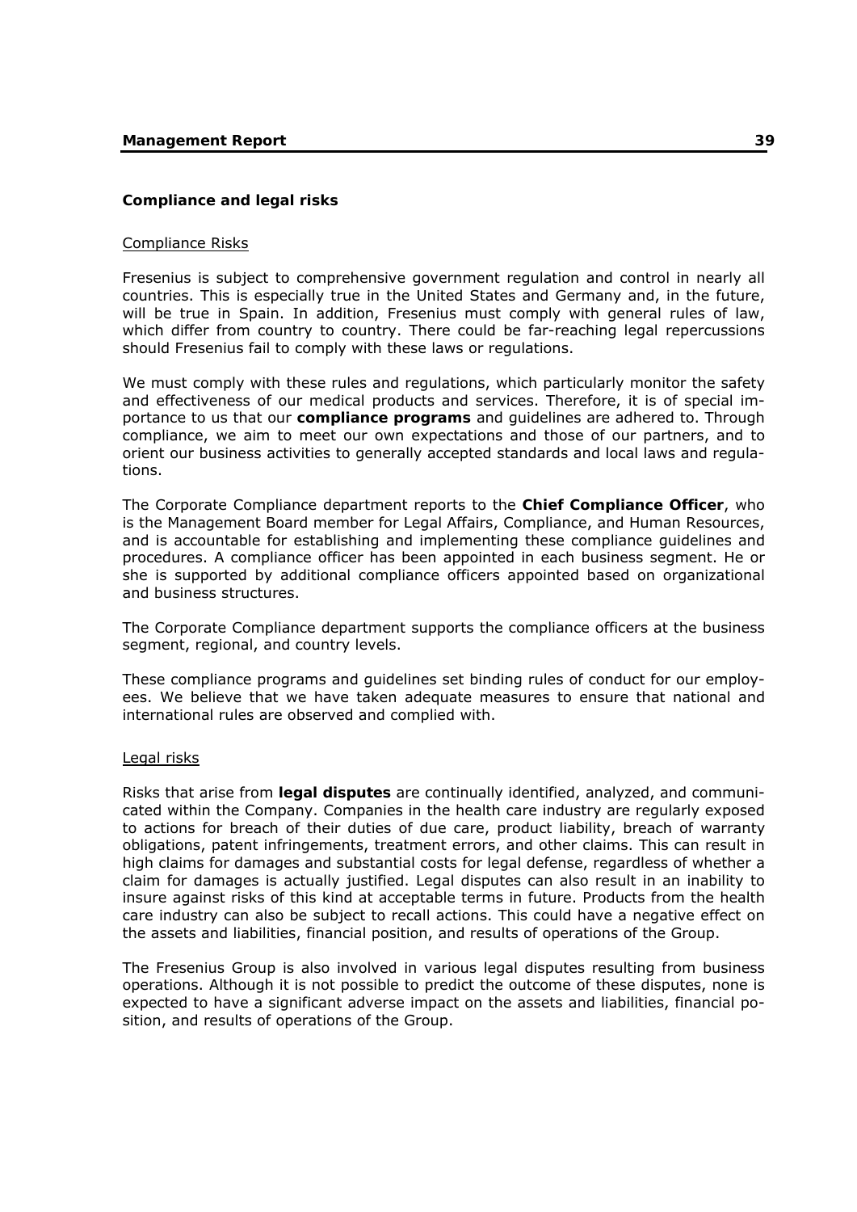### Compliance and legal risks

#### Compliance Risks

Fresenius is subject to comprehensive government regulation and control in nearly all countries. This is especially true in the United States and Germany and, in the future, will be true in Spain. In addition, Fresenius must comply with general rules of law, which differ from country to country. There could be far-reaching legal repercussions should Fresenius fail to comply with these laws or regulations.

We must comply with these rules and regulations, which particularly monitor the safety and effectiveness of our medical products and services. Therefore, it is of special importance to us that our **compliance programs** and guidelines are adhered to. Through compliance, we aim to meet our own expectations and those of our partners, and to orient our business activities to generally accepted standards and local laws and regulations.

The Corporate Compliance department reports to the **Chief Compliance Officer**, who is the Management Board member for Legal Affairs, Compliance, and Human Resources, and is accountable for establishing and implementing these compliance guidelines and procedures. A compliance officer has been appointed in each business segment. He or she is supported by additional compliance officers appointed based on organizational and business structures.

The Corporate Compliance department supports the compliance officers at the business segment, regional, and country levels.

These compliance programs and guidelines set binding rules of conduct for our employees. We believe that we have taken adequate measures to ensure that national and international rules are observed and complied with.

#### Legal risks

Risks that arise from **legal disputes** are continually identified, analyzed, and communicated within the Company. Companies in the health care industry are regularly exposed to actions for breach of their duties of due care, product liability, breach of warranty obligations, patent infringements, treatment errors, and other claims. This can result in high claims for damages and substantial costs for legal defense, regardless of whether a claim for damages is actually justified. Legal disputes can also result in an inability to insure against risks of this kind at acceptable terms in future. Products from the health care industry can also be subject to recall actions. This could have a negative effect on the assets and liabilities, financial position, and results of operations of the Group.

The Fresenius Group is also involved in various legal disputes resulting from business operations. Although it is not possible to predict the outcome of these disputes, none is expected to have a significant adverse impact on the assets and liabilities, financial position, and results of operations of the Group.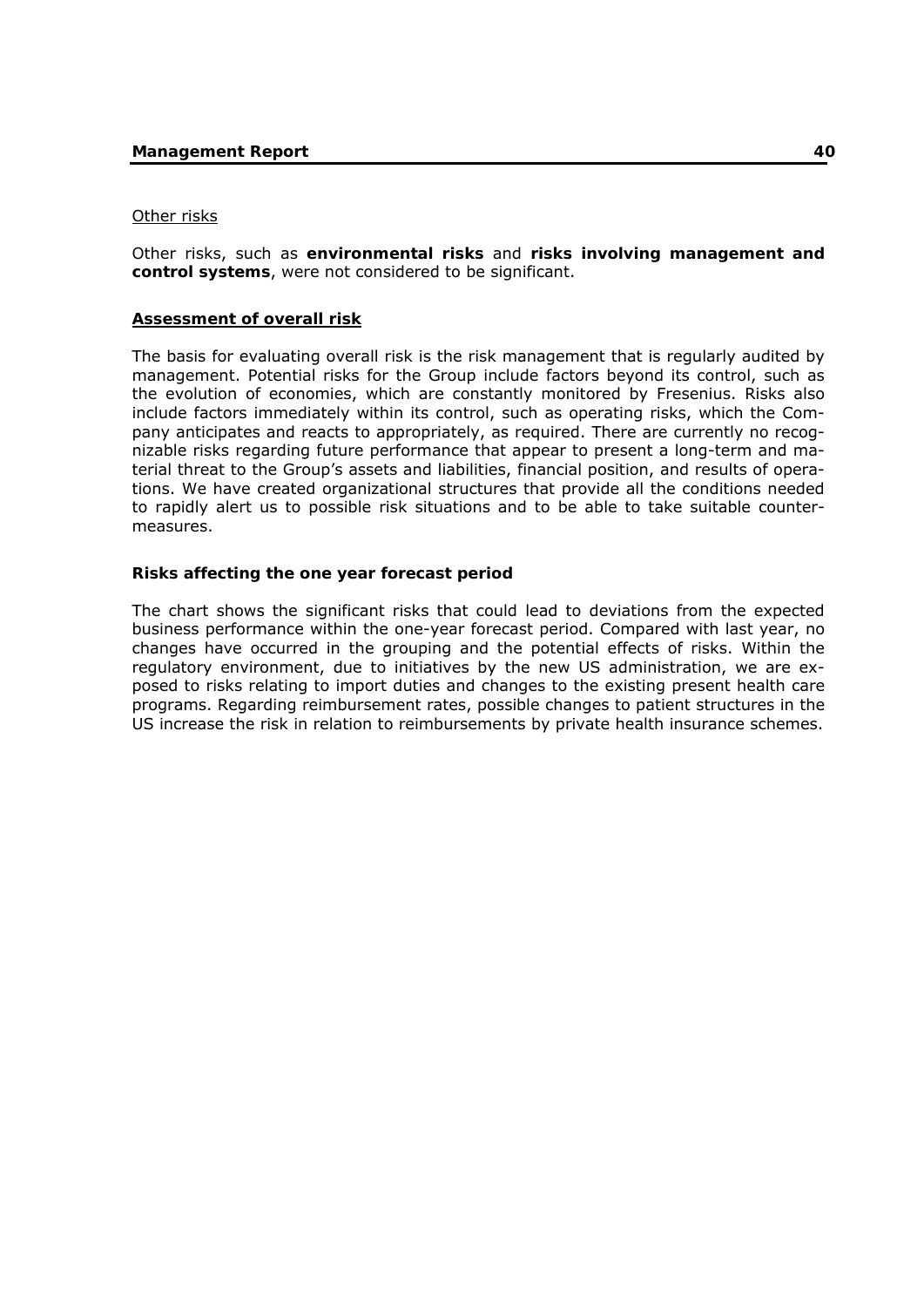Other risks

Other risks, such as **environmental risks** and **risks involving management and control systems**, were not considered to be significant.

## Assessment of overall risk

The basis for evaluating overall risk is the risk management that is regularly audited by management. Potential risks for the Group include factors beyond its control, such as the evolution of economies, which are constantly monitored by Fresenius. Risks also include factors immediately within its control, such as operating risks, which the Company anticipates and reacts to appropriately, as required. There are currently no recognizable risks regarding future performance that appear to present a long-term and material threat to the Group's assets and liabilities, financial position, and results of operations. We have created organizational structures that provide all the conditions needed to rapidly alert us to possible risk situations and to be able to take suitable countermeasures.

### Risks affecting the one year forecast period

The chart shows the significant risks that could lead to deviations from the expected business performance within the one-year forecast period. Compared with last year, no changes have occurred in the grouping and the potential effects of risks. Within the regulatory environment, due to initiatives by the new US administration, we are exposed to risks relating to import duties and changes to the existing present health care programs. Regarding reimbursement rates, possible changes to patient structures in the US increase the risk in relation to reimbursements by private health insurance schemes.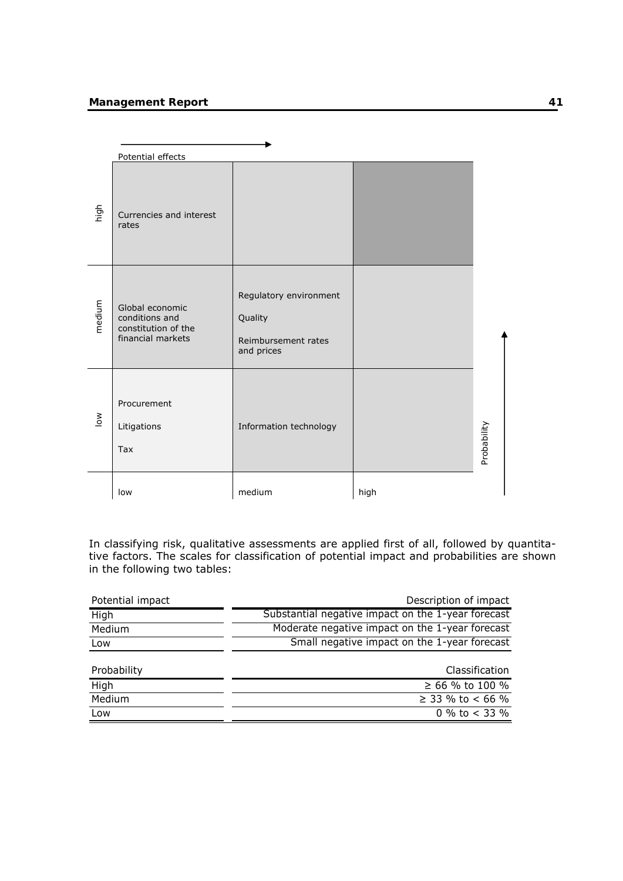| Probability | low | medium | high |
|---|---|---|---|
| high | Currencies and interest rates | | |
| medium | Global economic conditions and constitution of the financial markets | Regulatory environment<br>Quality<br>Reimbursement rates and prices | |
| low | Procurement<br>Litigations<br>Tax | Information technology | |

Potential effects →

In classifying risk, qualitative assessments are applied first of all, followed by quantitative factors. The scales for classification of potential impact and probabilities are shown in the following two tables:

| Potential impact | Description of impact |
|---|---|
| High | Substantial negative impact on the 1-year forecast |
| Medium | Moderate negative impact on the 1-year forecast |
| Low | Small negative impact on the 1-year forecast |

| Probability | Classification |
|---|---|
| High | ≥ 66 % to 100 % |
| Medium | ≥ 33 % to < 66 % |
| Low | 0 % to < 33 % |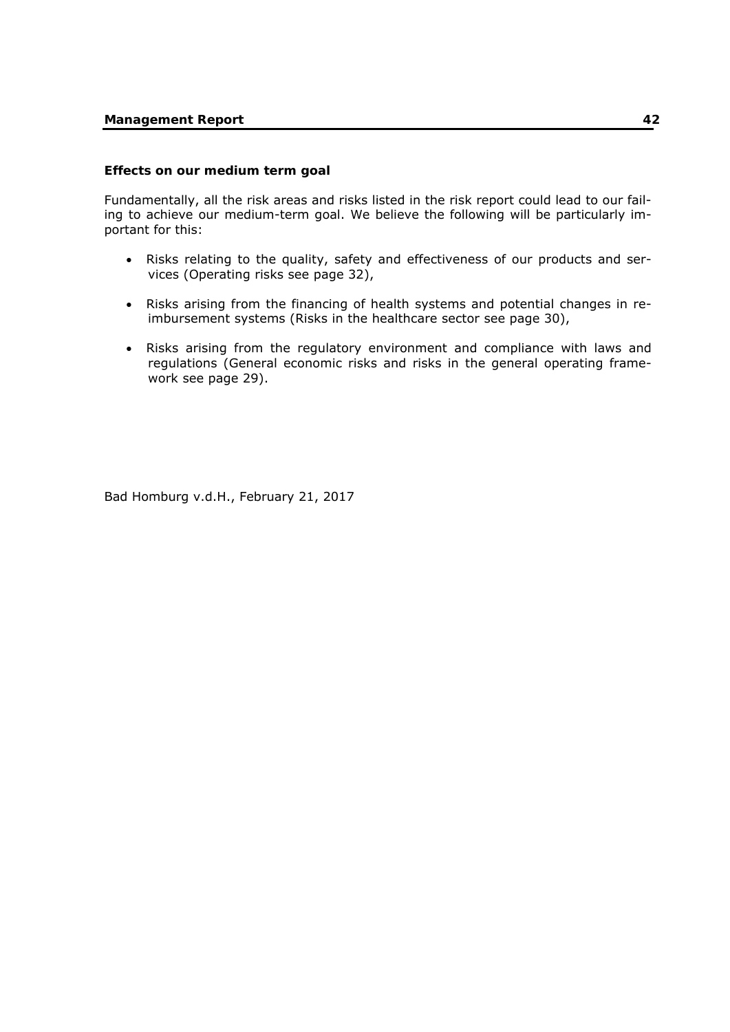### Effects on our medium term goal

Fundamentally, all the risk areas and risks listed in the risk report could lead to our failing to achieve our medium-term goal. We believe the following will be particularly important for this:

- Risks relating to the quality, safety and effectiveness of our products and services (Operating risks see page 32),
- Risks arising from the financing of health systems and potential changes in reimbursement systems (Risks in the healthcare sector see page 30),
- Risks arising from the regulatory environment and compliance with laws and regulations (General economic risks and risks in the general operating framework see page 29).

Bad Homburg v.d.H., February 21, 2017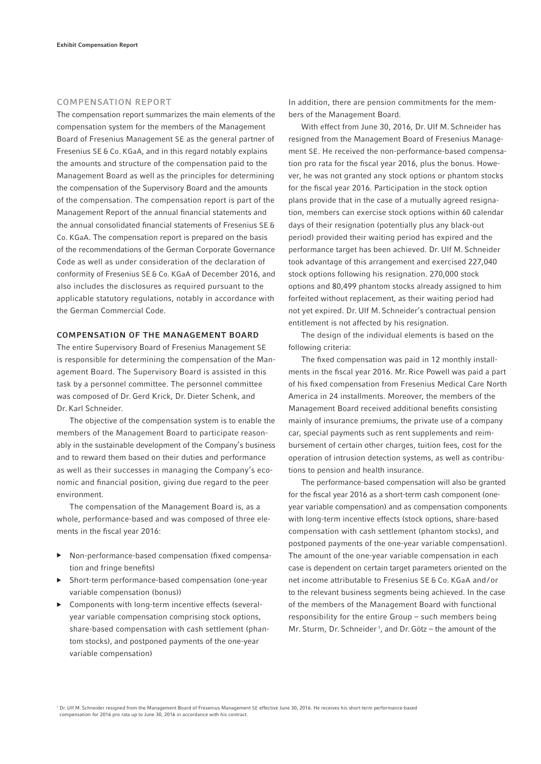## COMPENSATION REPORT

The compensation report summarizes the main elements of the compensation system for the members of the Management Board of Fresenius Management SE as the general partner of Fresenius SE & Co. KGaA, and in this regard notably explains the amounts and structure of the compensation paid to the Management Board as well as the principles for determining the compensation of the Supervisory Board and the amounts of the compensation. The compensation report is part of the Management Report of the annual financial statements and the annual consolidated financial statements of Fresenius SE & Co. KGaA. The compensation report is prepared on the basis of the recommendations of the German Corporate Governance Code as well as under consideration of the declaration of conformity of Fresenius SE & Co. KGaA of December 2016, and also includes the disclosures as required pursuant to the applicable statutory regulations, notably in accordance with the German Commercial Code.

### COMPENSATION OF THE MANAGEMENT BOARD

The entire Supervisory Board of Fresenius Management SE is responsible for determining the compensation of the Management Board. The Supervisory Board is assisted in this task by a personnel committee. The personnel committee was composed of Dr. Gerd Krick, Dr. Dieter Schenk, and Dr. Karl Schneider.

The objective of the compensation system is to enable the members of the Management Board to participate reasonably in the sustainable development of the Company's business and to reward them based on their duties and performance as well as their successes in managing the Company's economic and financial position, giving due regard to the peer environment.

The compensation of the Management Board is, as a whole, performance-based and was composed of three elements in the fiscal year 2016:

- Non-performance-based compensation (fixed compensation and fringe benefits)
- Short-term performance-based compensation (one-year variable compensation (bonus))
- Components with long-term incentive effects (several-year variable compensation comprising stock options, share-based compensation with cash settlement (phantom stocks), and postponed payments of the one-year variable compensation)

In addition, there are pension commitments for the members of the Management Board.

With effect from June 30, 2016, Dr. Ulf M. Schneider has resigned from the Management Board of Fresenius Management SE. He received the non-performance-based compensation pro rata for the fiscal year 2016, plus the bonus. However, he was not granted any stock options or phantom stocks for the fiscal year 2016. Participation in the stock option plans provide that in the case of a mutually agreed resignation, members can exercise stock options within 60 calendar days of their resignation (potentially plus any black-out period) provided their waiting period has expired and the performance target has been achieved. Dr. Ulf M. Schneider took advantage of this arrangement and exercised 227,040 stock options following his resignation. 270,000 stock options and 80,499 phantom stocks already assigned to him forfeited without replacement, as their waiting period had not yet expired. Dr. Ulf M. Schneider's contractual pension entitlement is not affected by his resignation.

The design of the individual elements is based on the following criteria:

The fixed compensation was paid in 12 monthly installments in the fiscal year 2016. Mr. Rice Powell was paid a part of his fixed compensation from Fresenius Medical Care North America in 24 installments. Moreover, the members of the Management Board received additional benefits consisting mainly of insurance premiums, the private use of a company car, special payments such as rent supplements and reimbursement of certain other charges, tuition fees, cost for the operation of intrusion detection systems, as well as contributions to pension and health insurance.

The performance-based compensation will also be granted for the fiscal year 2016 as a short-term cash component (one-year variable compensation) and as compensation components with long-term incentive effects (stock options, share-based compensation with cash settlement (phantom stocks), and postponed payments of the one-year variable compensation). The amount of the one-year variable compensation in each case is dependent on certain target parameters oriented on the net income attributable to Fresenius SE & Co. KGaA and/or to the relevant business segments being achieved. In the case of the members of the Management Board with functional responsibility for the entire Group – such members being Mr. Sturm, Dr. Schneider[1], and Dr. Götz – the amount of the

[1] Dr. Ulf M. Schneider resigned from the Management Board of Fresenius Management SE effective June 30, 2016. He receives his short-term performance-based compensation for 2016 pro rata up to June 30, 2016 in accordance with his contract.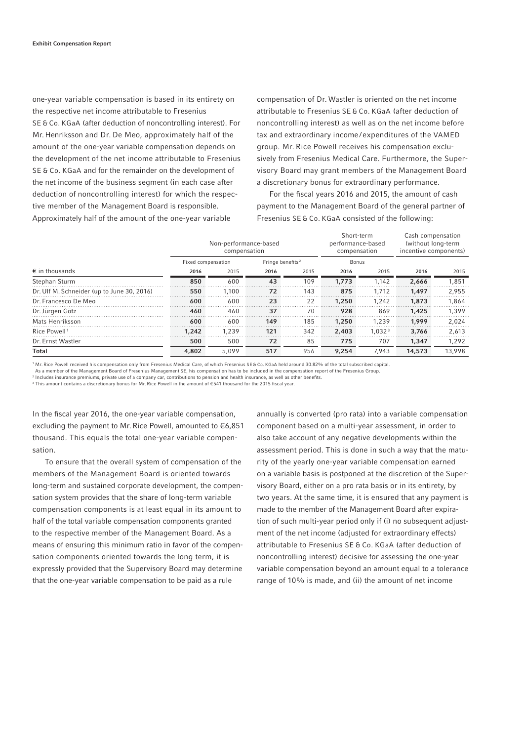one-year variable compensation is based in its entirety on the respective net income attributable to Fresenius SE & Co. KGaA (after deduction of noncontrolling interest). For Mr. Henriksson and Dr. De Meo, approximately half of the amount of the one-year variable compensation depends on the development of the net income attributable to Fresenius SE & Co. KGaA and for the remainder on the development of the net income of the business segment (in each case after deduction of noncontrolling interest) for which the respective member of the Management Board is responsible. Approximately half of the amount of the one-year variable compensation of Dr. Wastler is oriented on the net income attributable to Fresenius SE & Co. KGaA (after deduction of noncontrolling interest) as well as on the net income before tax and extraordinary income/expenditures of the VAMED group. Mr. Rice Powell receives his compensation exclusively from Fresenius Medical Care. Furthermore, the Supervisory Board may grant members of the Management Board a discretionary bonus for extraordinary performance.

For the fiscal years 2016 and 2015, the amount of cash payment to the Management Board of the general partner of Fresenius SE & Co. KGaA consisted of the following:

| | Non-performance-based compensation | | | | Short-term performance-based compensation | | Cash compensation (without long-term incentive components) | |
|---|---|---|---|---|---|---|---|---|
| | Fixed compensation | | Fringe benefits[2] | | Bonus | | | |
| € in thousands | 2016 | 2015 | 2016 | 2015 | 2016 | 2015 | 2016 | 2015 |
| Stephan Sturm | 850 | 600 | 43 | 109 | 1,773 | 1,142 | 2,666 | 1,851 |
| Dr. Ulf M. Schneider (up to June 30, 2016) | 550 | 1,100 | 72 | 143 | 875 | 1,712 | 1,497 | 2,955 |
| Dr. Francesco De Meo | 600 | 600 | 23 | 22 | 1,250 | 1,242 | 1,873 | 1,864 |
| Dr. Jürgen Götz | 460 | 460 | 37 | 70 | 928 | 869 | 1,425 | 1,399 |
| Mats Henriksson | 600 | 600 | 149 | 185 | 1,250 | 1,239 | 1,999 | 2,024 |
| Rice Powell[1] | 1,242 | 1,239 | 121 | 342 | 2,403 | 1,032[3] | 3,766 | 2,613 |
| Dr. Ernst Wastler | 500 | 500 | 72 | 85 | 775 | 707 | 1,347 | 1,292 |
| **Total** | **4,802** | 5,099 | **517** | 956 | **9,254** | 7,943 | **14,573** | 13,998 |

[1] Mr. Rice Powell received his compensation only from Fresenius Medical Care, of which Fresenius SE & Co. KGaA held around 30.82% of the total subscribed capital. As a member of the Management Board of Fresenius Management SE, his compensation has to be included in the compensation report of the Fresenius Group.

[2] Includes insurance premiums, private use of a company car, contributions to pension and health insurance, as well as other benefits.

[3] This amount contains a discretionary bonus for Mr. Rice Powell in the amount of €541 thousand for the 2015 fiscal year.

In the fiscal year 2016, the one-year variable compensation, excluding the payment to Mr. Rice Powell, amounted to €6,851 thousand. This equals the total one-year variable compensation.

To ensure that the overall system of compensation of the members of the Management Board is oriented towards long-term and sustained corporate development, the compensation system provides that the share of long-term variable compensation components is at least equal in its amount to half of the total variable compensation components granted to the respective member of the Management Board. As a means of ensuring this minimum ratio in favor of the compensation components oriented towards the long term, it is expressly provided that the Supervisory Board may determine that the one-year variable compensation to be paid as a rule annually is converted (pro rata) into a variable compensation component based on a multi-year assessment, in order to also take account of any negative developments within the assessment period. This is done in such a way that the maturity of the yearly one-year variable compensation earned on a variable basis is postponed at the discretion of the Supervisory Board, either on a pro rata basis or in its entirety, by two years. At the same time, it is ensured that any payment is made to the member of the Management Board after expiration of such multi-year period only if (i) no subsequent adjustment of the net income (adjusted for extraordinary effects) attributable to Fresenius SE & Co. KGaA (after deduction of noncontrolling interest) decisive for assessing the one-year variable compensation beyond an amount equal to a tolerance range of 10% is made, and (ii) the amount of net income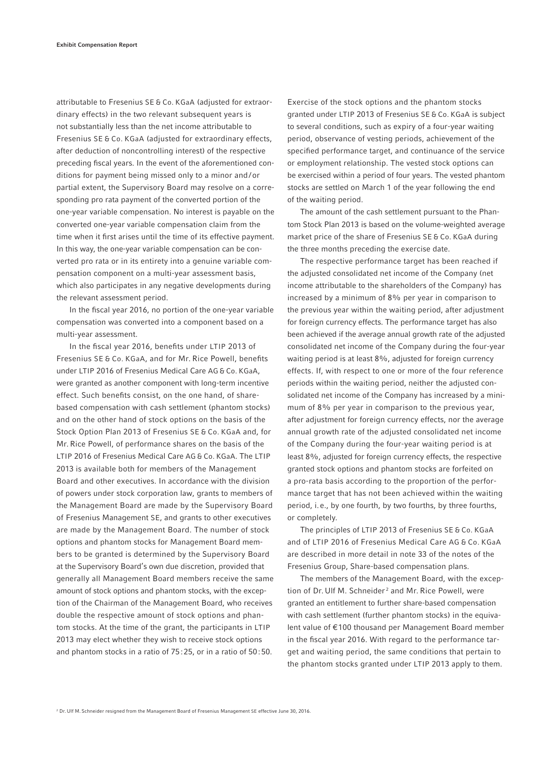attributable to Fresenius SE & Co. KGaA (adjusted for extraordinary effects) in the two relevant subsequent years is not substantially less than the net income attributable to Fresenius SE & Co. KGaA (adjusted for extraordinary effects, after deduction of noncontrolling interest) of the respective preceding fiscal years. In the event of the aforementioned conditions for payment being missed only to a minor and/or partial extent, the Supervisory Board may resolve on a corresponding pro rata payment of the converted portion of the one-year variable compensation. No interest is payable on the converted one-year variable compensation claim from the time when it first arises until the time of its effective payment. In this way, the one-year variable compensation can be converted pro rata or in its entirety into a genuine variable compensation component on a multi-year assessment basis, which also participates in any negative developments during the relevant assessment period.

In the fiscal year 2016, no portion of the one-year variable compensation was converted into a component based on a multi-year assessment.

In the fiscal year 2016, benefits under LTIP 2013 of Fresenius SE & Co. KGaA, and for Mr. Rice Powell, benefits under LTIP 2016 of Fresenius Medical Care AG & Co. KGaA, were granted as another component with long-term incentive effect. Such benefits consist, on the one hand, of share-based compensation with cash settlement (phantom stocks) and on the other hand of stock options on the basis of the Stock Option Plan 2013 of Fresenius SE & Co. KGaA and, for Mr. Rice Powell, of performance shares on the basis of the LTIP 2016 of Fresenius Medical Care AG & Co. KGaA. The LTIP 2013 is available both for members of the Management Board and other executives. In accordance with the division of powers under stock corporation law, grants to members of the Management Board are made by the Supervisory Board of Fresenius Management SE, and grants to other executives are made by the Management Board. The number of stock options and phantom stocks for Management Board members to be granted is determined by the Supervisory Board at the Supervisory Board's own due discretion, provided that generally all Management Board members receive the same amount of stock options and phantom stocks, with the exception of the Chairman of the Management Board, who receives double the respective amount of stock options and phantom stocks. At the time of the grant, the participants in LTIP 2013 may elect whether they wish to receive stock options and phantom stocks in a ratio of 75:25, or in a ratio of 50:50.

Exercise of the stock options and the phantom stocks granted under LTIP 2013 of Fresenius SE & Co. KGaA is subject to several conditions, such as expiry of a four-year waiting period, observance of vesting periods, achievement of the specified performance target, and continuance of the service or employment relationship. The vested stock options can be exercised within a period of four years. The vested phantom stocks are settled on March 1 of the year following the end of the waiting period.

The amount of the cash settlement pursuant to the Phantom Stock Plan 2013 is based on the volume-weighted average market price of the share of Fresenius SE & Co. KGaA during the three months preceding the exercise date.

The respective performance target has been reached if the adjusted consolidated net income of the Company (net income attributable to the shareholders of the Company) has increased by a minimum of 8% per year in comparison to the previous year within the waiting period, after adjustment for foreign currency effects. The performance target has also been achieved if the average annual growth rate of the adjusted consolidated net income of the Company during the four-year waiting period is at least 8%, adjusted for foreign currency effects. If, with respect to one or more of the four reference periods within the waiting period, neither the adjusted consolidated net income of the Company has increased by a minimum of 8% per year in comparison to the previous year, after adjustment for foreign currency effects, nor the average annual growth rate of the adjusted consolidated net income of the Company during the four-year waiting period is at least 8%, adjusted for foreign currency effects, the respective granted stock options and phantom stocks are forfeited on a pro-rata basis according to the proportion of the performance target that has not been achieved within the waiting period, i.e., by one fourth, by two fourths, by three fourths, or completely.

The principles of LTIP 2013 of Fresenius SE & Co. KGaA and of LTIP 2016 of Fresenius Medical Care AG & Co. KGaA are described in more detail in note 33 of the notes of the Fresenius Group, Share-based compensation plans.

The members of the Management Board, with the exception of Dr. Ulf M. Schneider[2] and Mr. Rice Powell, were granted an entitlement to further share-based compensation with cash settlement (further phantom stocks) in the equivalent value of €100 thousand per Management Board member in the fiscal year 2016. With regard to the performance target and waiting period, the same conditions that pertain to the phantom stocks granted under LTIP 2013 apply to them.

[2] Dr. Ulf M. Schneider resigned from the Management Board of Fresenius Management SE effective June 30, 2016.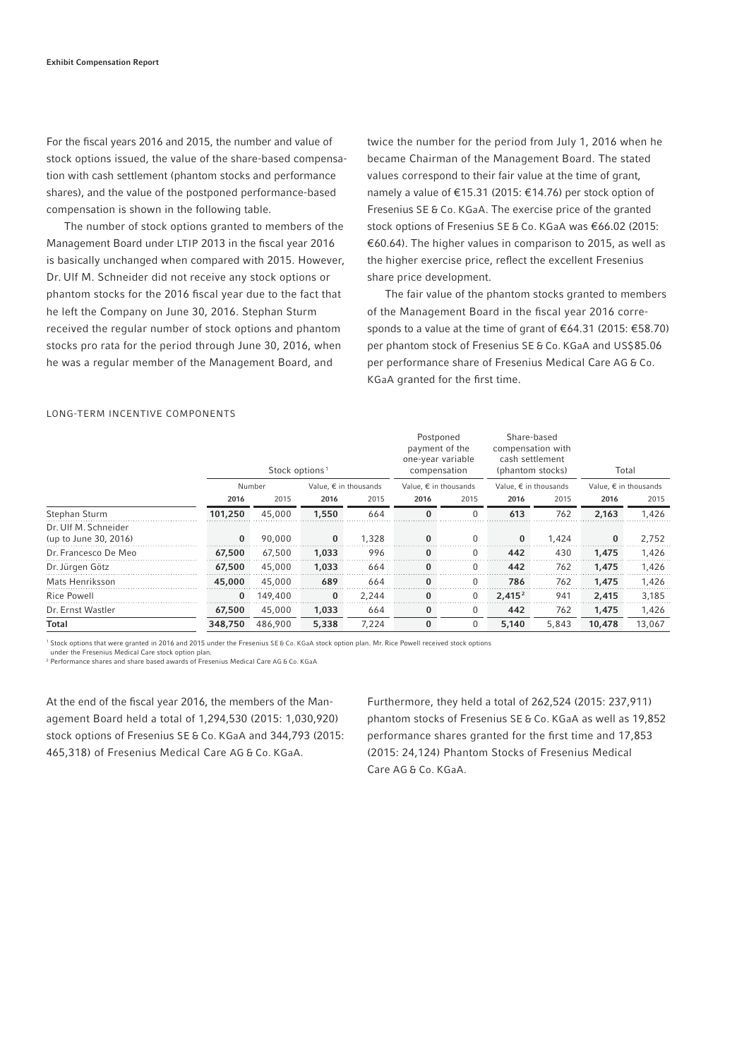For the fiscal years 2016 and 2015, the number and value of stock options issued, the value of the share-based compensation with cash settlement (phantom stocks and performance shares), and the value of the postponed performance-based compensation is shown in the following table.

The number of stock options granted to members of the Management Board under LTIP 2013 in the fiscal year 2016 is basically unchanged when compared with 2015. However, Dr. Ulf M. Schneider did not receive any stock options or phantom stocks for the 2016 fiscal year due to the fact that he left the Company on June 30, 2016. Stephan Sturm received the regular number of stock options and phantom stocks pro rata for the period through June 30, 2016, when he was a regular member of the Management Board, and twice the number for the period from July 1, 2016 when he became Chairman of the Management Board. The stated values correspond to their fair value at the time of grant, namely a value of €15.31 (2015: €14.76) per stock option of Fresenius SE & Co. KGaA. The exercise price of the granted stock options of Fresenius SE & Co. KGaA was €66.02 (2015: €60.64). The higher values in comparison to 2015, as well as the higher exercise price, reflect the excellent Fresenius share price development.

The fair value of the phantom stocks granted to members of the Management Board in the fiscal year 2016 corresponds to a value at the time of grant of €64.31 (2015: €58.70) per phantom stock of Fresenius SE & Co. KGaA and US$85.06 per performance share of Fresenius Medical Care AG & Co. KGaA granted for the first time.

LONG-TERM INCENTIVE COMPONENTS

| | Stock options[1] | | | | Postponed payment of the one-year variable compensation | | Share-based compensation with cash settlement (phantom stocks) | | Total | |
|---|---|---|---|---|---|---|---|---|---|---|
| | Number | | Value, € in thousands | | Value, € in thousands | | Value, € in thousands | | Value, € in thousands | |
| | **2016** | 2015 | **2016** | 2015 | **2016** | 2015 | **2016** | 2015 | **2016** | 2015 |
| Stephan Sturm | **101,250** | 45,000 | **1,550** | 664 | **0** | 0 | **613** | 762 | **2,163** | 1,426 |
| Dr. Ulf M. Schneider (up to June 30, 2016) | **0** | 90,000 | **0** | 1,328 | **0** | 0 | **0** | 1,424 | **0** | 2,752 |
| Dr. Francesco De Meo | **67,500** | 67,500 | **1,033** | 996 | **0** | 0 | **442** | 430 | **1,475** | 1,426 |
| Dr. Jürgen Götz | **67,500** | 45,000 | **1,033** | 664 | **0** | 0 | **442** | 762 | **1,475** | 1,426 |
| Mats Henriksson | **45,000** | 45,000 | **689** | 664 | **0** | 0 | **786** | 762 | **1,475** | 1,426 |
| Rice Powell | **0** | 149,400 | **0** | 2,244 | **0** | 0 | **2,415**[2] | 941 | **2,415** | 3,185 |
| Dr. Ernst Wastler | **67,500** | 45,000 | **1,033** | 664 | **0** | 0 | **442** | 762 | **1,475** | 1,426 |
| **Total** | **348,750** | 486,900 | **5,338** | 7,224 | **0** | 0 | **5,140** | 5,843 | **10,478** | 13,067 |

[1] Stock options that were granted in 2016 and 2015 under the Fresenius SE & Co. KGaA stock option plan. Mr. Rice Powell received stock options under the Fresenius Medical Care stock option plan.

[2] Performance shares and share based awards of Fresenius Medical Care AG & Co. KGaA

At the end of the fiscal year 2016, the members of the Management Board held a total of 1,294,530 (2015: 1,030,920) stock options of Fresenius SE & Co. KGaA and 344,793 (2015: 465,318) of Fresenius Medical Care AG & Co. KGaA. Furthermore, they held a total of 262,524 (2015: 237,911) phantom stocks of Fresenius SE & Co. KGaA as well as 19,852 performance shares granted for the first time and 17,853 (2015: 24,124) Phantom Stocks of Fresenius Medical Care AG & Co. KGaA.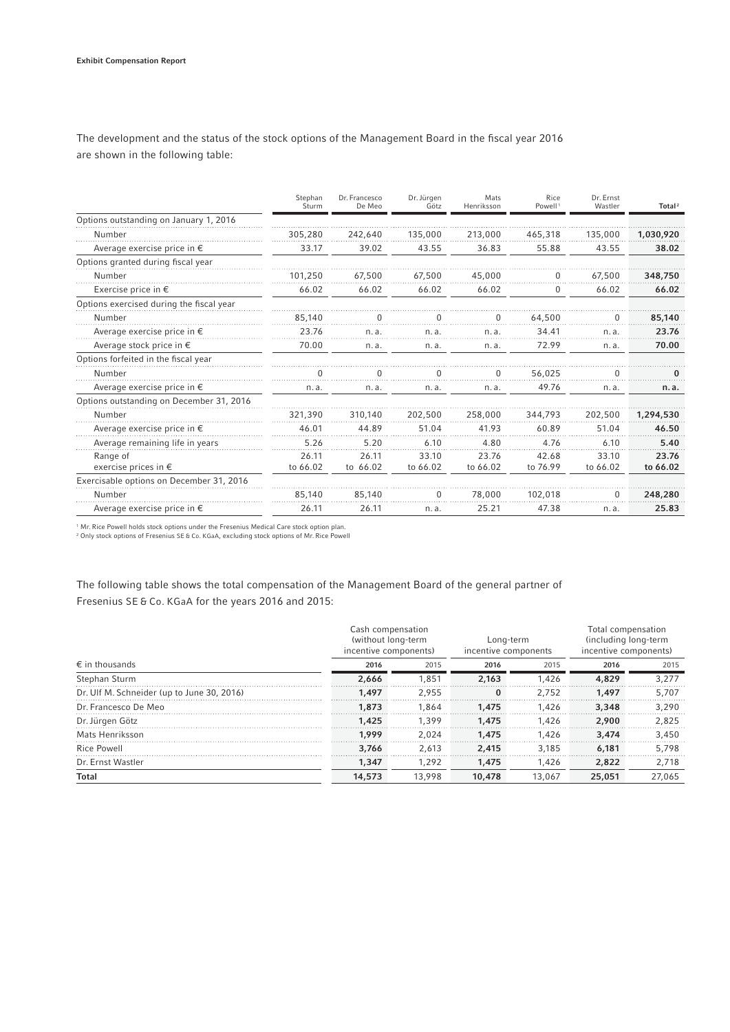**Exhibit Compensation Report**

The development and the status of the stock options of the Management Board in the fiscal year 2016 are shown in the following table:

| | Stephan Sturm | Dr. Francesco De Meo | Dr. Jürgen Götz | Mats Henriksson | Rice Powell[1] | Dr. Ernst Wastler | Total[2] |
|---|---|---|---|---|---|---|---|
| Options outstanding on January 1, 2016 | | | | | | | |
| Number | 305,280 | 242,640 | 135,000 | 213,000 | 465,318 | 135,000 | **1,030,920** |
| Average exercise price in € | 33.17 | 39.02 | 43.55 | 36.83 | 55.88 | 43.55 | **38.02** |
| Options granted during fiscal year | | | | | | | |
| Number | 101,250 | 67,500 | 67,500 | 45,000 | 0 | 67,500 | **348,750** |
| Exercise price in € | 66.02 | 66.02 | 66.02 | 66.02 | 0 | 66.02 | **66.02** |
| Options exercised during the fiscal year | | | | | | | |
| Number | 85,140 | 0 | 0 | 0 | 64,500 | 0 | **85,140** |
| Average exercise price in € | 23.76 | n. a. | n. a. | n. a. | 34.41 | n. a. | **23.76** |
| Average stock price in € | 70.00 | n. a. | n. a. | n. a. | 72.99 | n. a. | **70.00** |
| Options forfeited in the fiscal year | | | | | | | |
| Number | 0 | 0 | 0 | 0 | 56,025 | 0 | **0** |
| Average exercise price in € | n. a. | n. a. | n. a. | n. a. | 49.76 | n. a. | **n. a.** |
| Options outstanding on December 31, 2016 | | | | | | | |
| Number | 321,390 | 310,140 | 202,500 | 258,000 | 344,793 | 202,500 | **1,294,530** |
| Average exercise price in € | 46.01 | 44.89 | 51.04 | 41.93 | 60.89 | 51.04 | **46.50** |
| Average remaining life in years | 5.26 | 5.20 | 6.10 | 4.80 | 4.76 | 6.10 | **5.40** |
| Range of exercise prices in € | 26.11 to 66.02 | 26.11 to 66.02 | 33.10 to 66.02 | 23.76 to 66.02 | 42.68 to 76.99 | 33.10 to 66.02 | **23.76 to 66.02** |
| Exercisable options on December 31, 2016 | | | | | | | |
| Number | 85,140 | 85,140 | 0 | 78,000 | 102,018 | 0 | **248,280** |
| Average exercise price in € | 26.11 | 26.11 | n. a. | 25.21 | 47.38 | n. a. | **25.83** |

[1] Mr. Rice Powell holds stock options under the Fresenius Medical Care stock option plan.
[2] Only stock options of Fresenius SE & Co. KGaA, excluding stock options of Mr. Rice Powell

The following table shows the total compensation of the Management Board of the general partner of Fresenius SE & Co. KGaA for the years 2016 and 2015:

| | Cash compensation (without long-term incentive components) | | Long-term incentive components | | Total compensation (including long-term incentive components) | |
|---|---|---|---|---|---|---|
| € in thousands | **2016** | 2015 | **2016** | 2015 | **2016** | 2015 |
| Stephan Sturm | **2,666** | 1,851 | **2,163** | 1,426 | **4,829** | 3,277 |
| Dr. Ulf M. Schneider (up to June 30, 2016) | **1,497** | 2,955 | **0** | 2,752 | **1,497** | 5,707 |
| Dr. Francesco De Meo | **1,873** | 1,864 | **1,475** | 1,426 | **3,348** | 3,290 |
| Dr. Jürgen Götz | **1,425** | 1,399 | **1,475** | 1,426 | **2,900** | 2,825 |
| Mats Henriksson | **1,999** | 2,024 | **1,475** | 1,426 | **3,474** | 3,450 |
| Rice Powell | **3,766** | 2,613 | **2,415** | 3,185 | **6,181** | 5,798 |
| Dr. Ernst Wastler | **1,347** | 1,292 | **1,475** | 1,426 | **2,822** | 2,718 |
| **Total** | **14,573** | 13,998 | **10,478** | 13,067 | **25,051** | 27,065 |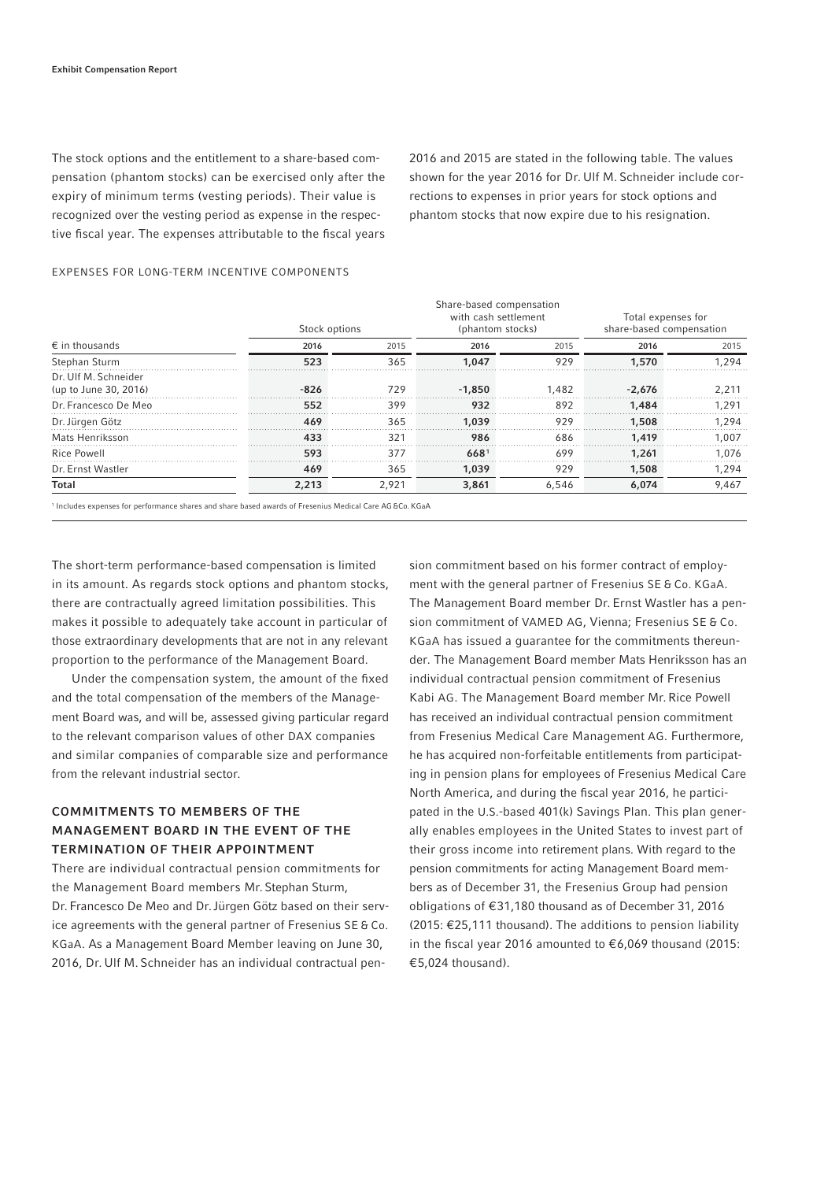The stock options and the entitlement to a share-based compensation (phantom stocks) can be exercised only after the expiry of minimum terms (vesting periods). Their value is recognized over the vesting period as expense in the respective fiscal year. The expenses attributable to the fiscal years 2016 and 2015 are stated in the following table. The values shown for the year 2016 for Dr. Ulf M. Schneider include corrections to expenses in prior years for stock options and phantom stocks that now expire due to his resignation.

EXPENSES FOR LONG-TERM INCENTIVE COMPONENTS

| | Stock options | | Share-based compensation with cash settlement (phantom stocks) | | Total expenses for share-based compensation | |
|---|---|---|---|---|---|---|
| € in thousands | **2016** | 2015 | **2016** | 2015 | **2016** | 2015 |
| Stephan Sturm | **523** | 365 | **1,047** | 929 | **1,570** | 1,294 |
| Dr. Ulf M. Schneider (up to June 30, 2016) | **-826** | 729 | **-1,850** | 1,482 | **-2,676** | 2,211 |
| Dr. Francesco De Meo | **552** | 399 | **932** | 892 | **1,484** | 1,291 |
| Dr. Jürgen Götz | **469** | 365 | **1,039** | 929 | **1,508** | 1,294 |
| Mats Henriksson | **433** | 321 | **986** | 686 | **1,419** | 1,007 |
| Rice Powell | **593** | 377 | **668**[1] | 699 | **1,261** | 1,076 |
| Dr. Ernst Wastler | **469** | 365 | **1,039** | 929 | **1,508** | 1,294 |
| **Total** | **2,213** | 2,921 | **3,861** | 6,546 | **6,074** | 9,467 |

[1] Includes expenses for performance shares and share based awards of Fresenius Medical Care AG & Co. KGaA

The short-term performance-based compensation is limited in its amount. As regards stock options and phantom stocks, there are contractually agreed limitation possibilities. This makes it possible to adequately take account in particular of those extraordinary developments that are not in any relevant proportion to the performance of the Management Board.

Under the compensation system, the amount of the fixed and the total compensation of the members of the Management Board was, and will be, assessed giving particular regard to the relevant comparison values of other DAX companies and similar companies of comparable size and performance from the relevant industrial sector.

## COMMITMENTS TO MEMBERS OF THE MANAGEMENT BOARD IN THE EVENT OF THE TERMINATION OF THEIR APPOINTMENT

There are individual contractual pension commitments for the Management Board members Mr. Stephan Sturm, Dr. Francesco De Meo and Dr. Jürgen Götz based on their service agreements with the general partner of Fresenius SE & Co. KGaA. As a Management Board Member leaving on June 30, 2016, Dr. Ulf M. Schneider has an individual contractual pension commitment based on his former contract of employment with the general partner of Fresenius SE & Co. KGaA. The Management Board member Dr. Ernst Wastler has a pension commitment of VAMED AG, Vienna; Fresenius SE & Co. KGaA has issued a guarantee for the commitments thereunder. The Management Board member Mats Henriksson has an individual contractual pension commitment of Fresenius Kabi AG. The Management Board member Mr. Rice Powell has received an individual contractual pension commitment from Fresenius Medical Care Management AG. Furthermore, he has acquired non-forfeitable entitlements from participating in pension plans for employees of Fresenius Medical Care North America, and during the fiscal year 2016, he participated in the U.S.-based 401(k) Savings Plan. This plan generally enables employees in the United States to invest part of their gross income into retirement plans. With regard to the pension commitments for acting Management Board members as of December 31, the Fresenius Group had pension obligations of €31,180 thousand as of December 31, 2016 (2015: €25,111 thousand). The additions to pension liability in the fiscal year 2016 amounted to €6,069 thousand (2015: €5,024 thousand).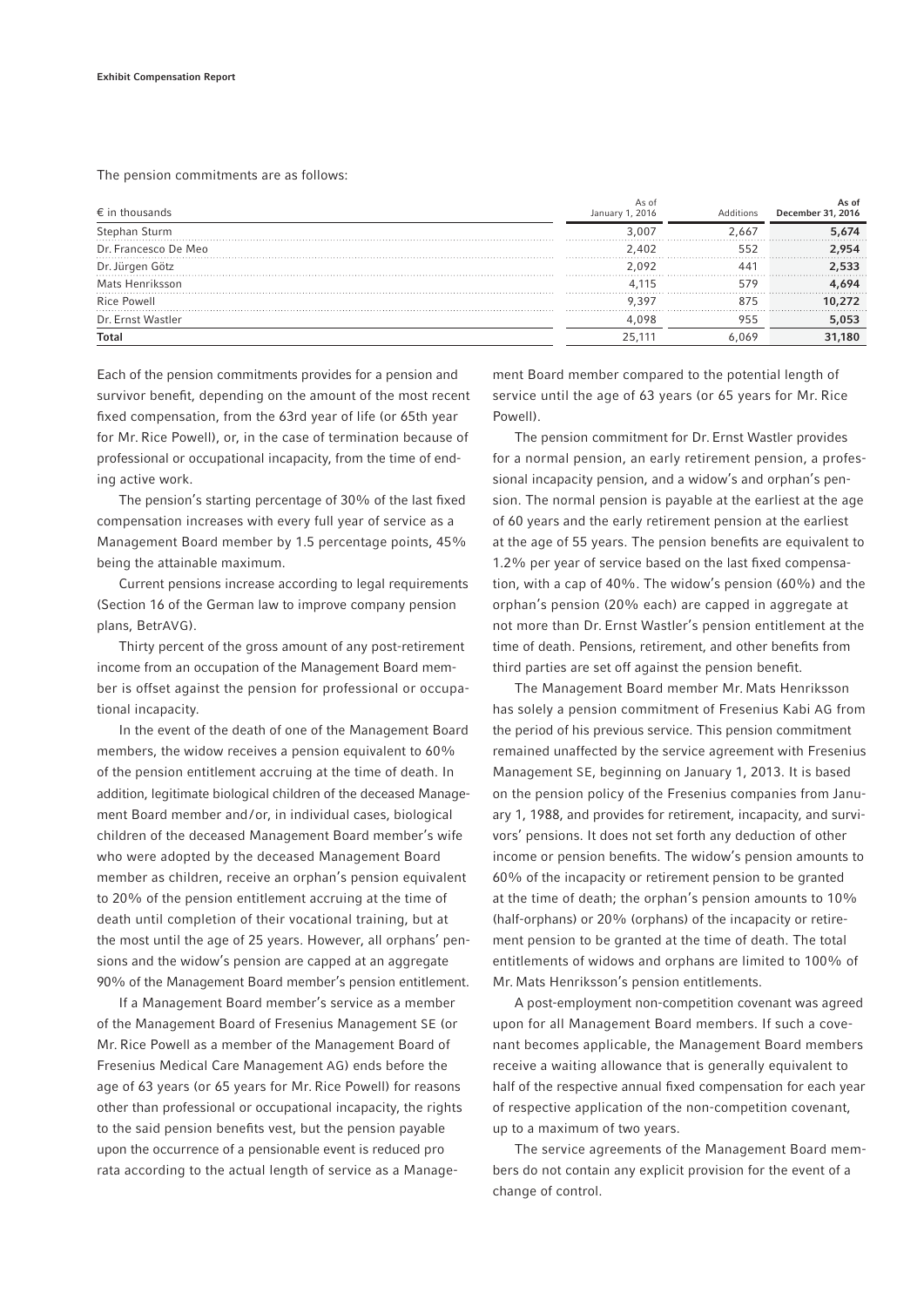The pension commitments are as follows:

| € in thousands | As of January 1, 2016 | Additions | As of December 31, 2016 |
|---|---|---|---|
| Stephan Sturm | 3,007 | 2,667 | **5,674** |
| Dr. Francesco De Meo | 2,402 | 552 | **2,954** |
| Dr. Jürgen Götz | 2,092 | 441 | **2,533** |
| Mats Henriksson | 4,115 | 579 | **4,694** |
| Rice Powell | 9,397 | 875 | **10,272** |
| Dr. Ernst Wastler | 4,098 | 955 | **5,053** |
| **Total** | 25,111 | 6,069 | **31,180** |

Each of the pension commitments provides for a pension and survivor benefit, depending on the amount of the most recent fixed compensation, from the 63rd year of life (or 65th year for Mr. Rice Powell), or, in the case of termination because of professional or occupational incapacity, from the time of ending active work.

The pension's starting percentage of 30% of the last fixed compensation increases with every full year of service as a Management Board member by 1.5 percentage points, 45% being the attainable maximum.

Current pensions increase according to legal requirements (Section 16 of the German law to improve company pension plans, BetrAVG).

Thirty percent of the gross amount of any post-retirement income from an occupation of the Management Board member is offset against the pension for professional or occupational incapacity.

In the event of the death of one of the Management Board members, the widow receives a pension equivalent to 60% of the pension entitlement accruing at the time of death. In addition, legitimate biological children of the deceased Management Board member and/or, in individual cases, biological children of the deceased Management Board member's wife who were adopted by the deceased Management Board member as children, receive an orphan's pension equivalent to 20% of the pension entitlement accruing at the time of death until completion of their vocational training, but at the most until the age of 25 years. However, all orphans' pensions and the widow's pension are capped at an aggregate 90% of the Management Board member's pension entitlement.

If a Management Board member's service as a member of the Management Board of Fresenius Management SE (or Mr. Rice Powell as a member of the Management Board of Fresenius Medical Care Management AG) ends before the age of 63 years (or 65 years for Mr. Rice Powell) for reasons other than professional or occupational incapacity, the rights to the said pension benefits vest, but the pension payable upon the occurrence of a pensionable event is reduced pro rata according to the actual length of service as a Management Board member compared to the potential length of service until the age of 63 years (or 65 years for Mr. Rice Powell).

The pension commitment for Dr. Ernst Wastler provides for a normal pension, an early retirement pension, a professional incapacity pension, and a widow's and orphan's pension. The normal pension is payable at the earliest at the age of 60 years and the early retirement pension at the earliest at the age of 55 years. The pension benefits are equivalent to 1.2% per year of service based on the last fixed compensation, with a cap of 40%. The widow's pension (60%) and the orphan's pension (20% each) are capped in aggregate at not more than Dr. Ernst Wastler's pension entitlement at the time of death. Pensions, retirement, and other benefits from third parties are set off against the pension benefit.

The Management Board member Mr. Mats Henriksson has solely a pension commitment of Fresenius Kabi AG from the period of his previous service. This pension commitment remained unaffected by the service agreement with Fresenius Management SE, beginning on January 1, 2013. It is based on the pension policy of the Fresenius companies from January 1, 1988, and provides for retirement, incapacity, and survivors' pensions. It does not set forth any deduction of other income or pension benefits. The widow's pension amounts to 60% of the incapacity or retirement pension to be granted at the time of death; the orphan's pension amounts to 10% (half-orphans) or 20% (orphans) of the incapacity or retirement pension to be granted at the time of death. The total entitlements of widows and orphans are limited to 100% of Mr. Mats Henriksson's pension entitlements.

A post-employment non-competition covenant was agreed upon for all Management Board members. If such a covenant becomes applicable, the Management Board members receive a waiting allowance that is generally equivalent to half of the respective annual fixed compensation for each year of respective application of the non-competition covenant, up to a maximum of two years.

The service agreements of the Management Board members do not contain any explicit provision for the event of a change of control.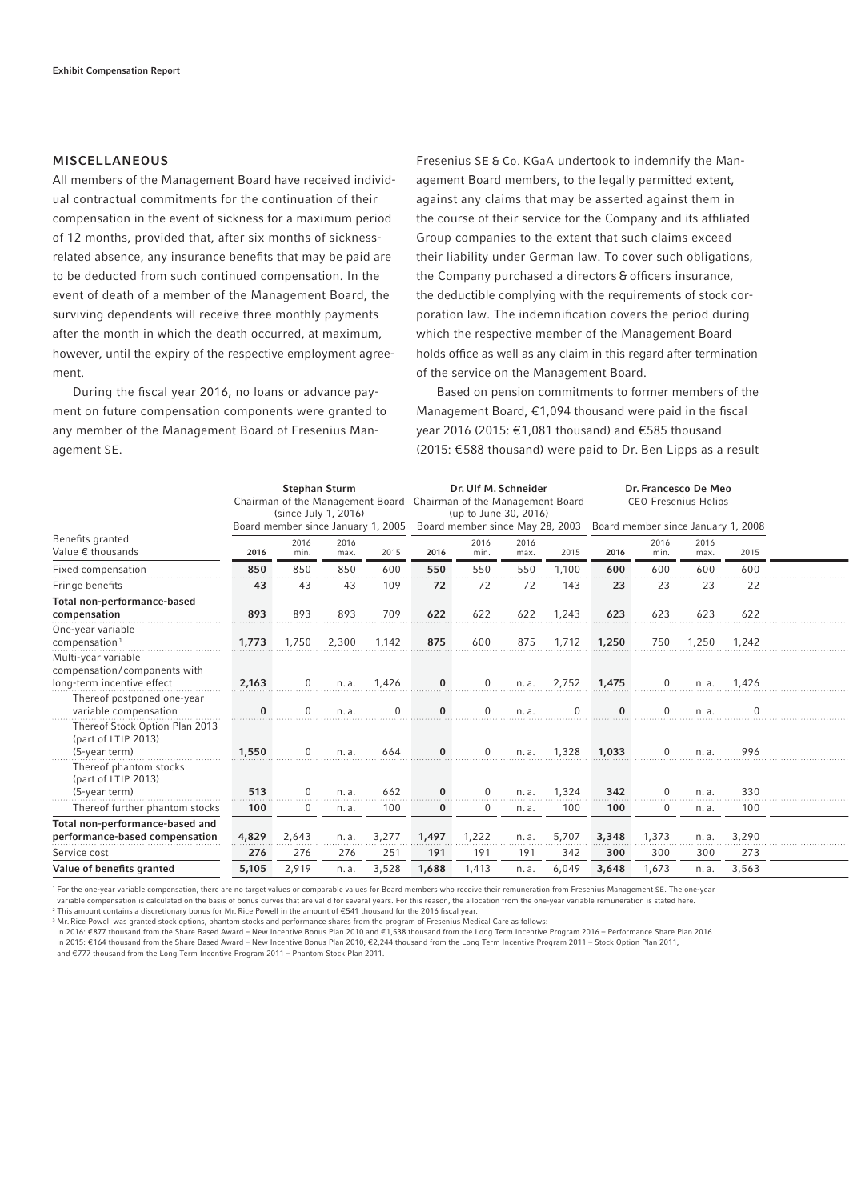## MISCELLANEOUS

All members of the Management Board have received individual contractual commitments for the continuation of their compensation in the event of sickness for a maximum period of 12 months, provided that, after six months of sickness-related absence, any insurance benefits that may be paid are to be deducted from such continued compensation. In the event of death of a member of the Management Board, the surviving dependents will receive three monthly payments after the month in which the death occurred, at maximum, however, until the expiry of the respective employment agreement.

During the fiscal year 2016, no loans or advance payment on future compensation components were granted to any member of the Management Board of Fresenius Management SE.

Fresenius SE & Co. KGaA undertook to indemnify the Management Board members, to the legally permitted extent, against any claims that may be asserted against them in the course of their service for the Company and its affiliated Group companies to the extent that such claims exceed their liability under German law. To cover such obligations, the Company purchased a directors & officers insurance, the deductible complying with the requirements of stock corporation law. The indemnification covers the period during which the respective member of the Management Board holds office as well as any claim in this regard after termination of the service on the Management Board.

Based on pension commitments to former members of the Management Board, €1,094 thousand were paid in the fiscal year 2016 (2015: €1,081 thousand) and €585 thousand (2015: €588 thousand) were paid to Dr. Ben Lipps as a result

| | Stephan Sturm<br>Chairman of the Management Board (since July 1, 2016)<br>Board member since January 1, 2005 | | | | Dr. Ulf M. Schneider<br>Chairman of the Management Board (up to June 30, 2016)<br>Board member since May 28, 2003 | | | | Dr. Francesco De Meo<br>CEO Fresenius Helios<br>Board member since January 1, 2008 | | | |
|---|---|---|---|---|---|---|---|---|---|---|---|---|
| Benefits granted<br>Value € thousands | **2016** | 2016 min. | 2016 max. | 2015 | **2016** | 2016 min. | 2016 max. | 2015 | **2016** | 2016 min. | 2016 max. | 2015 |
| Fixed compensation | **850** | 850 | 850 | 600 | **550** | 550 | 550 | 1,100 | **600** | 600 | 600 | 600 |
| Fringe benefits | **43** | 43 | 43 | 109 | **72** | 72 | 72 | 143 | **23** | 23 | 23 | 22 |
| **Total non-performance-based compensation** | **893** | 893 | 893 | 709 | **622** | 622 | 622 | 1,243 | **623** | 623 | 623 | 622 |
| One-year variable compensation[1] | **1,773** | 1,750 | 2,300 | 1,142 | **875** | 600 | 875 | 1,712 | **1,250** | 750 | 1,250 | 1,242 |
| Multi-year variable compensation/components with long-term incentive effect | **2,163** | 0 | n. a. | 1,426 | **0** | 0 | n. a. | 2,752 | **1,475** | 0 | n. a. | 1,426 |
| Thereof postponed one-year variable compensation | **0** | 0 | n. a. | 0 | **0** | 0 | n. a. | 0 | **0** | 0 | n. a. | 0 |
| Thereof Stock Option Plan 2013 (part of LTIP 2013) (5-year term) | **1,550** | 0 | n. a. | 664 | **0** | 0 | n. a. | 1,328 | **1,033** | 0 | n. a. | 996 |
| Thereof phantom stocks (part of LTIP 2013) (5-year term) | **513** | 0 | n. a. | 662 | **0** | 0 | n. a. | 1,324 | **342** | 0 | n. a. | 330 |
| Thereof further phantom stocks | **100** | 0 | n. a. | 100 | **0** | 0 | n. a. | 100 | **100** | 0 | n. a. | 100 |
| **Total non-performance-based and performance-based compensation** | **4,829** | 2,643 | n. a. | 3,277 | **1,497** | 1,222 | n. a. | 5,707 | **3,348** | 1,373 | n. a. | 3,290 |
| Service cost | **276** | 276 | 276 | 251 | **191** | 191 | 191 | 342 | **300** | 300 | 300 | 273 |
| **Value of benefits granted** | **5,105** | 2,919 | n. a. | 3,528 | **1,688** | 1,413 | n. a. | 6,049 | **3,648** | 1,673 | n. a. | 3,563 |

[1] For the one-year variable compensation, there are no target values or comparable values for Board members who receive their remuneration from Fresenius Management SE. The one-year variable compensation is calculated on the basis of bonus curves that are valid for several years. For this reason, the allocation from the one-year variable remuneration is stated here.

[2] This amount contains a discretionary bonus for Mr. Rice Powell in the amount of €541 thousand for the 2016 fiscal year.

[3] Mr. Rice Powell was granted stock options, phantom stocks and performance shares from the program of Fresenius Medical Care as follows:
in 2016: €877 thousand from the Share Based Award – New Incentive Bonus Plan 2010 and €1,538 thousand from the Long Term Incentive Program 2016 – Performance Share Plan 2016
in 2015: €164 thousand from the Share Based Award – New Incentive Bonus Plan 2010, €2,244 thousand from the Long Term Incentive Program 2011 – Stock Option Plan 2011,
and €777 thousand from the Long Term Incentive Program 2011 – Phantom Stock Plan 2011.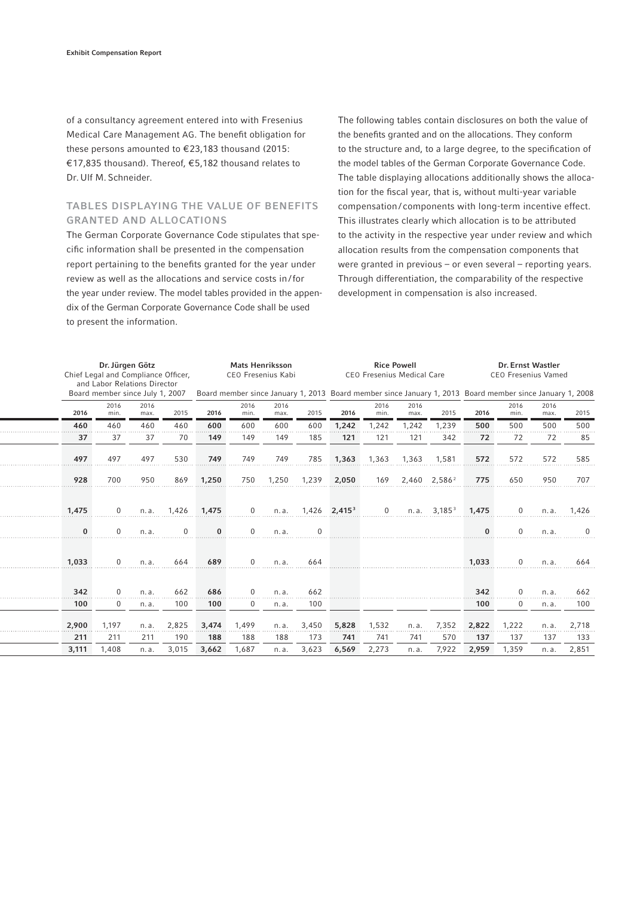of a consultancy agreement entered into with Fresenius Medical Care Management AG. The benefit obligation for these persons amounted to €23,183 thousand (2015: €17,835 thousand). Thereof, €5,182 thousand relates to Dr. Ulf M. Schneider.

## TABLES DISPLAYING THE VALUE OF BENEFITS GRANTED AND ALLOCATIONS

The German Corporate Governance Code stipulates that specific information shall be presented in the compensation report pertaining to the benefits granted for the year under review as well as the allocations and service costs in/for the year under review. The model tables provided in the appendix of the German Corporate Governance Code shall be used to present the information.

The following tables contain disclosures on both the value of the benefits granted and on the allocations. They conform to the structure and, to a large degree, to the specification of the model tables of the German Corporate Governance Code. The table displaying allocations additionally shows the allocation for the fiscal year, that is, without multi-year variable compensation/components with long-term incentive effect. This illustrates clearly which allocation is to be attributed to the activity in the respective year under review and which allocation results from the compensation components that were granted in previous – or even several – reporting years. Through differentiation, the comparability of the respective development in compensation is also increased.

| Dr. Jürgen Götz Chief Legal and Compliance Officer, and Labor Relations Director Board member since July 1, 2007 | | | | Mats Henriksson CEO Fresenius Kabi Board member since January 1, 2013 | | | | Rice Powell CEO Fresenius Medical Care Board member since January 1, 2013 | | | | Dr. Ernst Wastler CEO Fresenius Vamed Board member since January 1, 2008 | | | |
|---|---|---|---|---|---|---|---|---|---|---|---|---|---|---|---|
| 2016 | 2016 min. | 2016 max. | 2015 | 2016 | 2016 min. | 2016 max. | 2015 | 2016 | 2016 min. | 2016 max. | 2015 | 2016 | 2016 min. | 2016 max. | 2015 |
| 460 | 460 | 460 | 460 | 600 | 600 | 600 | 600 | 1,242 | 1,242 | 1,242 | 1,239 | 500 | 500 | 500 | 500 |
| 37 | 37 | 37 | 70 | 149 | 149 | 149 | 185 | 121 | 121 | 121 | 342 | 72 | 72 | 72 | 85 |
| 497 | 497 | 497 | 530 | 749 | 749 | 749 | 785 | 1,363 | 1,363 | 1,363 | 1,581 | 572 | 572 | 572 | 585 |
| 928 | 700 | 950 | 869 | 1,250 | 750 | 1,250 | 1,239 | 2,050 | 169 | 2,460 | 2,586[2] | 775 | 650 | 950 | 707 |
| 1,475 | 0 | n.a. | 1,426 | 1,475 | 0 | n.a. | 1,426 | 2,415[3] | 0 | n.a. | 3,185[3] | 1,475 | 0 | n.a. | 1,426 |
| 0 | 0 | n.a. | 0 | 0 | 0 | n.a. | 0 | | | | | 0 | 0 | n.a. | 0 |
| 1,033 | 0 | n.a. | 664 | 689 | 0 | n.a. | 664 | | | | | 1,033 | 0 | n.a. | 664 |
| 342 | 0 | n.a. | 662 | 686 | 0 | n.a. | 662 | | | | | 342 | 0 | n.a. | 662 |
| 100 | 0 | n.a. | 100 | 100 | 0 | n.a. | 100 | | | | | 100 | 0 | n.a. | 100 |
| 2,900 | 1,197 | n.a. | 2,825 | 3,474 | 1,499 | n.a. | 3,450 | 5,828 | 1,532 | n.a. | 7,352 | 2,822 | 1,222 | n.a. | 2,718 |
| 211 | 211 | 211 | 190 | 188 | 188 | 188 | 173 | 741 | 741 | 741 | 570 | 137 | 137 | 137 | 133 |
| 3,111 | 1,408 | n.a. | 3,015 | 3,662 | 1,687 | n.a. | 3,623 | 6,569 | 2,273 | n.a. | 7,922 | 2,959 | 1,359 | n.a. | 2,851 |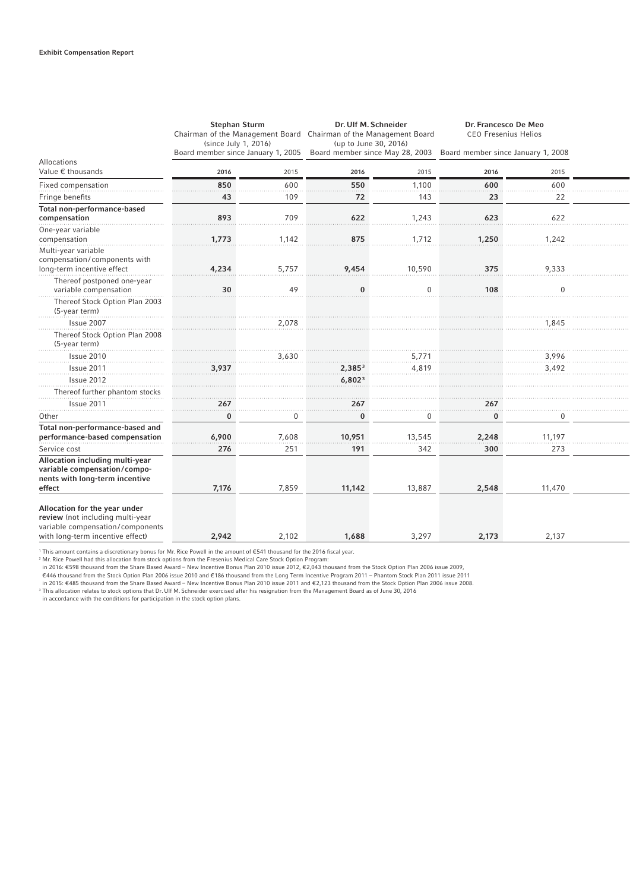**Exhibit Compensation Report**

| Allocations<br>Value € thousands | Stephan Sturm<br>Chairman of the Management Board (since July 1, 2016)<br>Board member since January 1, 2005 | | Dr. Ulf M. Schneider<br>Chairman of the Management Board (up to June 30, 2016)<br>Board member since May 28, 2003 | | Dr. Francesco De Meo<br>CEO Fresenius Helios<br>Board member since January 1, 2008 | |
|---|---|---|---|---|---|---|
| | **2016** | 2015 | **2016** | 2015 | **2016** | 2015 |
| Fixed compensation | **850** | 600 | **550** | 1,100 | **600** | 600 |
| Fringe benefits | **43** | 109 | **72** | 143 | **23** | 22 |
| **Total non-performance-based compensation** | **893** | 709 | **622** | 1,243 | **623** | 622 |
| One-year variable compensation | **1,773** | 1,142 | **875** | 1,712 | **1,250** | 1,242 |
| Multi-year variable compensation/components with long-term incentive effect | **4,234** | 5,757 | **9,454** | 10,590 | **375** | 9,333 |
| Thereof postponed one-year variable compensation | **30** | 49 | **0** | 0 | **108** | 0 |
| Thereof Stock Option Plan 2003 (5-year term) | | | | | | |
| Issue 2007 | | 2,078 | | | | 1,845 |
| Thereof Stock Option Plan 2008 (5-year term) | | | | | | |
| Issue 2010 | | 3,630 | | 5,771 | | 3,996 |
| Issue 2011 | **3,937** | | **2,385**[3] | 4,819 | | 3,492 |
| Issue 2012 | | | **6,802**[3] | | | |
| Thereof further phantom stocks | | | | | | |
| Issue 2011 | **267** | | **267** | | **267** | |
| Other | **0** | 0 | **0** | 0 | **0** | 0 |
| **Total non-performance-based and performance-based compensation** | **6,900** | 7,608 | **10,951** | 13,545 | **2,248** | 11,197 |
| Service cost | **276** | 251 | **191** | 342 | **300** | 273 |
| **Allocation including multi-year variable compensation/components with long-term incentive effect** | **7,176** | 7,859 | **11,142** | 13,887 | **2,548** | 11,470 |
| **Allocation for the year under review** (not including multi-year variable compensation/components with long-term incentive effect) | **2,942** | 2,102 | **1,688** | 3,297 | **2,173** | 2,137 |

[1] This amount contains a discretionary bonus for Mr. Rice Powell in the amount of €541 thousand for the 2016 fiscal year.

[2] Mr. Rice Powell had this allocation from stock options from the Fresenius Medical Care Stock Option Program:
in 2016: €598 thousand from the Share Based Award – New Incentive Bonus Plan 2010 issue 2012, €2,043 thousand from the Stock Option Plan 2006 issue 2009, €446 thousand from the Stock Option Plan 2006 issue 2010 and €186 thousand from the Long Term Incentive Program 2011 – Phantom Stock Plan 2011 issue 2011
in 2015: €485 thousand from the Share Based Award – New Incentive Bonus Plan 2010 issue 2011 and €2,123 thousand from the Stock Option Plan 2006 issue 2008.

[3] This allocation relates to stock options that Dr. Ulf M. Schneider exercised after his resignation from the Management Board as of June 30, 2016 in accordance with the conditions for participation in the stock option plans.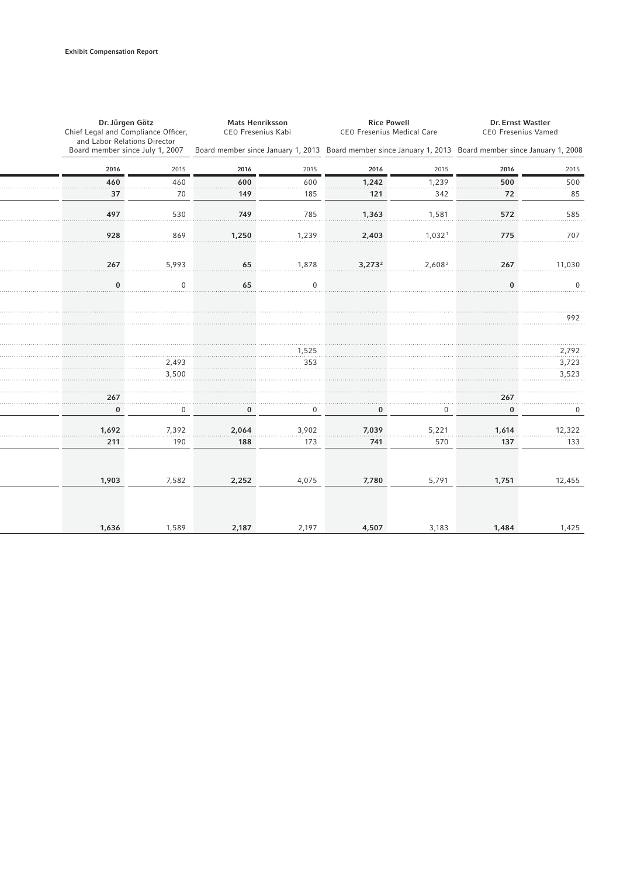**Exhibit Compensation Report**

| | Dr. Jürgen Götz<br>Chief Legal and Compliance Officer, and Labor Relations Director<br>Board member since July 1, 2007 | | Mats Henriksson<br>CEO Fresenius Kabi<br>Board member since January 1, 2013 | | Rice Powell<br>CEO Fresenius Medical Care<br>Board member since January 1, 2013 | | Dr. Ernst Wastler<br>CEO Fresenius Vamed<br>Board member since January 1, 2008 | |
|---|---|---|---|---|---|---|---|---|
| | **2016** | 2015 | **2016** | 2015 | **2016** | 2015 | **2016** | 2015 |
| | **460** | 460 | **600** | 600 | **1,242** | 1,239 | **500** | 500 |
| | **37** | 70 | **149** | 185 | **121** | 342 | **72** | 85 |
| | **497** | 530 | **749** | 785 | **1,363** | 1,581 | **572** | 585 |
| | **928** | 869 | **1,250** | 1,239 | **2,403** | 1,032[1] | **775** | 707 |
| | **267** | 5,993 | **65** | 1,878 | **3,273**[2] | 2,608[2] | **267** | 11,030 |
| | **0** | 0 | **65** | 0 | | | **0** | 0 |
| | | | | | | | | |
| | | | | | | | | 992 |
| | | | | | | | | |
| | | | | 1,525 | | | | 2,792 |
| | | 2,493 | | 353 | | | | 3,723 |
| | | 3,500 | | | | | | 3,523 |
| | **267** | | | | | | **267** | |
| | **0** | 0 | **0** | 0 | **0** | 0 | **0** | 0 |
| | **1,692** | 7,392 | **2,064** | 3,902 | **7,039** | 5,221 | **1,614** | 12,322 |
| | **211** | 190 | **188** | 173 | **741** | 570 | **137** | 133 |
| | **1,903** | 7,582 | **2,252** | 4,075 | **7,780** | 5,791 | **1,751** | 12,455 |
| | **1,636** | 1,589 | **2,187** | 2,197 | **4,507** | 3,183 | **1,484** | 1,425 |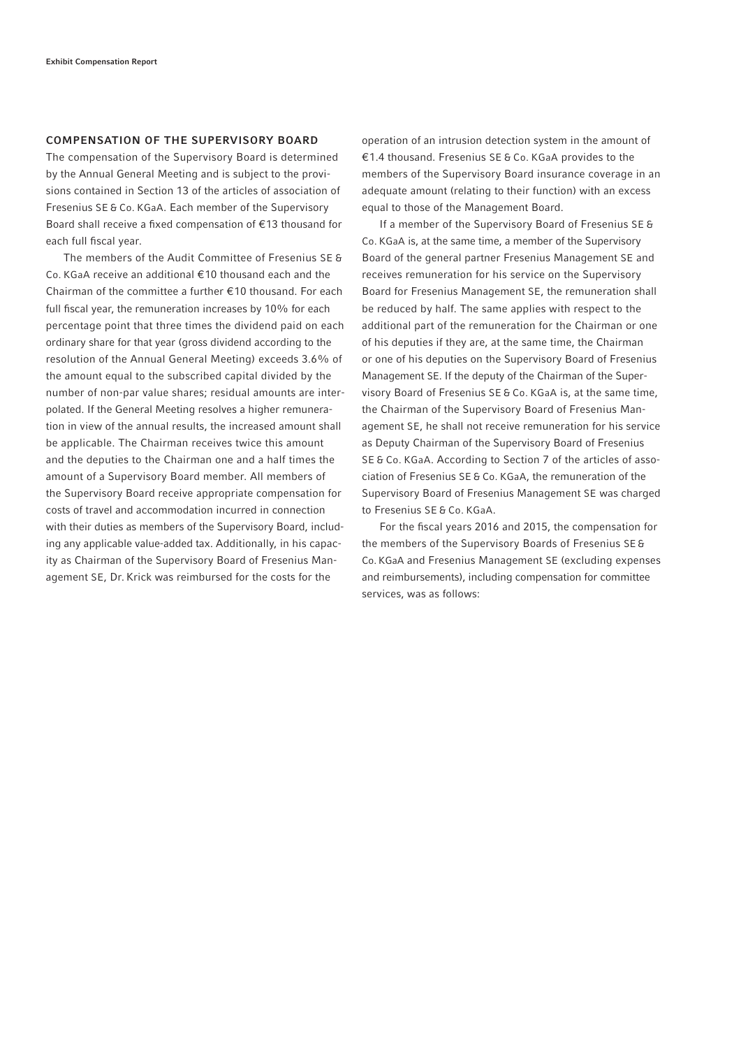## COMPENSATION OF THE SUPERVISORY BOARD

The compensation of the Supervisory Board is determined by the Annual General Meeting and is subject to the provisions contained in Section 13 of the articles of association of Fresenius SE & Co. KGaA. Each member of the Supervisory Board shall receive a fixed compensation of €13 thousand for each full fiscal year.

The members of the Audit Committee of Fresenius SE & Co. KGaA receive an additional €10 thousand each and the Chairman of the committee a further €10 thousand. For each full fiscal year, the remuneration increases by 10% for each percentage point that three times the dividend paid on each ordinary share for that year (gross dividend according to the resolution of the Annual General Meeting) exceeds 3.6% of the amount equal to the subscribed capital divided by the number of non-par value shares; residual amounts are interpolated. If the General Meeting resolves a higher remuneration in view of the annual results, the increased amount shall be applicable. The Chairman receives twice this amount and the deputies to the Chairman one and a half times the amount of a Supervisory Board member. All members of the Supervisory Board receive appropriate compensation for costs of travel and accommodation incurred in connection with their duties as members of the Supervisory Board, including any applicable value-added tax. Additionally, in his capacity as Chairman of the Supervisory Board of Fresenius Management SE, Dr. Krick was reimbursed for the costs for the operation of an intrusion detection system in the amount of €1.4 thousand. Fresenius SE & Co. KGaA provides to the members of the Supervisory Board insurance coverage in an adequate amount (relating to their function) with an excess equal to those of the Management Board.

If a member of the Supervisory Board of Fresenius SE & Co. KGaA is, at the same time, a member of the Supervisory Board of the general partner Fresenius Management SE and receives remuneration for his service on the Supervisory Board for Fresenius Management SE, the remuneration shall be reduced by half. The same applies with respect to the additional part of the remuneration for the Chairman or one of his deputies if they are, at the same time, the Chairman or one of his deputies on the Supervisory Board of Fresenius Management SE. If the deputy of the Chairman of the Supervisory Board of Fresenius SE & Co. KGaA is, at the same time, the Chairman of the Supervisory Board of Fresenius Management SE, he shall not receive remuneration for his service as Deputy Chairman of the Supervisory Board of Fresenius SE & Co. KGaA. According to Section 7 of the articles of association of Fresenius SE & Co. KGaA, the remuneration of the Supervisory Board of Fresenius Management SE was charged to Fresenius SE & Co. KGaA.

For the fiscal years 2016 and 2015, the compensation for the members of the Supervisory Boards of Fresenius SE & Co. KGaA and Fresenius Management SE (excluding expenses and reimbursements), including compensation for committee services, was as follows: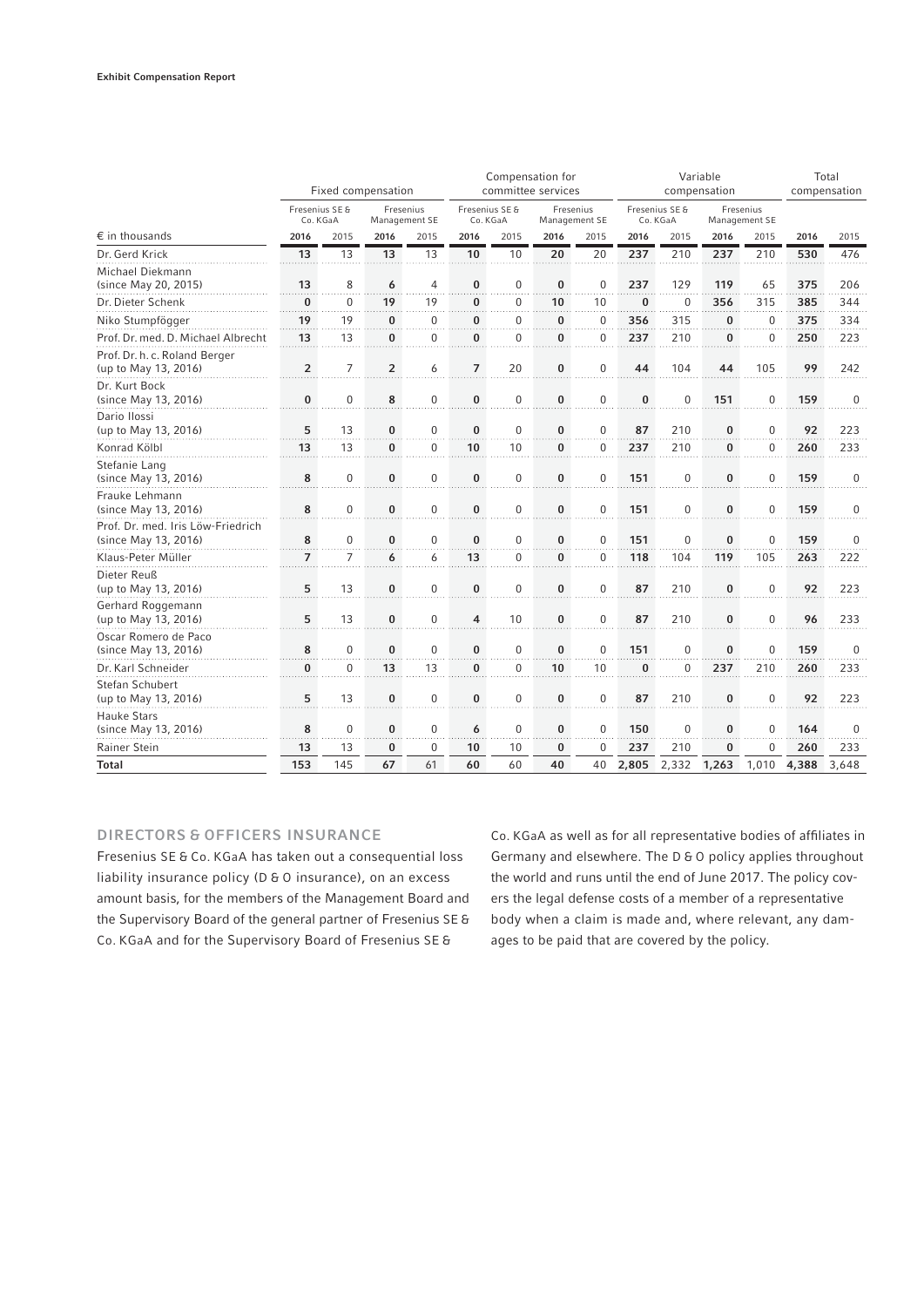| € in thousands | Fixed compensation | | | | Compensation for committee services | | | | Variable compensation | | | | Total compensation | |
|---|---|---|---|---|---|---|---|---|---|---|---|---|---|---|
| | Fresenius SE & Co. KGaA | | Fresenius Management SE | | Fresenius SE & Co. KGaA | | Fresenius Management SE | | Fresenius SE & Co. KGaA | | Fresenius Management SE | | | |
| | 2016 | 2015 | 2016 | 2015 | 2016 | 2015 | 2016 | 2015 | 2016 | 2015 | 2016 | 2015 | 2016 | 2015 |
| Dr. Gerd Krick | 13 | 13 | 13 | 13 | 10 | 10 | 20 | 20 | 237 | 210 | 237 | 210 | 530 | 476 |
| Michael Diekmann (since May 20, 2015) | 13 | 8 | 6 | 4 | 0 | 0 | 0 | 0 | 237 | 129 | 119 | 65 | 375 | 206 |
| Dr. Dieter Schenk | 0 | 0 | 19 | 19 | 0 | 0 | 10 | 10 | 0 | 0 | 356 | 315 | 385 | 344 |
| Niko Stumpfögger | 19 | 19 | 0 | 0 | 0 | 0 | 0 | 0 | 356 | 315 | 0 | 0 | 375 | 334 |
| Prof. Dr. med. D. Michael Albrecht | 13 | 13 | 0 | 0 | 0 | 0 | 0 | 0 | 237 | 210 | 0 | 0 | 250 | 223 |
| Prof. Dr. h. c. Roland Berger (up to May 13, 2016) | 2 | 7 | 2 | 6 | 7 | 20 | 0 | 0 | 44 | 104 | 44 | 105 | 99 | 242 |
| Dr. Kurt Bock (since May 13, 2016) | 0 | 0 | 8 | 0 | 0 | 0 | 0 | 0 | 0 | 0 | 151 | 0 | 159 | 0 |
| Dario Ilossi (up to May 13, 2016) | 5 | 13 | 0 | 0 | 0 | 0 | 0 | 0 | 87 | 210 | 0 | 0 | 92 | 223 |
| Konrad Kölbl | 13 | 13 | 0 | 0 | 10 | 10 | 0 | 0 | 237 | 210 | 0 | 0 | 260 | 233 |
| Stefanie Lang (since May 13, 2016) | 8 | 0 | 0 | 0 | 0 | 0 | 0 | 0 | 151 | 0 | 0 | 0 | 159 | 0 |
| Frauke Lehmann (since May 13, 2016) | 8 | 0 | 0 | 0 | 0 | 0 | 0 | 0 | 151 | 0 | 0 | 0 | 159 | 0 |
| Prof. Dr. med. Iris Löw-Friedrich (since May 13, 2016) | 8 | 0 | 0 | 0 | 0 | 0 | 0 | 0 | 151 | 0 | 0 | 0 | 159 | 0 |
| Klaus-Peter Müller | 7 | 7 | 6 | 6 | 13 | 0 | 0 | 0 | 118 | 104 | 119 | 105 | 263 | 222 |
| Dieter Reuß (up to May 13, 2016) | 5 | 13 | 0 | 0 | 0 | 0 | 0 | 0 | 87 | 210 | 0 | 0 | 92 | 223 |
| Gerhard Roggemann (up to May 13, 2016) | 5 | 13 | 0 | 0 | 4 | 10 | 0 | 0 | 87 | 210 | 0 | 0 | 96 | 233 |
| Oscar Romero de Paco (since May 13, 2016) | 8 | 0 | 0 | 0 | 0 | 0 | 0 | 0 | 151 | 0 | 0 | 0 | 159 | 0 |
| Dr. Karl Schneider | 0 | 0 | 13 | 13 | 0 | 0 | 10 | 10 | 0 | 0 | 237 | 210 | 260 | 233 |
| Stefan Schubert (up to May 13, 2016) | 5 | 13 | 0 | 0 | 0 | 0 | 0 | 0 | 87 | 210 | 0 | 0 | 92 | 223 |
| Hauke Stars (since May 13, 2016) | 8 | 0 | 0 | 0 | 6 | 0 | 0 | 0 | 150 | 0 | 0 | 0 | 164 | 0 |
| Rainer Stein | 13 | 13 | 0 | 0 | 10 | 10 | 0 | 0 | 237 | 210 | 0 | 0 | 260 | 233 |
| **Total** | **153** | 145 | **67** | 61 | **60** | 60 | **40** | 40 | **2,805** | 2,332 | **1,263** | 1,010 | **4,388** | 3,648 |

## DIRECTORS & OFFICERS INSURANCE

Fresenius SE & Co. KGaA has taken out a consequential loss liability insurance policy (D & O insurance), on an excess amount basis, for the members of the Management Board and the Supervisory Board of the general partner of Fresenius SE & Co. KGaA and for the Supervisory Board of Fresenius SE & Co. KGaA as well as for all representative bodies of affiliates in Germany and elsewhere. The D & O policy applies throughout the world and runs until the end of June 2017. The policy covers the legal defense costs of a member of a representative body when a claim is made and, where relevant, any damages to be paid that are covered by the policy.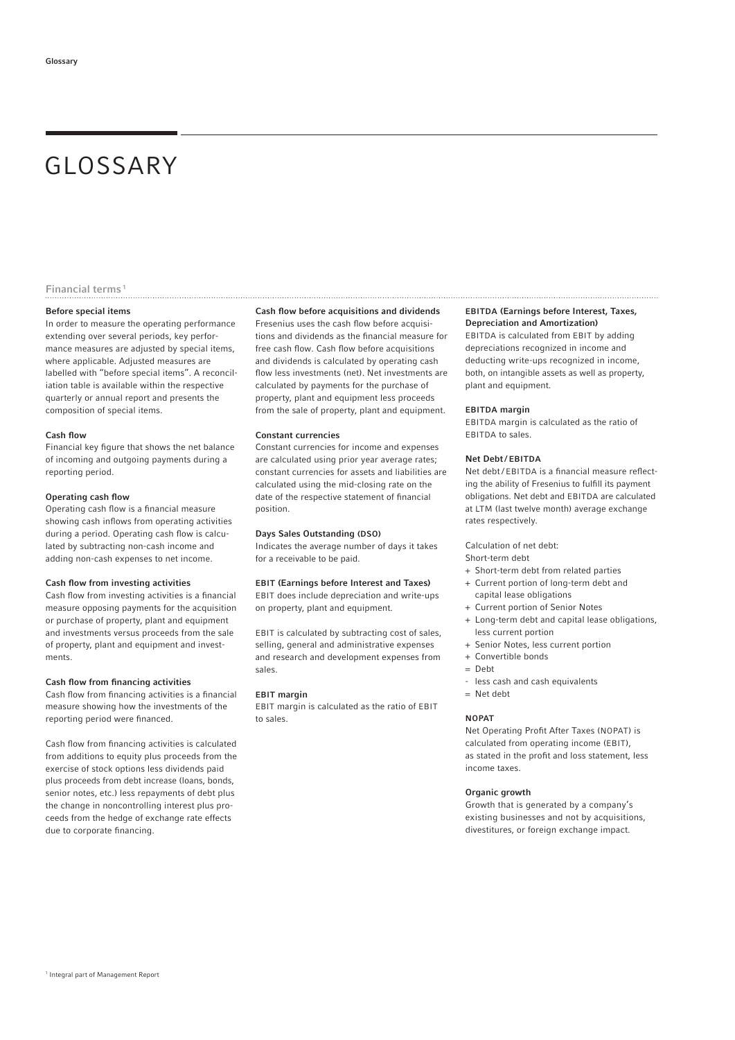# GLOSSARY

## Financial terms[1]

### Before special items

In order to measure the operating performance extending over several periods, key performance measures are adjusted by special items, where applicable. Adjusted measures are labelled with "before special items". A reconciliation table is available within the respective quarterly or annual report and presents the composition of special items.

### Cash flow

Financial key figure that shows the net balance of incoming and outgoing payments during a reporting period.

### Operating cash flow

Operating cash flow is a financial measure showing cash inflows from operating activities during a period. Operating cash flow is calculated by subtracting non-cash income and adding non-cash expenses to net income.

### Cash flow from investing activities

Cash flow from investing activities is a financial measure opposing payments for the acquisition or purchase of property, plant and equipment and investments versus proceeds from the sale of property, plant and equipment and investments.

### Cash flow from financing activities

Cash flow from financing activities is a financial measure showing how the investments of the reporting period were financed.

Cash flow from financing activities is calculated from additions to equity plus proceeds from the exercise of stock options less dividends paid plus proceeds from debt increase (loans, bonds, senior notes, etc.) less repayments of debt plus the change in noncontrolling interest plus proceeds from the hedge of exchange rate effects due to corporate financing.

### Cash flow before acquisitions and dividends

Fresenius uses the cash flow before acquisitions and dividends as the financial measure for free cash flow. Cash flow before acquisitions and dividends is calculated by operating cash flow less investments (net). Net investments are calculated by payments for the purchase of property, plant and equipment less proceeds from the sale of property, plant and equipment.

### Constant currencies

Constant currencies for income and expenses are calculated using prior year average rates; constant currencies for assets and liabilities are calculated using the mid-closing rate on the date of the respective statement of financial position.

### Days Sales Outstanding (DSO)

Indicates the average number of days it takes for a receivable to be paid.

### EBIT (Earnings before Interest and Taxes)

EBIT does include depreciation and write-ups on property, plant and equipment.

EBIT is calculated by subtracting cost of sales, selling, general and administrative expenses and research and development expenses from sales.

### EBIT margin

EBIT margin is calculated as the ratio of EBIT to sales.

### EBITDA (Earnings before Interest, Taxes, Depreciation and Amortization)

EBITDA is calculated from EBIT by adding depreciations recognized in income and deducting write-ups recognized in income, both, on intangible assets as well as property, plant and equipment.

### EBITDA margin

EBITDA margin is calculated as the ratio of EBITDA to sales.

### Net Debt / EBITDA

Net debt / EBITDA is a financial measure reflecting the ability of Fresenius to fulfill its payment obligations. Net debt and EBITDA are calculated at LTM (last twelve month) average exchange rates respectively.

Calculation of net debt:

Short-term debt
+ Short-term debt from related parties
+ Current portion of long-term debt and capital lease obligations
+ Current portion of Senior Notes
+ Long-term debt and capital lease obligations, less current portion
+ Senior Notes, less current portion
+ Convertible bonds
= Debt
- less cash and cash equivalents
= Net debt

### NOPAT

Net Operating Profit After Taxes (NOPAT) is calculated from operating income (EBIT), as stated in the profit and loss statement, less income taxes.

### Organic growth

Growth that is generated by a company's existing businesses and not by acquisitions, divestitures, or foreign exchange impact.

[1] Integral part of Management Report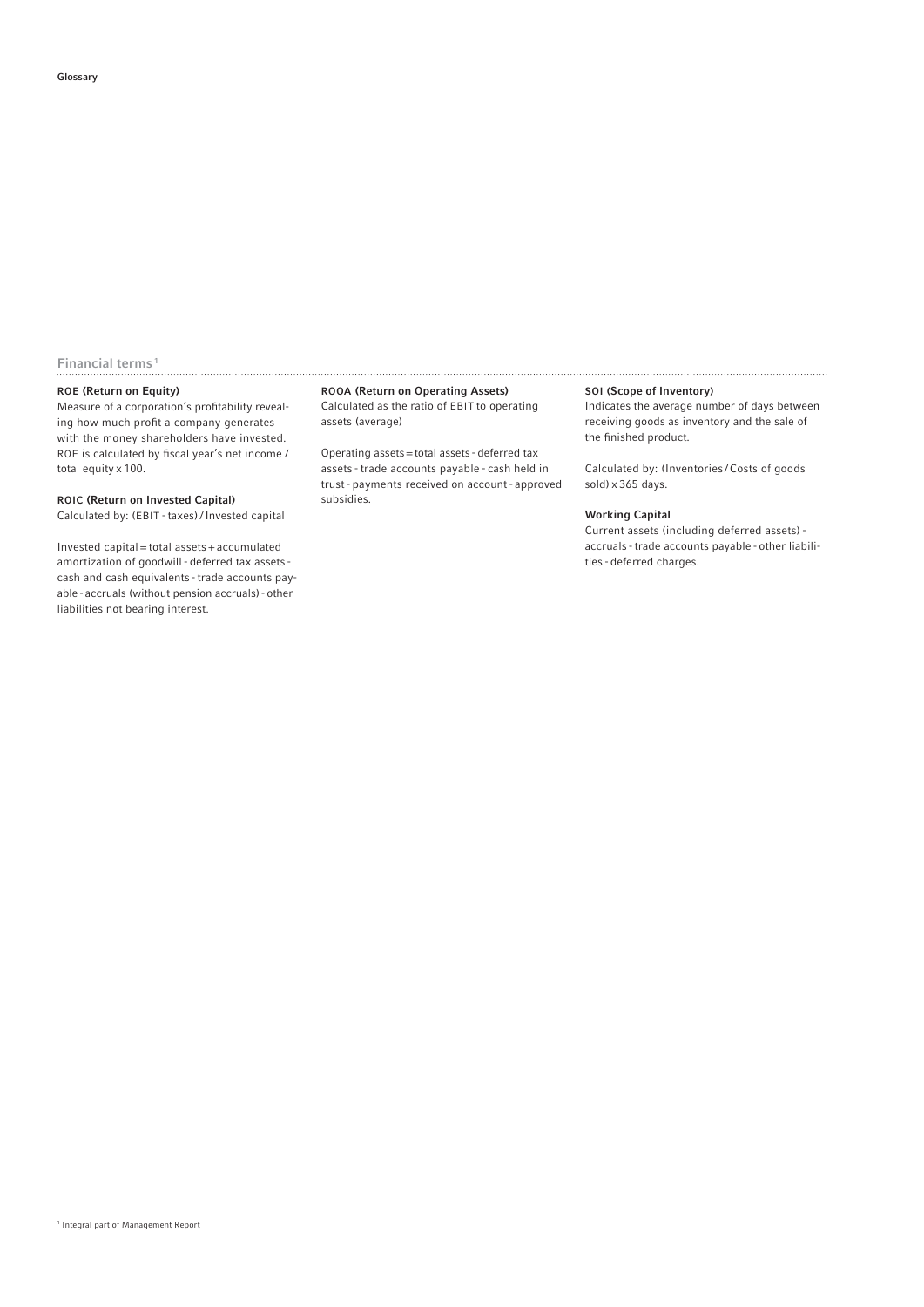## Financial terms[1]

### ROE (Return on Equity)

Measure of a corporation's profitability revealing how much profit a company generates with the money shareholders have invested. ROE is calculated by fiscal year's net income / total equity x 100.

### ROIC (Return on Invested Capital)

Calculated by: (EBIT - taxes) / Invested capital

Invested capital = total assets + accumulated amortization of goodwill - deferred tax assets - cash and cash equivalents - trade accounts payable - accruals (without pension accruals) - other liabilities not bearing interest.

### ROOA (Return on Operating Assets)

Calculated as the ratio of EBIT to operating assets (average)

Operating assets = total assets - deferred tax assets - trade accounts payable - cash held in trust - payments received on account - approved subsidies.

### SOI (Scope of Inventory)

Indicates the average number of days between receiving goods as inventory and the sale of the finished product.

Calculated by: (Inventories / Costs of goods sold) x 365 days.

### Working Capital

Current assets (including deferred assets) - accruals - trade accounts payable - other liabilities - deferred charges.

[1] Integral part of Management Report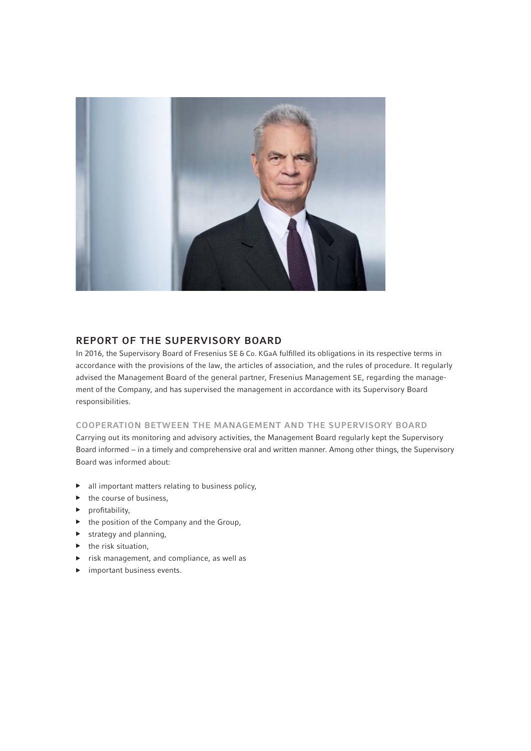## REPORT OF THE SUPERVISORY BOARD

In 2016, the Supervisory Board of Fresenius SE & Co. KGaA fulfilled its obligations in its respective terms in accordance with the provisions of the law, the articles of association, and the rules of procedure. It regularly advised the Management Board of the general partner, Fresenius Management SE, regarding the management of the Company, and has supervised the management in accordance with its Supervisory Board responsibilities.

### COOPERATION BETWEEN THE MANAGEMENT AND THE SUPERVISORY BOARD

Carrying out its monitoring and advisory activities, the Management Board regularly kept the Supervisory Board informed – in a timely and comprehensive oral and written manner. Among other things, the Supervisory Board was informed about:

- all important matters relating to business policy,
- the course of business,
- profitability,
- the position of the Company and the Group,
- strategy and planning,
- the risk situation,
- risk management, and compliance, as well as
- important business events.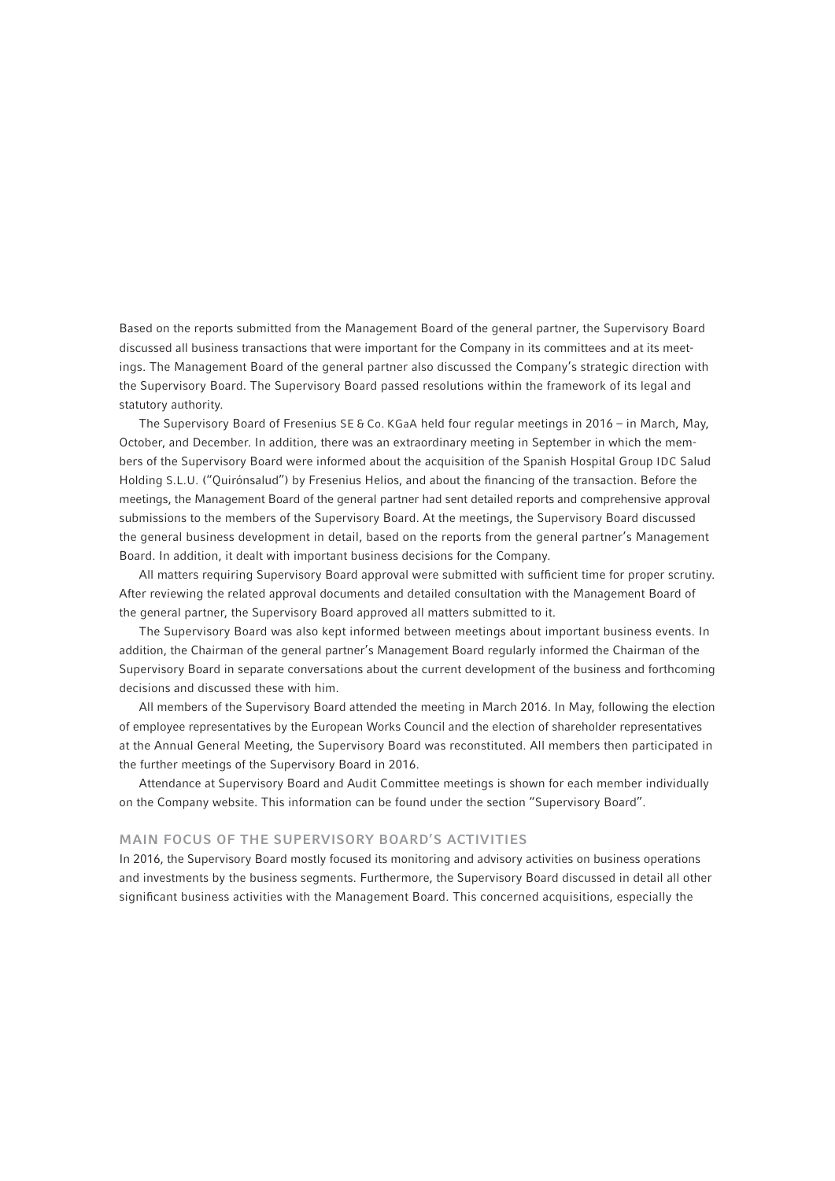Based on the reports submitted from the Management Board of the general partner, the Supervisory Board discussed all business transactions that were important for the Company in its committees and at its meetings. The Management Board of the general partner also discussed the Company's strategic direction with the Supervisory Board. The Supervisory Board passed resolutions within the framework of its legal and statutory authority.

The Supervisory Board of Fresenius SE & Co. KGaA held four regular meetings in 2016 – in March, May, October, and December. In addition, there was an extraordinary meeting in September in which the members of the Supervisory Board were informed about the acquisition of the Spanish Hospital Group IDC Salud Holding S.L.U. ("Quirónsalud") by Fresenius Helios, and about the financing of the transaction. Before the meetings, the Management Board of the general partner had sent detailed reports and comprehensive approval submissions to the members of the Supervisory Board. At the meetings, the Supervisory Board discussed the general business development in detail, based on the reports from the general partner's Management Board. In addition, it dealt with important business decisions for the Company.

All matters requiring Supervisory Board approval were submitted with sufficient time for proper scrutiny. After reviewing the related approval documents and detailed consultation with the Management Board of the general partner, the Supervisory Board approved all matters submitted to it.

The Supervisory Board was also kept informed between meetings about important business events. In addition, the Chairman of the general partner's Management Board regularly informed the Chairman of the Supervisory Board in separate conversations about the current development of the business and forthcoming decisions and discussed these with him.

All members of the Supervisory Board attended the meeting in March 2016. In May, following the election of employee representatives by the European Works Council and the election of shareholder representatives at the Annual General Meeting, the Supervisory Board was reconstituted. All members then participated in the further meetings of the Supervisory Board in 2016.

Attendance at Supervisory Board and Audit Committee meetings is shown for each member individually on the Company website. This information can be found under the section "Supervisory Board".

## MAIN FOCUS OF THE SUPERVISORY BOARD'S ACTIVITIES

In 2016, the Supervisory Board mostly focused its monitoring and advisory activities on business operations and investments by the business segments. Furthermore, the Supervisory Board discussed in detail all other significant business activities with the Management Board. This concerned acquisitions, especially the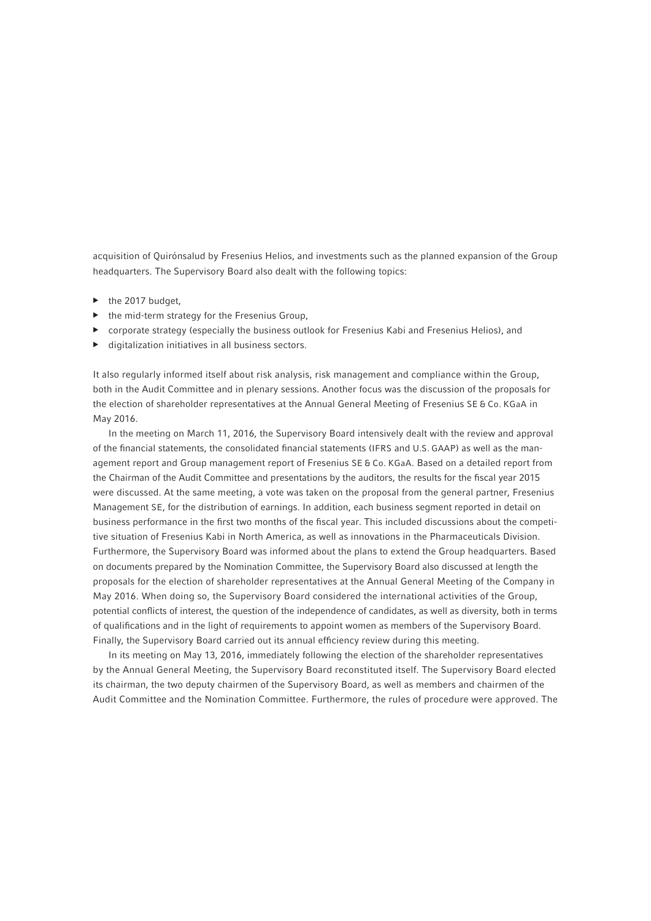acquisition of Quirónsalud by Fresenius Helios, and investments such as the planned expansion of the Group headquarters. The Supervisory Board also dealt with the following topics:

- the 2017 budget,
- the mid-term strategy for the Fresenius Group,
- corporate strategy (especially the business outlook for Fresenius Kabi and Fresenius Helios), and
- digitalization initiatives in all business sectors.

It also regularly informed itself about risk analysis, risk management and compliance within the Group, both in the Audit Committee and in plenary sessions. Another focus was the discussion of the proposals for the election of shareholder representatives at the Annual General Meeting of Fresenius SE & Co. KGaA in May 2016.

In the meeting on March 11, 2016, the Supervisory Board intensively dealt with the review and approval of the financial statements, the consolidated financial statements (IFRS and U.S. GAAP) as well as the management report and Group management report of Fresenius SE & Co. KGaA. Based on a detailed report from the Chairman of the Audit Committee and presentations by the auditors, the results for the fiscal year 2015 were discussed. At the same meeting, a vote was taken on the proposal from the general partner, Fresenius Management SE, for the distribution of earnings. In addition, each business segment reported in detail on business performance in the first two months of the fiscal year. This included discussions about the competitive situation of Fresenius Kabi in North America, as well as innovations in the Pharmaceuticals Division. Furthermore, the Supervisory Board was informed about the plans to extend the Group headquarters. Based on documents prepared by the Nomination Committee, the Supervisory Board also discussed at length the proposals for the election of shareholder representatives at the Annual General Meeting of the Company in May 2016. When doing so, the Supervisory Board considered the international activities of the Group, potential conflicts of interest, the question of the independence of candidates, as well as diversity, both in terms of qualifications and in the light of requirements to appoint women as members of the Supervisory Board. Finally, the Supervisory Board carried out its annual efficiency review during this meeting.

In its meeting on May 13, 2016, immediately following the election of the shareholder representatives by the Annual General Meeting, the Supervisory Board reconstituted itself. The Supervisory Board elected its chairman, the two deputy chairmen of the Supervisory Board, as well as members and chairmen of the Audit Committee and the Nomination Committee. Furthermore, the rules of procedure were approved. The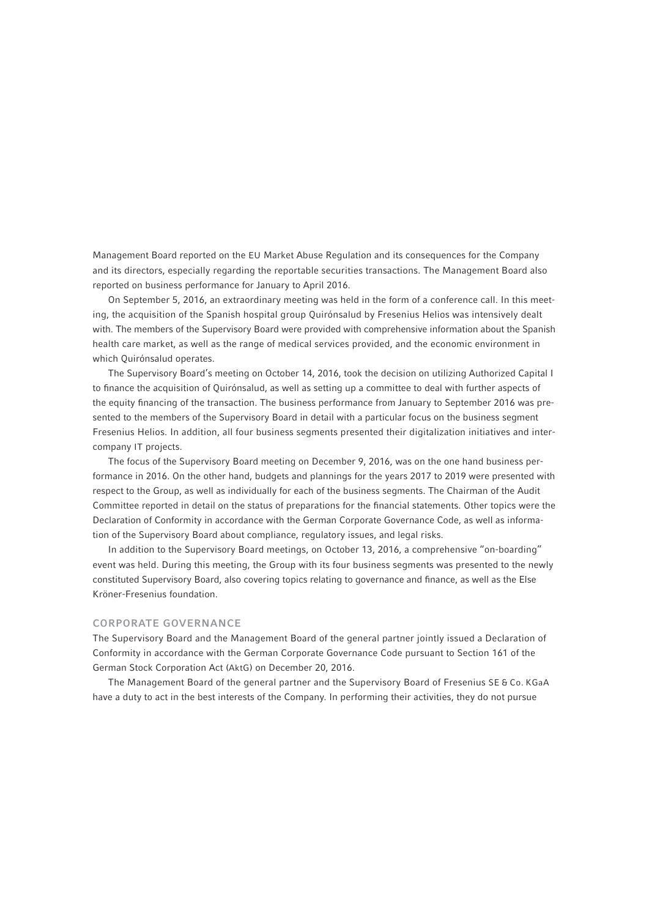Management Board reported on the EU Market Abuse Regulation and its consequences for the Company and its directors, especially regarding the reportable securities transactions. The Management Board also reported on business performance for January to April 2016.

On September 5, 2016, an extraordinary meeting was held in the form of a conference call. In this meeting, the acquisition of the Spanish hospital group Quirónsalud by Fresenius Helios was intensively dealt with. The members of the Supervisory Board were provided with comprehensive information about the Spanish health care market, as well as the range of medical services provided, and the economic environment in which Quirónsalud operates.

The Supervisory Board's meeting on October 14, 2016, took the decision on utilizing Authorized Capital I to finance the acquisition of Quirónsalud, as well as setting up a committee to deal with further aspects of the equity financing of the transaction. The business performance from January to September 2016 was presented to the members of the Supervisory Board in detail with a particular focus on the business segment Fresenius Helios. In addition, all four business segments presented their digitalization initiatives and intercompany IT projects.

The focus of the Supervisory Board meeting on December 9, 2016, was on the one hand business performance in 2016. On the other hand, budgets and plannings for the years 2017 to 2019 were presented with respect to the Group, as well as individually for each of the business segments. The Chairman of the Audit Committee reported in detail on the status of preparations for the financial statements. Other topics were the Declaration of Conformity in accordance with the German Corporate Governance Code, as well as information of the Supervisory Board about compliance, regulatory issues, and legal risks.

In addition to the Supervisory Board meetings, on October 13, 2016, a comprehensive "on-boarding" event was held. During this meeting, the Group with its four business segments was presented to the newly constituted Supervisory Board, also covering topics relating to governance and finance, as well as the Else Kröner-Fresenius foundation.

## CORPORATE GOVERNANCE

The Supervisory Board and the Management Board of the general partner jointly issued a Declaration of Conformity in accordance with the German Corporate Governance Code pursuant to Section 161 of the German Stock Corporation Act (AktG) on December 20, 2016.

The Management Board of the general partner and the Supervisory Board of Fresenius SE & Co. KGaA have a duty to act in the best interests of the Company. In performing their activities, they do not pursue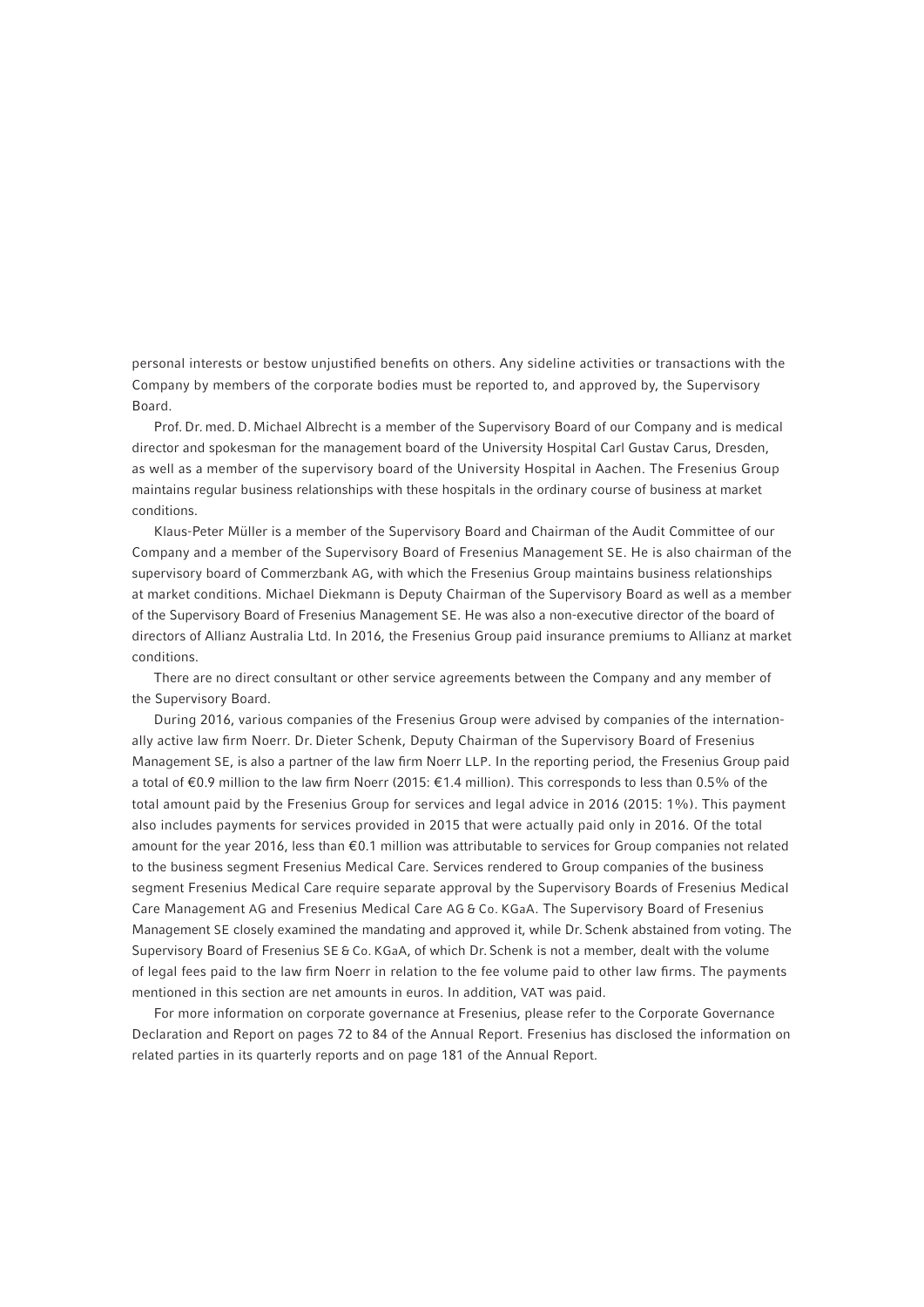personal interests or bestow unjustified benefits on others. Any sideline activities or transactions with the Company by members of the corporate bodies must be reported to, and approved by, the Supervisory Board.

Prof. Dr. med. D. Michael Albrecht is a member of the Supervisory Board of our Company and is medical director and spokesman for the management board of the University Hospital Carl Gustav Carus, Dresden, as well as a member of the supervisory board of the University Hospital in Aachen. The Fresenius Group maintains regular business relationships with these hospitals in the ordinary course of business at market conditions.

Klaus-Peter Müller is a member of the Supervisory Board and Chairman of the Audit Committee of our Company and a member of the Supervisory Board of Fresenius Management SE. He is also chairman of the supervisory board of Commerzbank AG, with which the Fresenius Group maintains business relationships at market conditions. Michael Diekmann is Deputy Chairman of the Supervisory Board as well as a member of the Supervisory Board of Fresenius Management SE. He was also a non-executive director of the board of directors of Allianz Australia Ltd. In 2016, the Fresenius Group paid insurance premiums to Allianz at market conditions.

There are no direct consultant or other service agreements between the Company and any member of the Supervisory Board.

During 2016, various companies of the Fresenius Group were advised by companies of the internationally active law firm Noerr. Dr. Dieter Schenk, Deputy Chairman of the Supervisory Board of Fresenius Management SE, is also a partner of the law firm Noerr LLP. In the reporting period, the Fresenius Group paid a total of €0.9 million to the law firm Noerr (2015: €1.4 million). This corresponds to less than 0.5% of the total amount paid by the Fresenius Group for services and legal advice in 2016 (2015: 1%). This payment also includes payments for services provided in 2015 that were actually paid only in 2016. Of the total amount for the year 2016, less than €0.1 million was attributable to services for Group companies not related to the business segment Fresenius Medical Care. Services rendered to Group companies of the business segment Fresenius Medical Care require separate approval by the Supervisory Boards of Fresenius Medical Care Management AG and Fresenius Medical Care AG & Co. KGaA. The Supervisory Board of Fresenius Management SE closely examined the mandating and approved it, while Dr. Schenk abstained from voting. The Supervisory Board of Fresenius SE & Co. KGaA, of which Dr. Schenk is not a member, dealt with the volume of legal fees paid to the law firm Noerr in relation to the fee volume paid to other law firms. The payments mentioned in this section are net amounts in euros. In addition, VAT was paid.

For more information on corporate governance at Fresenius, please refer to the Corporate Governance Declaration and Report on pages 72 to 84 of the Annual Report. Fresenius has disclosed the information on related parties in its quarterly reports and on page 181 of the Annual Report.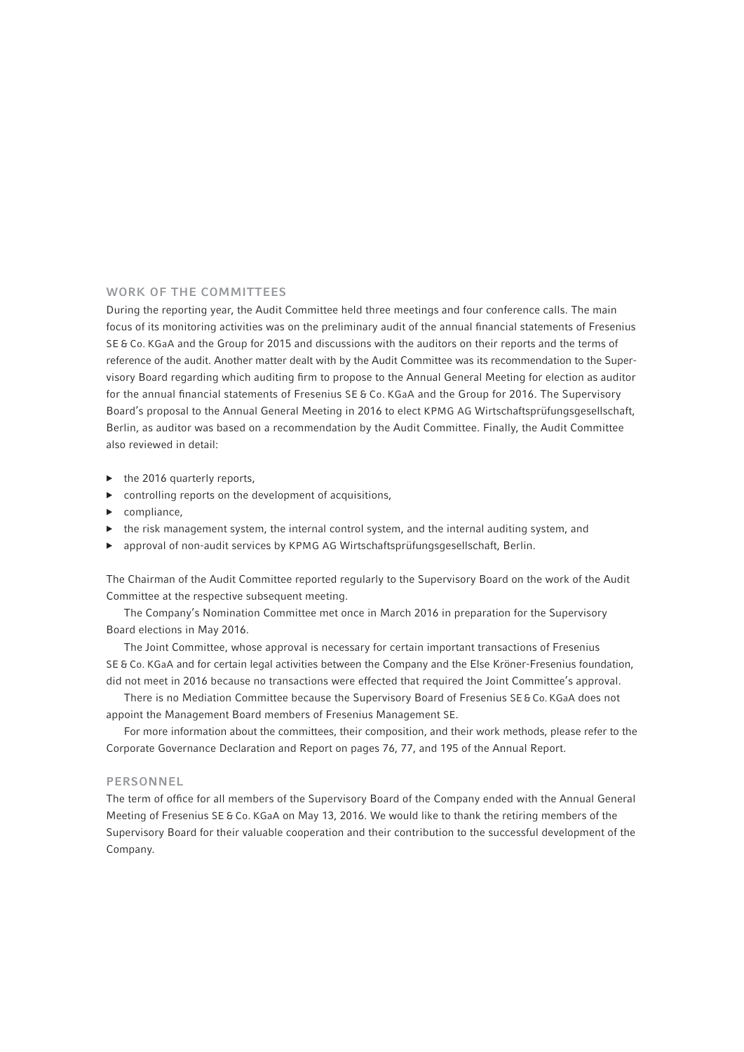## WORK OF THE COMMITTEES

During the reporting year, the Audit Committee held three meetings and four conference calls. The main focus of its monitoring activities was on the preliminary audit of the annual financial statements of Fresenius SE & Co. KGaA and the Group for 2015 and discussions with the auditors on their reports and the terms of reference of the audit. Another matter dealt with by the Audit Committee was its recommendation to the Supervisory Board regarding which auditing firm to propose to the Annual General Meeting for election as auditor for the annual financial statements of Fresenius SE & Co. KGaA and the Group for 2016. The Supervisory Board's proposal to the Annual General Meeting in 2016 to elect KPMG AG Wirtschaftsprüfungsgesellschaft, Berlin, as auditor was based on a recommendation by the Audit Committee. Finally, the Audit Committee also reviewed in detail:

- the 2016 quarterly reports,
- controlling reports on the development of acquisitions,
- compliance,
- the risk management system, the internal control system, and the internal auditing system, and
- approval of non-audit services by KPMG AG Wirtschaftsprüfungsgesellschaft, Berlin.

The Chairman of the Audit Committee reported regularly to the Supervisory Board on the work of the Audit Committee at the respective subsequent meeting.

The Company's Nomination Committee met once in March 2016 in preparation for the Supervisory Board elections in May 2016.

The Joint Committee, whose approval is necessary for certain important transactions of Fresenius SE & Co. KGaA and for certain legal activities between the Company and the Else Kröner-Fresenius foundation, did not meet in 2016 because no transactions were effected that required the Joint Committee's approval.

There is no Mediation Committee because the Supervisory Board of Fresenius SE & Co. KGaA does not appoint the Management Board members of Fresenius Management SE.

For more information about the committees, their composition, and their work methods, please refer to the Corporate Governance Declaration and Report on pages 76, 77, and 195 of the Annual Report.

## PERSONNEL

The term of office for all members of the Supervisory Board of the Company ended with the Annual General Meeting of Fresenius SE & Co. KGaA on May 13, 2016. We would like to thank the retiring members of the Supervisory Board for their valuable cooperation and their contribution to the successful development of the Company.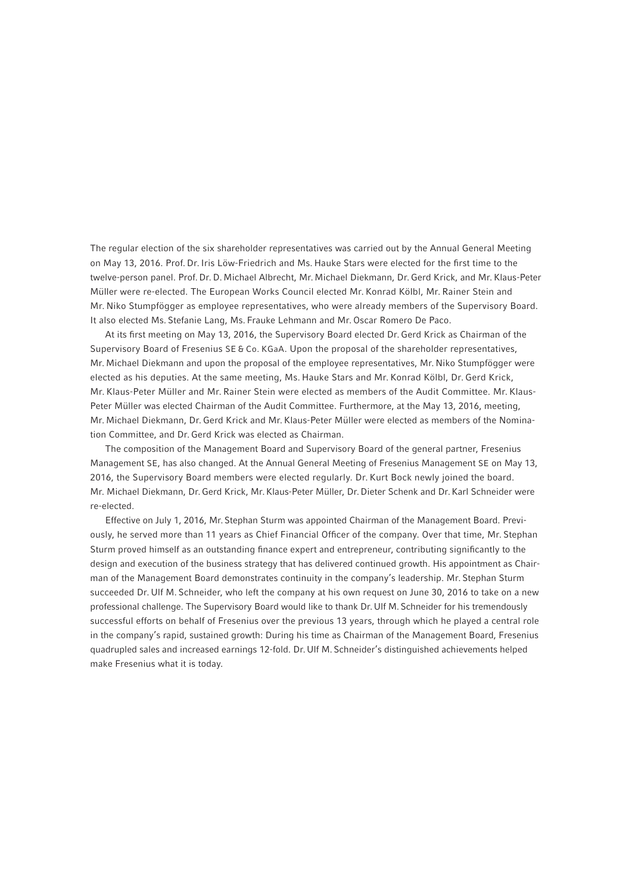The regular election of the six shareholder representatives was carried out by the Annual General Meeting on May 13, 2016. Prof. Dr. Iris Löw-Friedrich and Ms. Hauke Stars were elected for the first time to the twelve-person panel. Prof. Dr. D. Michael Albrecht, Mr. Michael Diekmann, Dr. Gerd Krick, and Mr. Klaus-Peter Müller were re-elected. The European Works Council elected Mr. Konrad Kölbl, Mr. Rainer Stein and Mr. Niko Stumpfögger as employee representatives, who were already members of the Supervisory Board. It also elected Ms. Stefanie Lang, Ms. Frauke Lehmann and Mr. Oscar Romero De Paco.

At its first meeting on May 13, 2016, the Supervisory Board elected Dr. Gerd Krick as Chairman of the Supervisory Board of Fresenius SE & Co. KGaA. Upon the proposal of the shareholder representatives, Mr. Michael Diekmann and upon the proposal of the employee representatives, Mr. Niko Stumpfögger were elected as his deputies. At the same meeting, Ms. Hauke Stars and Mr. Konrad Kölbl, Dr. Gerd Krick, Mr. Klaus-Peter Müller and Mr. Rainer Stein were elected as members of the Audit Committee. Mr. Klaus-Peter Müller was elected Chairman of the Audit Committee. Furthermore, at the May 13, 2016, meeting, Mr. Michael Diekmann, Dr. Gerd Krick and Mr. Klaus-Peter Müller were elected as members of the Nomination Committee, and Dr. Gerd Krick was elected as Chairman.

The composition of the Management Board and Supervisory Board of the general partner, Fresenius Management SE, has also changed. At the Annual General Meeting of Fresenius Management SE on May 13, 2016, the Supervisory Board members were elected regularly. Dr. Kurt Bock newly joined the board. Mr. Michael Diekmann, Dr. Gerd Krick, Mr. Klaus-Peter Müller, Dr. Dieter Schenk and Dr. Karl Schneider were re-elected.

Effective on July 1, 2016, Mr. Stephan Sturm was appointed Chairman of the Management Board. Previously, he served more than 11 years as Chief Financial Officer of the company. Over that time, Mr. Stephan Sturm proved himself as an outstanding finance expert and entrepreneur, contributing significantly to the design and execution of the business strategy that has delivered continued growth. His appointment as Chairman of the Management Board demonstrates continuity in the company's leadership. Mr. Stephan Sturm succeeded Dr. Ulf M. Schneider, who left the company at his own request on June 30, 2016 to take on a new professional challenge. The Supervisory Board would like to thank Dr. Ulf M. Schneider for his tremendously successful efforts on behalf of Fresenius over the previous 13 years, through which he played a central role in the company's rapid, sustained growth: During his time as Chairman of the Management Board, Fresenius quadrupled sales and increased earnings 12-fold. Dr. Ulf M. Schneider's distinguished achievements helped make Fresenius what it is today.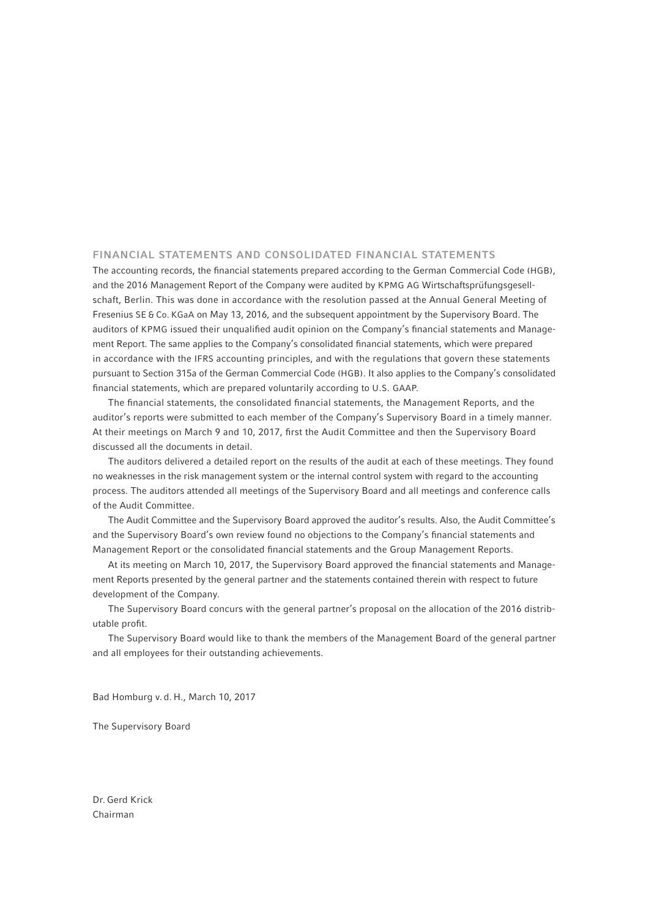## FINANCIAL STATEMENTS AND CONSOLIDATED FINANCIAL STATEMENTS

The accounting records, the financial statements prepared according to the German Commercial Code (HGB), and the 2016 Management Report of the Company were audited by KPMG AG Wirtschaftsprüfungsgesellschaft, Berlin. This was done in accordance with the resolution passed at the Annual General Meeting of Fresenius SE & Co. KGaA on May 13, 2016, and the subsequent appointment by the Supervisory Board. The auditors of KPMG issued their unqualified audit opinion on the Company's financial statements and Management Report. The same applies to the Company's consolidated financial statements, which were prepared in accordance with the IFRS accounting principles, and with the regulations that govern these statements pursuant to Section 315a of the German Commercial Code (HGB). It also applies to the Company's consolidated financial statements, which are prepared voluntarily according to U.S. GAAP.

The financial statements, the consolidated financial statements, the Management Reports, and the auditor's reports were submitted to each member of the Company's Supervisory Board in a timely manner. At their meetings on March 9 and 10, 2017, first the Audit Committee and then the Supervisory Board discussed all the documents in detail.

The auditors delivered a detailed report on the results of the audit at each of these meetings. They found no weaknesses in the risk management system or the internal control system with regard to the accounting process. The auditors attended all meetings of the Supervisory Board and all meetings and conference calls of the Audit Committee.

The Audit Committee and the Supervisory Board approved the auditor's results. Also, the Audit Committee's and the Supervisory Board's own review found no objections to the Company's financial statements and Management Report or the consolidated financial statements and the Group Management Reports.

At its meeting on March 10, 2017, the Supervisory Board approved the financial statements and Management Reports presented by the general partner and the statements contained therein with respect to future development of the Company.

The Supervisory Board concurs with the general partner's proposal on the allocation of the 2016 distributable profit.

The Supervisory Board would like to thank the members of the Management Board of the general partner and all employees for their outstanding achievements.

Bad Homburg v. d. H., March 10, 2017

The Supervisory Board

Dr. Gerd Krick
Chairman